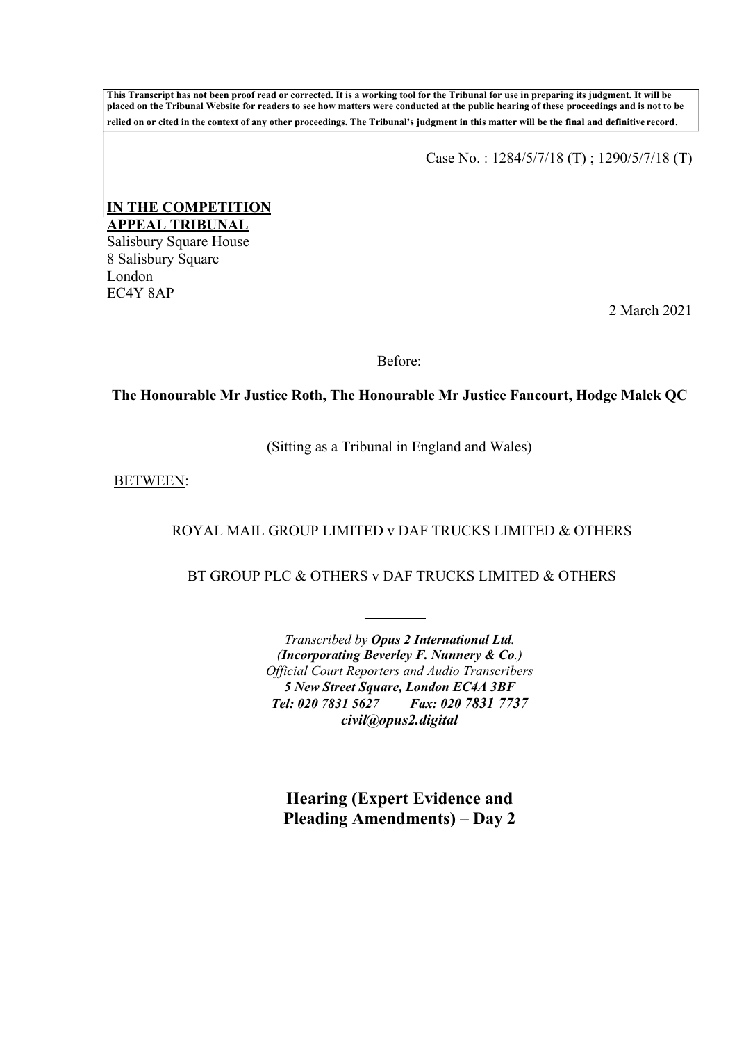**This Transcript has not been proof read or corrected. It is a working tool for the Tribunal for use in preparing its judgment. It will be placed on the Tribunal Website for readers to see how matters were conducted at the public hearing of these proceedings and is not to be relied on or cited in the context of any other proceedings. The Tribunal's judgment in this matter will be the final and definitive record.**

Case No. : 1284/5/7/18 (T) ; 1290/5/7/18 (T)

**IN THE COMPETITION APPEAL TRIBUNAL**

Salisbury Square House
8 Salisbury Square
London
EC4Y 8AP

2 March 2021

Before:

**The Honourable Mr Justice Roth, The Honourable Mr Justice Fancourt, Hodge Malek QC**

(Sitting as a Tribunal in England and Wales)

BETWEEN:

ROYAL MAIL GROUP LIMITED v DAF TRUCKS LIMITED & OTHERS

BT GROUP PLC & OTHERS v DAF TRUCKS LIMITED & OTHERS

---

*Transcribed by **Opus 2 International Ltd**.*
***(Incorporating Beverley F. Nunnery & Co.)***
*Official Court Reporters and Audio Transcribers*
***5 New Street Square, London EC4A 3BF***
***Tel: 020 7831 5627 Fax: 020 7831 7737***
***civil@opus2.digital***

**Hearing (Expert Evidence and Pleading Amendments) – Day 2**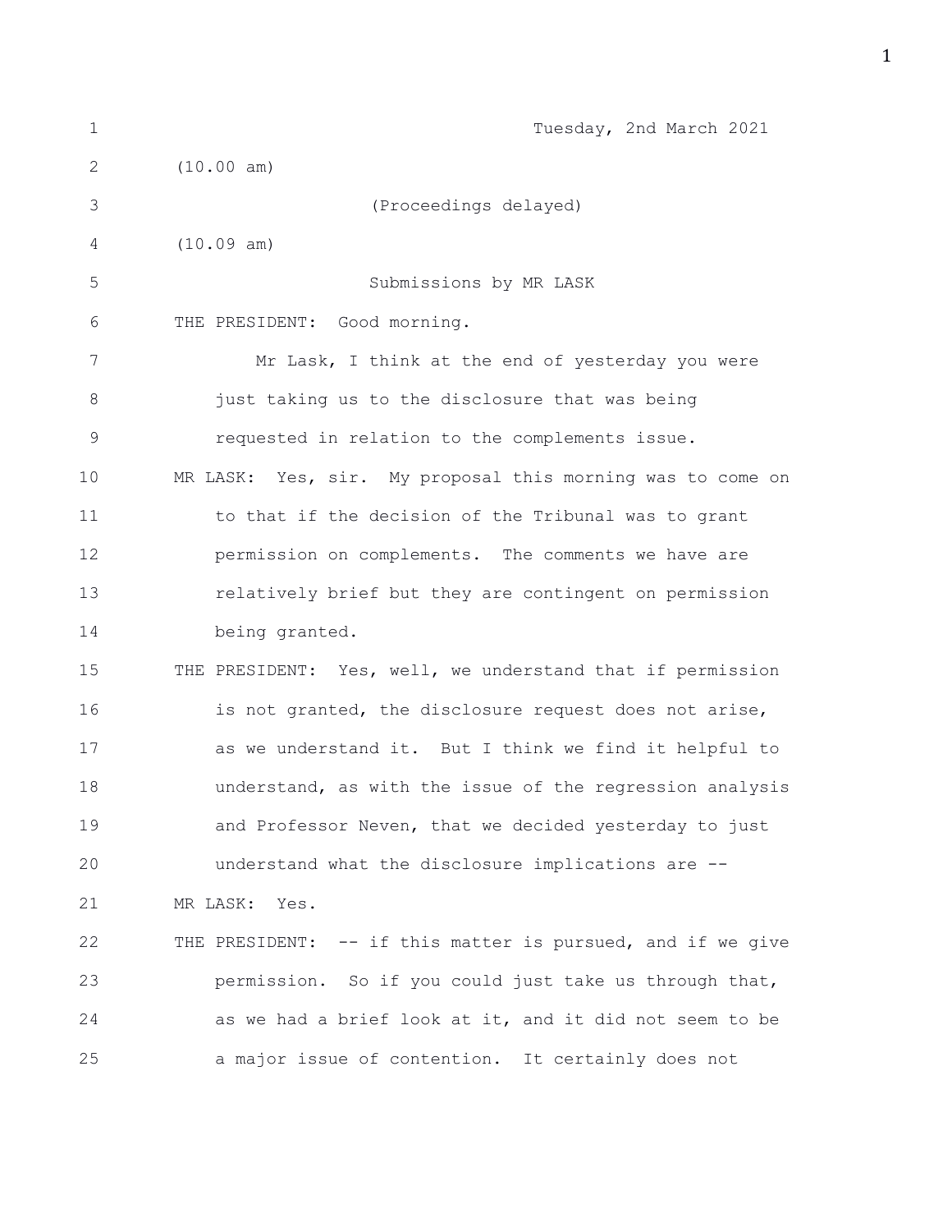Tuesday, 2nd March 2021

(10.00 am)

(Proceedings delayed)

(10.09 am)

Submissions by MR LASK

THE PRESIDENT: Good morning.

Mr Lask, I think at the end of yesterday you were just taking us to the disclosure that was being requested in relation to the complements issue.

MR LASK: Yes, sir. My proposal this morning was to come on to that if the decision of the Tribunal was to grant permission on complements. The comments we have are relatively brief but they are contingent on permission being granted.

THE PRESIDENT: Yes, well, we understand that if permission is not granted, the disclosure request does not arise, as we understand it. But I think we find it helpful to understand, as with the issue of the regression analysis and Professor Neven, that we decided yesterday to just understand what the disclosure implications are --

MR LASK: Yes.

THE PRESIDENT: -- if this matter is pursued, and if we give permission. So if you could just take us through that, as we had a brief look at it, and it did not seem to be a major issue of contention. It certainly does not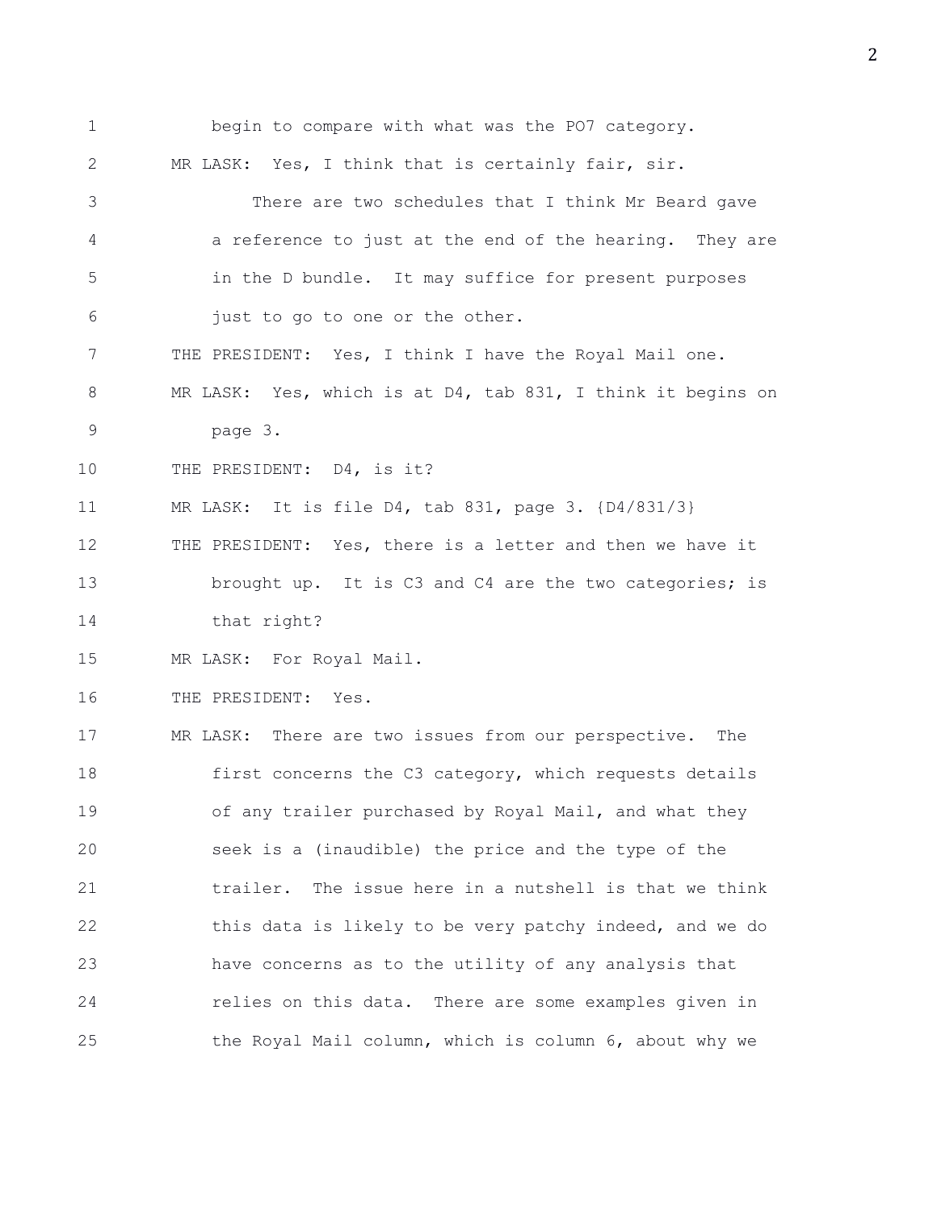begin to compare with what was the PO7 category.

MR LASK: Yes, I think that is certainly fair, sir.

There are two schedules that I think Mr Beard gave a reference to just at the end of the hearing. They are in the D bundle. It may suffice for present purposes just to go to one or the other.

THE PRESIDENT: Yes, I think I have the Royal Mail one.

MR LASK: Yes, which is at D4, tab 831, I think it begins on page 3.

THE PRESIDENT: D4, is it?

MR LASK: It is file D4, tab 831, page 3. {D4/831/3}

THE PRESIDENT: Yes, there is a letter and then we have it brought up. It is C3 and C4 are the two categories; is that right?

MR LASK: For Royal Mail.

THE PRESIDENT: Yes.

MR LASK: There are two issues from our perspective. The first concerns the C3 category, which requests details of any trailer purchased by Royal Mail, and what they seek is a (inaudible) the price and the type of the trailer. The issue here in a nutshell is that we think this data is likely to be very patchy indeed, and we do have concerns as to the utility of any analysis that relies on this data. There are some examples given in the Royal Mail column, which is column 6, about why we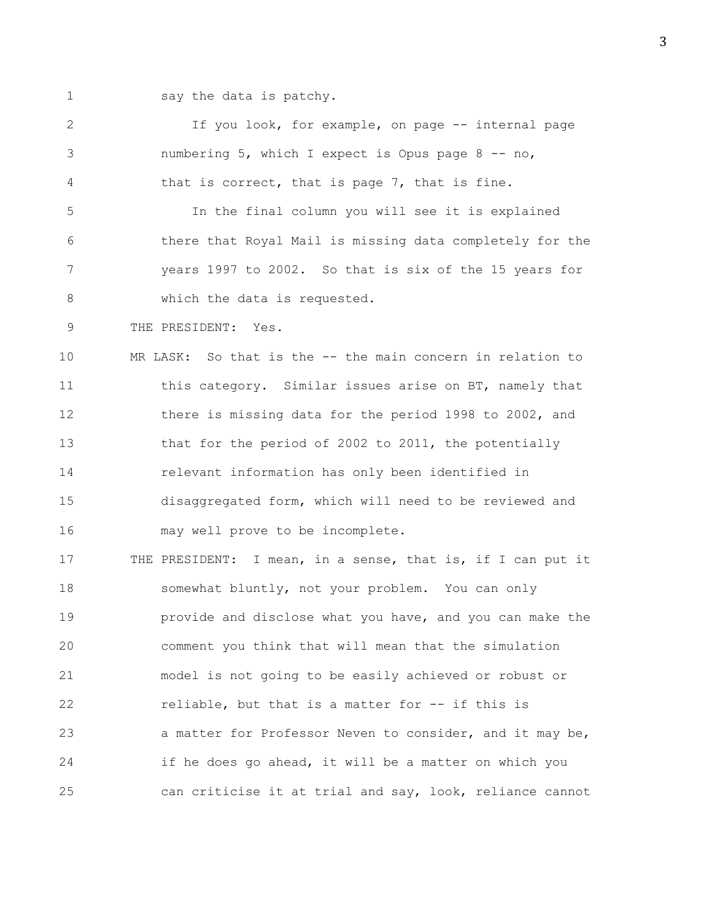say the data is patchy.

If you look, for example, on page -- internal page numbering 5, which I expect is Opus page 8 -- no, that is correct, that is page 7, that is fine.

In the final column you will see it is explained there that Royal Mail is missing data completely for the years 1997 to 2002. So that is six of the 15 years for which the data is requested.

THE PRESIDENT: Yes.

MR LASK: So that is the -- the main concern in relation to this category. Similar issues arise on BT, namely that there is missing data for the period 1998 to 2002, and that for the period of 2002 to 2011, the potentially relevant information has only been identified in disaggregated form, which will need to be reviewed and may well prove to be incomplete.

THE PRESIDENT: I mean, in a sense, that is, if I can put it somewhat bluntly, not your problem. You can only provide and disclose what you have, and you can make the comment you think that will mean that the simulation model is not going to be easily achieved or robust or reliable, but that is a matter for -- if this is a matter for Professor Neven to consider, and it may be, if he does go ahead, it will be a matter on which you can criticise it at trial and say, look, reliance cannot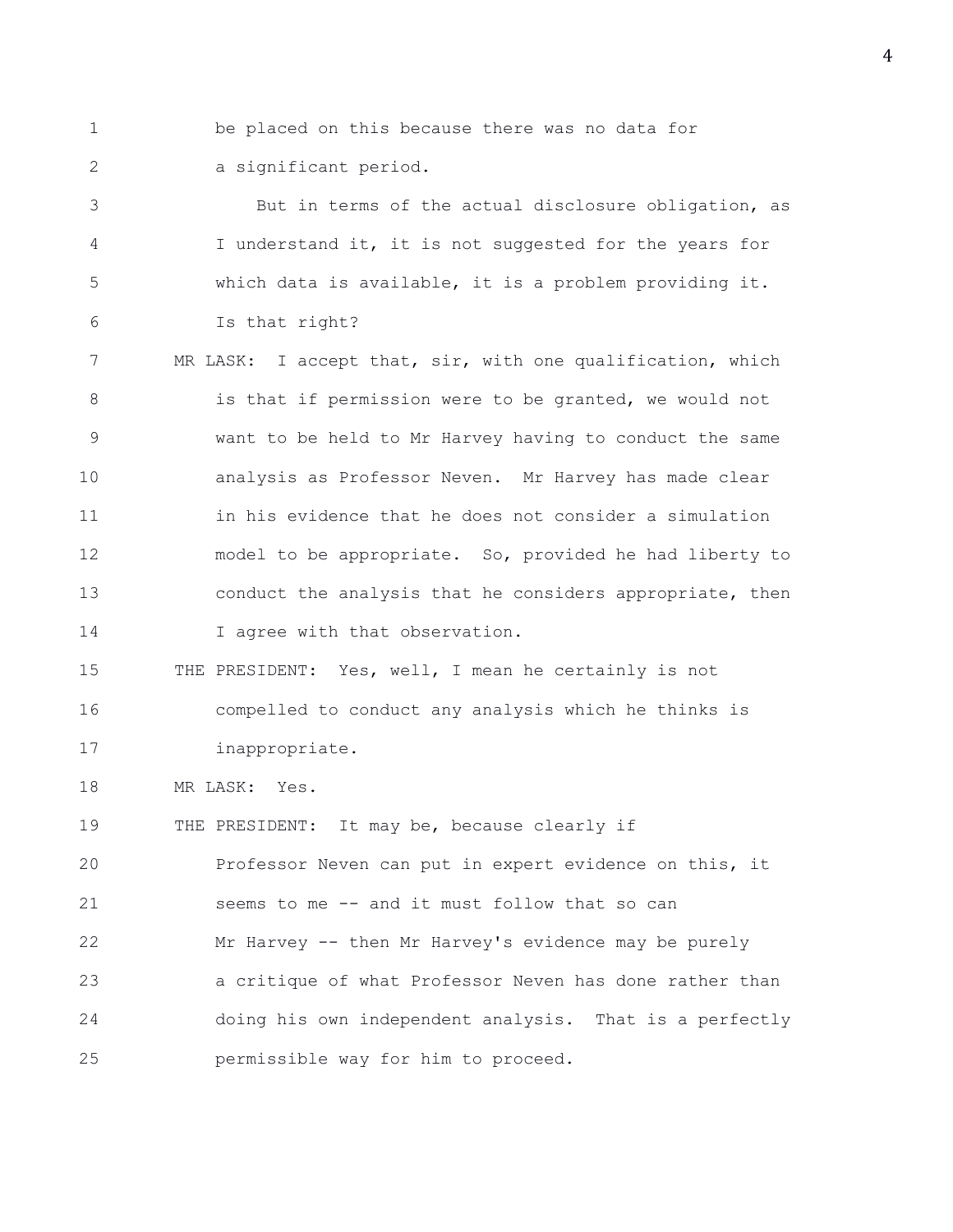be placed on this because there was no data for a significant period.

But in terms of the actual disclosure obligation, as I understand it, it is not suggested for the years for which data is available, it is a problem providing it. Is that right?

MR LASK: I accept that, sir, with one qualification, which is that if permission were to be granted, we would not want to be held to Mr Harvey having to conduct the same analysis as Professor Neven. Mr Harvey has made clear in his evidence that he does not consider a simulation model to be appropriate. So, provided he had liberty to conduct the analysis that he considers appropriate, then I agree with that observation.

THE PRESIDENT: Yes, well, I mean he certainly is not compelled to conduct any analysis which he thinks is inappropriate.

MR LASK: Yes.

THE PRESIDENT: It may be, because clearly if Professor Neven can put in expert evidence on this, it seems to me -- and it must follow that so can Mr Harvey -- then Mr Harvey's evidence may be purely a critique of what Professor Neven has done rather than doing his own independent analysis. That is a perfectly permissible way for him to proceed.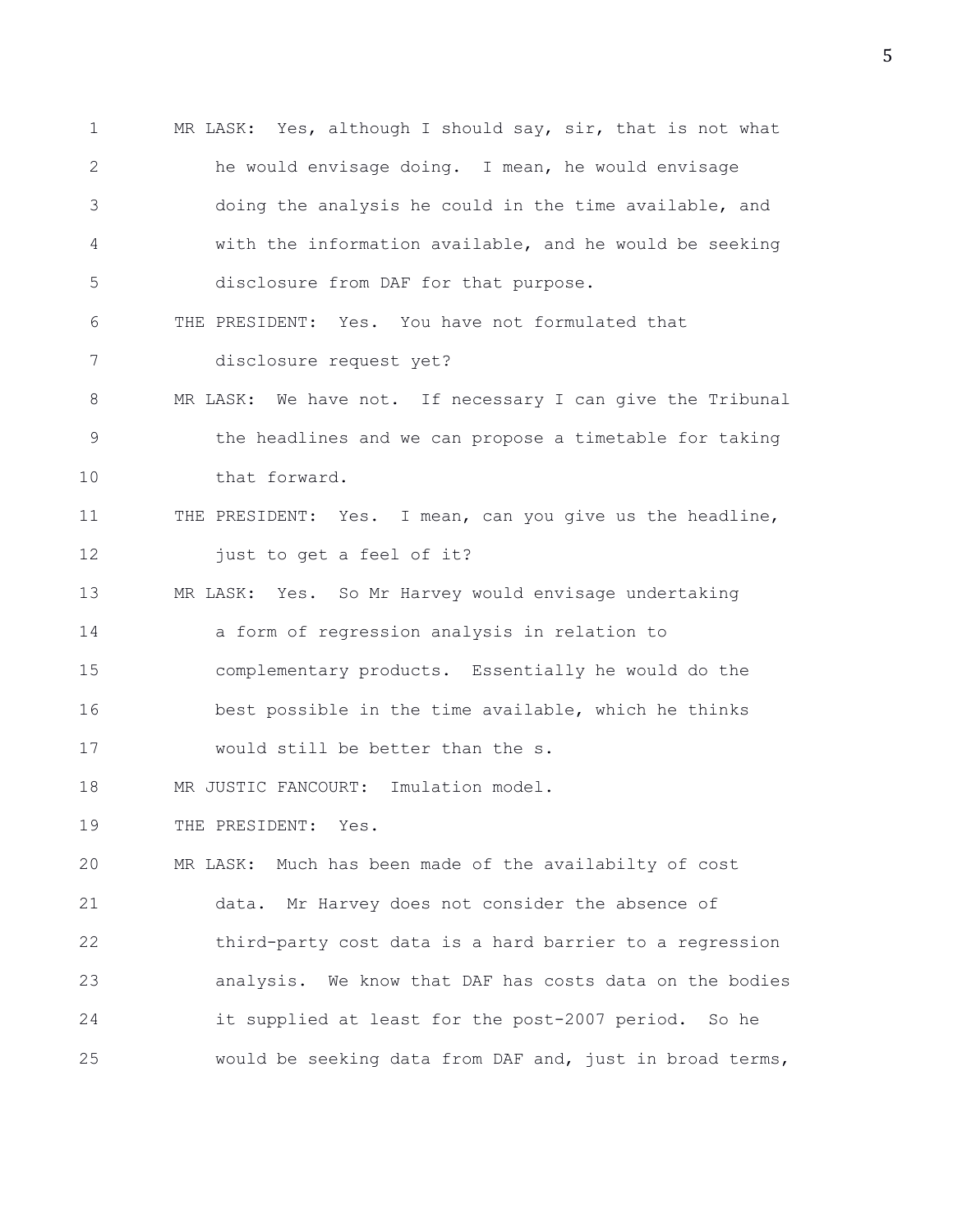MR LASK: Yes, although I should say, sir, that is not what he would envisage doing. I mean, he would envisage doing the analysis he could in the time available, and with the information available, and he would be seeking disclosure from DAF for that purpose.

THE PRESIDENT: Yes. You have not formulated that disclosure request yet?

MR LASK: We have not. If necessary I can give the Tribunal the headlines and we can propose a timetable for taking that forward.

THE PRESIDENT: Yes. I mean, can you give us the headline, just to get a feel of it?

MR LASK: Yes. So Mr Harvey would envisage undertaking a form of regression analysis in relation to complementary products. Essentially he would do the best possible in the time available, which he thinks would still be better than the s.

MR JUSTIC FANCOURT: Imulation model.

THE PRESIDENT: Yes.

MR LASK: Much has been made of the availabilty of cost data. Mr Harvey does not consider the absence of third-party cost data is a hard barrier to a regression analysis. We know that DAF has costs data on the bodies it supplied at least for the post-2007 period. So he would be seeking data from DAF and, just in broad terms,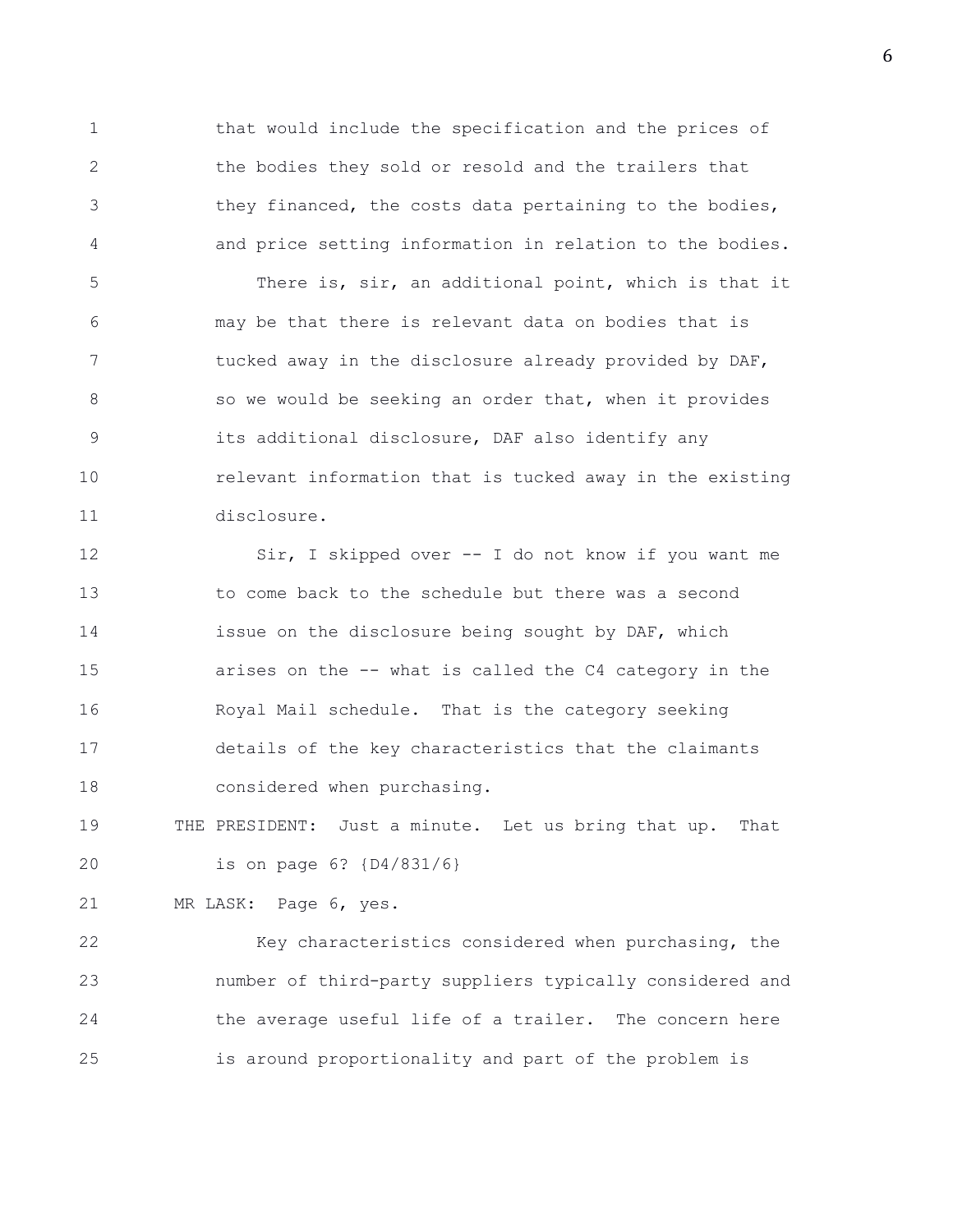that would include the specification and the prices of the bodies they sold or resold and the trailers that they financed, the costs data pertaining to the bodies, and price setting information in relation to the bodies.

There is, sir, an additional point, which is that it may be that there is relevant data on bodies that is tucked away in the disclosure already provided by DAF, so we would be seeking an order that, when it provides its additional disclosure, DAF also identify any relevant information that is tucked away in the existing disclosure.

Sir, I skipped over -- I do not know if you want me to come back to the schedule but there was a second issue on the disclosure being sought by DAF, which arises on the -- what is called the C4 category in the Royal Mail schedule. That is the category seeking details of the key characteristics that the claimants considered when purchasing.

THE PRESIDENT: Just a minute. Let us bring that up. That is on page 6? {D4/831/6}

MR LASK: Page 6, yes.

Key characteristics considered when purchasing, the number of third-party suppliers typically considered and the average useful life of a trailer. The concern here is around proportionality and part of the problem is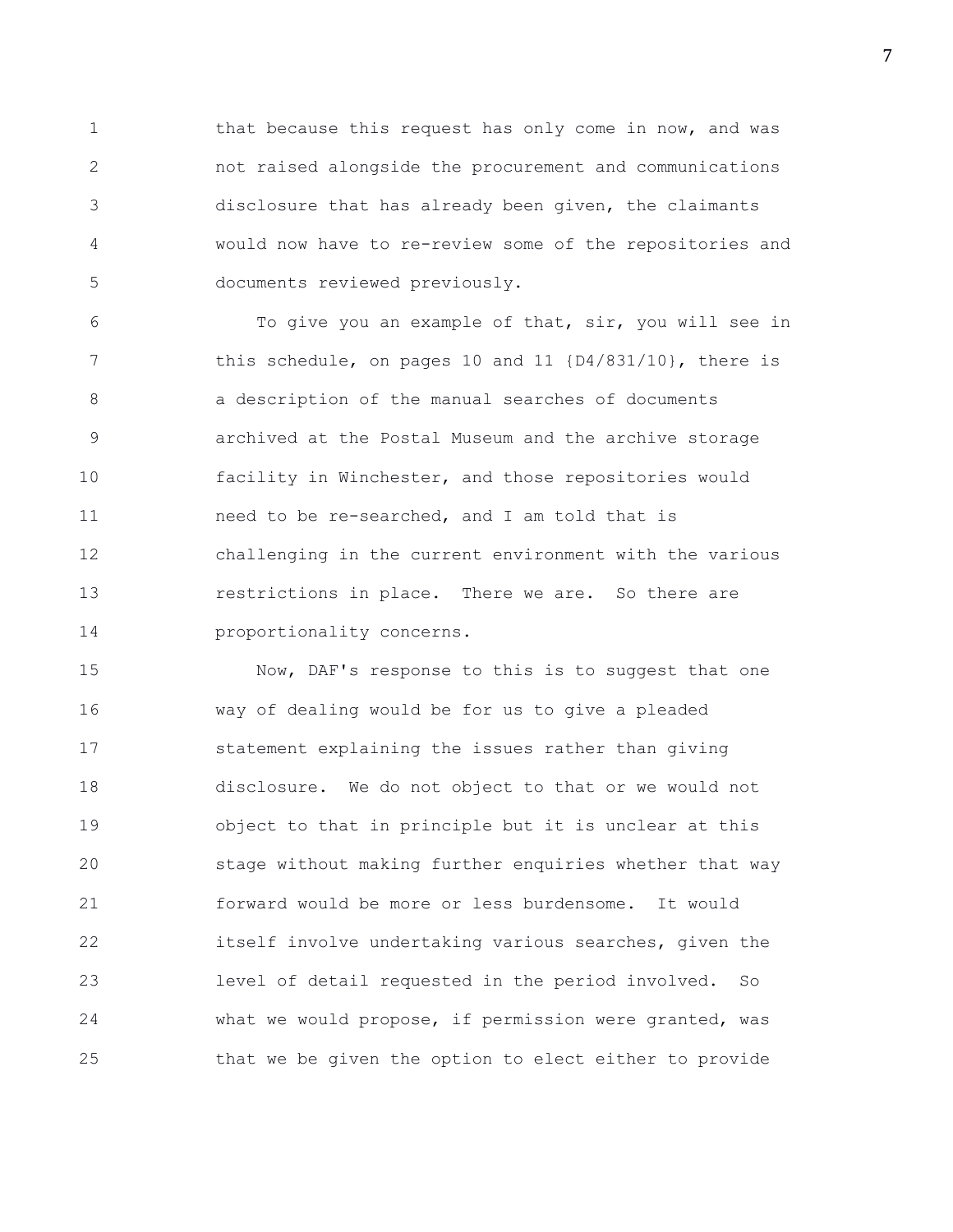that because this request has only come in now, and was not raised alongside the procurement and communications disclosure that has already been given, the claimants would now have to re-review some of the repositories and documents reviewed previously.

To give you an example of that, sir, you will see in this schedule, on pages 10 and 11 {D4/831/10}, there is a description of the manual searches of documents archived at the Postal Museum and the archive storage facility in Winchester, and those repositories would need to be re-searched, and I am told that is challenging in the current environment with the various restrictions in place. There we are. So there are proportionality concerns.

Now, DAF's response to this is to suggest that one way of dealing would be for us to give a pleaded statement explaining the issues rather than giving disclosure. We do not object to that or we would not object to that in principle but it is unclear at this stage without making further enquiries whether that way forward would be more or less burdensome. It would itself involve undertaking various searches, given the level of detail requested in the period involved. So what we would propose, if permission were granted, was that we be given the option to elect either to provide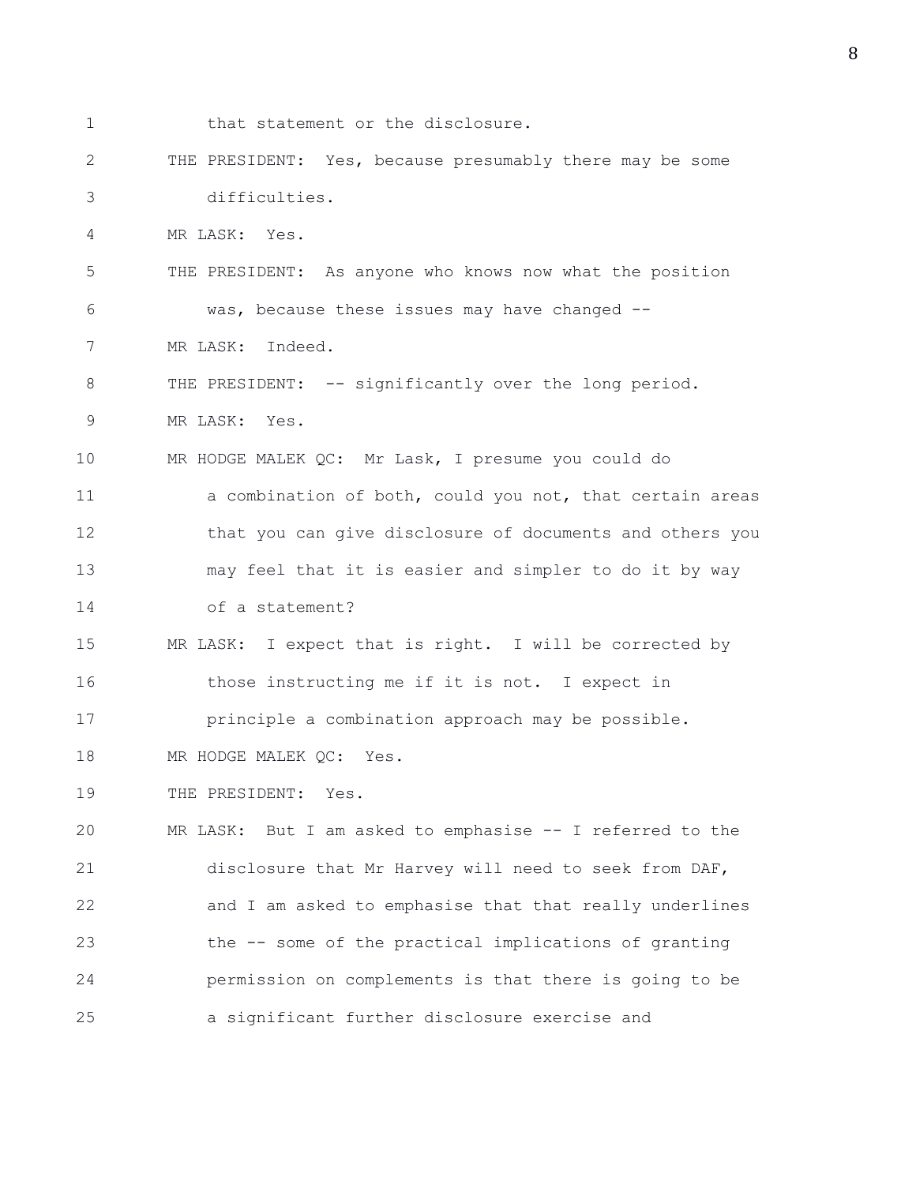that statement or the disclosure.

THE PRESIDENT: Yes, because presumably there may be some difficulties.

MR LASK: Yes.

THE PRESIDENT: As anyone who knows now what the position was, because these issues may have changed --

MR LASK: Indeed.

THE PRESIDENT: -- significantly over the long period.

MR LASK: Yes.

MR HODGE MALEK QC: Mr Lask, I presume you could do a combination of both, could you not, that certain areas that you can give disclosure of documents and others you may feel that it is easier and simpler to do it by way of a statement?

MR LASK: I expect that is right. I will be corrected by those instructing me if it is not. I expect in principle a combination approach may be possible.

MR HODGE MALEK QC: Yes.

THE PRESIDENT: Yes.

MR LASK: But I am asked to emphasise -- I referred to the disclosure that Mr Harvey will need to seek from DAF, and I am asked to emphasise that that really underlines the -- some of the practical implications of granting permission on complements is that there is going to be a significant further disclosure exercise and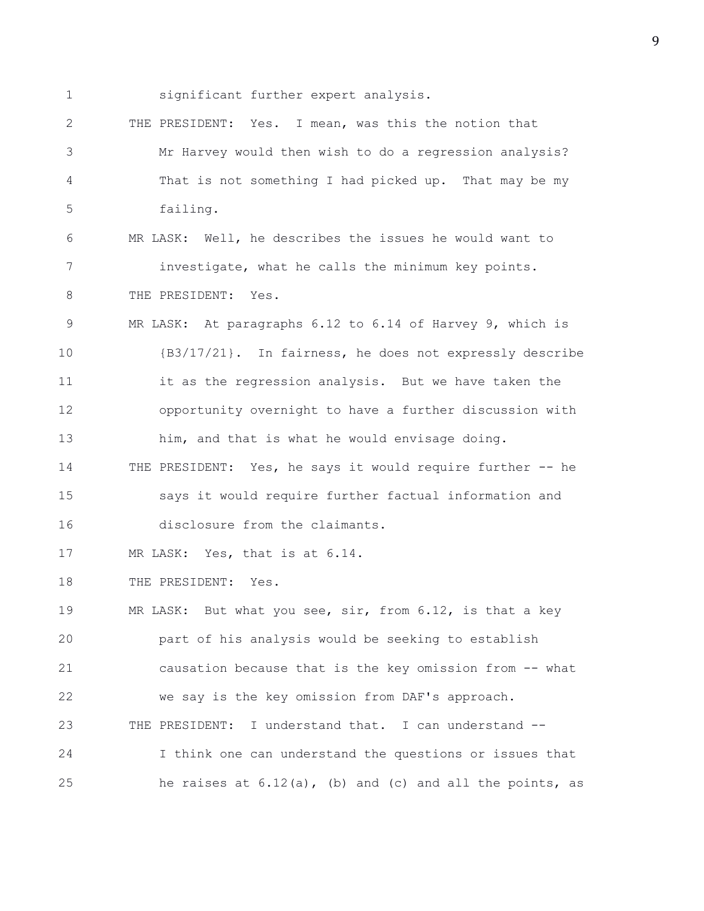significant further expert analysis.

THE PRESIDENT: Yes. I mean, was this the notion that Mr Harvey would then wish to do a regression analysis? That is not something I had picked up. That may be my failing.

MR LASK: Well, he describes the issues he would want to investigate, what he calls the minimum key points.

THE PRESIDENT: Yes.

MR LASK: At paragraphs 6.12 to 6.14 of Harvey 9, which is {B3/17/21}. In fairness, he does not expressly describe it as the regression analysis. But we have taken the opportunity overnight to have a further discussion with him, and that is what he would envisage doing.

THE PRESIDENT: Yes, he says it would require further -- he says it would require further factual information and disclosure from the claimants.

MR LASK: Yes, that is at 6.14.

THE PRESIDENT: Yes.

MR LASK: But what you see, sir, from 6.12, is that a key part of his analysis would be seeking to establish causation because that is the key omission from -- what we say is the key omission from DAF's approach.

THE PRESIDENT: I understand that. I can understand -- I think one can understand the questions or issues that he raises at 6.12(a), (b) and (c) and all the points, as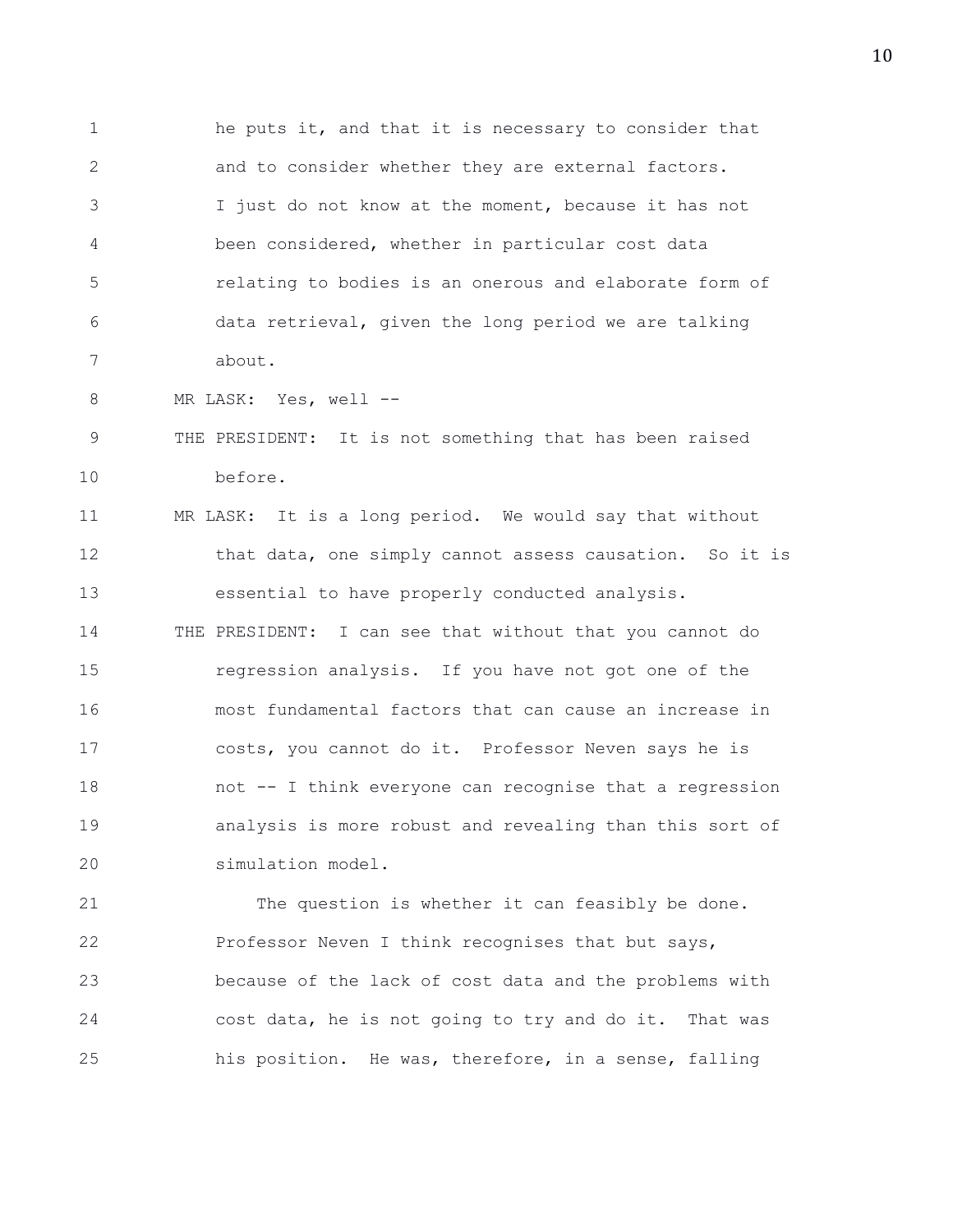he puts it, and that it is necessary to consider that and to consider whether they are external factors. I just do not know at the moment, because it has not been considered, whether in particular cost data relating to bodies is an onerous and elaborate form of data retrieval, given the long period we are talking about.

MR LASK: Yes, well --

THE PRESIDENT: It is not something that has been raised before.

MR LASK: It is a long period. We would say that without that data, one simply cannot assess causation. So it is essential to have properly conducted analysis.

THE PRESIDENT: I can see that without that you cannot do regression analysis. If you have not got one of the most fundamental factors that can cause an increase in costs, you cannot do it. Professor Neven says he is not -- I think everyone can recognise that a regression analysis is more robust and revealing than this sort of simulation model.

The question is whether it can feasibly be done. Professor Neven I think recognises that but says, because of the lack of cost data and the problems with cost data, he is not going to try and do it. That was his position. He was, therefore, in a sense, falling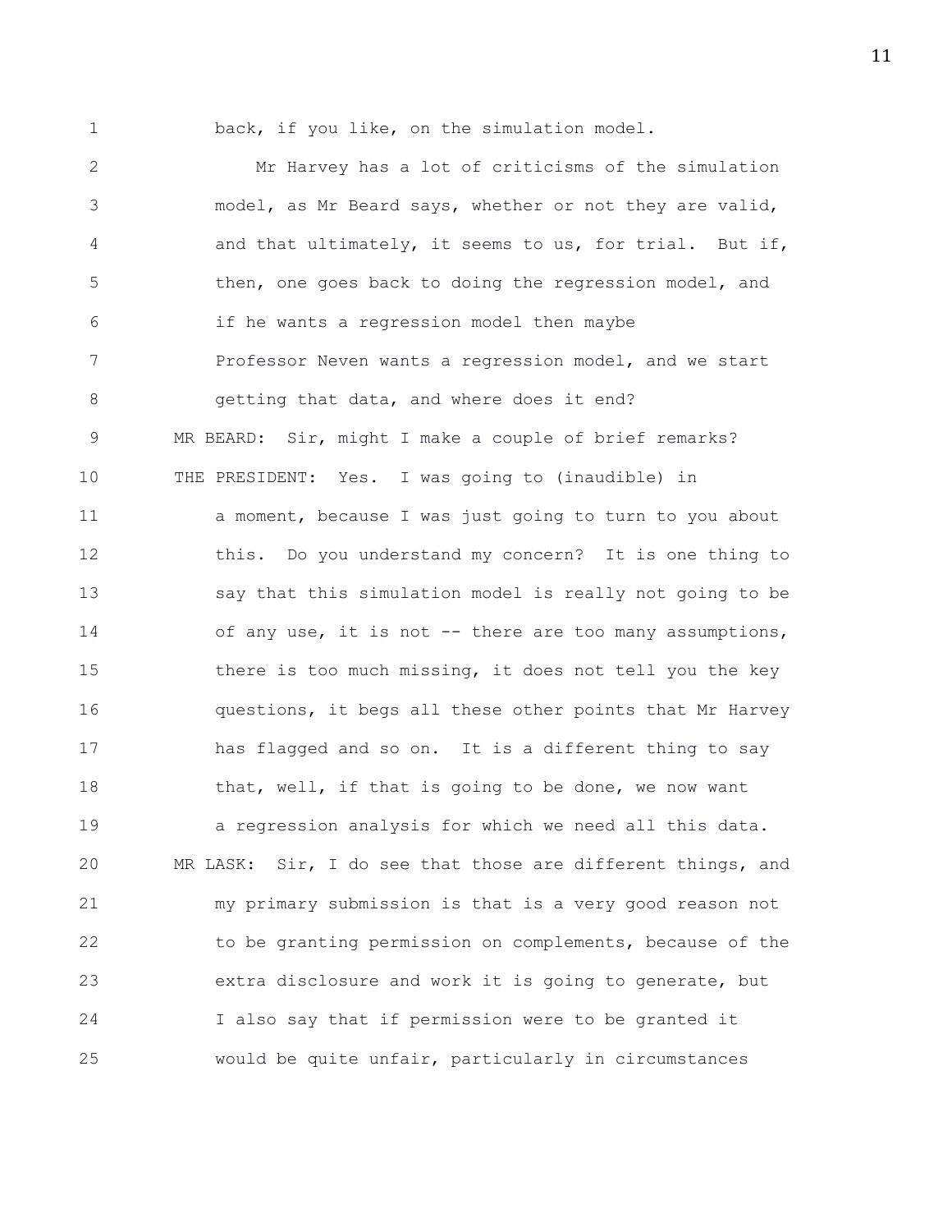back, if you like, on the simulation model.

Mr Harvey has a lot of criticisms of the simulation model, as Mr Beard says, whether or not they are valid, and that ultimately, it seems to us, for trial. But if, then, one goes back to doing the regression model, and if he wants a regression model then maybe Professor Neven wants a regression model, and we start getting that data, and where does it end?

MR BEARD: Sir, might I make a couple of brief remarks?

THE PRESIDENT: Yes. I was going to (inaudible) in a moment, because I was just going to turn to you about this. Do you understand my concern? It is one thing to say that this simulation model is really not going to be of any use, it is not -- there are too many assumptions, there is too much missing, it does not tell you the key questions, it begs all these other points that Mr Harvey has flagged and so on. It is a different thing to say that, well, if that is going to be done, we now want a regression analysis for which we need all this data.

MR LASK: Sir, I do see that those are different things, and my primary submission is that is a very good reason not to be granting permission on complements, because of the extra disclosure and work it is going to generate, but I also say that if permission were to be granted it would be quite unfair, particularly in circumstances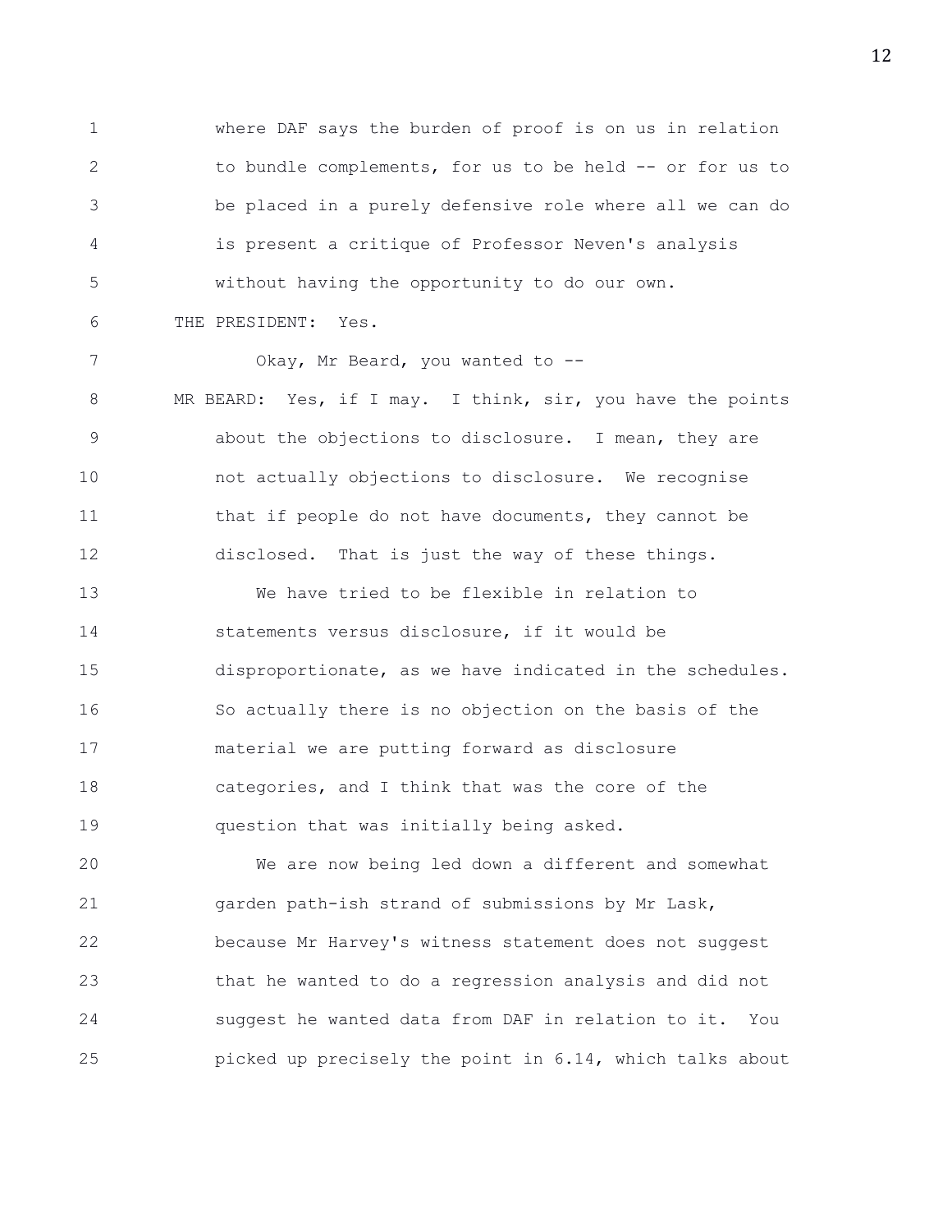where DAF says the burden of proof is on us in relation to bundle complements, for us to be held -- or for us to be placed in a purely defensive role where all we can do is present a critique of Professor Neven's analysis without having the opportunity to do our own.

THE PRESIDENT: Yes.

Okay, Mr Beard, you wanted to --

MR BEARD: Yes, if I may. I think, sir, you have the points about the objections to disclosure. I mean, they are not actually objections to disclosure. We recognise that if people do not have documents, they cannot be disclosed. That is just the way of these things.

We have tried to be flexible in relation to statements versus disclosure, if it would be disproportionate, as we have indicated in the schedules. So actually there is no objection on the basis of the material we are putting forward as disclosure categories, and I think that was the core of the question that was initially being asked.

We are now being led down a different and somewhat garden path-ish strand of submissions by Mr Lask, because Mr Harvey's witness statement does not suggest that he wanted to do a regression analysis and did not suggest he wanted data from DAF in relation to it. You picked up precisely the point in 6.14, which talks about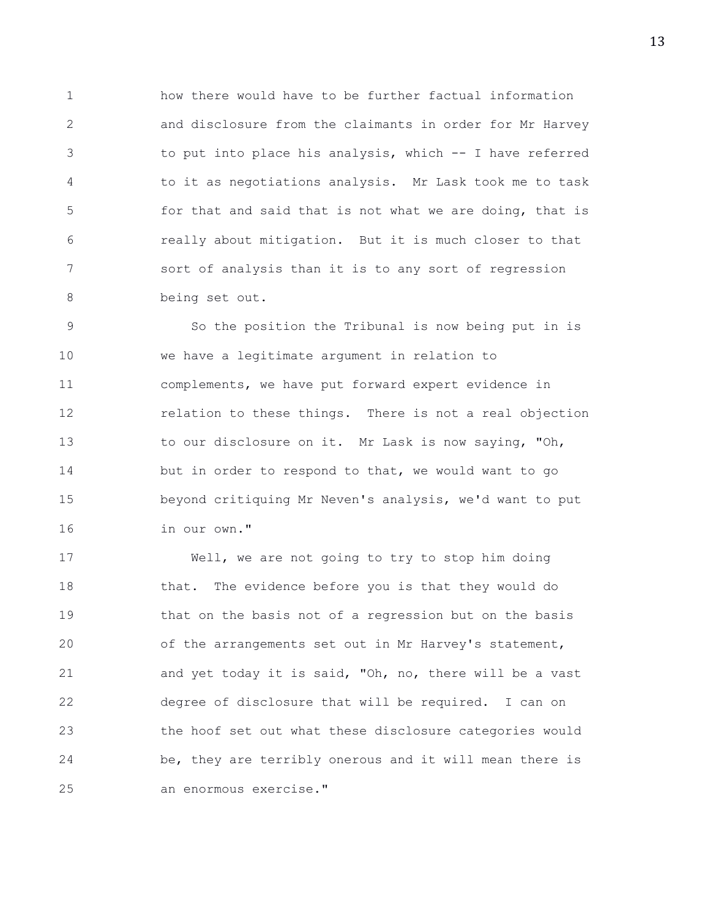how there would have to be further factual information and disclosure from the claimants in order for Mr Harvey to put into place his analysis, which -- I have referred to it as negotiations analysis. Mr Lask took me to task for that and said that is not what we are doing, that is really about mitigation. But it is much closer to that sort of analysis than it is to any sort of regression being set out.

So the position the Tribunal is now being put in is we have a legitimate argument in relation to complements, we have put forward expert evidence in relation to these things. There is not a real objection to our disclosure on it. Mr Lask is now saying, "Oh, but in order to respond to that, we would want to go beyond critiquing Mr Neven's analysis, we'd want to put in our own."

Well, we are not going to try to stop him doing that. The evidence before you is that they would do that on the basis not of a regression but on the basis of the arrangements set out in Mr Harvey's statement, and yet today it is said, "Oh, no, there will be a vast degree of disclosure that will be required. I can on the hoof set out what these disclosure categories would be, they are terribly onerous and it will mean there is an enormous exercise."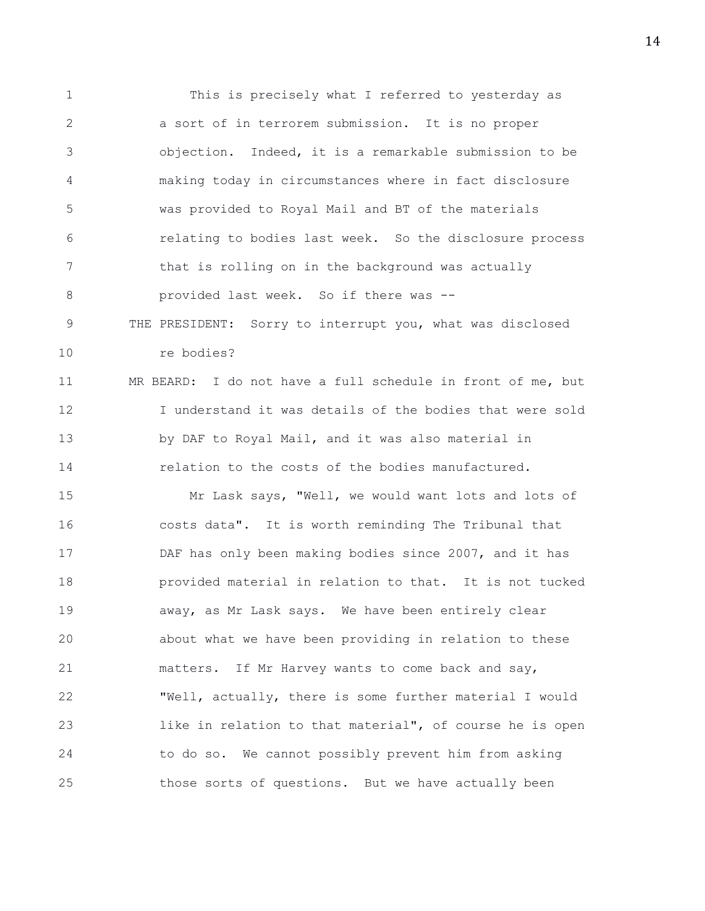This is precisely what I referred to yesterday as a sort of in terrorem submission. It is no proper objection. Indeed, it is a remarkable submission to be making today in circumstances where in fact disclosure was provided to Royal Mail and BT of the materials relating to bodies last week. So the disclosure process that is rolling on in the background was actually provided last week. So if there was --

THE PRESIDENT: Sorry to interrupt you, what was disclosed re bodies?

MR BEARD: I do not have a full schedule in front of me, but I understand it was details of the bodies that were sold by DAF to Royal Mail, and it was also material in relation to the costs of the bodies manufactured.

Mr Lask says, "Well, we would want lots and lots of costs data". It is worth reminding The Tribunal that DAF has only been making bodies since 2007, and it has provided material in relation to that. It is not tucked away, as Mr Lask says. We have been entirely clear about what we have been providing in relation to these matters. If Mr Harvey wants to come back and say, "Well, actually, there is some further material I would like in relation to that material", of course he is open to do so. We cannot possibly prevent him from asking those sorts of questions. But we have actually been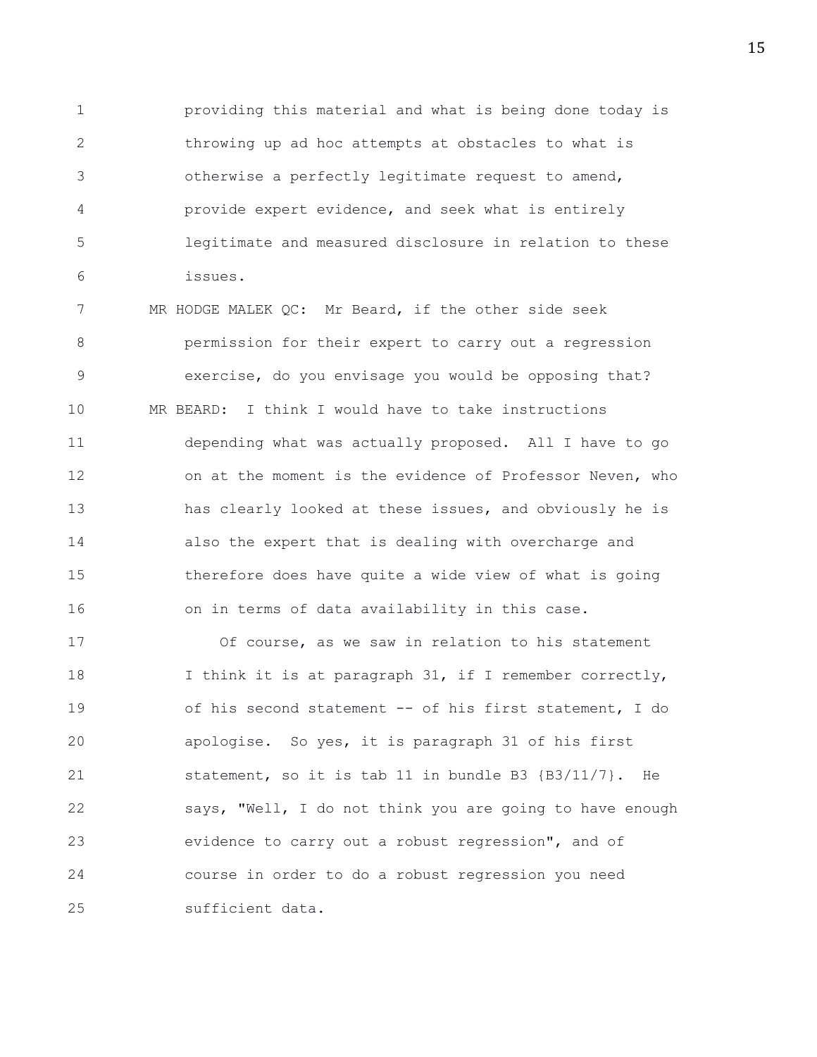providing this material and what is being done today is throwing up ad hoc attempts at obstacles to what is otherwise a perfectly legitimate request to amend, provide expert evidence, and seek what is entirely legitimate and measured disclosure in relation to these issues.

MR HODGE MALEK QC: Mr Beard, if the other side seek permission for their expert to carry out a regression exercise, do you envisage you would be opposing that?

MR BEARD: I think I would have to take instructions depending what was actually proposed. All I have to go on at the moment is the evidence of Professor Neven, who has clearly looked at these issues, and obviously he is also the expert that is dealing with overcharge and therefore does have quite a wide view of what is going on in terms of data availability in this case.

Of course, as we saw in relation to his statement I think it is at paragraph 31, if I remember correctly, of his second statement -- of his first statement, I do apologise. So yes, it is paragraph 31 of his first statement, so it is tab 11 in bundle B3 {B3/11/7}. He says, "Well, I do not think you are going to have enough evidence to carry out a robust regression", and of course in order to do a robust regression you need sufficient data.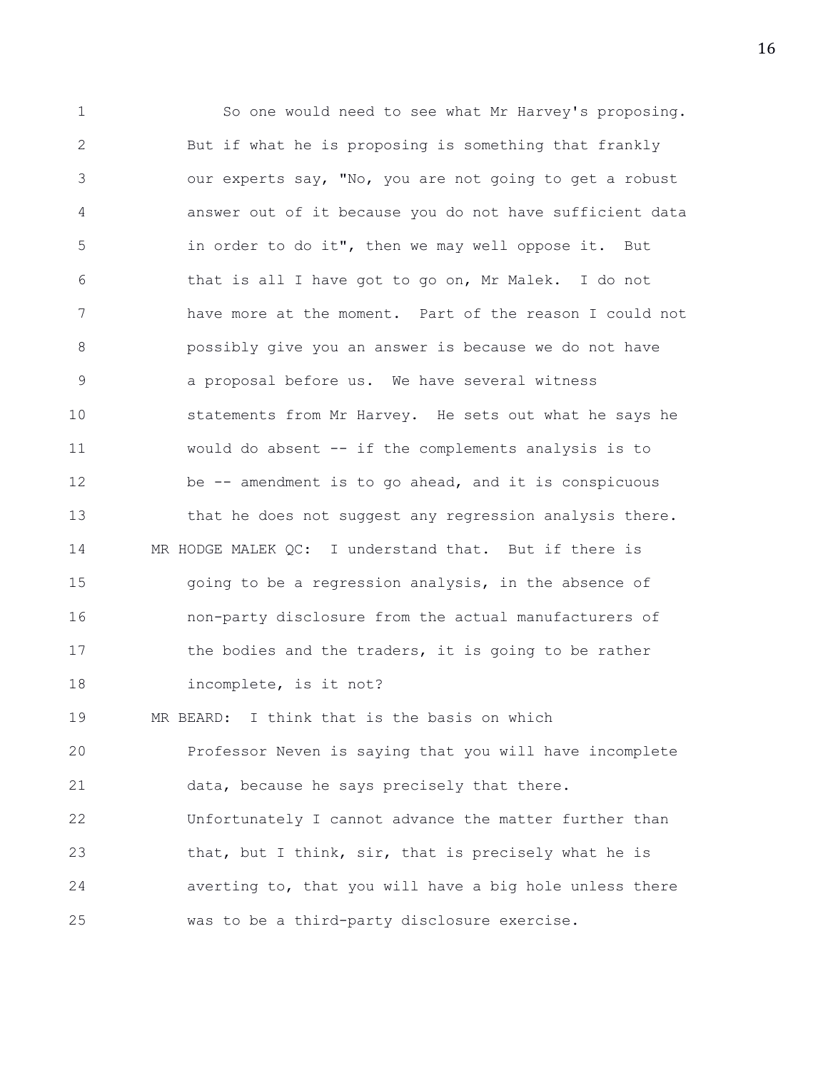So one would need to see what Mr Harvey's proposing. But if what he is proposing is something that frankly our experts say, "No, you are not going to get a robust answer out of it because you do not have sufficient data in order to do it", then we may well oppose it. But that is all I have got to go on, Mr Malek. I do not have more at the moment. Part of the reason I could not possibly give you an answer is because we do not have a proposal before us. We have several witness statements from Mr Harvey. He sets out what he says he would do absent -- if the complements analysis is to be -- amendment is to go ahead, and it is conspicuous that he does not suggest any regression analysis there.

MR HODGE MALEK QC: I understand that. But if there is going to be a regression analysis, in the absence of non-party disclosure from the actual manufacturers of the bodies and the traders, it is going to be rather incomplete, is it not?

MR BEARD: I think that is the basis on which Professor Neven is saying that you will have incomplete data, because he says precisely that there. Unfortunately I cannot advance the matter further than that, but I think, sir, that is precisely what he is averting to, that you will have a big hole unless there was to be a third-party disclosure exercise.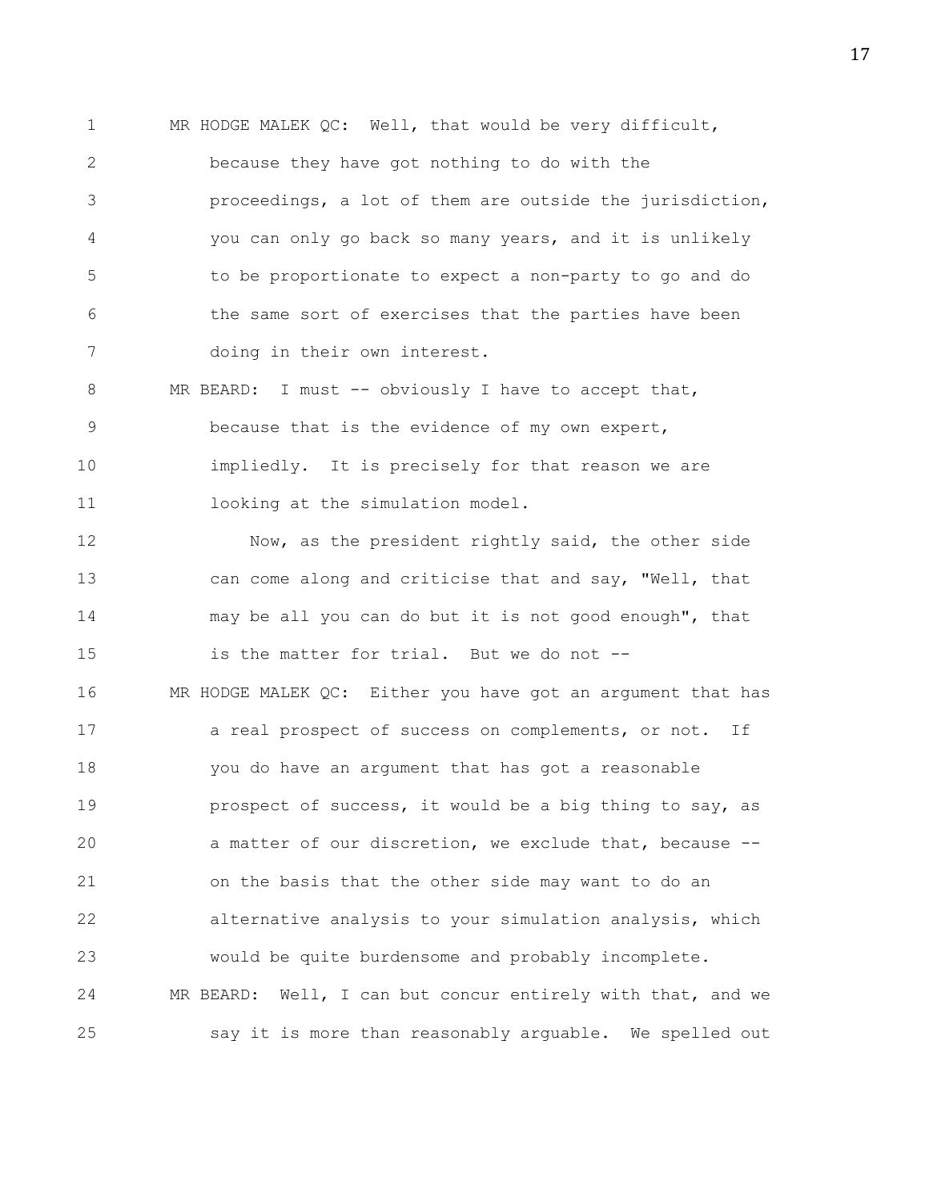MR HODGE MALEK QC: Well, that would be very difficult, because they have got nothing to do with the proceedings, a lot of them are outside the jurisdiction, you can only go back so many years, and it is unlikely to be proportionate to expect a non-party to go and do the same sort of exercises that the parties have been doing in their own interest.

MR BEARD: I must -- obviously I have to accept that, because that is the evidence of my own expert, impliedly. It is precisely for that reason we are looking at the simulation model.

Now, as the president rightly said, the other side can come along and criticise that and say, "Well, that may be all you can do but it is not good enough", that is the matter for trial. But we do not --

MR HODGE MALEK QC: Either you have got an argument that has a real prospect of success on complements, or not. If you do have an argument that has got a reasonable prospect of success, it would be a big thing to say, as a matter of our discretion, we exclude that, because -- on the basis that the other side may want to do an alternative analysis to your simulation analysis, which would be quite burdensome and probably incomplete.

MR BEARD: Well, I can but concur entirely with that, and we say it is more than reasonably arguable. We spelled out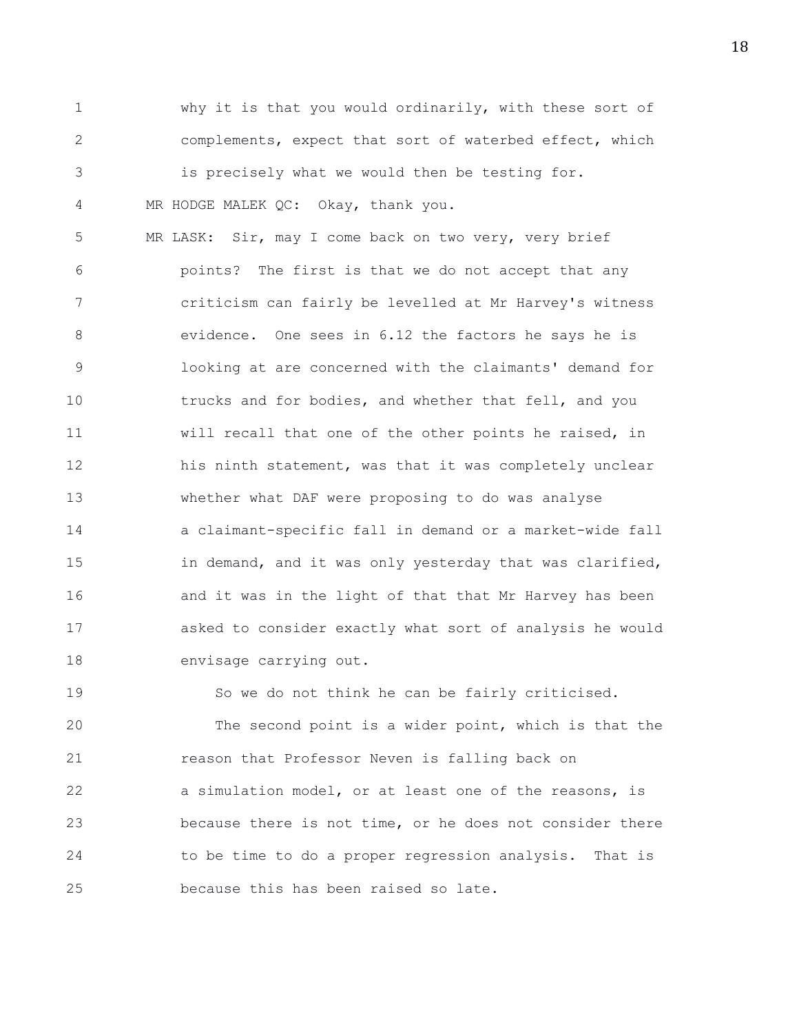why it is that you would ordinarily, with these sort of complements, expect that sort of waterbed effect, which is precisely what we would then be testing for.

MR HODGE MALEK QC: Okay, thank you.

MR LASK: Sir, may I come back on two very, very brief points? The first is that we do not accept that any criticism can fairly be levelled at Mr Harvey's witness evidence. One sees in 6.12 the factors he says he is looking at are concerned with the claimants' demand for trucks and for bodies, and whether that fell, and you will recall that one of the other points he raised, in his ninth statement, was that it was completely unclear whether what DAF were proposing to do was analyse a claimant-specific fall in demand or a market-wide fall in demand, and it was only yesterday that was clarified, and it was in the light of that that Mr Harvey has been asked to consider exactly what sort of analysis he would envisage carrying out.

So we do not think he can be fairly criticised.

The second point is a wider point, which is that the reason that Professor Neven is falling back on a simulation model, or at least one of the reasons, is because there is not time, or he does not consider there to be time to do a proper regression analysis. That is because this has been raised so late.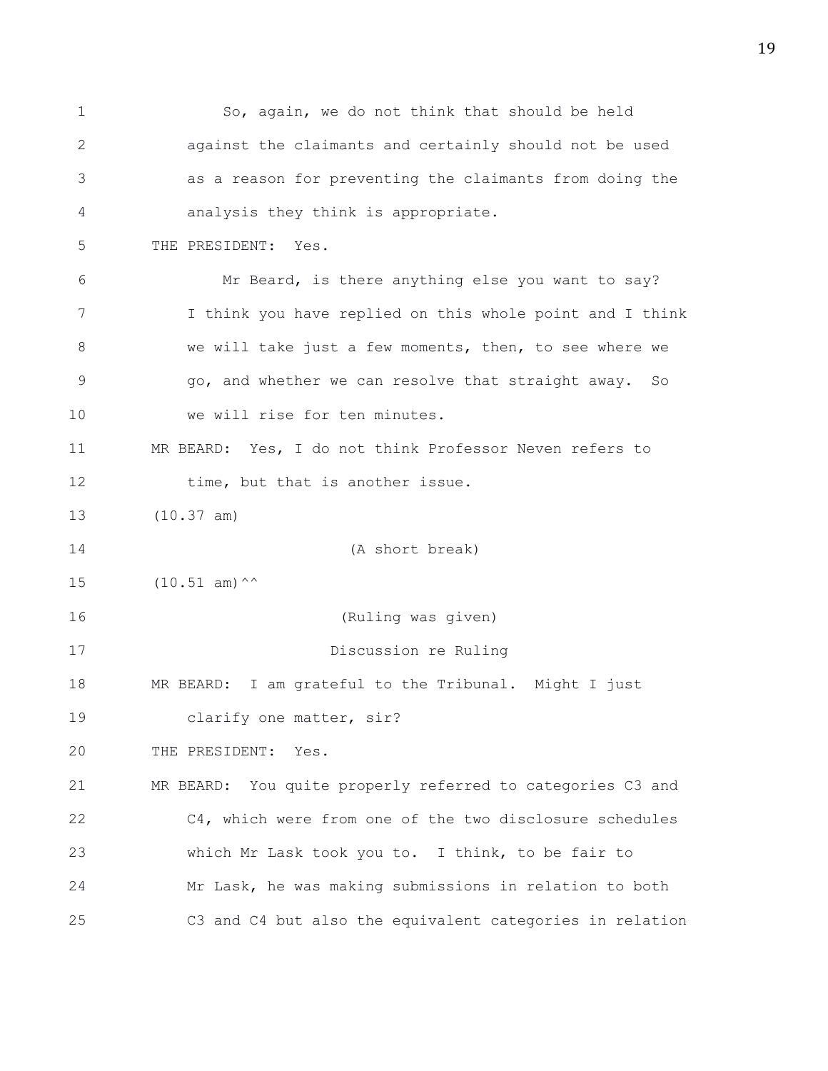So, again, we do not think that should be held against the claimants and certainly should not be used as a reason for preventing the claimants from doing the analysis they think is appropriate.

THE PRESIDENT: Yes.

Mr Beard, is there anything else you want to say? I think you have replied on this whole point and I think we will take just a few moments, then, to see where we go, and whether we can resolve that straight away. So we will rise for ten minutes.

MR BEARD: Yes, I do not think Professor Neven refers to time, but that is another issue.

(10.37 am)

(A short break)

(10.51 am)^^

(Ruling was given)

Discussion re Ruling

MR BEARD: I am grateful to the Tribunal. Might I just clarify one matter, sir?

THE PRESIDENT: Yes.

MR BEARD: You quite properly referred to categories C3 and C4, which were from one of the two disclosure schedules which Mr Lask took you to. I think, to be fair to Mr Lask, he was making submissions in relation to both C3 and C4 but also the equivalent categories in relation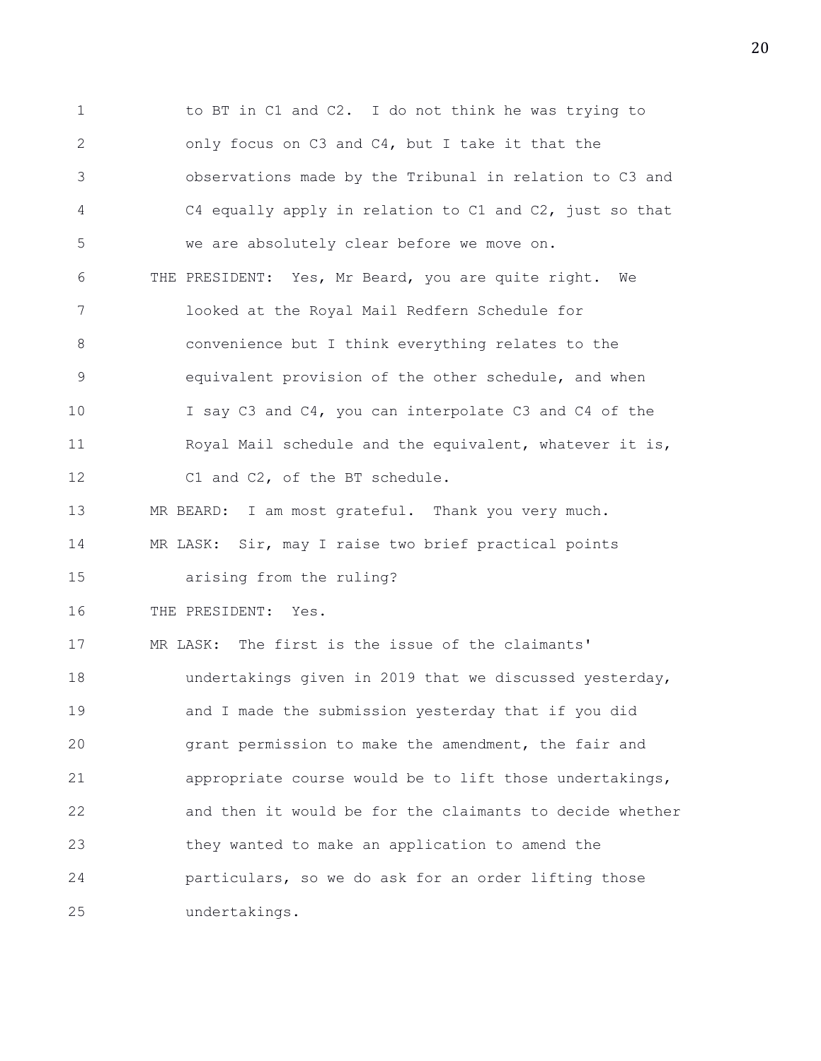to BT in C1 and C2. I do not think he was trying to only focus on C3 and C4, but I take it that the observations made by the Tribunal in relation to C3 and C4 equally apply in relation to C1 and C2, just so that we are absolutely clear before we move on.

THE PRESIDENT: Yes, Mr Beard, you are quite right. We looked at the Royal Mail Redfern Schedule for convenience but I think everything relates to the equivalent provision of the other schedule, and when I say C3 and C4, you can interpolate C3 and C4 of the Royal Mail schedule and the equivalent, whatever it is, C1 and C2, of the BT schedule.

MR BEARD: I am most grateful. Thank you very much.

MR LASK: Sir, may I raise two brief practical points arising from the ruling?

THE PRESIDENT: Yes.

MR LASK: The first is the issue of the claimants' undertakings given in 2019 that we discussed yesterday, and I made the submission yesterday that if you did grant permission to make the amendment, the fair and appropriate course would be to lift those undertakings, and then it would be for the claimants to decide whether they wanted to make an application to amend the particulars, so we do ask for an order lifting those undertakings.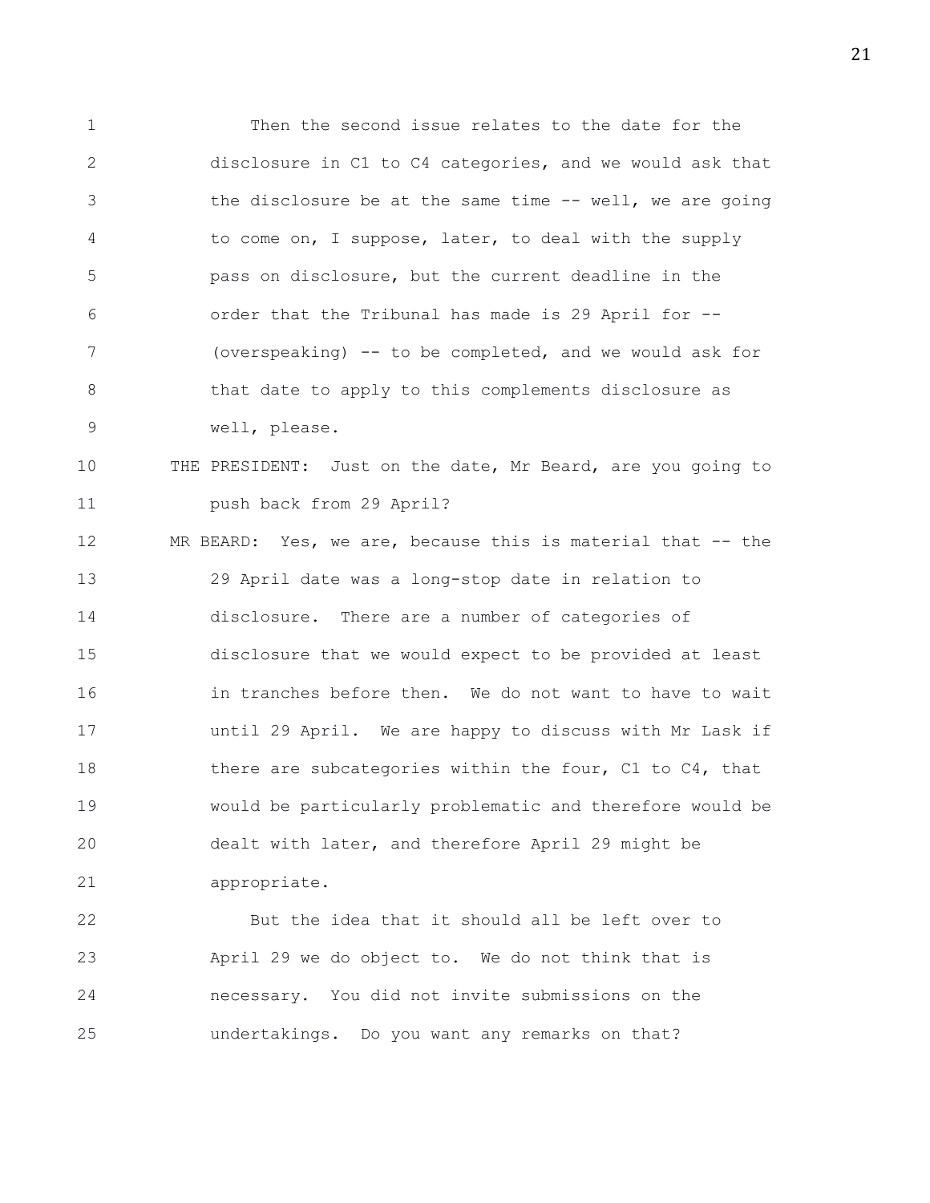Then the second issue relates to the date for the disclosure in C1 to C4 categories, and we would ask that the disclosure be at the same time -- well, we are going to come on, I suppose, later, to deal with the supply pass on disclosure, but the current deadline in the order that the Tribunal has made is 29 April for -- (overspeaking) -- to be completed, and we would ask for that date to apply to this complements disclosure as well, please.

THE PRESIDENT: Just on the date, Mr Beard, are you going to push back from 29 April?

MR BEARD: Yes, we are, because this is material that -- the 29 April date was a long-stop date in relation to disclosure. There are a number of categories of disclosure that we would expect to be provided at least in tranches before then. We do not want to have to wait until 29 April. We are happy to discuss with Mr Lask if there are subcategories within the four, C1 to C4, that would be particularly problematic and therefore would be dealt with later, and therefore April 29 might be appropriate.

But the idea that it should all be left over to April 29 we do object to. We do not think that is necessary. You did not invite submissions on the undertakings. Do you want any remarks on that?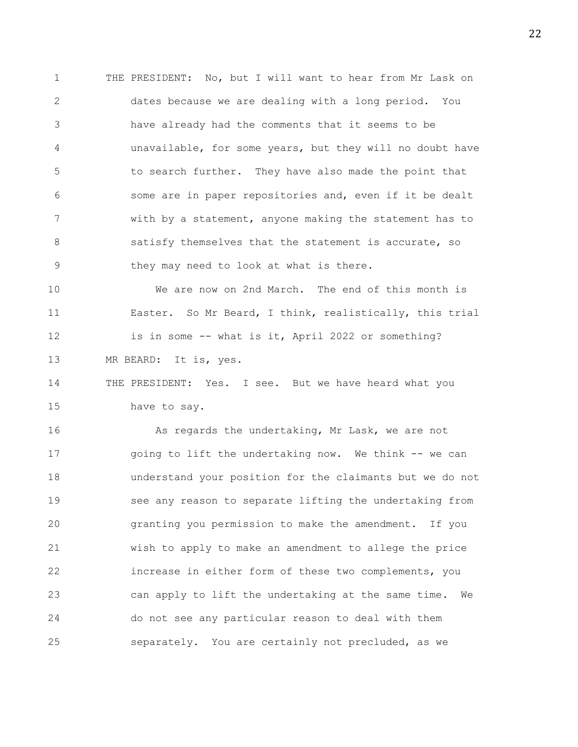THE PRESIDENT: No, but I will want to hear from Mr Lask on dates because we are dealing with a long period. You have already had the comments that it seems to be unavailable, for some years, but they will no doubt have to search further. They have also made the point that some are in paper repositories and, even if it be dealt with by a statement, anyone making the statement has to satisfy themselves that the statement is accurate, so they may need to look at what is there.

We are now on 2nd March. The end of this month is Easter. So Mr Beard, I think, realistically, this trial is in some -- what is it, April 2022 or something?

MR BEARD: It is, yes.

THE PRESIDENT: Yes. I see. But we have heard what you have to say.

As regards the undertaking, Mr Lask, we are not going to lift the undertaking now. We think -- we can understand your position for the claimants but we do not see any reason to separate lifting the undertaking from granting you permission to make the amendment. If you wish to apply to make an amendment to allege the price increase in either form of these two complements, you can apply to lift the undertaking at the same time. We do not see any particular reason to deal with them separately. You are certainly not precluded, as we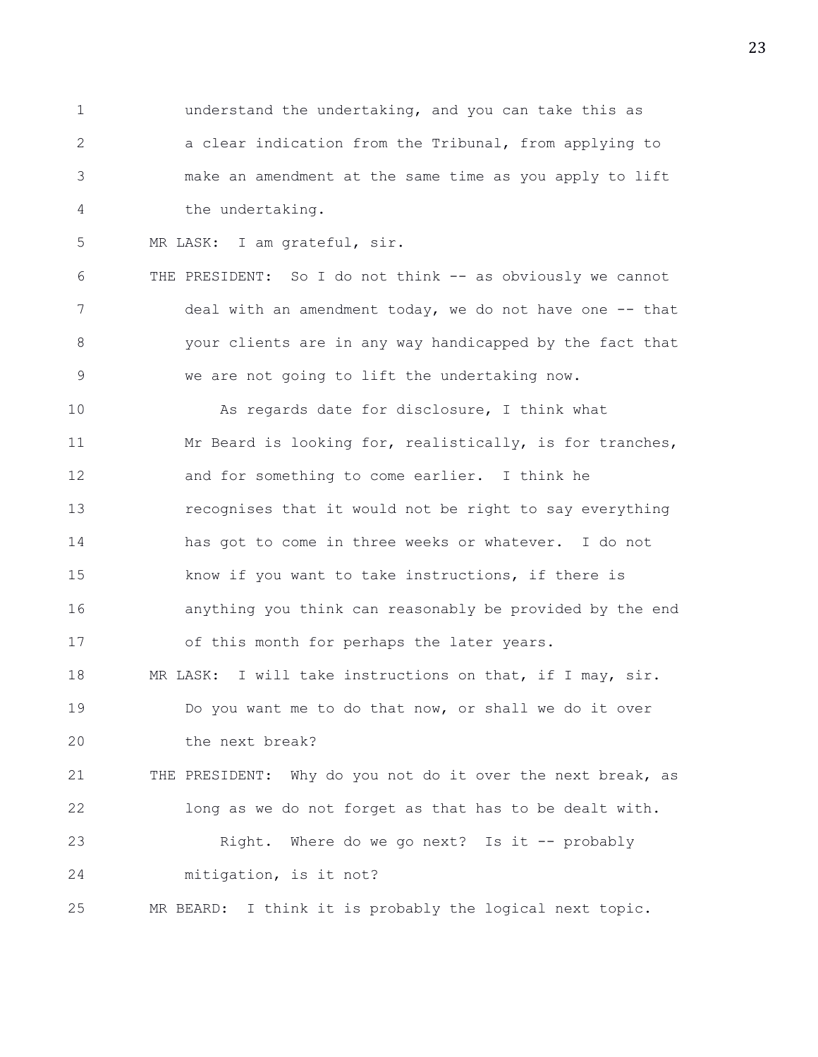understand the undertaking, and you can take this as a clear indication from the Tribunal, from applying to make an amendment at the same time as you apply to lift the undertaking.

MR LASK: I am grateful, sir.

THE PRESIDENT: So I do not think -- as obviously we cannot deal with an amendment today, we do not have one -- that your clients are in any way handicapped by the fact that we are not going to lift the undertaking now.

As regards date for disclosure, I think what Mr Beard is looking for, realistically, is for tranches, and for something to come earlier. I think he recognises that it would not be right to say everything has got to come in three weeks or whatever. I do not know if you want to take instructions, if there is anything you think can reasonably be provided by the end of this month for perhaps the later years.

MR LASK: I will take instructions on that, if I may, sir. Do you want me to do that now, or shall we do it over the next break?

THE PRESIDENT: Why do you not do it over the next break, as long as we do not forget as that has to be dealt with.

Right. Where do we go next? Is it -- probably mitigation, is it not?

MR BEARD: I think it is probably the logical next topic.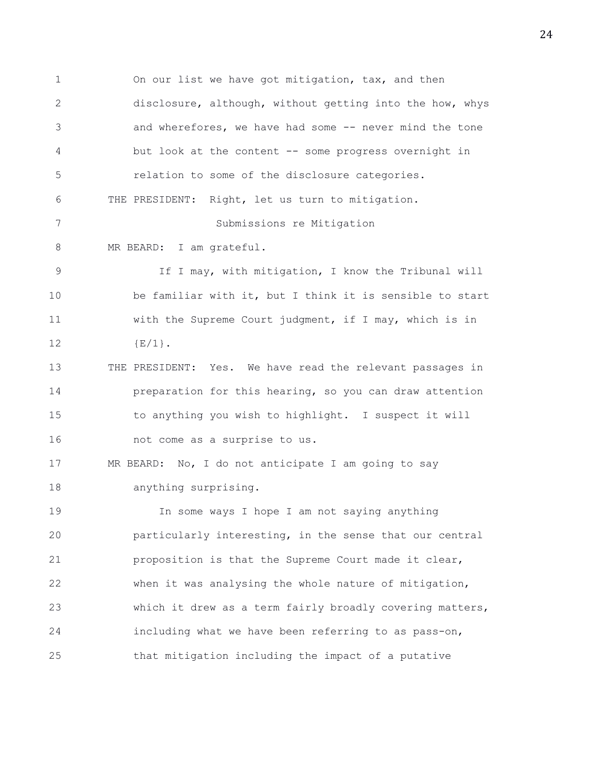On our list we have got mitigation, tax, and then disclosure, although, without getting into the how, whys and wherefores, we have had some -- never mind the tone but look at the content -- some progress overnight in relation to some of the disclosure categories.

THE PRESIDENT: Right, let us turn to mitigation.

Submissions re Mitigation

MR BEARD: I am grateful.

If I may, with mitigation, I know the Tribunal will be familiar with it, but I think it is sensible to start with the Supreme Court judgment, if I may, which is in {E/1}.

THE PRESIDENT: Yes. We have read the relevant passages in preparation for this hearing, so you can draw attention to anything you wish to highlight. I suspect it will not come as a surprise to us.

MR BEARD: No, I do not anticipate I am going to say anything surprising.

In some ways I hope I am not saying anything particularly interesting, in the sense that our central proposition is that the Supreme Court made it clear, when it was analysing the whole nature of mitigation, which it drew as a term fairly broadly covering matters, including what we have been referring to as pass-on, that mitigation including the impact of a putative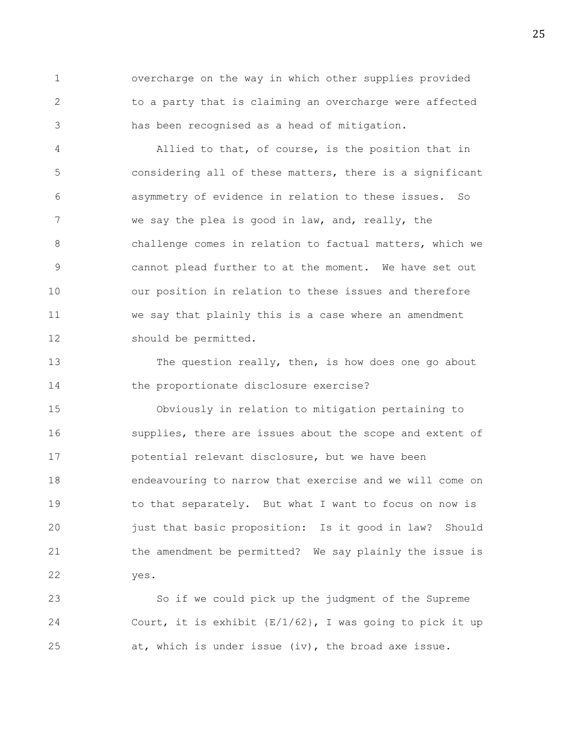overcharge on the way in which other supplies provided to a party that is claiming an overcharge were affected has been recognised as a head of mitigation.

Allied to that, of course, is the position that in considering all of these matters, there is a significant asymmetry of evidence in relation to these issues. So we say the plea is good in law, and, really, the challenge comes in relation to factual matters, which we cannot plead further to at the moment. We have set out our position in relation to these issues and therefore we say that plainly this is a case where an amendment should be permitted.

The question really, then, is how does one go about the proportionate disclosure exercise?

Obviously in relation to mitigation pertaining to supplies, there are issues about the scope and extent of potential relevant disclosure, but we have been endeavouring to narrow that exercise and we will come on to that separately. But what I want to focus on now is just that basic proposition: Is it good in law? Should the amendment be permitted? We say plainly the issue is yes.

So if we could pick up the judgment of the Supreme Court, it is exhibit {E/1/62}, I was going to pick it up at, which is under issue (iv), the broad axe issue.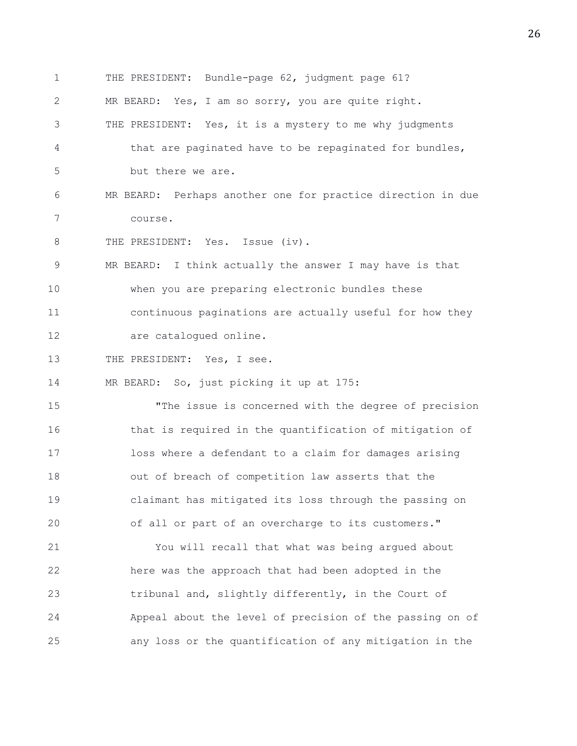THE PRESIDENT: Bundle-page 62, judgment page 61?

MR BEARD: Yes, I am so sorry, you are quite right.

THE PRESIDENT: Yes, it is a mystery to me why judgments that are paginated have to be repaginated for bundles, but there we are.

MR BEARD: Perhaps another one for practice direction in due course.

THE PRESIDENT: Yes. Issue (iv).

MR BEARD: I think actually the answer I may have is that when you are preparing electronic bundles these continuous paginations are actually useful for how they are catalogued online.

THE PRESIDENT: Yes, I see.

MR BEARD: So, just picking it up at 175:

"The issue is concerned with the degree of precision that is required in the quantification of mitigation of loss where a defendant to a claim for damages arising out of breach of competition law asserts that the claimant has mitigated its loss through the passing on of all or part of an overcharge to its customers."

You will recall that what was being argued about here was the approach that had been adopted in the tribunal and, slightly differently, in the Court of Appeal about the level of precision of the passing on of any loss or the quantification of any mitigation in the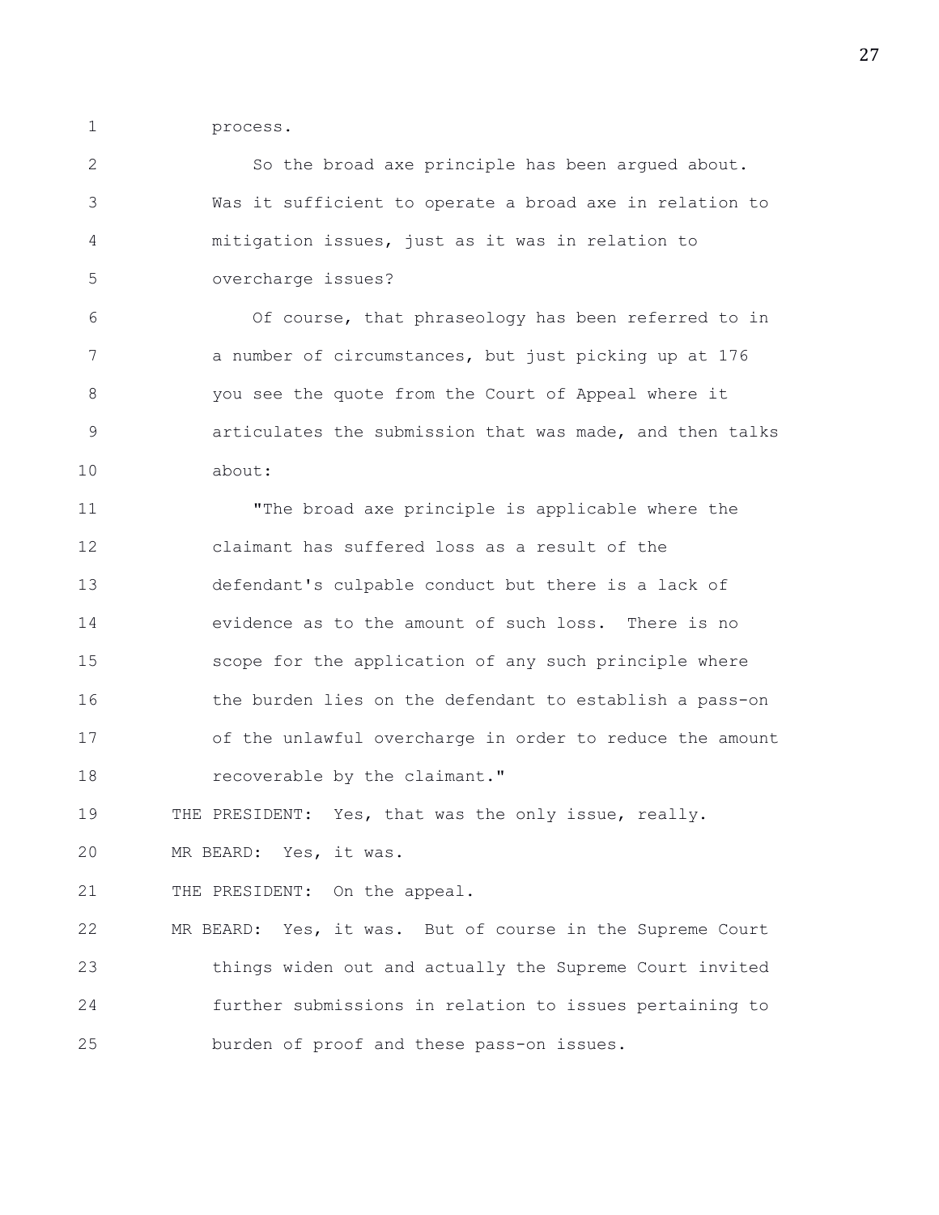process.

So the broad axe principle has been argued about. Was it sufficient to operate a broad axe in relation to mitigation issues, just as it was in relation to overcharge issues?

Of course, that phraseology has been referred to in a number of circumstances, but just picking up at 176 you see the quote from the Court of Appeal where it articulates the submission that was made, and then talks about:

"The broad axe principle is applicable where the claimant has suffered loss as a result of the defendant's culpable conduct but there is a lack of evidence as to the amount of such loss. There is no scope for the application of any such principle where the burden lies on the defendant to establish a pass-on of the unlawful overcharge in order to reduce the amount recoverable by the claimant."

THE PRESIDENT: Yes, that was the only issue, really.

MR BEARD: Yes, it was.

THE PRESIDENT: On the appeal.

MR BEARD: Yes, it was. But of course in the Supreme Court things widen out and actually the Supreme Court invited further submissions in relation to issues pertaining to burden of proof and these pass-on issues.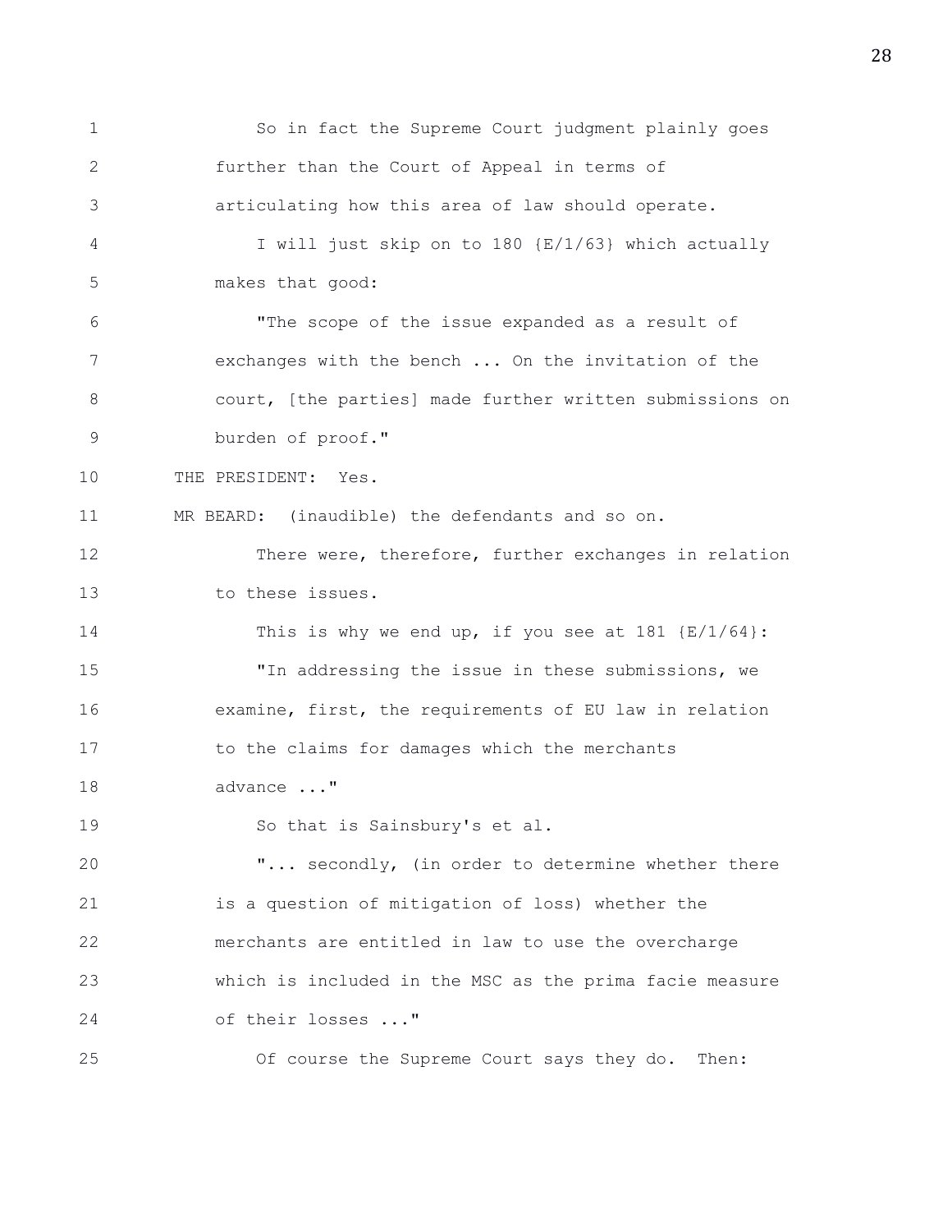So in fact the Supreme Court judgment plainly goes further than the Court of Appeal in terms of articulating how this area of law should operate.

I will just skip on to 180 {E/1/63} which actually makes that good:

"The scope of the issue expanded as a result of exchanges with the bench ... On the invitation of the court, [the parties] made further written submissions on burden of proof."

THE PRESIDENT: Yes.

MR BEARD: (inaudible) the defendants and so on.

There were, therefore, further exchanges in relation to these issues.

This is why we end up, if you see at 181 {E/1/64}:

"In addressing the issue in these submissions, we examine, first, the requirements of EU law in relation to the claims for damages which the merchants advance ..."

So that is Sainsbury's et al.

"... secondly, (in order to determine whether there is a question of mitigation of loss) whether the merchants are entitled in law to use the overcharge which is included in the MSC as the prima facie measure of their losses ..."

Of course the Supreme Court says they do. Then: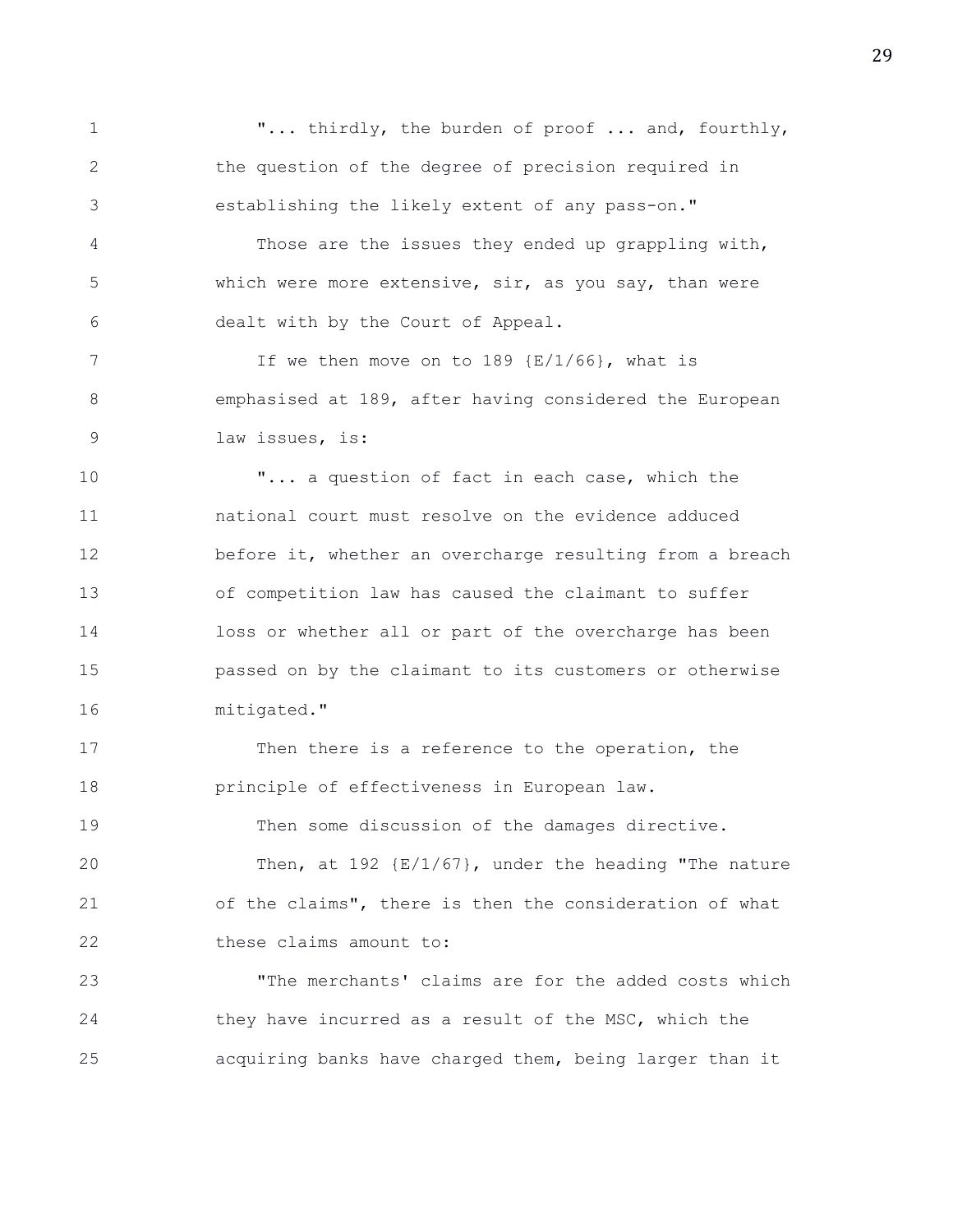"... thirdly, the burden of proof ... and, fourthly, the question of the degree of precision required in establishing the likely extent of any pass-on."

Those are the issues they ended up grappling with, which were more extensive, sir, as you say, than were dealt with by the Court of Appeal.

If we then move on to 189 {E/1/66}, what is emphasised at 189, after having considered the European law issues, is:

"... a question of fact in each case, which the national court must resolve on the evidence adduced before it, whether an overcharge resulting from a breach of competition law has caused the claimant to suffer loss or whether all or part of the overcharge has been passed on by the claimant to its customers or otherwise mitigated."

Then there is a reference to the operation, the principle of effectiveness in European law.

Then some discussion of the damages directive.

Then, at 192 {E/1/67}, under the heading "The nature of the claims", there is then the consideration of what these claims amount to:

"The merchants' claims are for the added costs which they have incurred as a result of the MSC, which the acquiring banks have charged them, being larger than it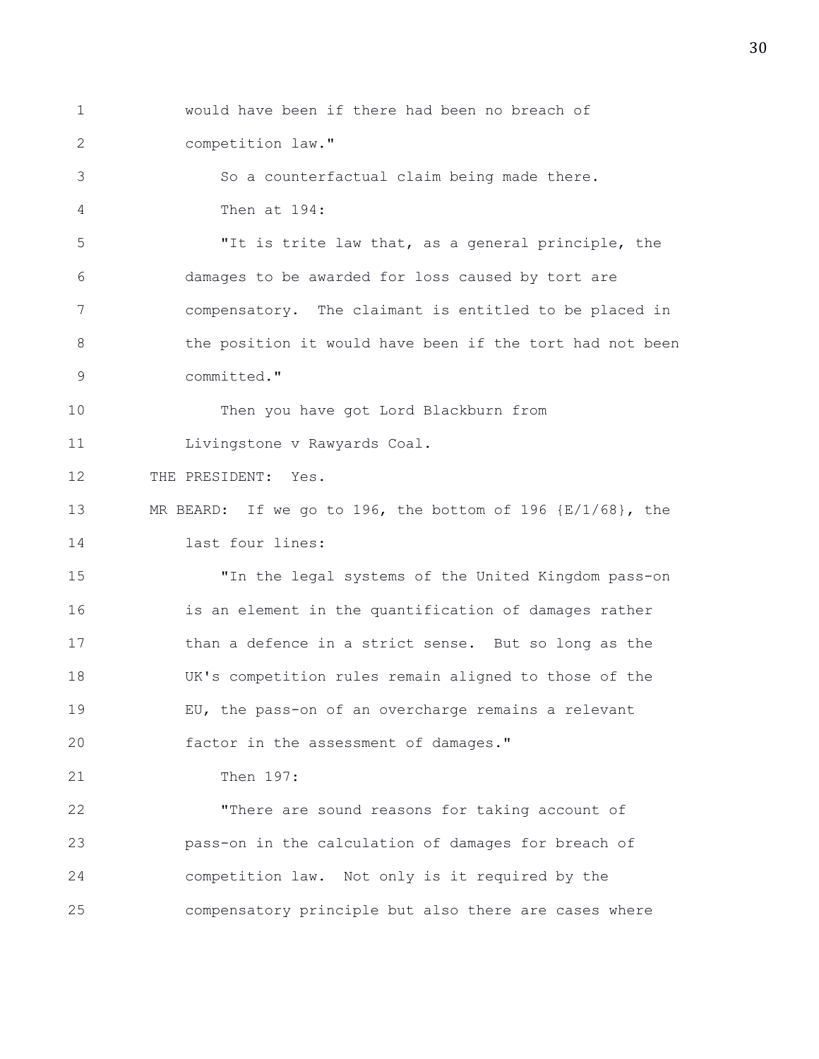would have been if there had been no breach of competition law."

So a counterfactual claim being made there.

Then at 194:

"It is trite law that, as a general principle, the damages to be awarded for loss caused by tort are compensatory. The claimant is entitled to be placed in the position it would have been if the tort had not been committed."

Then you have got Lord Blackburn from Livingstone v Rawyards Coal.

THE PRESIDENT: Yes.

MR BEARD: If we go to 196, the bottom of 196 {E/1/68}, the last four lines:

"In the legal systems of the United Kingdom pass-on is an element in the quantification of damages rather than a defence in a strict sense. But so long as the UK's competition rules remain aligned to those of the EU, the pass-on of an overcharge remains a relevant factor in the assessment of damages."

Then 197:

"There are sound reasons for taking account of pass-on in the calculation of damages for breach of competition law. Not only is it required by the compensatory principle but also there are cases where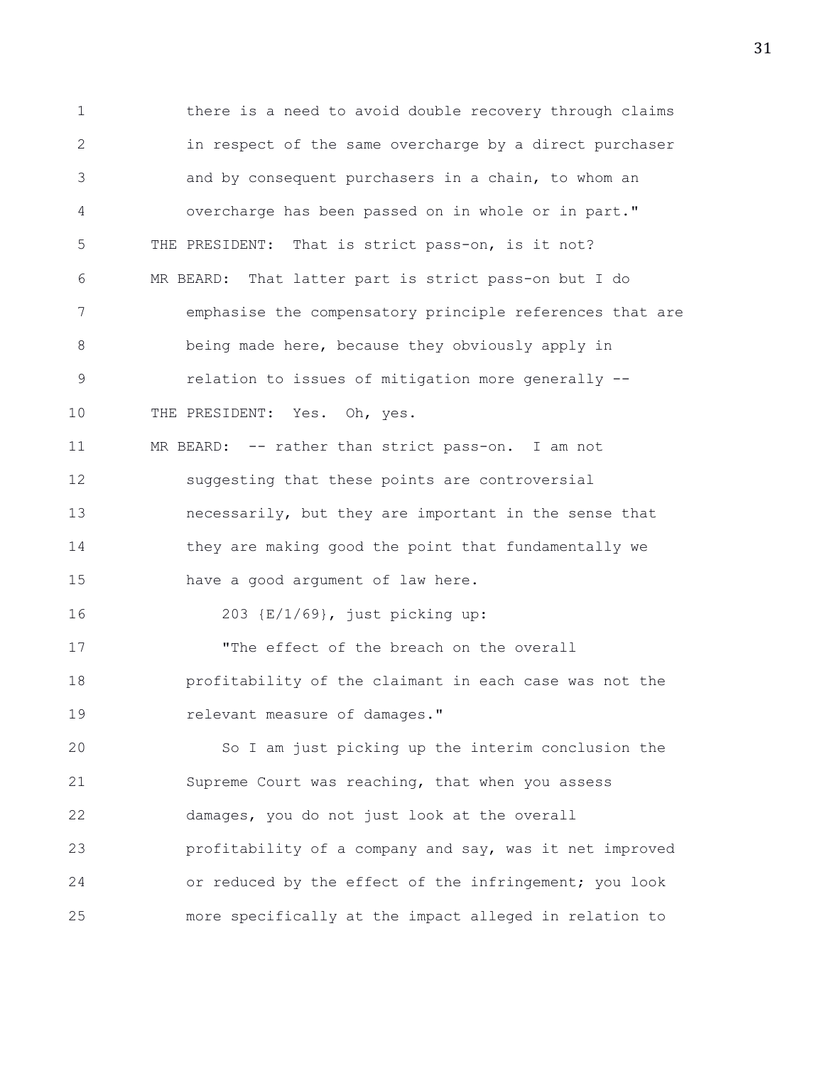there is a need to avoid double recovery through claims in respect of the same overcharge by a direct purchaser and by consequent purchasers in a chain, to whom an overcharge has been passed on in whole or in part."

THE PRESIDENT: That is strict pass-on, is it not?

MR BEARD: That latter part is strict pass-on but I do emphasise the compensatory principle references that are being made here, because they obviously apply in relation to issues of mitigation more generally --

THE PRESIDENT: Yes. Oh, yes.

MR BEARD: -- rather than strict pass-on. I am not suggesting that these points are controversial necessarily, but they are important in the sense that they are making good the point that fundamentally we have a good argument of law here.

203 {E/1/69}, just picking up:

"The effect of the breach on the overall profitability of the claimant in each case was not the relevant measure of damages."

So I am just picking up the interim conclusion the Supreme Court was reaching, that when you assess damages, you do not just look at the overall profitability of a company and say, was it net improved or reduced by the effect of the infringement; you look more specifically at the impact alleged in relation to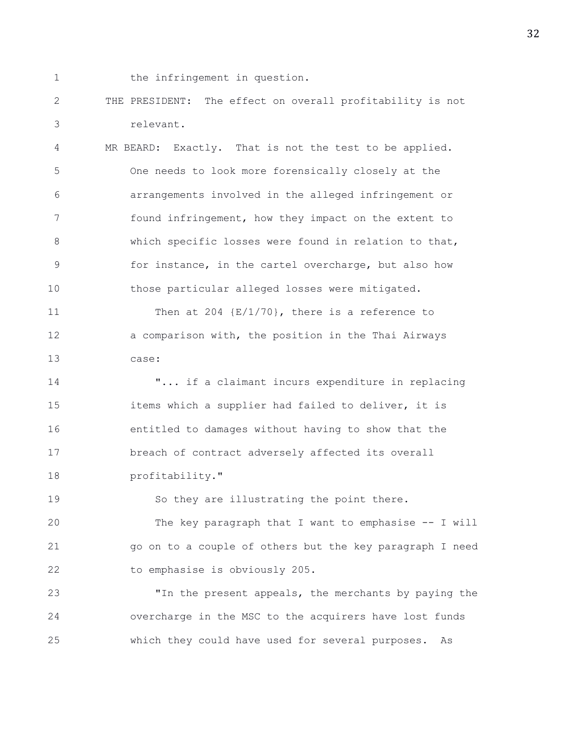the infringement in question.

THE PRESIDENT: The effect on overall profitability is not relevant.

MR BEARD: Exactly. That is not the test to be applied. One needs to look more forensically closely at the arrangements involved in the alleged infringement or found infringement, how they impact on the extent to which specific losses were found in relation to that, for instance, in the cartel overcharge, but also how those particular alleged losses were mitigated.

Then at 204 {E/1/70}, there is a reference to a comparison with, the position in the Thai Airways case:

"... if a claimant incurs expenditure in replacing items which a supplier had failed to deliver, it is entitled to damages without having to show that the breach of contract adversely affected its overall profitability."

So they are illustrating the point there.

The key paragraph that I want to emphasise -- I will go on to a couple of others but the key paragraph I need to emphasise is obviously 205.

"In the present appeals, the merchants by paying the overcharge in the MSC to the acquirers have lost funds which they could have used for several purposes. As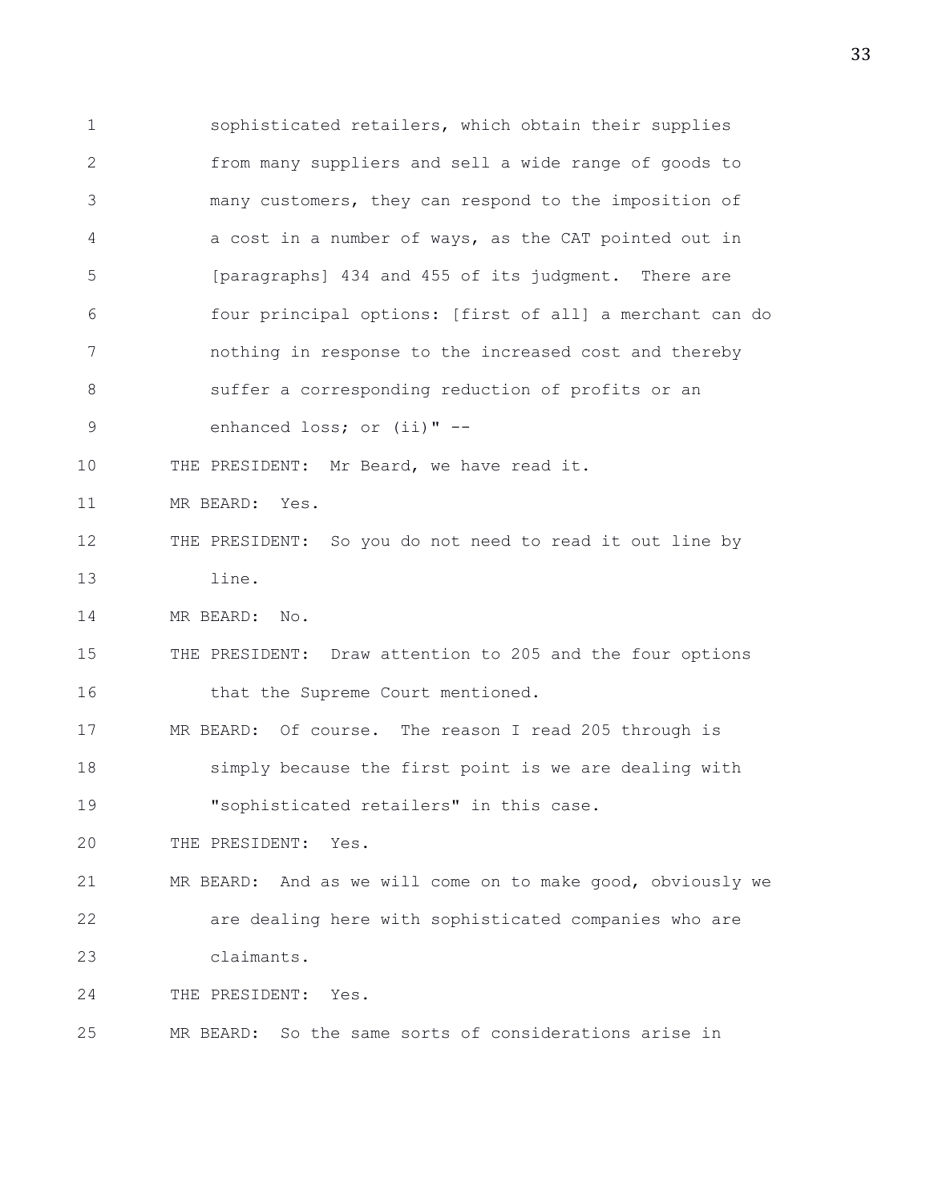sophisticated retailers, which obtain their supplies from many suppliers and sell a wide range of goods to many customers, they can respond to the imposition of a cost in a number of ways, as the CAT pointed out in [paragraphs] 434 and 455 of its judgment. There are four principal options: [first of all] a merchant can do nothing in response to the increased cost and thereby suffer a corresponding reduction of profits or an enhanced loss; or (ii)" --

THE PRESIDENT: Mr Beard, we have read it.

MR BEARD: Yes.

THE PRESIDENT: So you do not need to read it out line by line.

MR BEARD: No.

THE PRESIDENT: Draw attention to 205 and the four options that the Supreme Court mentioned.

MR BEARD: Of course. The reason I read 205 through is simply because the first point is we are dealing with "sophisticated retailers" in this case.

THE PRESIDENT: Yes.

MR BEARD: And as we will come on to make good, obviously we are dealing here with sophisticated companies who are claimants.

THE PRESIDENT: Yes.

MR BEARD: So the same sorts of considerations arise in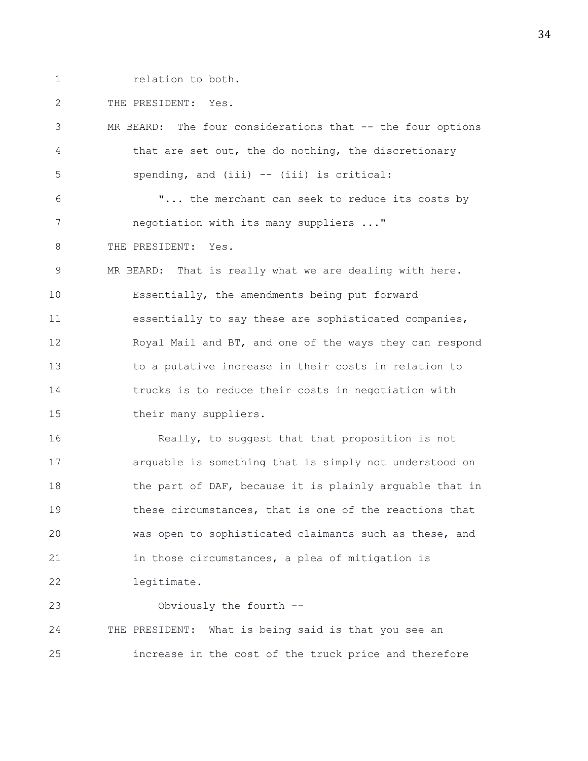relation to both.

THE PRESIDENT: Yes.

MR BEARD: The four considerations that -- the four options that are set out, the do nothing, the discretionary spending, and (iii) -- (iii) is critical:

"... the merchant can seek to reduce its costs by negotiation with its many suppliers ..."

THE PRESIDENT: Yes.

MR BEARD: That is really what we are dealing with here. Essentially, the amendments being put forward essentially to say these are sophisticated companies, Royal Mail and BT, and one of the ways they can respond to a putative increase in their costs in relation to trucks is to reduce their costs in negotiation with their many suppliers.

Really, to suggest that that proposition is not arguable is something that is simply not understood on the part of DAF, because it is plainly arguable that in these circumstances, that is one of the reactions that was open to sophisticated claimants such as these, and in those circumstances, a plea of mitigation is legitimate.

Obviously the fourth --

THE PRESIDENT: What is being said is that you see an increase in the cost of the truck price and therefore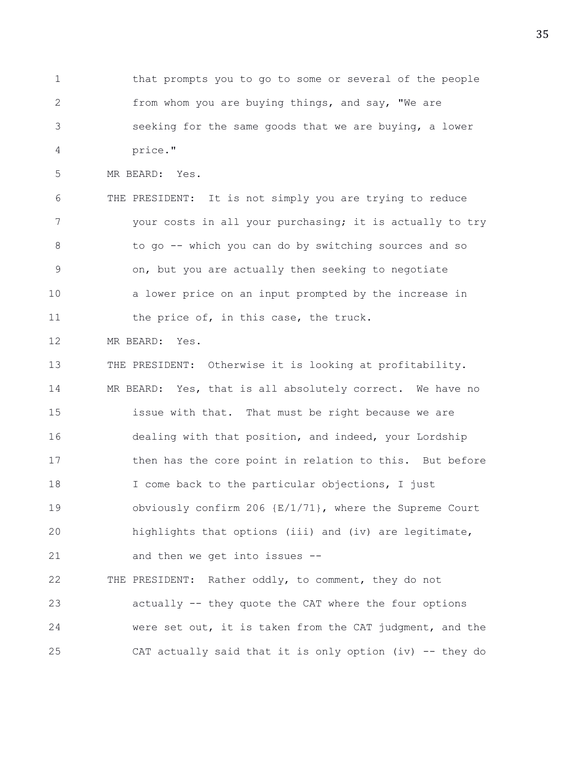that prompts you to go to some or several of the people from whom you are buying things, and say, "We are seeking for the same goods that we are buying, a lower price."

MR BEARD: Yes.

THE PRESIDENT: It is not simply you are trying to reduce your costs in all your purchasing; it is actually to try to go -- which you can do by switching sources and so on, but you are actually then seeking to negotiate a lower price on an input prompted by the increase in the price of, in this case, the truck.

MR BEARD: Yes.

THE PRESIDENT: Otherwise it is looking at profitability.

MR BEARD: Yes, that is all absolutely correct. We have no issue with that. That must be right because we are dealing with that position, and indeed, your Lordship then has the core point in relation to this. But before I come back to the particular objections, I just obviously confirm 206 {E/1/71}, where the Supreme Court highlights that options (iii) and (iv) are legitimate, and then we get into issues --

THE PRESIDENT: Rather oddly, to comment, they do not actually -- they quote the CAT where the four options were set out, it is taken from the CAT judgment, and the CAT actually said that it is only option (iv) -- they do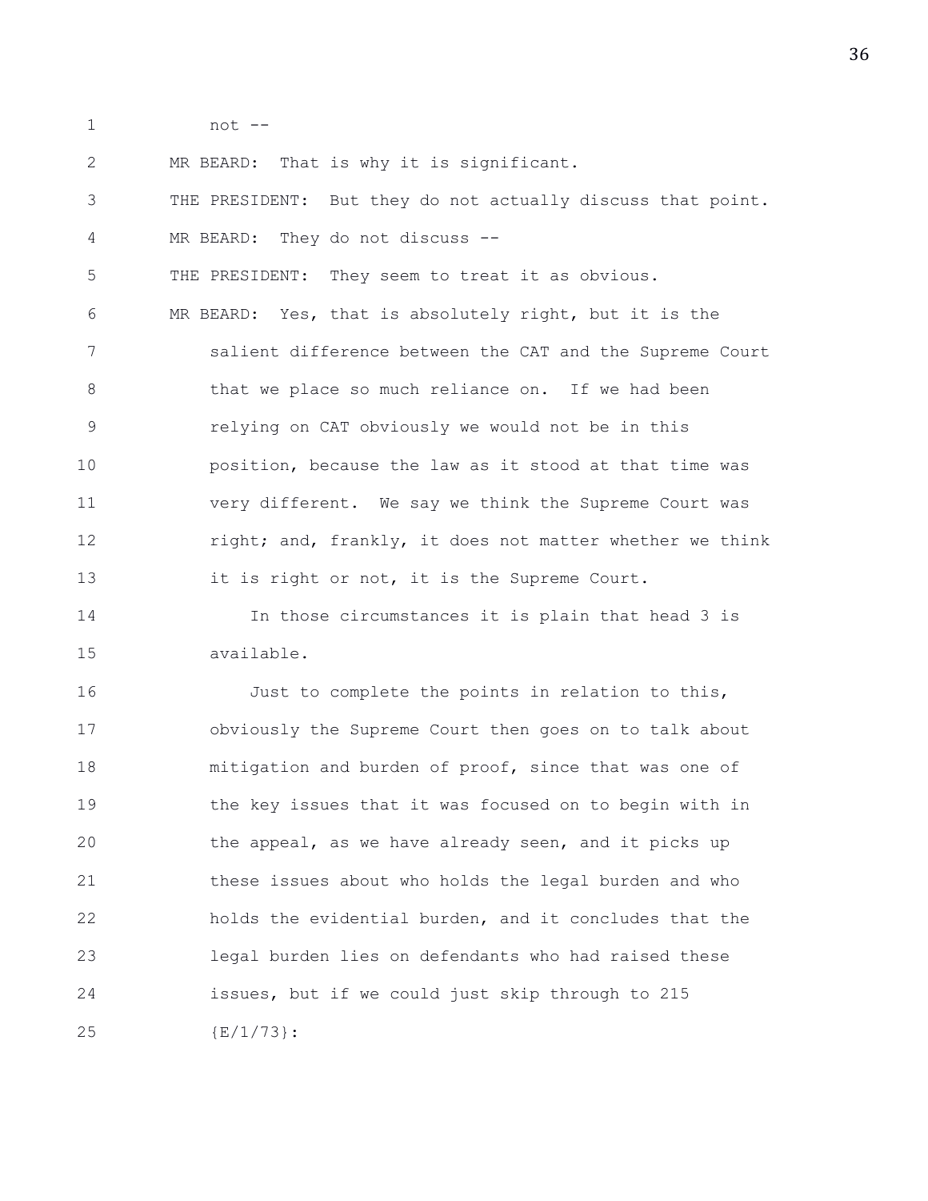not --

MR BEARD: That is why it is significant.

THE PRESIDENT: But they do not actually discuss that point.

MR BEARD: They do not discuss --

THE PRESIDENT: They seem to treat it as obvious.

MR BEARD: Yes, that is absolutely right, but it is the salient difference between the CAT and the Supreme Court that we place so much reliance on. If we had been relying on CAT obviously we would not be in this position, because the law as it stood at that time was very different. We say we think the Supreme Court was right; and, frankly, it does not matter whether we think it is right or not, it is the Supreme Court.

In those circumstances it is plain that head 3 is available.

Just to complete the points in relation to this, obviously the Supreme Court then goes on to talk about mitigation and burden of proof, since that was one of the key issues that it was focused on to begin with in the appeal, as we have already seen, and it picks up these issues about who holds the legal burden and who holds the evidential burden, and it concludes that the legal burden lies on defendants who had raised these issues, but if we could just skip through to 215 {E/1/73}: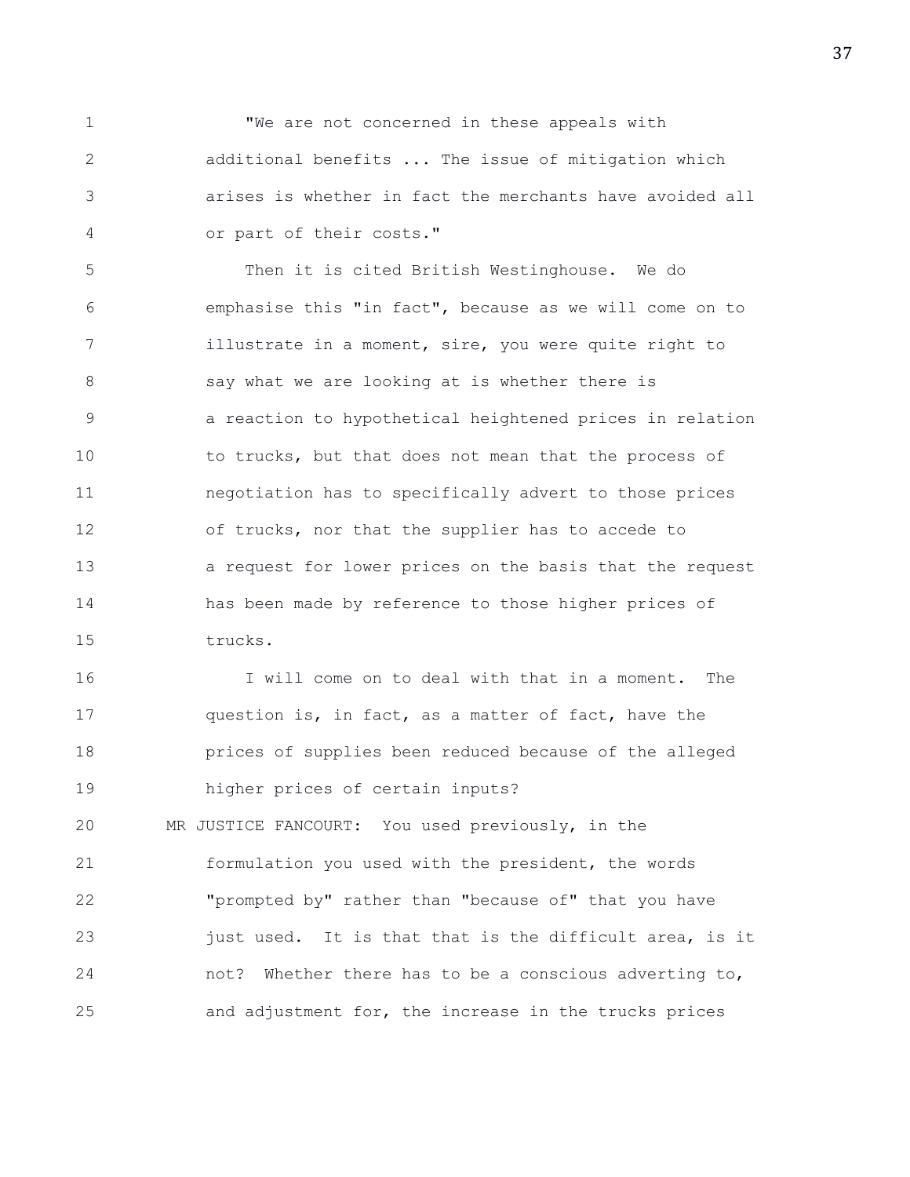"We are not concerned in these appeals with additional benefits ... The issue of mitigation which arises is whether in fact the merchants have avoided all or part of their costs."

Then it is cited British Westinghouse. We do emphasise this "in fact", because as we will come on to illustrate in a moment, sire, you were quite right to say what we are looking at is whether there is a reaction to hypothetical heightened prices in relation to trucks, but that does not mean that the process of negotiation has to specifically advert to those prices of trucks, nor that the supplier has to accede to a request for lower prices on the basis that the request has been made by reference to those higher prices of trucks.

I will come on to deal with that in a moment. The question is, in fact, as a matter of fact, have the prices of supplies been reduced because of the alleged higher prices of certain inputs?

MR JUSTICE FANCOURT: You used previously, in the formulation you used with the president, the words "prompted by" rather than "because of" that you have just used. It is that that is the difficult area, is it not? Whether there has to be a conscious adverting to, and adjustment for, the increase in the trucks prices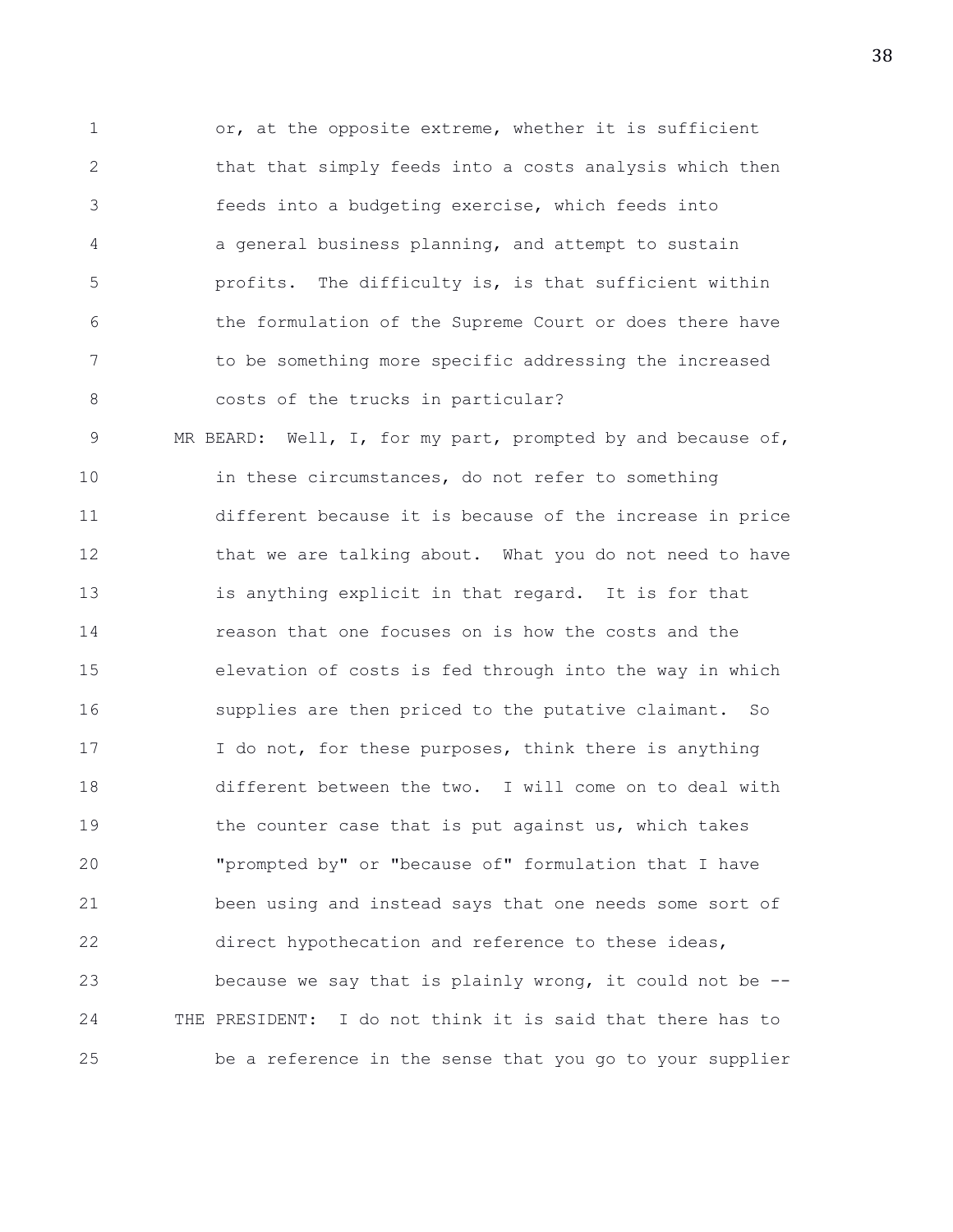or, at the opposite extreme, whether it is sufficient that that simply feeds into a costs analysis which then feeds into a budgeting exercise, which feeds into a general business planning, and attempt to sustain profits. The difficulty is, is that sufficient within the formulation of the Supreme Court or does there have to be something more specific addressing the increased costs of the trucks in particular?

MR BEARD: Well, I, for my part, prompted by and because of, in these circumstances, do not refer to something different because it is because of the increase in price that we are talking about. What you do not need to have is anything explicit in that regard. It is for that reason that one focuses on is how the costs and the elevation of costs is fed through into the way in which supplies are then priced to the putative claimant. So I do not, for these purposes, think there is anything different between the two. I will come on to deal with the counter case that is put against us, which takes "prompted by" or "because of" formulation that I have been using and instead says that one needs some sort of direct hypothecation and reference to these ideas, because we say that is plainly wrong, it could not be --

THE PRESIDENT: I do not think it is said that there has to be a reference in the sense that you go to your supplier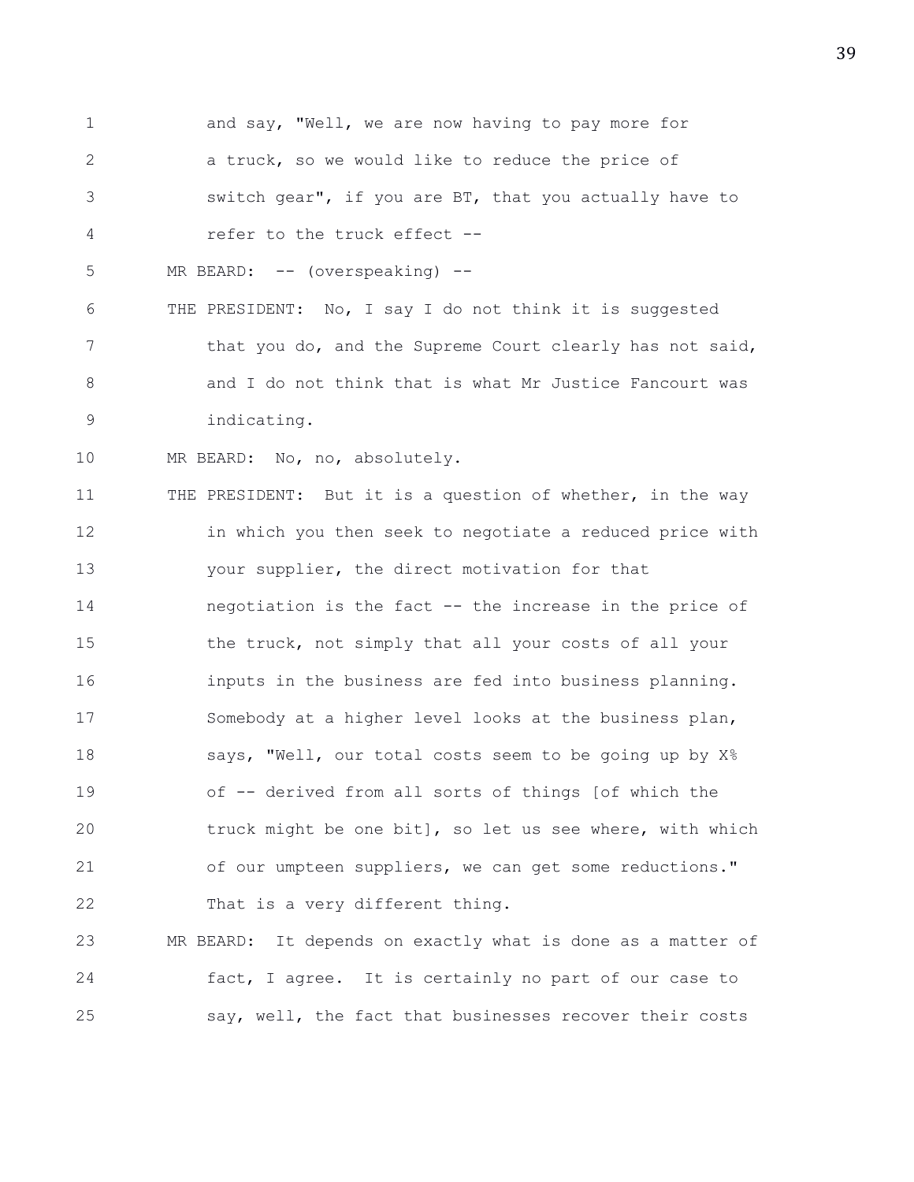and say, "Well, we are now having to pay more for a truck, so we would like to reduce the price of switch gear", if you are BT, that you actually have to refer to the truck effect --

MR BEARD: -- (overspeaking) --

THE PRESIDENT: No, I say I do not think it is suggested that you do, and the Supreme Court clearly has not said, and I do not think that is what Mr Justice Fancourt was indicating.

MR BEARD: No, no, absolutely.

THE PRESIDENT: But it is a question of whether, in the way in which you then seek to negotiate a reduced price with your supplier, the direct motivation for that negotiation is the fact -- the increase in the price of the truck, not simply that all your costs of all your inputs in the business are fed into business planning. Somebody at a higher level looks at the business plan, says, "Well, our total costs seem to be going up by X% of -- derived from all sorts of things [of which the truck might be one bit], so let us see where, with which of our umpteen suppliers, we can get some reductions." That is a very different thing.

MR BEARD: It depends on exactly what is done as a matter of fact, I agree. It is certainly no part of our case to say, well, the fact that businesses recover their costs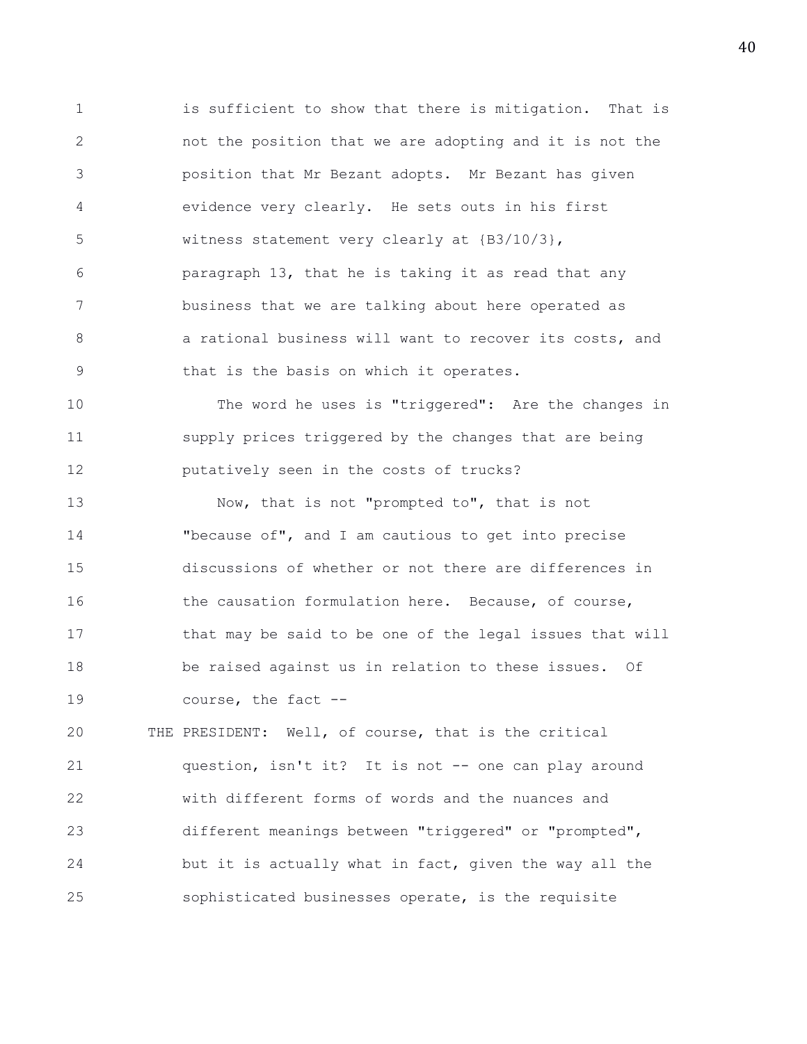is sufficient to show that there is mitigation. That is not the position that we are adopting and it is not the position that Mr Bezant adopts. Mr Bezant has given evidence very clearly. He sets outs in his first witness statement very clearly at {B3/10/3}, paragraph 13, that he is taking it as read that any business that we are talking about here operated as a rational business will want to recover its costs, and that is the basis on which it operates.

The word he uses is "triggered": Are the changes in supply prices triggered by the changes that are being putatively seen in the costs of trucks?

Now, that is not "prompted to", that is not "because of", and I am cautious to get into precise discussions of whether or not there are differences in the causation formulation here. Because, of course, that may be said to be one of the legal issues that will be raised against us in relation to these issues. Of course, the fact --

THE PRESIDENT: Well, of course, that is the critical question, isn't it? It is not -- one can play around with different forms of words and the nuances and different meanings between "triggered" or "prompted", but it is actually what in fact, given the way all the sophisticated businesses operate, is the requisite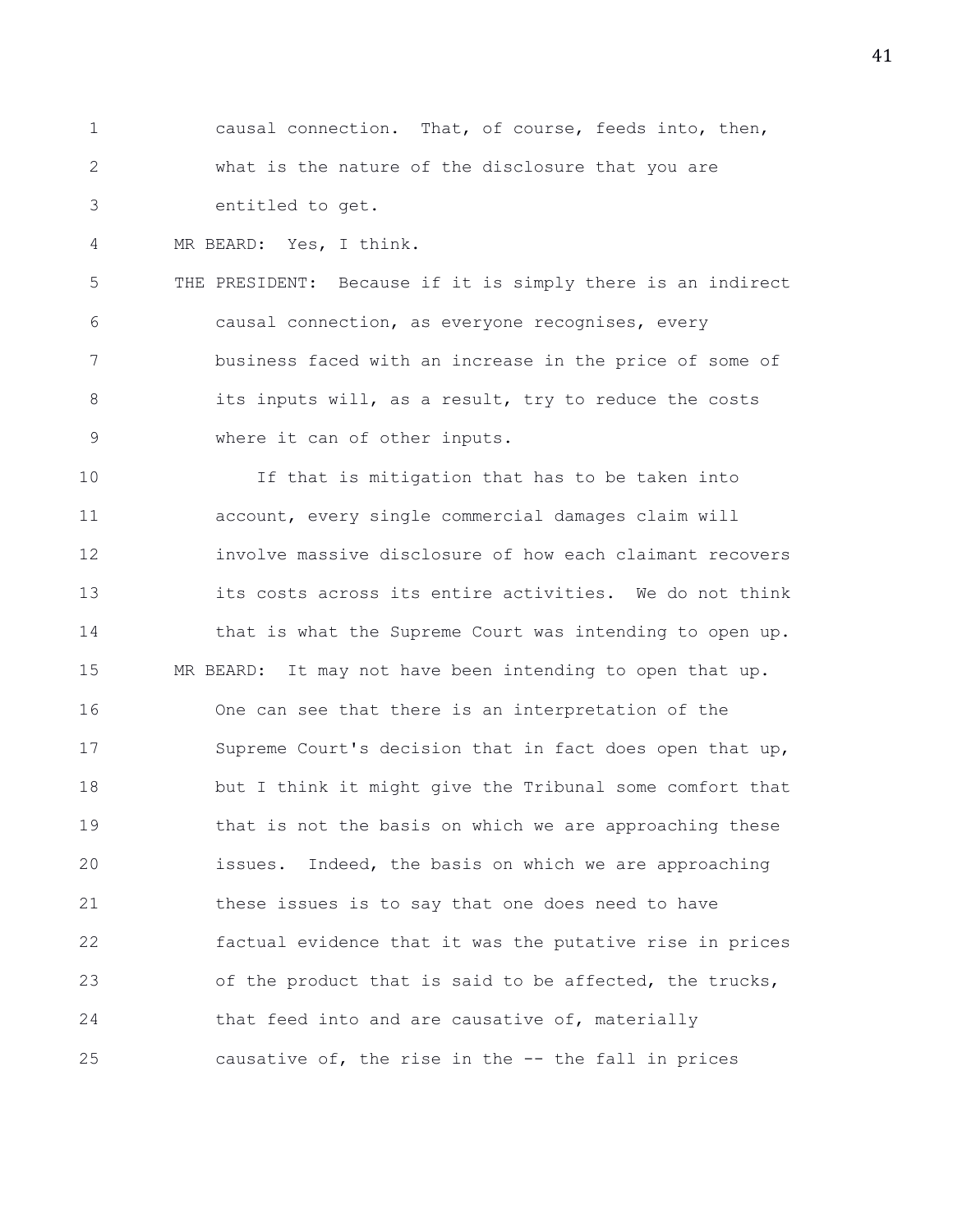causal connection. That, of course, feeds into, then, what is the nature of the disclosure that you are entitled to get.

MR BEARD: Yes, I think.

THE PRESIDENT: Because if it is simply there is an indirect causal connection, as everyone recognises, every business faced with an increase in the price of some of its inputs will, as a result, try to reduce the costs where it can of other inputs.

If that is mitigation that has to be taken into account, every single commercial damages claim will involve massive disclosure of how each claimant recovers its costs across its entire activities. We do not think that is what the Supreme Court was intending to open up.

MR BEARD: It may not have been intending to open that up. One can see that there is an interpretation of the Supreme Court's decision that in fact does open that up, but I think it might give the Tribunal some comfort that that is not the basis on which we are approaching these issues. Indeed, the basis on which we are approaching these issues is to say that one does need to have factual evidence that it was the putative rise in prices of the product that is said to be affected, the trucks, that feed into and are causative of, materially causative of, the rise in the -- the fall in prices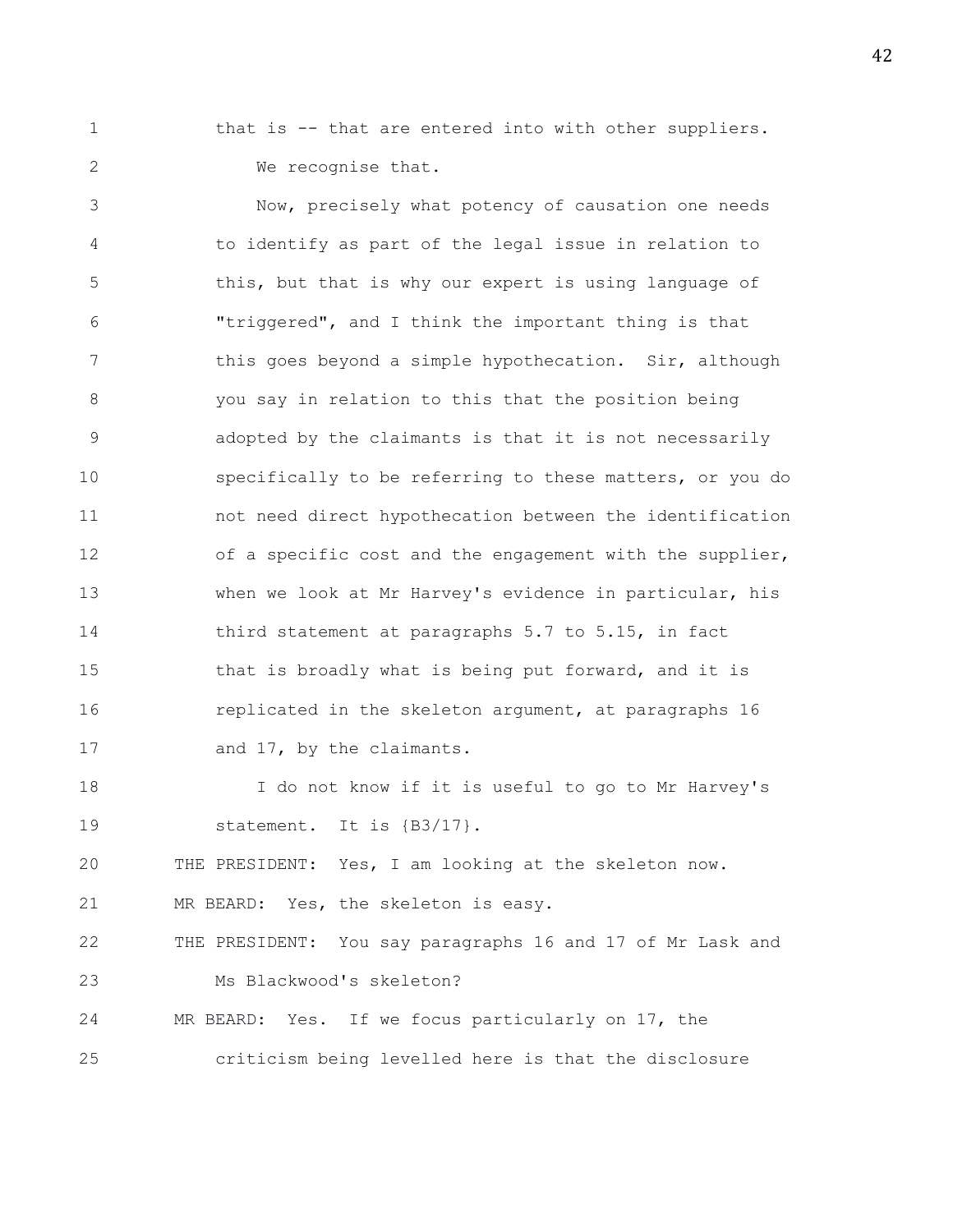that is -- that are entered into with other suppliers.

We recognise that.

Now, precisely what potency of causation one needs to identify as part of the legal issue in relation to this, but that is why our expert is using language of "triggered", and I think the important thing is that this goes beyond a simple hypothecation. Sir, although you say in relation to this that the position being adopted by the claimants is that it is not necessarily specifically to be referring to these matters, or you do not need direct hypothecation between the identification of a specific cost and the engagement with the supplier, when we look at Mr Harvey's evidence in particular, his third statement at paragraphs 5.7 to 5.15, in fact that is broadly what is being put forward, and it is replicated in the skeleton argument, at paragraphs 16 and 17, by the claimants.

I do not know if it is useful to go to Mr Harvey's statement. It is {B3/17}.

THE PRESIDENT: Yes, I am looking at the skeleton now.

MR BEARD: Yes, the skeleton is easy.

THE PRESIDENT: You say paragraphs 16 and 17 of Mr Lask and Ms Blackwood's skeleton?

MR BEARD: Yes. If we focus particularly on 17, the criticism being levelled here is that the disclosure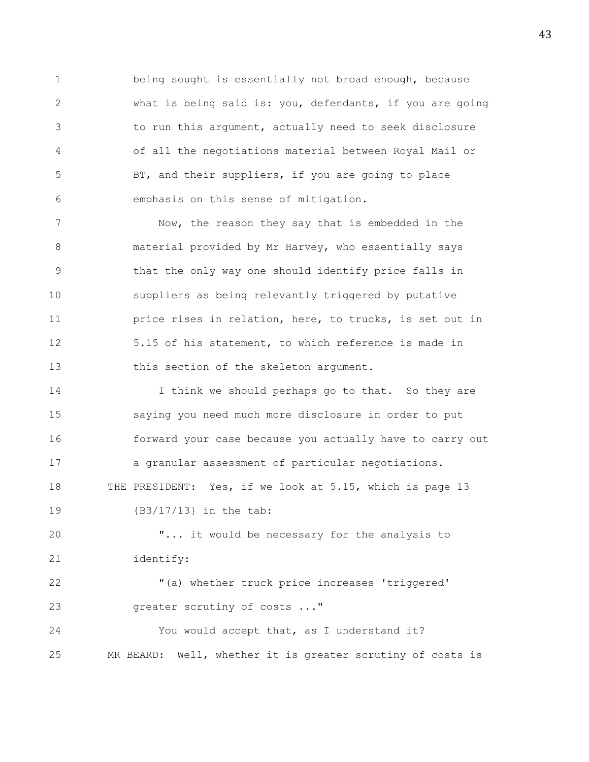being sought is essentially not broad enough, because what is being said is: you, defendants, if you are going to run this argument, actually need to seek disclosure of all the negotiations material between Royal Mail or BT, and their suppliers, if you are going to place emphasis on this sense of mitigation.

Now, the reason they say that is embedded in the material provided by Mr Harvey, who essentially says that the only way one should identify price falls in suppliers as being relevantly triggered by putative price rises in relation, here, to trucks, is set out in 5.15 of his statement, to which reference is made in this section of the skeleton argument.

I think we should perhaps go to that. So they are saying you need much more disclosure in order to put forward your case because you actually have to carry out a granular assessment of particular negotiations.

THE PRESIDENT: Yes, if we look at 5.15, which is page 13 {B3/17/13} in the tab:

"... it would be necessary for the analysis to identify:

"(a) whether truck price increases 'triggered' greater scrutiny of costs ..."

You would accept that, as I understand it?

MR BEARD: Well, whether it is greater scrutiny of costs is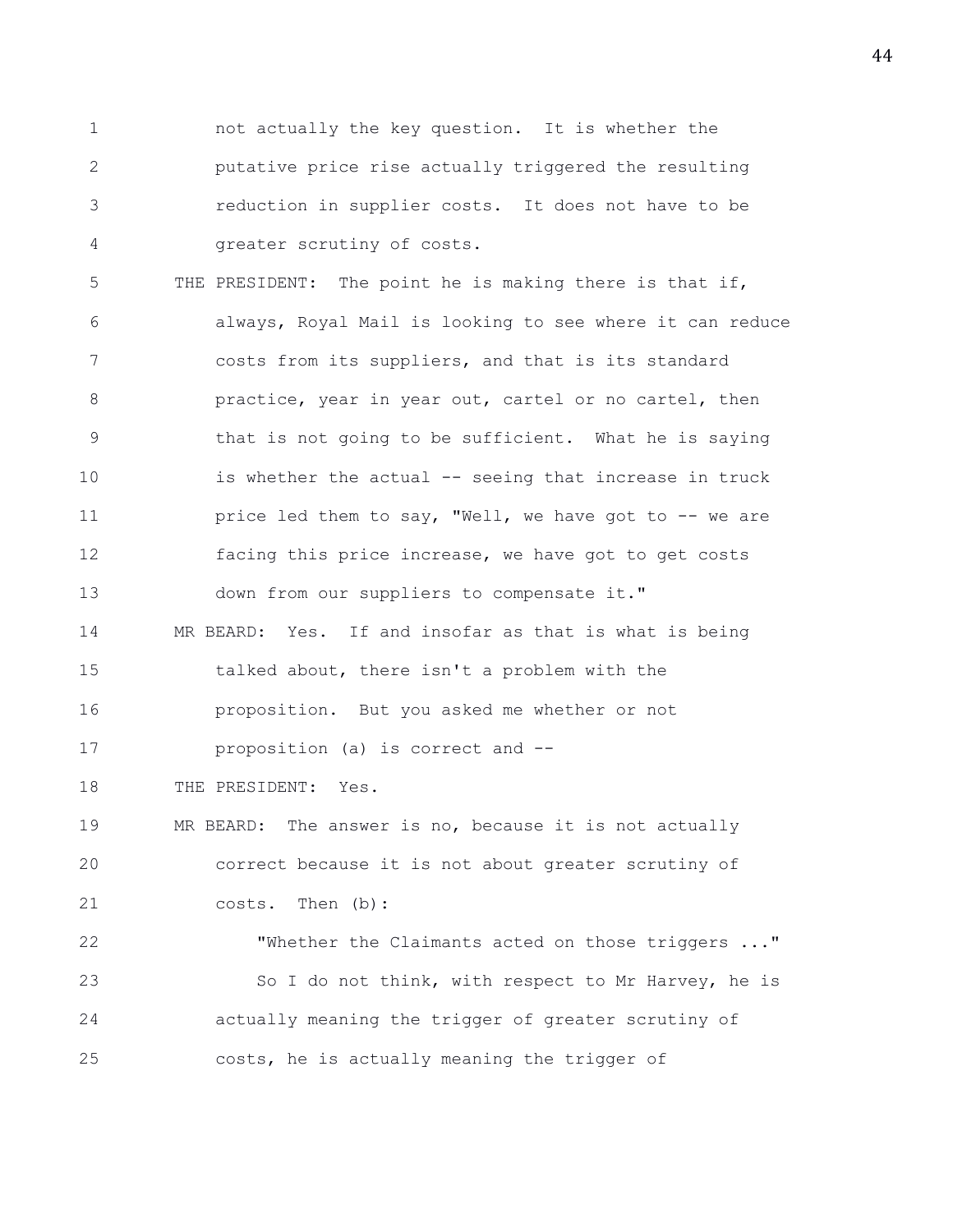not actually the key question. It is whether the putative price rise actually triggered the resulting reduction in supplier costs. It does not have to be greater scrutiny of costs.

THE PRESIDENT: The point he is making there is that if, always, Royal Mail is looking to see where it can reduce costs from its suppliers, and that is its standard practice, year in year out, cartel or no cartel, then that is not going to be sufficient. What he is saying is whether the actual -- seeing that increase in truck price led them to say, "Well, we have got to -- we are facing this price increase, we have got to get costs down from our suppliers to compensate it."

MR BEARD: Yes. If and insofar as that is what is being talked about, there isn't a problem with the proposition. But you asked me whether or not proposition (a) is correct and --

THE PRESIDENT: Yes.

MR BEARD: The answer is no, because it is not actually correct because it is not about greater scrutiny of costs. Then (b):

"Whether the Claimants acted on those triggers ..."

So I do not think, with respect to Mr Harvey, he is actually meaning the trigger of greater scrutiny of costs, he is actually meaning the trigger of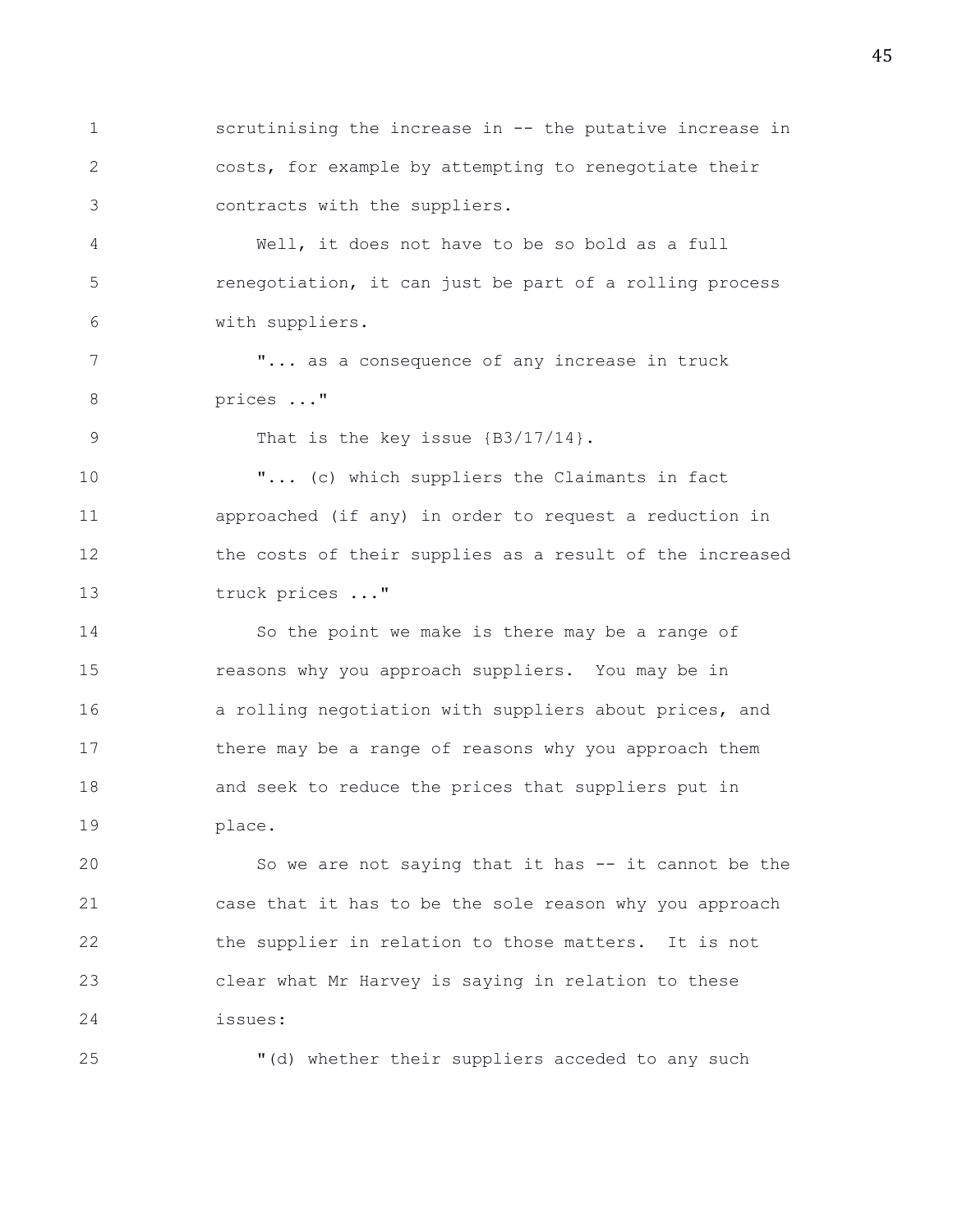scrutinising the increase in -- the putative increase in costs, for example by attempting to renegotiate their contracts with the suppliers.

Well, it does not have to be so bold as a full renegotiation, it can just be part of a rolling process with suppliers.

"... as a consequence of any increase in truck prices ..."

That is the key issue {B3/17/14}.

"... (c) which suppliers the Claimants in fact approached (if any) in order to request a reduction in the costs of their supplies as a result of the increased truck prices ..."

So the point we make is there may be a range of reasons why you approach suppliers. You may be in a rolling negotiation with suppliers about prices, and there may be a range of reasons why you approach them and seek to reduce the prices that suppliers put in place.

So we are not saying that it has -- it cannot be the case that it has to be the sole reason why you approach the supplier in relation to those matters. It is not clear what Mr Harvey is saying in relation to these issues:

"(d) whether their suppliers acceded to any such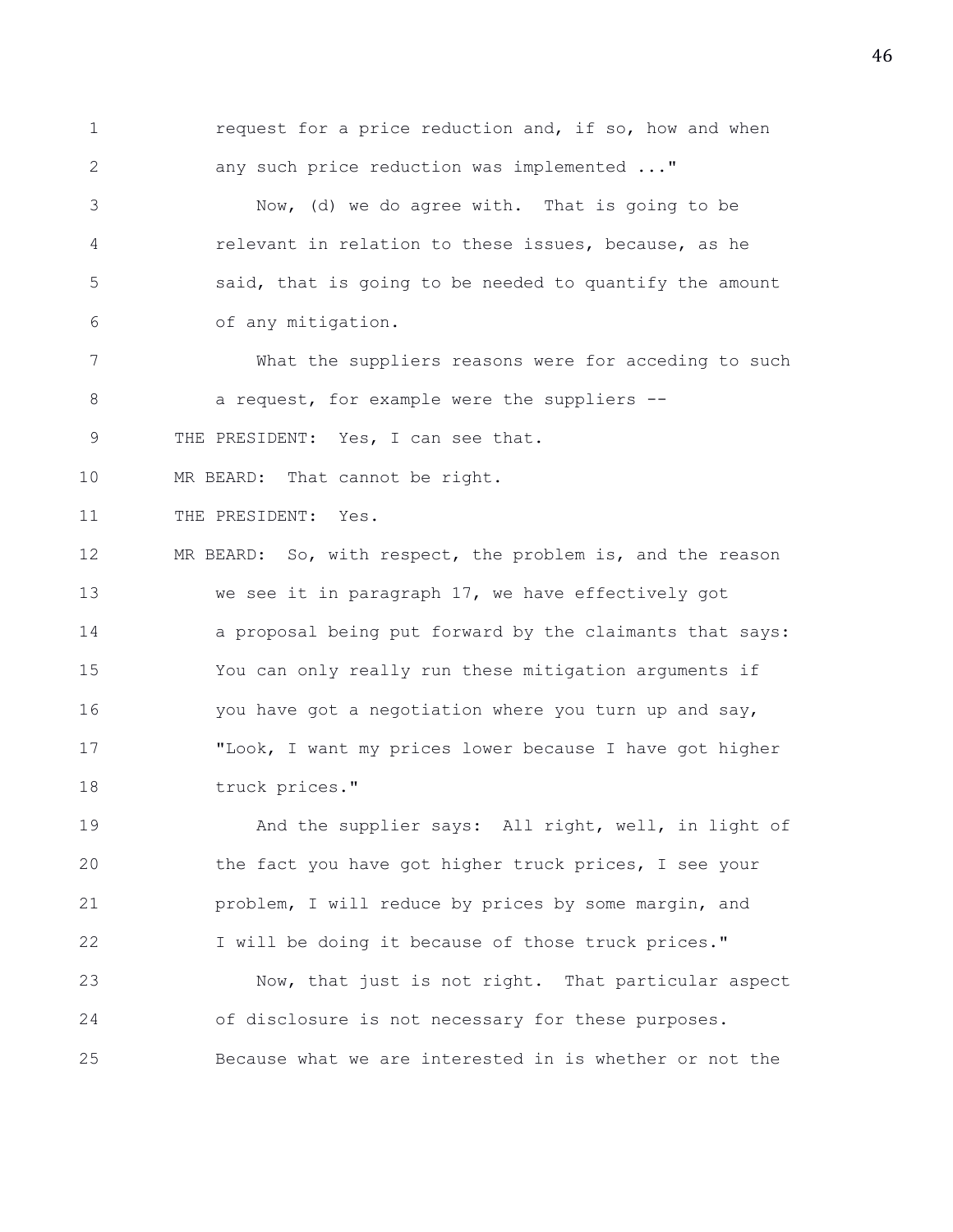request for a price reduction and, if so, how and when any such price reduction was implemented ..."

Now, (d) we do agree with. That is going to be relevant in relation to these issues, because, as he said, that is going to be needed to quantify the amount of any mitigation.

What the suppliers reasons were for acceding to such a request, for example were the suppliers --

THE PRESIDENT: Yes, I can see that.

MR BEARD: That cannot be right.

THE PRESIDENT: Yes.

MR BEARD: So, with respect, the problem is, and the reason we see it in paragraph 17, we have effectively got a proposal being put forward by the claimants that says: You can only really run these mitigation arguments if you have got a negotiation where you turn up and say, "Look, I want my prices lower because I have got higher truck prices."

And the supplier says: All right, well, in light of the fact you have got higher truck prices, I see your problem, I will reduce by prices by some margin, and I will be doing it because of those truck prices."

Now, that just is not right. That particular aspect of disclosure is not necessary for these purposes. Because what we are interested in is whether or not the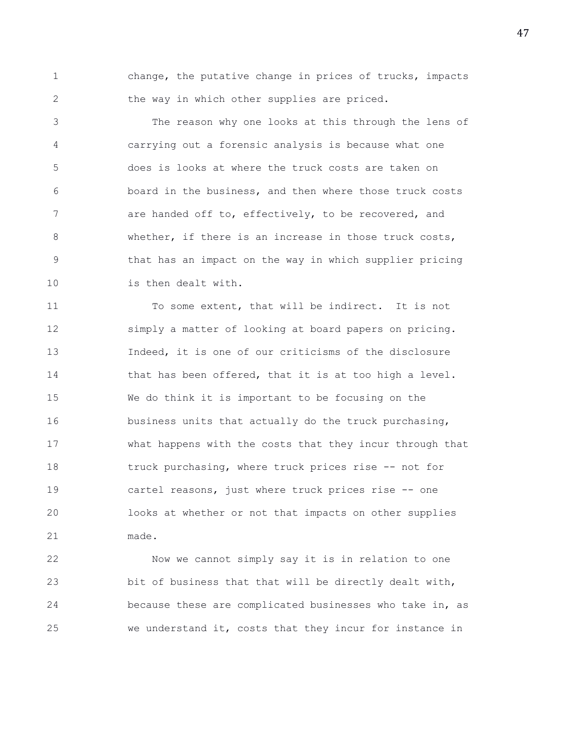change, the putative change in prices of trucks, impacts the way in which other supplies are priced.

The reason why one looks at this through the lens of carrying out a forensic analysis is because what one does is looks at where the truck costs are taken on board in the business, and then where those truck costs are handed off to, effectively, to be recovered, and whether, if there is an increase in those truck costs, that has an impact on the way in which supplier pricing is then dealt with.

To some extent, that will be indirect. It is not simply a matter of looking at board papers on pricing. Indeed, it is one of our criticisms of the disclosure that has been offered, that it is at too high a level. We do think it is important to be focusing on the business units that actually do the truck purchasing, what happens with the costs that they incur through that truck purchasing, where truck prices rise -- not for cartel reasons, just where truck prices rise -- one looks at whether or not that impacts on other supplies made.

Now we cannot simply say it is in relation to one bit of business that that will be directly dealt with, because these are complicated businesses who take in, as we understand it, costs that they incur for instance in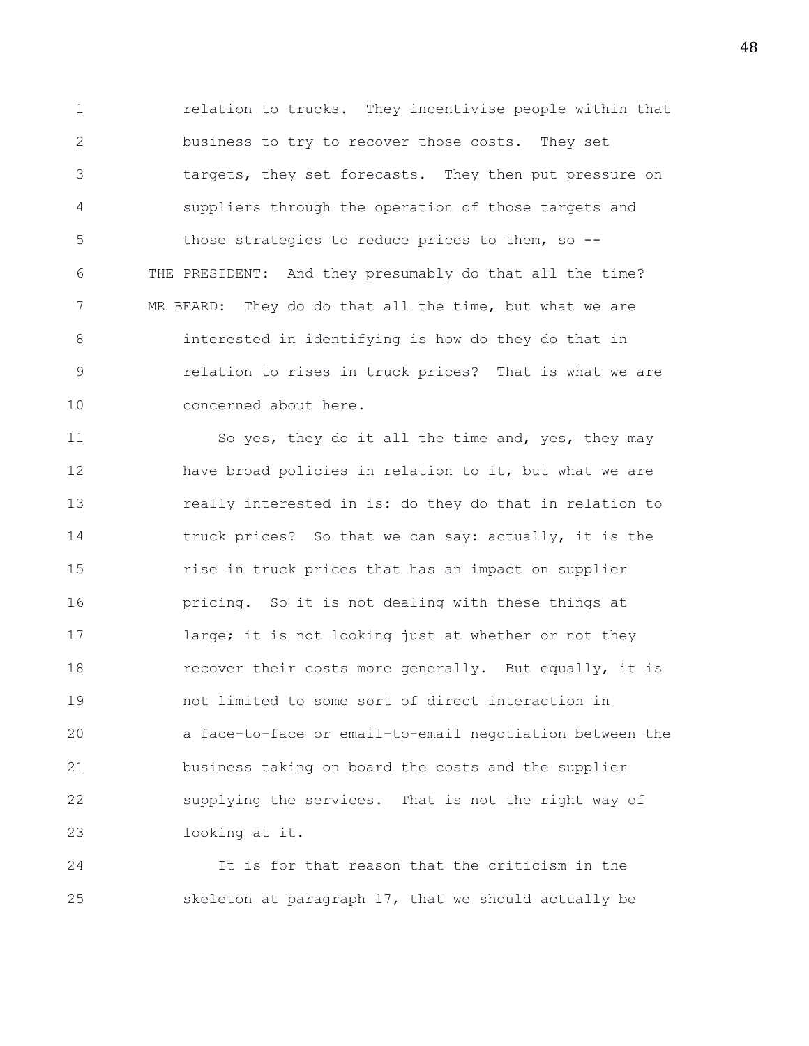relation to trucks. They incentivise people within that business to try to recover those costs. They set targets, they set forecasts. They then put pressure on suppliers through the operation of those targets and those strategies to reduce prices to them, so --

THE PRESIDENT: And they presumably do that all the time?

MR BEARD: They do do that all the time, but what we are interested in identifying is how do they do that in relation to rises in truck prices? That is what we are concerned about here.

So yes, they do it all the time and, yes, they may have broad policies in relation to it, but what we are really interested in is: do they do that in relation to truck prices? So that we can say: actually, it is the rise in truck prices that has an impact on supplier pricing. So it is not dealing with these things at large; it is not looking just at whether or not they recover their costs more generally. But equally, it is not limited to some sort of direct interaction in a face-to-face or email-to-email negotiation between the business taking on board the costs and the supplier supplying the services. That is not the right way of looking at it.

It is for that reason that the criticism in the skeleton at paragraph 17, that we should actually be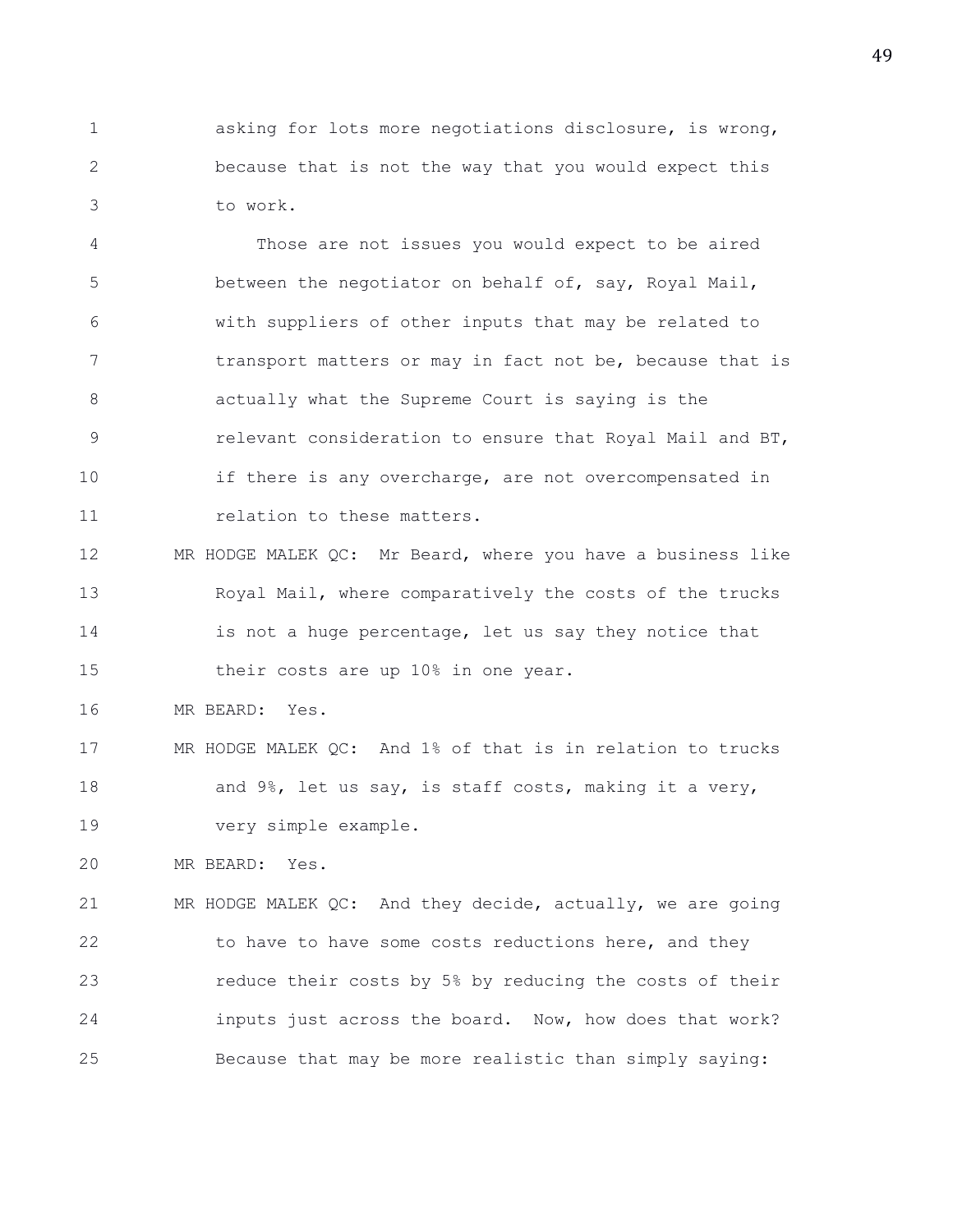asking for lots more negotiations disclosure, is wrong, because that is not the way that you would expect this to work.

Those are not issues you would expect to be aired between the negotiator on behalf of, say, Royal Mail, with suppliers of other inputs that may be related to transport matters or may in fact not be, because that is actually what the Supreme Court is saying is the relevant consideration to ensure that Royal Mail and BT, if there is any overcharge, are not overcompensated in relation to these matters.

MR HODGE MALEK QC: Mr Beard, where you have a business like Royal Mail, where comparatively the costs of the trucks is not a huge percentage, let us say they notice that their costs are up 10% in one year.

MR BEARD: Yes.

MR HODGE MALEK QC: And 1% of that is in relation to trucks and 9%, let us say, is staff costs, making it a very, very simple example.

MR BEARD: Yes.

MR HODGE MALEK QC: And they decide, actually, we are going to have to have some costs reductions here, and they reduce their costs by 5% by reducing the costs of their inputs just across the board. Now, how does that work? Because that may be more realistic than simply saying: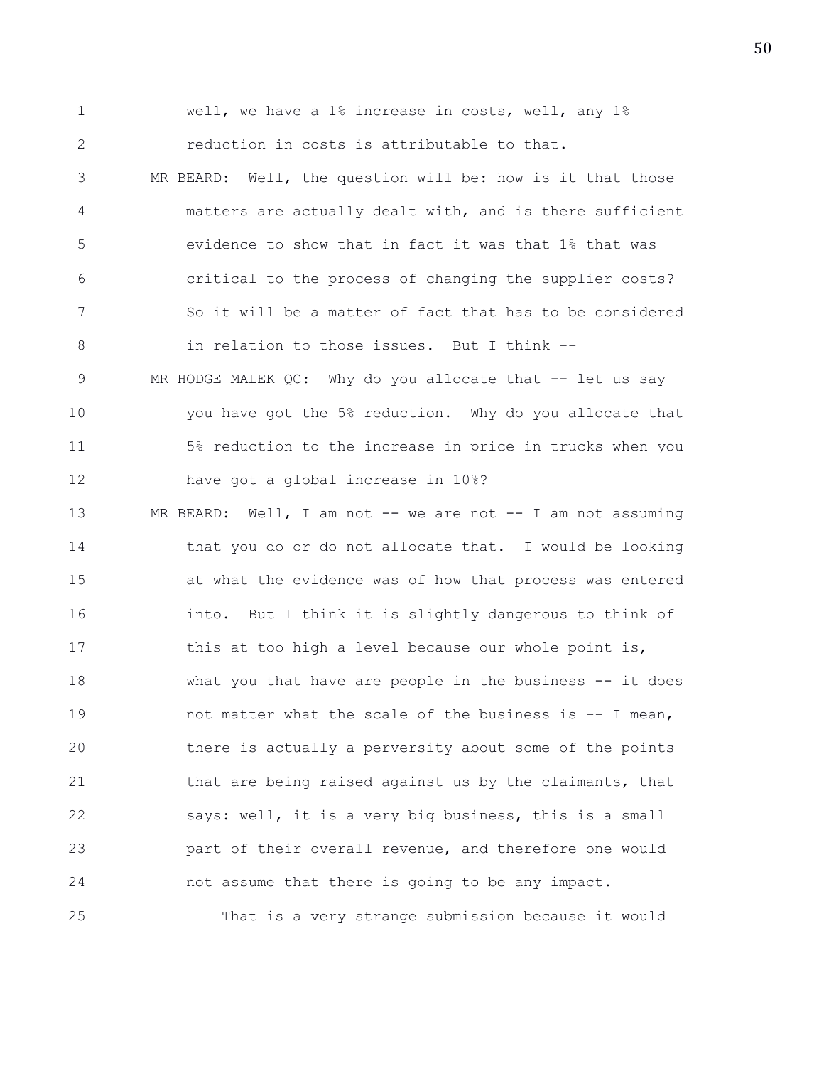well, we have a 1% increase in costs, well, any 1% reduction in costs is attributable to that.

MR BEARD: Well, the question will be: how is it that those matters are actually dealt with, and is there sufficient evidence to show that in fact it was that 1% that was critical to the process of changing the supplier costs? So it will be a matter of fact that has to be considered in relation to those issues. But I think --

MR HODGE MALEK QC: Why do you allocate that -- let us say you have got the 5% reduction. Why do you allocate that 5% reduction to the increase in price in trucks when you have got a global increase in 10%?

MR BEARD: Well, I am not -- we are not -- I am not assuming that you do or do not allocate that. I would be looking at what the evidence was of how that process was entered into. But I think it is slightly dangerous to think of this at too high a level because our whole point is, what you that have are people in the business -- it does not matter what the scale of the business is -- I mean, there is actually a perversity about some of the points that are being raised against us by the claimants, that says: well, it is a very big business, this is a small part of their overall revenue, and therefore one would not assume that there is going to be any impact.

That is a very strange submission because it would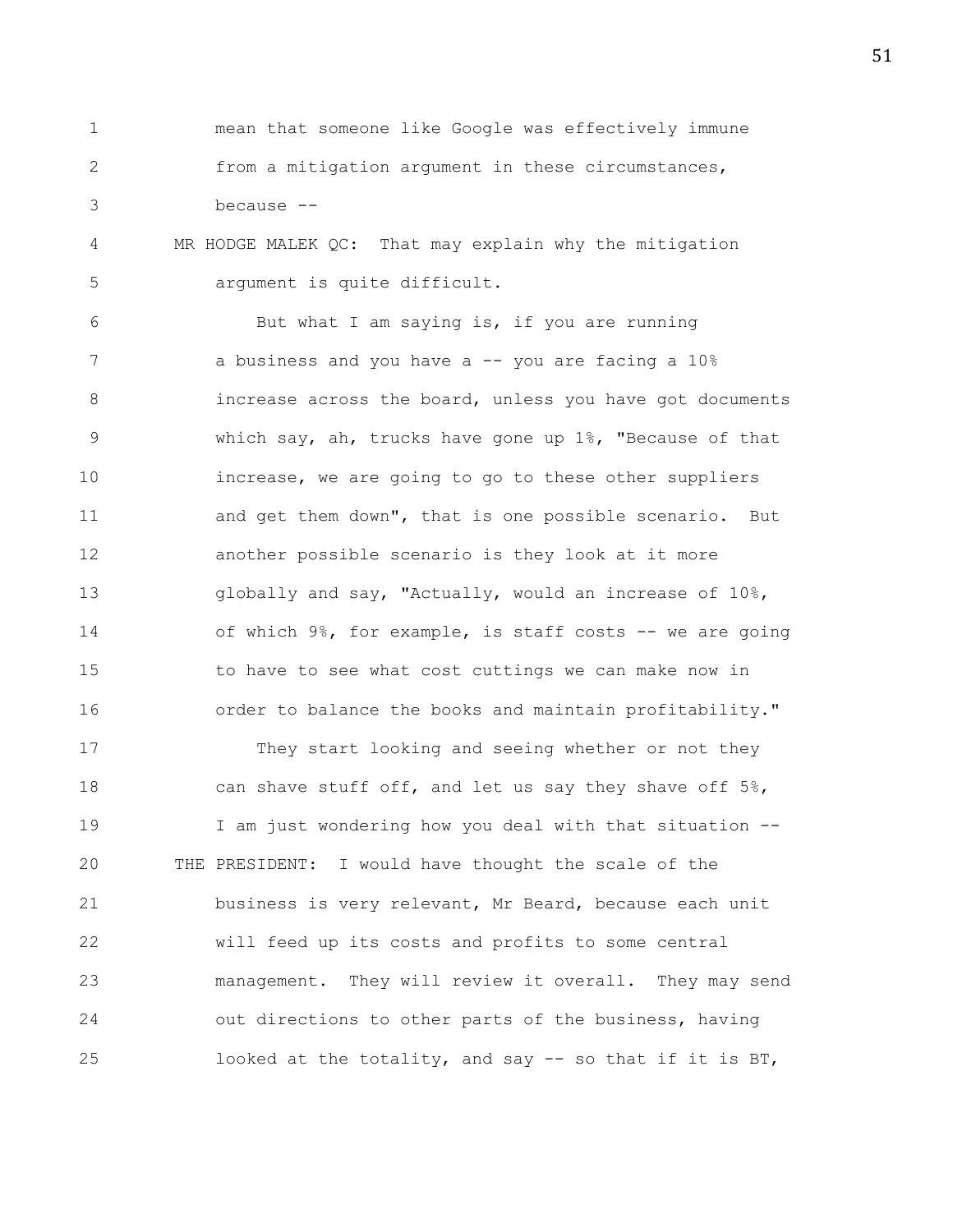mean that someone like Google was effectively immune from a mitigation argument in these circumstances, because --

MR HODGE MALEK QC: That may explain why the mitigation argument is quite difficult.

But what I am saying is, if you are running a business and you have a -- you are facing a 10% increase across the board, unless you have got documents which say, ah, trucks have gone up 1%, "Because of that increase, we are going to go to these other suppliers and get them down", that is one possible scenario. But another possible scenario is they look at it more globally and say, "Actually, would an increase of 10%, of which 9%, for example, is staff costs -- we are going to have to see what cost cuttings we can make now in order to balance the books and maintain profitability."

They start looking and seeing whether or not they can shave stuff off, and let us say they shave off 5%, I am just wondering how you deal with that situation --

THE PRESIDENT: I would have thought the scale of the business is very relevant, Mr Beard, because each unit will feed up its costs and profits to some central management. They will review it overall. They may send out directions to other parts of the business, having looked at the totality, and say -- so that if it is BT,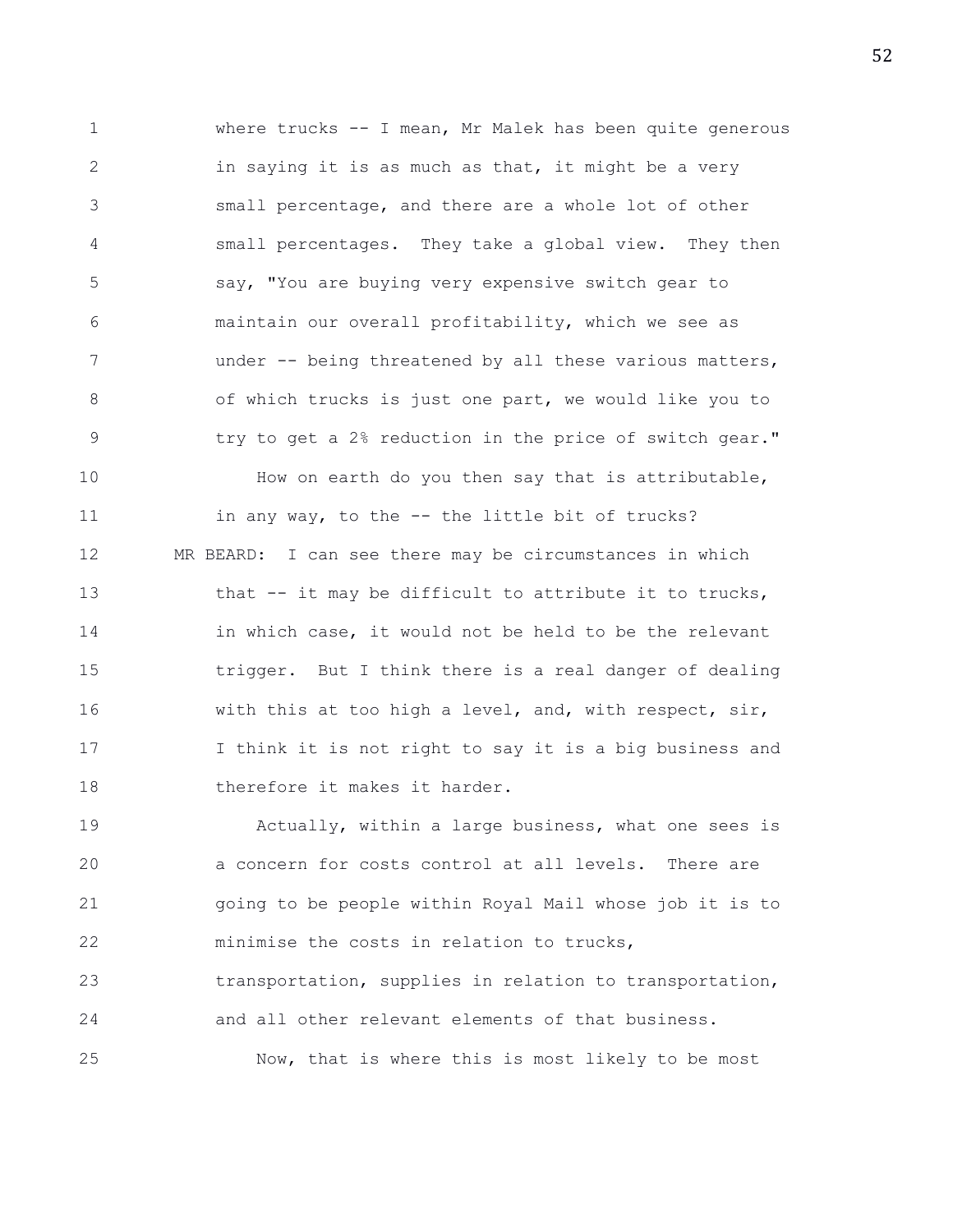where trucks -- I mean, Mr Malek has been quite generous in saying it is as much as that, it might be a very small percentage, and there are a whole lot of other small percentages. They take a global view. They then say, "You are buying very expensive switch gear to maintain our overall profitability, which we see as under -- being threatened by all these various matters, of which trucks is just one part, we would like you to try to get a 2% reduction in the price of switch gear."

How on earth do you then say that is attributable, in any way, to the -- the little bit of trucks?

MR BEARD: I can see there may be circumstances in which that -- it may be difficult to attribute it to trucks, in which case, it would not be held to be the relevant trigger. But I think there is a real danger of dealing with this at too high a level, and, with respect, sir, I think it is not right to say it is a big business and therefore it makes it harder.

Actually, within a large business, what one sees is a concern for costs control at all levels. There are going to be people within Royal Mail whose job it is to minimise the costs in relation to trucks, transportation, supplies in relation to transportation, and all other relevant elements of that business.

Now, that is where this is most likely to be most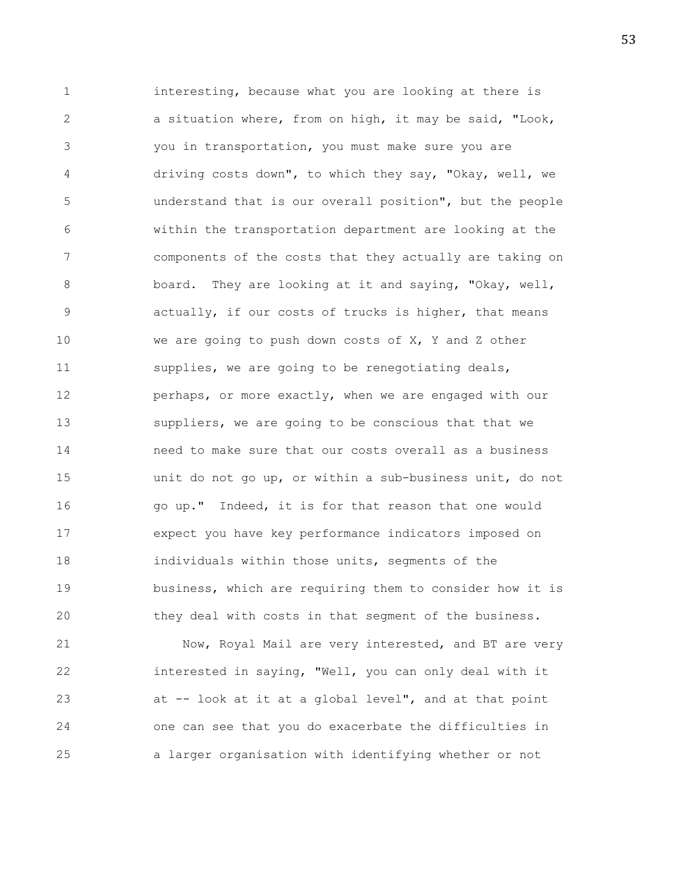interesting, because what you are looking at there is a situation where, from on high, it may be said, "Look, you in transportation, you must make sure you are driving costs down", to which they say, "Okay, well, we understand that is our overall position", but the people within the transportation department are looking at the components of the costs that they actually are taking on board. They are looking at it and saying, "Okay, well, actually, if our costs of trucks is higher, that means we are going to push down costs of X, Y and Z other supplies, we are going to be renegotiating deals, perhaps, or more exactly, when we are engaged with our suppliers, we are going to be conscious that that we need to make sure that our costs overall as a business unit do not go up, or within a sub-business unit, do not go up." Indeed, it is for that reason that one would expect you have key performance indicators imposed on individuals within those units, segments of the business, which are requiring them to consider how it is they deal with costs in that segment of the business.

Now, Royal Mail are very interested, and BT are very interested in saying, "Well, you can only deal with it at -- look at it at a global level", and at that point one can see that you do exacerbate the difficulties in a larger organisation with identifying whether or not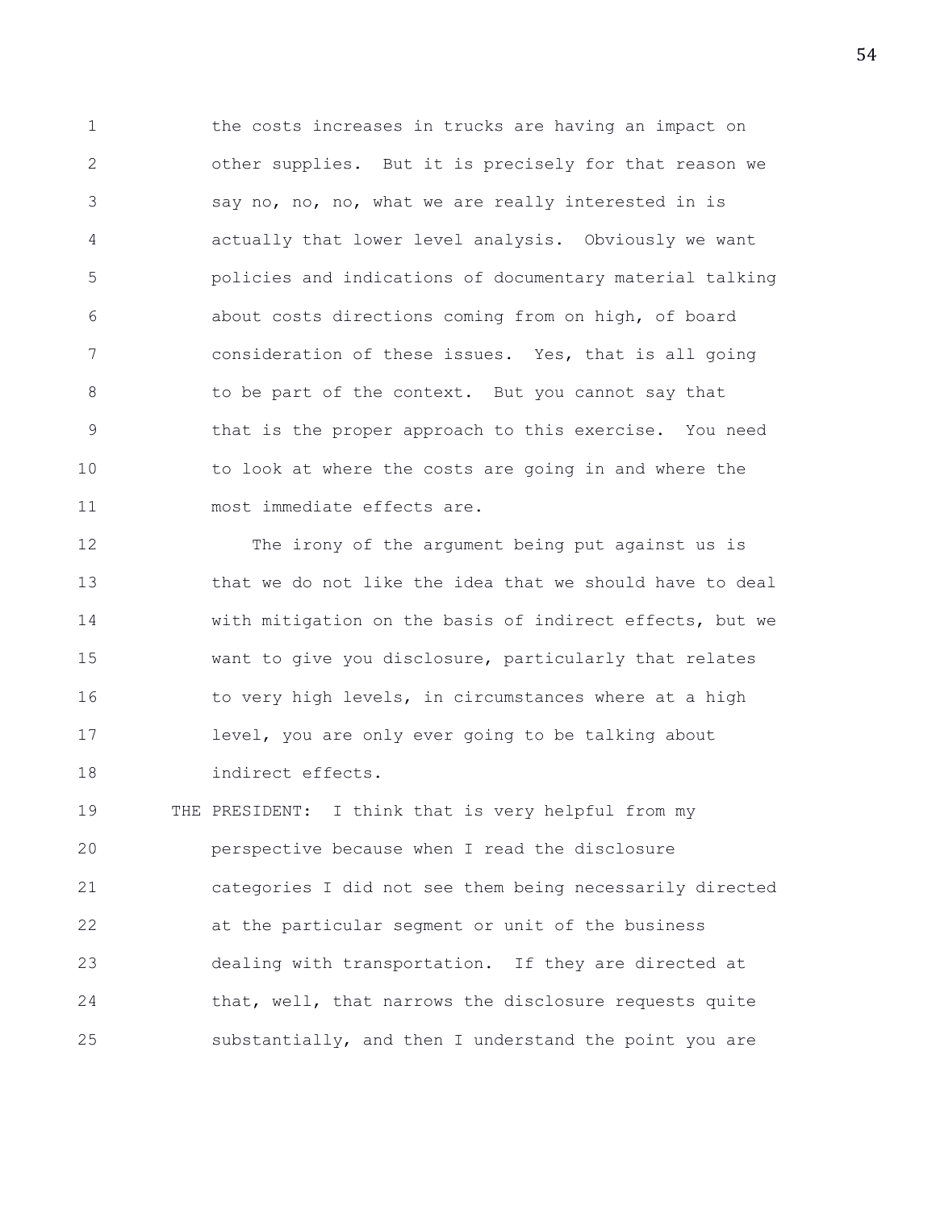the costs increases in trucks are having an impact on other supplies. But it is precisely for that reason we say no, no, no, what we are really interested in is actually that lower level analysis. Obviously we want policies and indications of documentary material talking about costs directions coming from on high, of board consideration of these issues. Yes, that is all going to be part of the context. But you cannot say that that is the proper approach to this exercise. You need to look at where the costs are going in and where the most immediate effects are.

The irony of the argument being put against us is that we do not like the idea that we should have to deal with mitigation on the basis of indirect effects, but we want to give you disclosure, particularly that relates to very high levels, in circumstances where at a high level, you are only ever going to be talking about indirect effects.

THE PRESIDENT: I think that is very helpful from my perspective because when I read the disclosure categories I did not see them being necessarily directed at the particular segment or unit of the business dealing with transportation. If they are directed at that, well, that narrows the disclosure requests quite substantially, and then I understand the point you are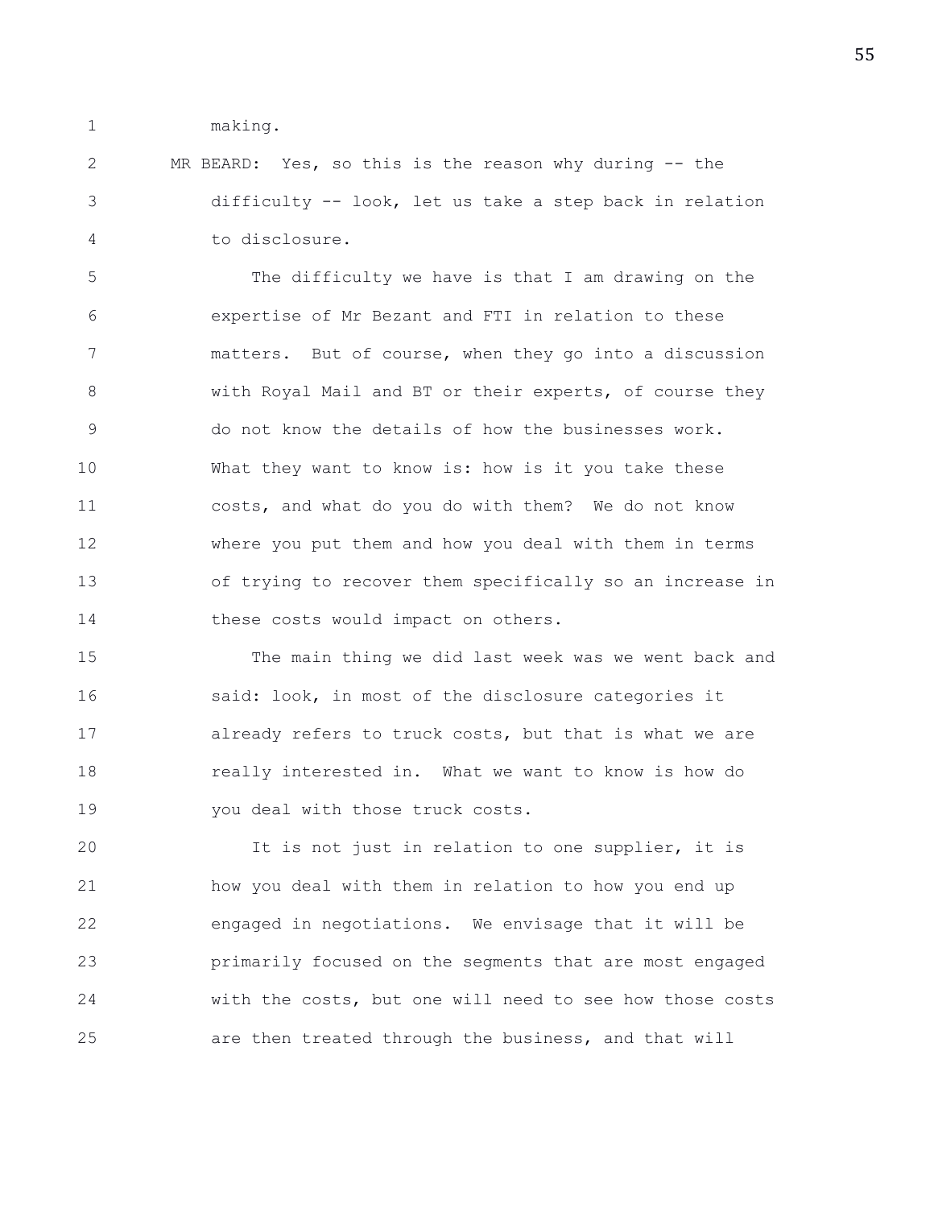making.

MR BEARD: Yes, so this is the reason why during -- the difficulty -- look, let us take a step back in relation to disclosure.

The difficulty we have is that I am drawing on the expertise of Mr Bezant and FTI in relation to these matters. But of course, when they go into a discussion with Royal Mail and BT or their experts, of course they do not know the details of how the businesses work. What they want to know is: how is it you take these costs, and what do you do with them? We do not know where you put them and how you deal with them in terms of trying to recover them specifically so an increase in these costs would impact on others.

The main thing we did last week was we went back and said: look, in most of the disclosure categories it already refers to truck costs, but that is what we are really interested in. What we want to know is how do you deal with those truck costs.

It is not just in relation to one supplier, it is how you deal with them in relation to how you end up engaged in negotiations. We envisage that it will be primarily focused on the segments that are most engaged with the costs, but one will need to see how those costs are then treated through the business, and that will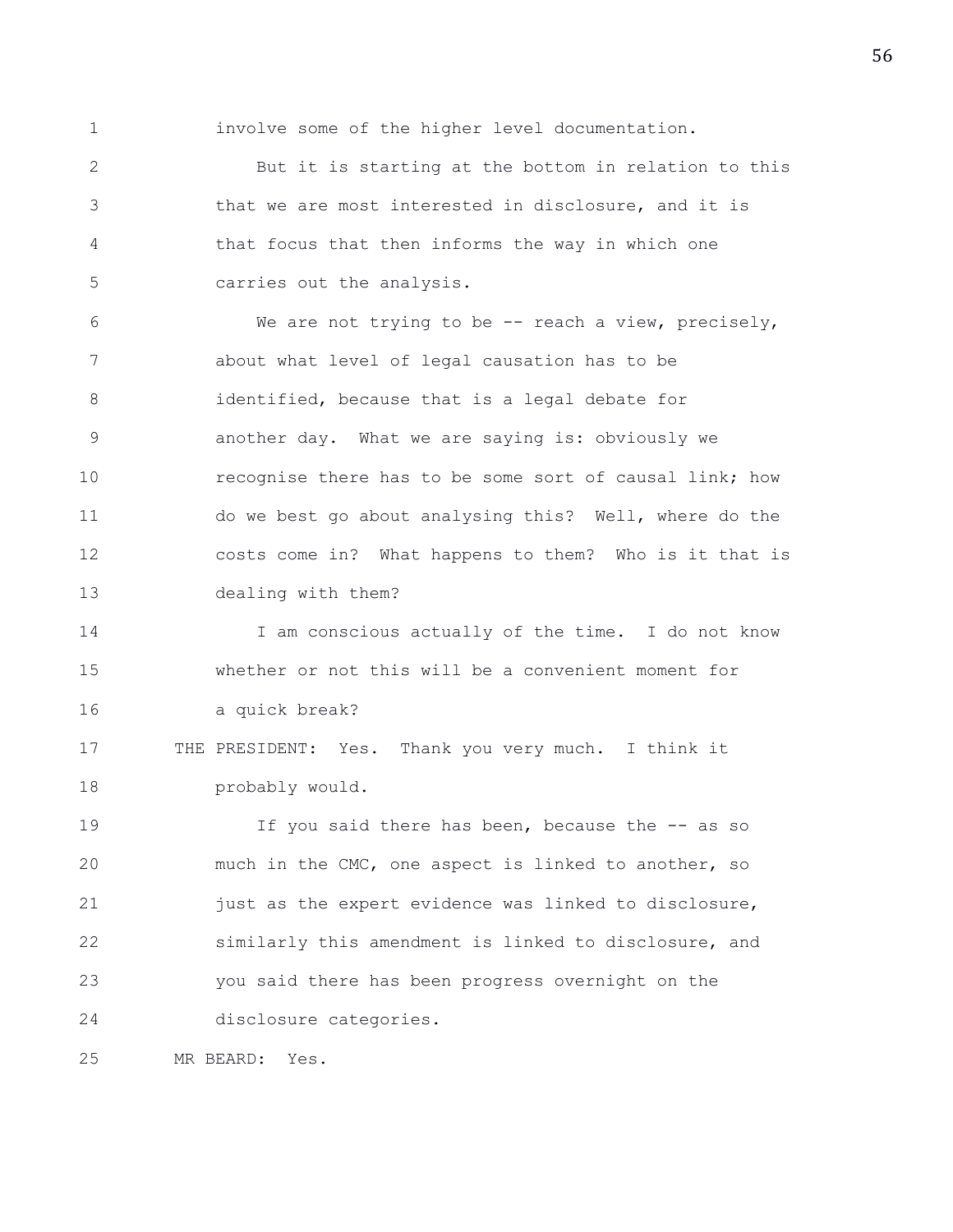involve some of the higher level documentation.

But it is starting at the bottom in relation to this that we are most interested in disclosure, and it is that focus that then informs the way in which one carries out the analysis.

We are not trying to be -- reach a view, precisely, about what level of legal causation has to be identified, because that is a legal debate for another day. What we are saying is: obviously we recognise there has to be some sort of causal link; how do we best go about analysing this? Well, where do the costs come in? What happens to them? Who is it that is dealing with them?

I am conscious actually of the time. I do not know whether or not this will be a convenient moment for a quick break?

THE PRESIDENT: Yes. Thank you very much. I think it probably would.

If you said there has been, because the -- as so much in the CMC, one aspect is linked to another, so just as the expert evidence was linked to disclosure, similarly this amendment is linked to disclosure, and you said there has been progress overnight on the disclosure categories.

MR BEARD: Yes.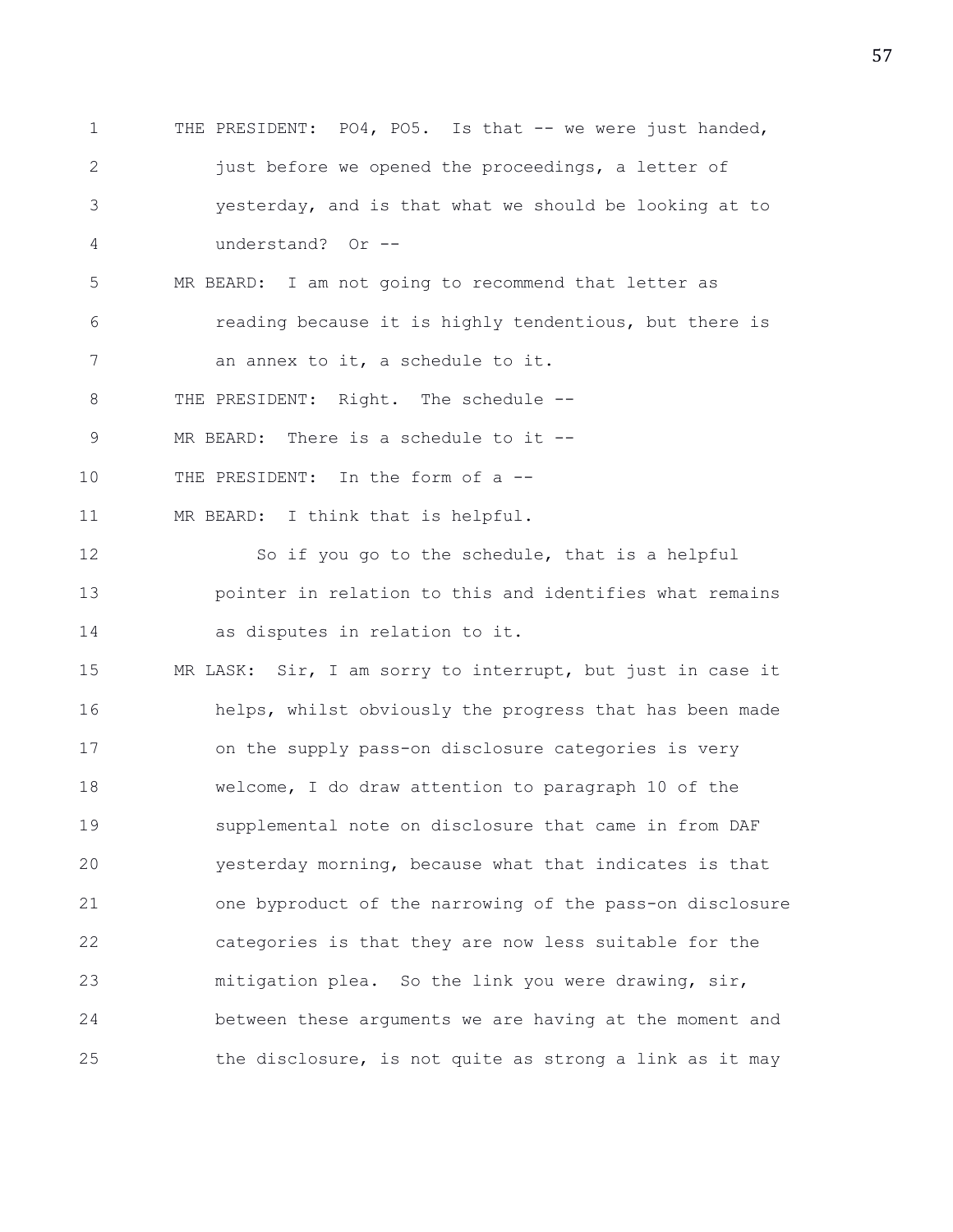THE PRESIDENT: PO4, PO5. Is that -- we were just handed, just before we opened the proceedings, a letter of yesterday, and is that what we should be looking at to understand? Or --

MR BEARD: I am not going to recommend that letter as reading because it is highly tendentious, but there is an annex to it, a schedule to it.

THE PRESIDENT: Right. The schedule --

MR BEARD: There is a schedule to it --

THE PRESIDENT: In the form of a --

MR BEARD: I think that is helpful.

So if you go to the schedule, that is a helpful pointer in relation to this and identifies what remains as disputes in relation to it.

MR LASK: Sir, I am sorry to interrupt, but just in case it helps, whilst obviously the progress that has been made on the supply pass-on disclosure categories is very welcome, I do draw attention to paragraph 10 of the supplemental note on disclosure that came in from DAF yesterday morning, because what that indicates is that one byproduct of the narrowing of the pass-on disclosure categories is that they are now less suitable for the mitigation plea. So the link you were drawing, sir, between these arguments we are having at the moment and the disclosure, is not quite as strong a link as it may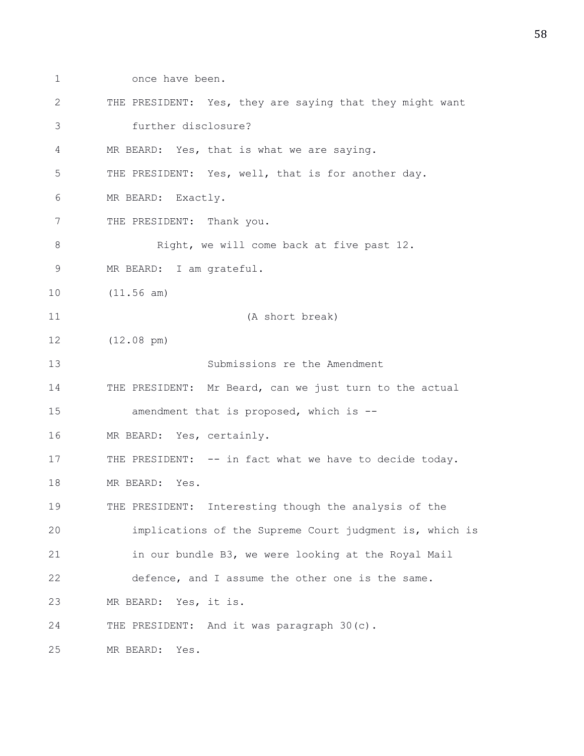once have been.

THE PRESIDENT: Yes, they are saying that they might want further disclosure?

MR BEARD: Yes, that is what we are saying.

THE PRESIDENT: Yes, well, that is for another day.

MR BEARD: Exactly.

THE PRESIDENT: Thank you.

Right, we will come back at five past 12.

MR BEARD: I am grateful.

(11.56 am)

(A short break)

(12.08 pm)

Submissions re the Amendment

THE PRESIDENT: Mr Beard, can we just turn to the actual amendment that is proposed, which is --

MR BEARD: Yes, certainly.

THE PRESIDENT: -- in fact what we have to decide today.

MR BEARD: Yes.

THE PRESIDENT: Interesting though the analysis of the implications of the Supreme Court judgment is, which is in our bundle B3, we were looking at the Royal Mail defence, and I assume the other one is the same.

MR BEARD: Yes, it is.

THE PRESIDENT: And it was paragraph 30(c).

MR BEARD: Yes.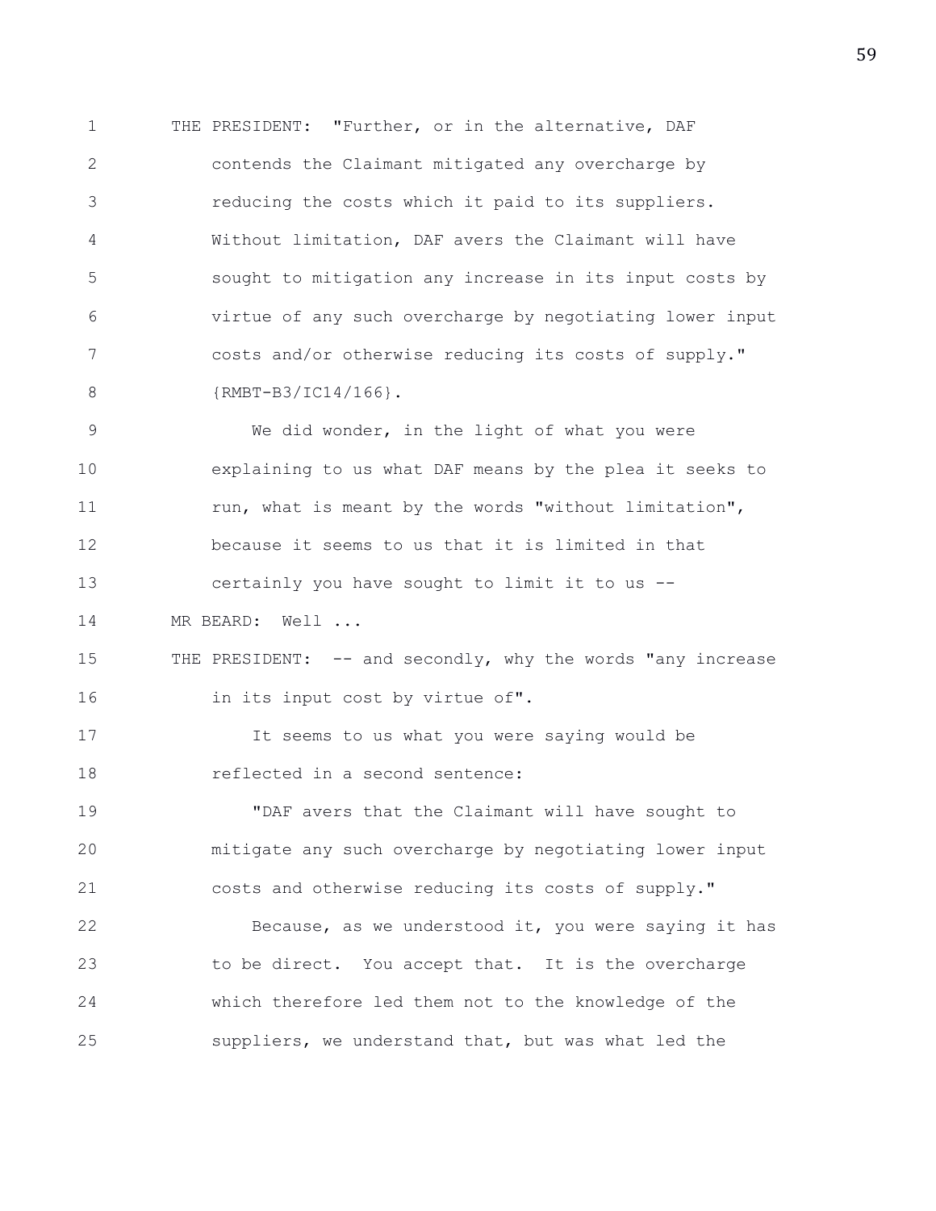THE PRESIDENT: "Further, or in the alternative, DAF contends the Claimant mitigated any overcharge by reducing the costs which it paid to its suppliers. Without limitation, DAF avers the Claimant will have sought to mitigation any increase in its input costs by virtue of any such overcharge by negotiating lower input costs and/or otherwise reducing its costs of supply." {RMBT-B3/IC14/166}.

We did wonder, in the light of what you were explaining to us what DAF means by the plea it seeks to run, what is meant by the words "without limitation", because it seems to us that it is limited in that certainly you have sought to limit it to us --

MR BEARD: Well ...

THE PRESIDENT: -- and secondly, why the words "any increase in its input cost by virtue of".

It seems to us what you were saying would be reflected in a second sentence:

"DAF avers that the Claimant will have sought to mitigate any such overcharge by negotiating lower input costs and otherwise reducing its costs of supply."

Because, as we understood it, you were saying it has to be direct. You accept that. It is the overcharge which therefore led them not to the knowledge of the suppliers, we understand that, but was what led the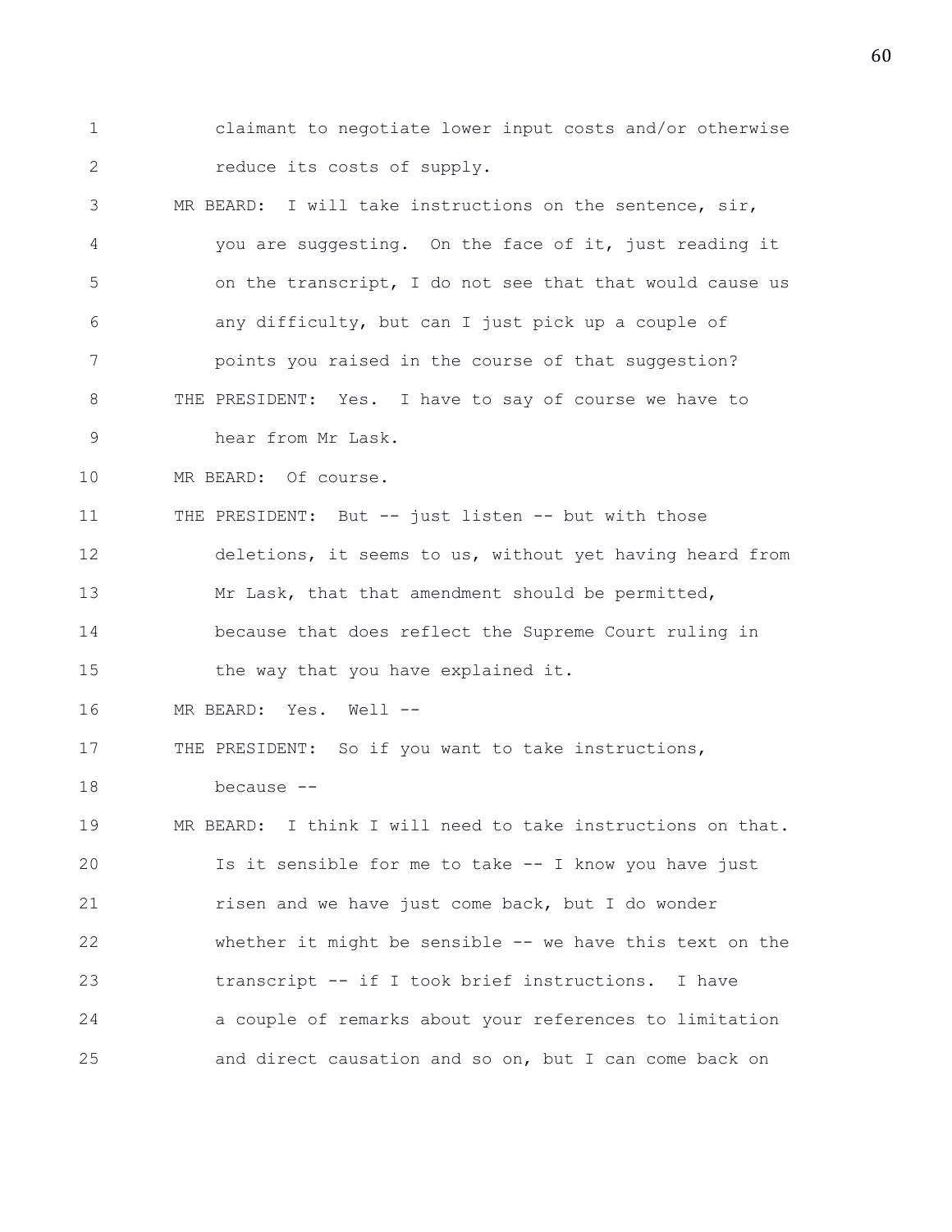claimant to negotiate lower input costs and/or otherwise reduce its costs of supply.

MR BEARD: I will take instructions on the sentence, sir, you are suggesting. On the face of it, just reading it on the transcript, I do not see that that would cause us any difficulty, but can I just pick up a couple of points you raised in the course of that suggestion?

THE PRESIDENT: Yes. I have to say of course we have to hear from Mr Lask.

MR BEARD: Of course.

THE PRESIDENT: But -- just listen -- but with those deletions, it seems to us, without yet having heard from Mr Lask, that that amendment should be permitted, because that does reflect the Supreme Court ruling in the way that you have explained it.

MR BEARD: Yes. Well --

THE PRESIDENT: So if you want to take instructions, because --

MR BEARD: I think I will need to take instructions on that. Is it sensible for me to take -- I know you have just risen and we have just come back, but I do wonder whether it might be sensible -- we have this text on the transcript -- if I took brief instructions. I have a couple of remarks about your references to limitation and direct causation and so on, but I can come back on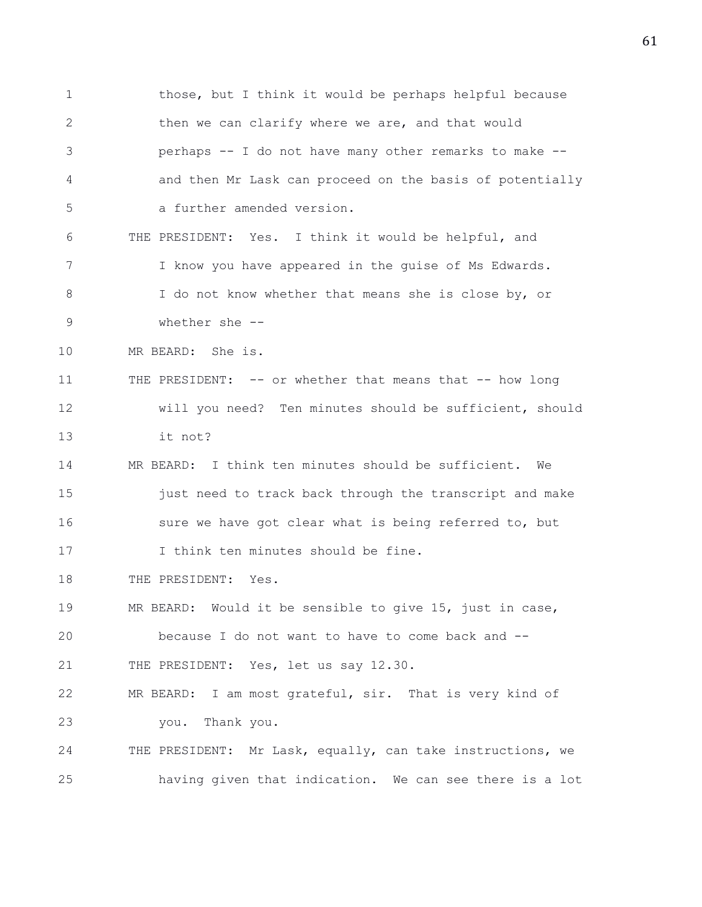those, but I think it would be perhaps helpful because then we can clarify where we are, and that would perhaps -- I do not have many other remarks to make -- and then Mr Lask can proceed on the basis of potentially a further amended version.

THE PRESIDENT: Yes. I think it would be helpful, and I know you have appeared in the guise of Ms Edwards. I do not know whether that means she is close by, or whether she --

MR BEARD: She is.

THE PRESIDENT: -- or whether that means that -- how long will you need? Ten minutes should be sufficient, should it not?

MR BEARD: I think ten minutes should be sufficient. We just need to track back through the transcript and make sure we have got clear what is being referred to, but I think ten minutes should be fine.

THE PRESIDENT: Yes.

MR BEARD: Would it be sensible to give 15, just in case, because I do not want to have to come back and --

THE PRESIDENT: Yes, let us say 12.30.

MR BEARD: I am most grateful, sir. That is very kind of you. Thank you.

THE PRESIDENT: Mr Lask, equally, can take instructions, we having given that indication. We can see there is a lot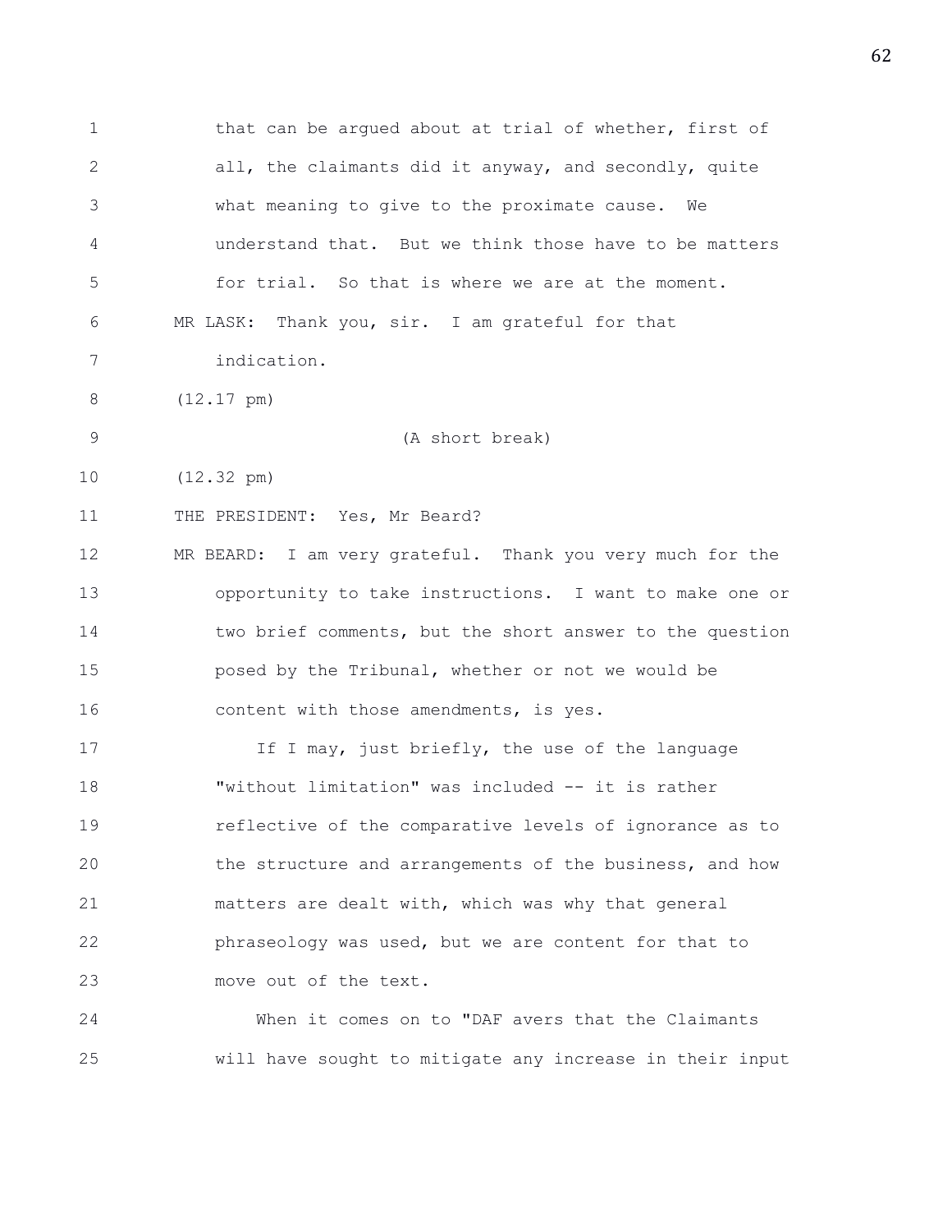that can be argued about at trial of whether, first of all, the claimants did it anyway, and secondly, quite what meaning to give to the proximate cause. We understand that. But we think those have to be matters for trial. So that is where we are at the moment.

MR LASK: Thank you, sir. I am grateful for that indication.

(12.17 pm)

(A short break)

(12.32 pm)

THE PRESIDENT: Yes, Mr Beard?

MR BEARD: I am very grateful. Thank you very much for the opportunity to take instructions. I want to make one or two brief comments, but the short answer to the question posed by the Tribunal, whether or not we would be content with those amendments, is yes.

If I may, just briefly, the use of the language "without limitation" was included -- it is rather reflective of the comparative levels of ignorance as to the structure and arrangements of the business, and how matters are dealt with, which was why that general phraseology was used, but we are content for that to move out of the text.

When it comes on to "DAF avers that the Claimants will have sought to mitigate any increase in their input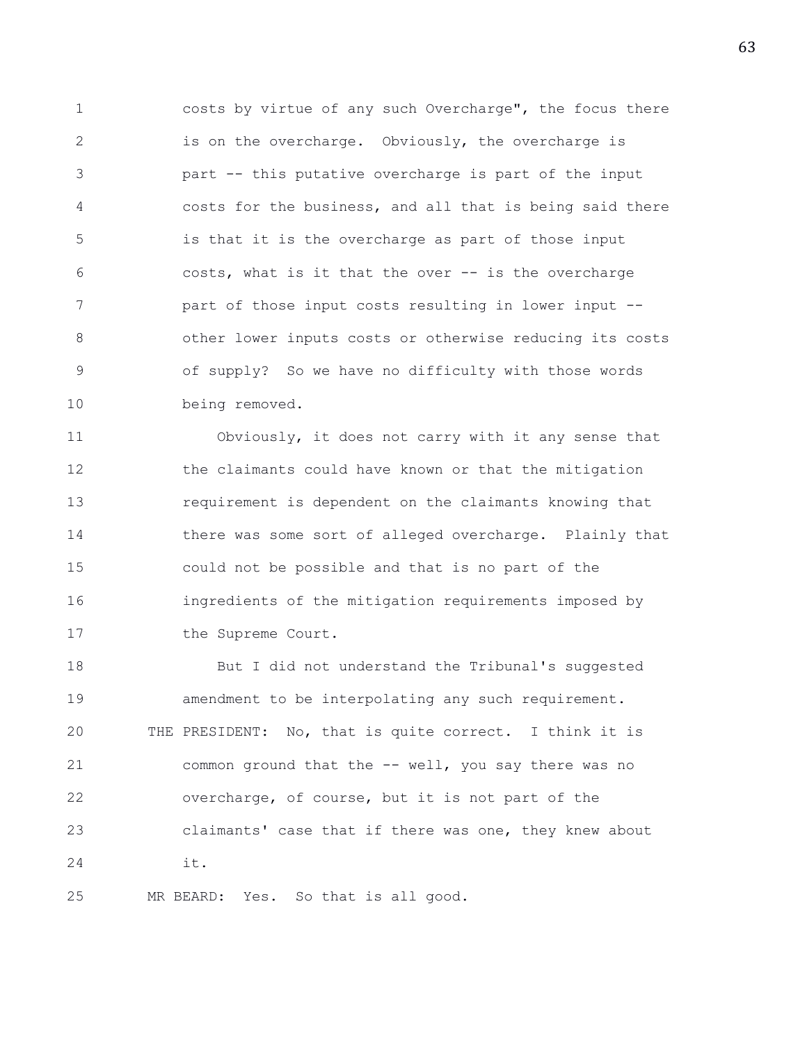costs by virtue of any such Overcharge", the focus there is on the overcharge. Obviously, the overcharge is part -- this putative overcharge is part of the input costs for the business, and all that is being said there is that it is the overcharge as part of those input costs, what is it that the over -- is the overcharge part of those input costs resulting in lower input -- other lower inputs costs or otherwise reducing its costs of supply? So we have no difficulty with those words being removed.

Obviously, it does not carry with it any sense that the claimants could have known or that the mitigation requirement is dependent on the claimants knowing that there was some sort of alleged overcharge. Plainly that could not be possible and that is no part of the ingredients of the mitigation requirements imposed by the Supreme Court.

But I did not understand the Tribunal's suggested amendment to be interpolating any such requirement.

THE PRESIDENT: No, that is quite correct. I think it is common ground that the -- well, you say there was no overcharge, of course, but it is not part of the claimants' case that if there was one, they knew about it.

MR BEARD: Yes. So that is all good.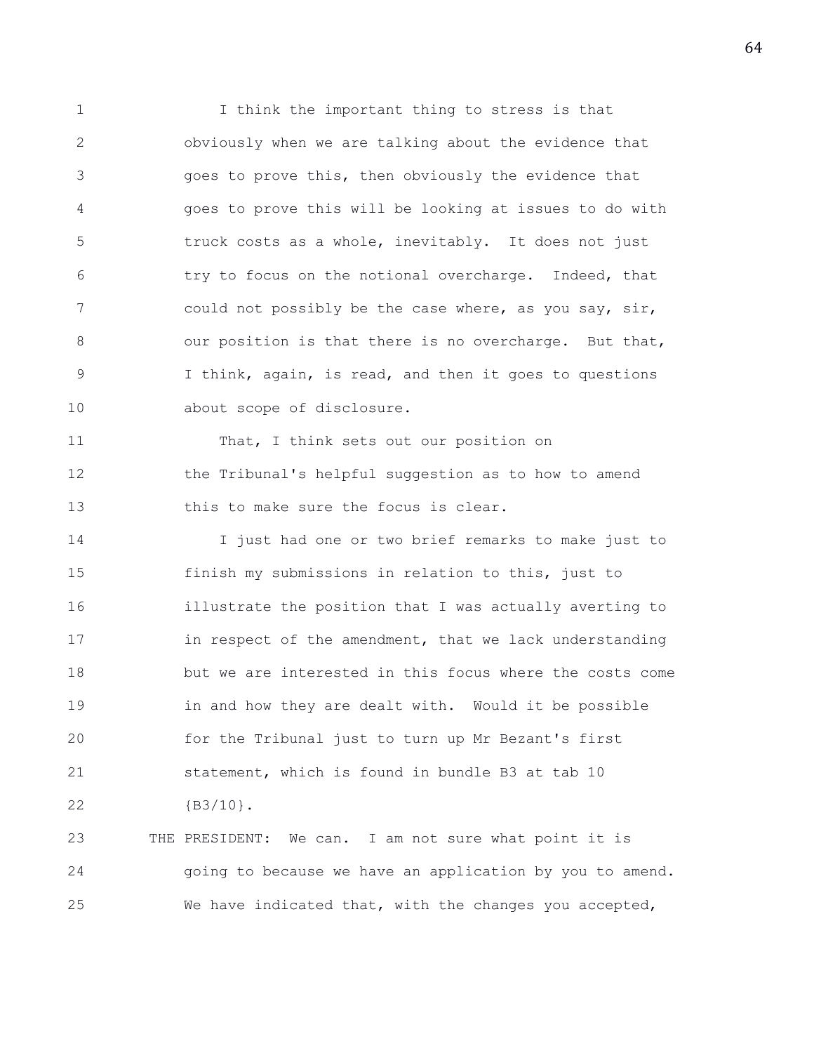I think the important thing to stress is that obviously when we are talking about the evidence that goes to prove this, then obviously the evidence that goes to prove this will be looking at issues to do with truck costs as a whole, inevitably. It does not just try to focus on the notional overcharge. Indeed, that could not possibly be the case where, as you say, sir, our position is that there is no overcharge. But that, I think, again, is read, and then it goes to questions about scope of disclosure.

That, I think sets out our position on the Tribunal's helpful suggestion as to how to amend this to make sure the focus is clear.

I just had one or two brief remarks to make just to finish my submissions in relation to this, just to illustrate the position that I was actually averting to in respect of the amendment, that we lack understanding but we are interested in this focus where the costs come in and how they are dealt with. Would it be possible for the Tribunal just to turn up Mr Bezant's first statement, which is found in bundle B3 at tab 10 {B3/10}.

THE PRESIDENT: We can. I am not sure what point it is going to because we have an application by you to amend. We have indicated that, with the changes you accepted,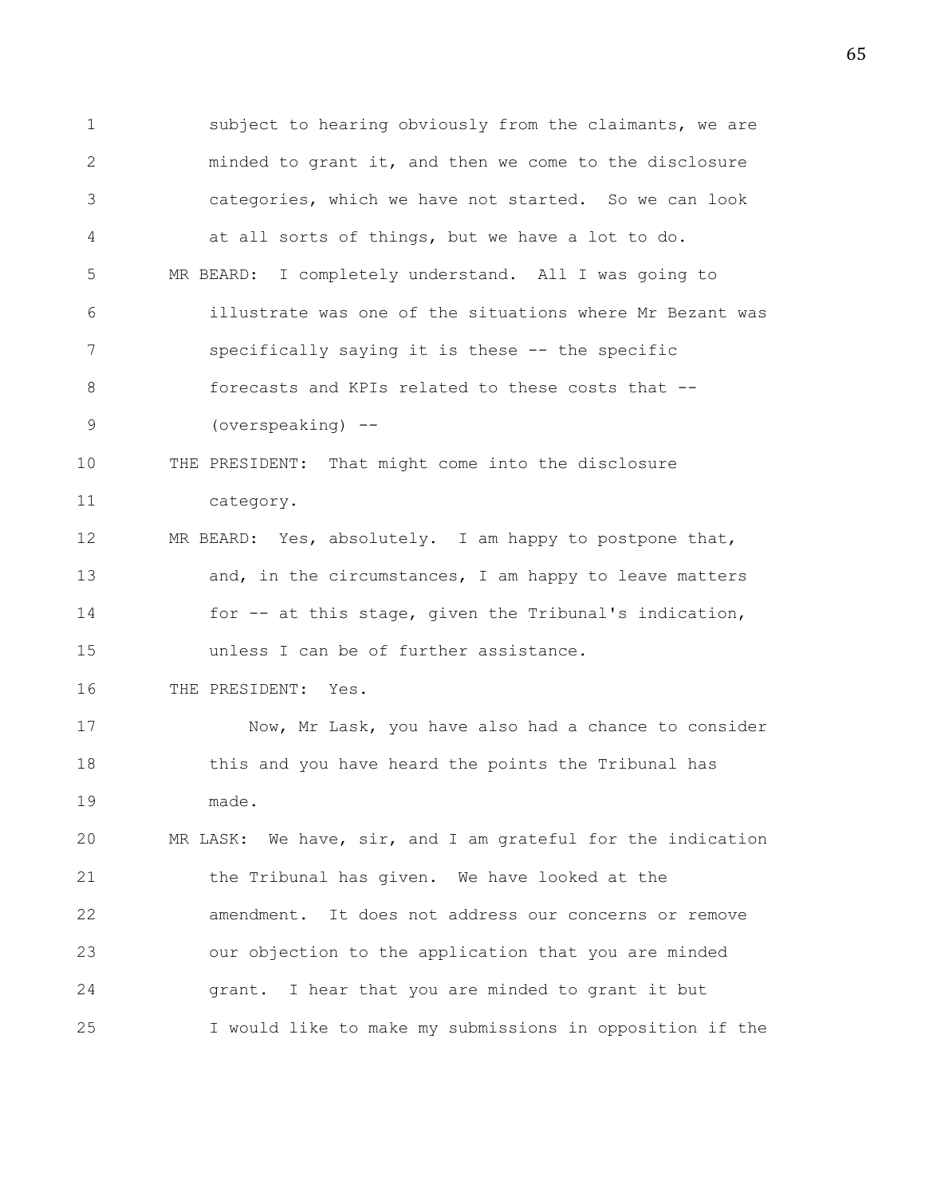subject to hearing obviously from the claimants, we are minded to grant it, and then we come to the disclosure categories, which we have not started. So we can look at all sorts of things, but we have a lot to do.

MR BEARD: I completely understand. All I was going to illustrate was one of the situations where Mr Bezant was specifically saying it is these -- the specific forecasts and KPIs related to these costs that -- (overspeaking) --

THE PRESIDENT: That might come into the disclosure category.

MR BEARD: Yes, absolutely. I am happy to postpone that, and, in the circumstances, I am happy to leave matters for -- at this stage, given the Tribunal's indication, unless I can be of further assistance.

THE PRESIDENT: Yes.

Now, Mr Lask, you have also had a chance to consider this and you have heard the points the Tribunal has made.

MR LASK: We have, sir, and I am grateful for the indication the Tribunal has given. We have looked at the amendment. It does not address our concerns or remove our objection to the application that you are minded grant. I hear that you are minded to grant it but I would like to make my submissions in opposition if the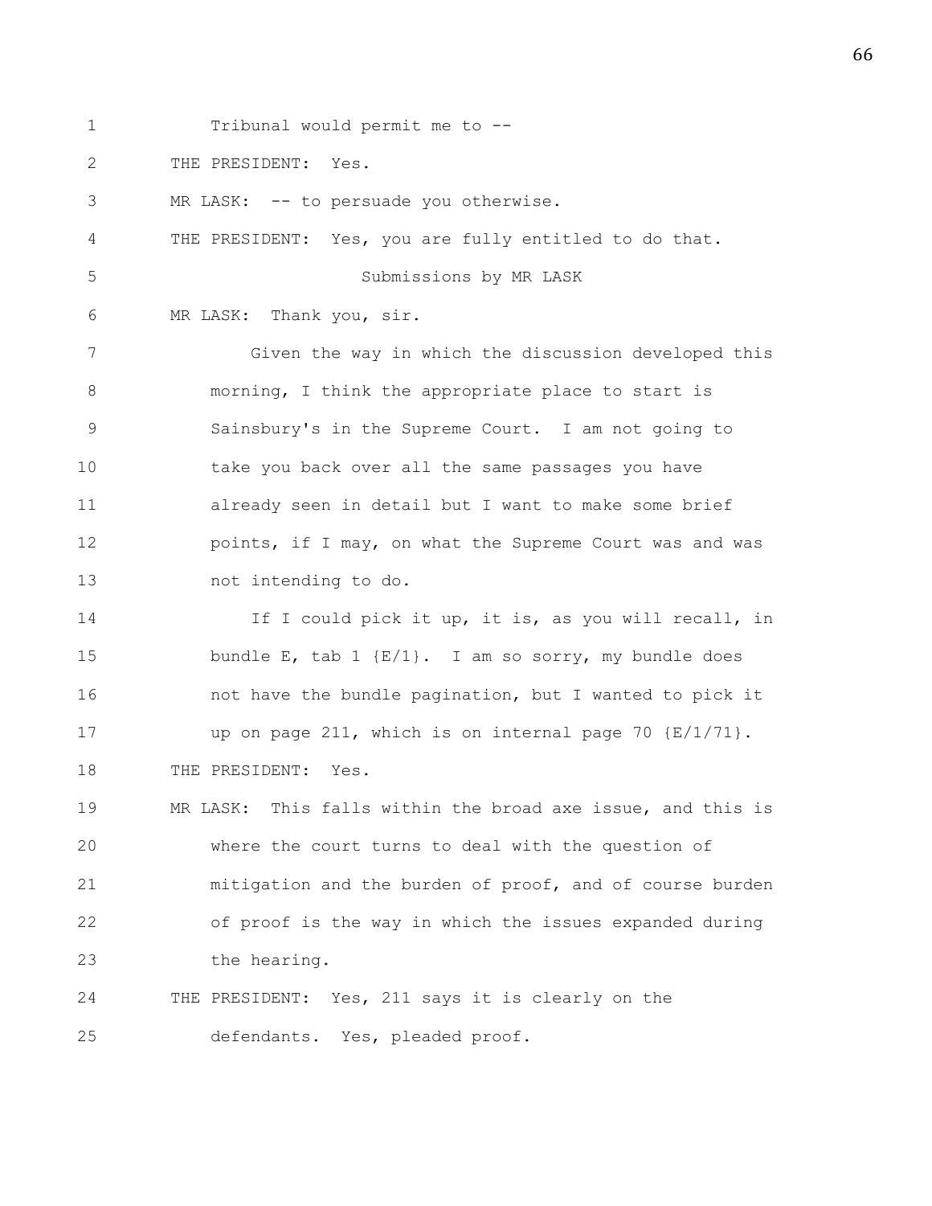1 Tribunal would permit me to --

2 THE PRESIDENT: Yes.

3 MR LASK: -- to persuade you otherwise.

4 THE PRESIDENT: Yes, you are fully entitled to do that.

5 Submissions by MR LASK

6 MR LASK: Thank you, sir.

7 Given the way in which the discussion developed this

8 morning, I think the appropriate place to start is

9 Sainsbury's in the Supreme Court. I am not going to

10 take you back over all the same passages you have

11 already seen in detail but I want to make some brief

12 points, if I may, on what the Supreme Court was and was

13 not intending to do.

14 If I could pick it up, it is, as you will recall, in

15 bundle E, tab 1 {E/1}. I am so sorry, my bundle does

16 not have the bundle pagination, but I wanted to pick it

17 up on page 211, which is on internal page 70 {E/1/71}.

18 THE PRESIDENT: Yes.

19 MR LASK: This falls within the broad axe issue, and this is

20 where the court turns to deal with the question of

21 mitigation and the burden of proof, and of course burden

22 of proof is the way in which the issues expanded during

23 the hearing.

24 THE PRESIDENT: Yes, 211 says it is clearly on the

25 defendants. Yes, pleaded proof.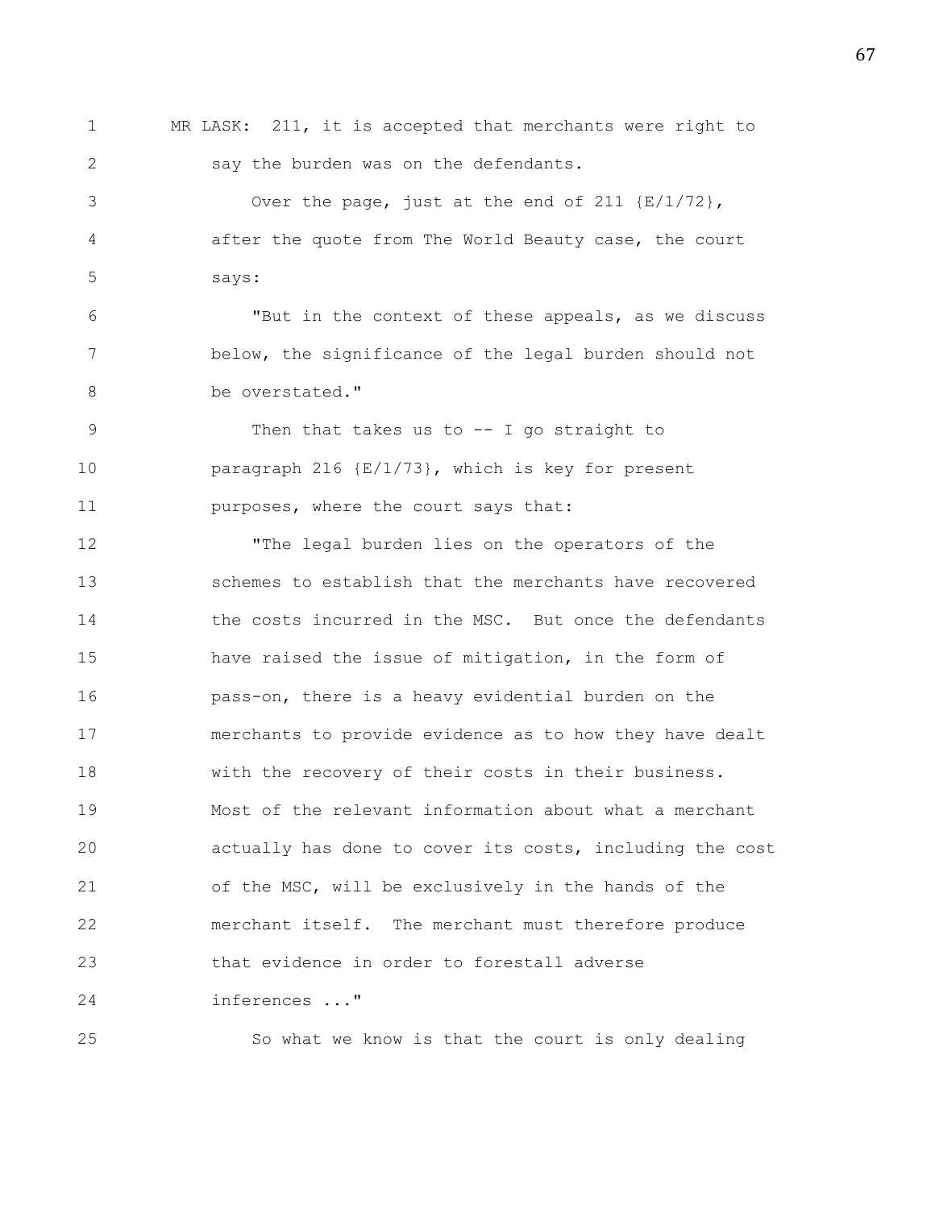MR LASK: 211, it is accepted that merchants were right to say the burden was on the defendants.

Over the page, just at the end of 211 {E/1/72}, after the quote from The World Beauty case, the court says:

"But in the context of these appeals, as we discuss below, the significance of the legal burden should not be overstated."

Then that takes us to -- I go straight to paragraph 216 {E/1/73}, which is key for present purposes, where the court says that:

"The legal burden lies on the operators of the schemes to establish that the merchants have recovered the costs incurred in the MSC. But once the defendants have raised the issue of mitigation, in the form of pass-on, there is a heavy evidential burden on the merchants to provide evidence as to how they have dealt with the recovery of their costs in their business. Most of the relevant information about what a merchant actually has done to cover its costs, including the cost of the MSC, will be exclusively in the hands of the merchant itself. The merchant must therefore produce that evidence in order to forestall adverse inferences ..."

So what we know is that the court is only dealing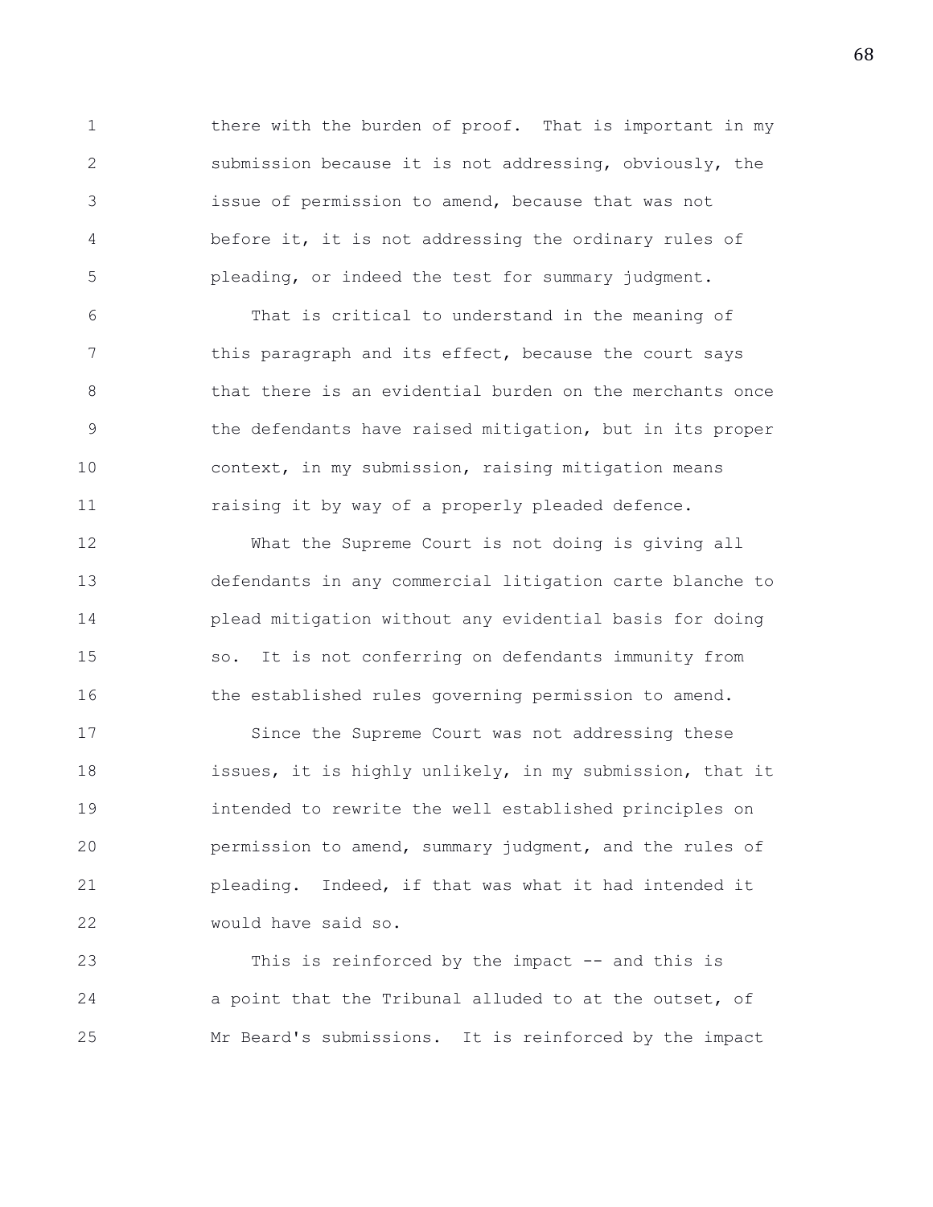there with the burden of proof. That is important in my submission because it is not addressing, obviously, the issue of permission to amend, because that was not before it, it is not addressing the ordinary rules of pleading, or indeed the test for summary judgment.

That is critical to understand in the meaning of this paragraph and its effect, because the court says that there is an evidential burden on the merchants once the defendants have raised mitigation, but in its proper context, in my submission, raising mitigation means raising it by way of a properly pleaded defence.

What the Supreme Court is not doing is giving all defendants in any commercial litigation carte blanche to plead mitigation without any evidential basis for doing so. It is not conferring on defendants immunity from the established rules governing permission to amend.

Since the Supreme Court was not addressing these issues, it is highly unlikely, in my submission, that it intended to rewrite the well established principles on permission to amend, summary judgment, and the rules of pleading. Indeed, if that was what it had intended it would have said so.

This is reinforced by the impact -- and this is a point that the Tribunal alluded to at the outset, of Mr Beard's submissions. It is reinforced by the impact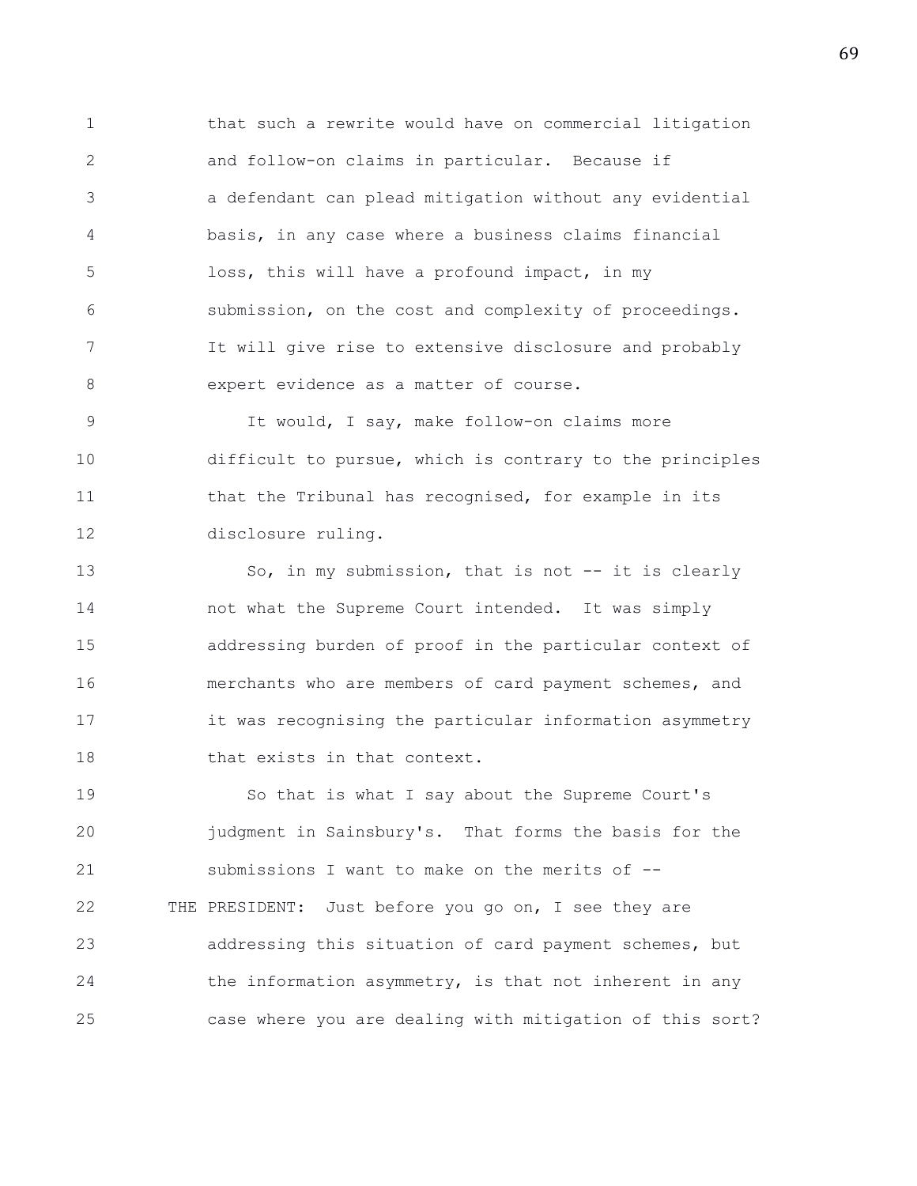that such a rewrite would have on commercial litigation and follow-on claims in particular. Because if a defendant can plead mitigation without any evidential basis, in any case where a business claims financial loss, this will have a profound impact, in my submission, on the cost and complexity of proceedings. It will give rise to extensive disclosure and probably expert evidence as a matter of course.

It would, I say, make follow-on claims more difficult to pursue, which is contrary to the principles that the Tribunal has recognised, for example in its disclosure ruling.

So, in my submission, that is not -- it is clearly not what the Supreme Court intended. It was simply addressing burden of proof in the particular context of merchants who are members of card payment schemes, and it was recognising the particular information asymmetry that exists in that context.

So that is what I say about the Supreme Court's judgment in Sainsbury's. That forms the basis for the submissions I want to make on the merits of --

THE PRESIDENT: Just before you go on, I see they are addressing this situation of card payment schemes, but the information asymmetry, is that not inherent in any case where you are dealing with mitigation of this sort?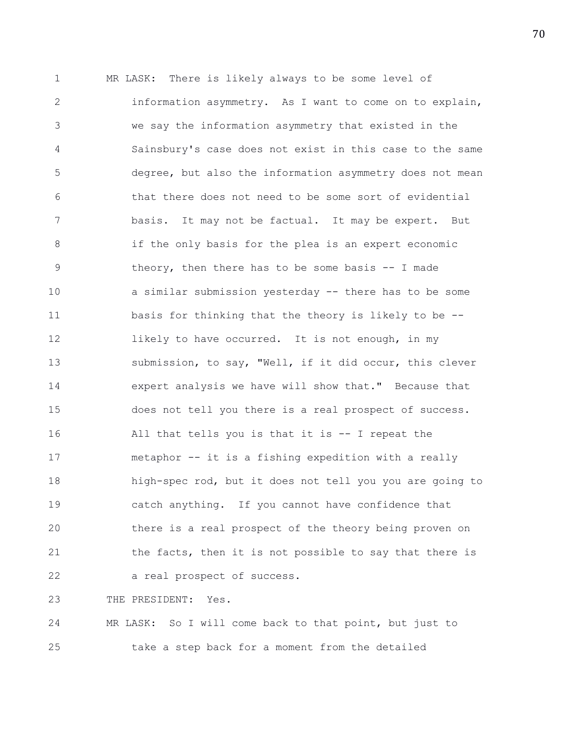MR LASK: There is likely always to be some level of information asymmetry. As I want to come on to explain, we say the information asymmetry that existed in the Sainsbury's case does not exist in this case to the same degree, but also the information asymmetry does not mean that there does not need to be some sort of evidential basis. It may not be factual. It may be expert. But if the only basis for the plea is an expert economic theory, then there has to be some basis -- I made a similar submission yesterday -- there has to be some basis for thinking that the theory is likely to be -- likely to have occurred. It is not enough, in my submission, to say, "Well, if it did occur, this clever expert analysis we have will show that." Because that does not tell you there is a real prospect of success. All that tells you is that it is -- I repeat the metaphor -- it is a fishing expedition with a really high-spec rod, but it does not tell you you are going to catch anything. If you cannot have confidence that there is a real prospect of the theory being proven on the facts, then it is not possible to say that there is a real prospect of success.

THE PRESIDENT: Yes.

MR LASK: So I will come back to that point, but just to take a step back for a moment from the detailed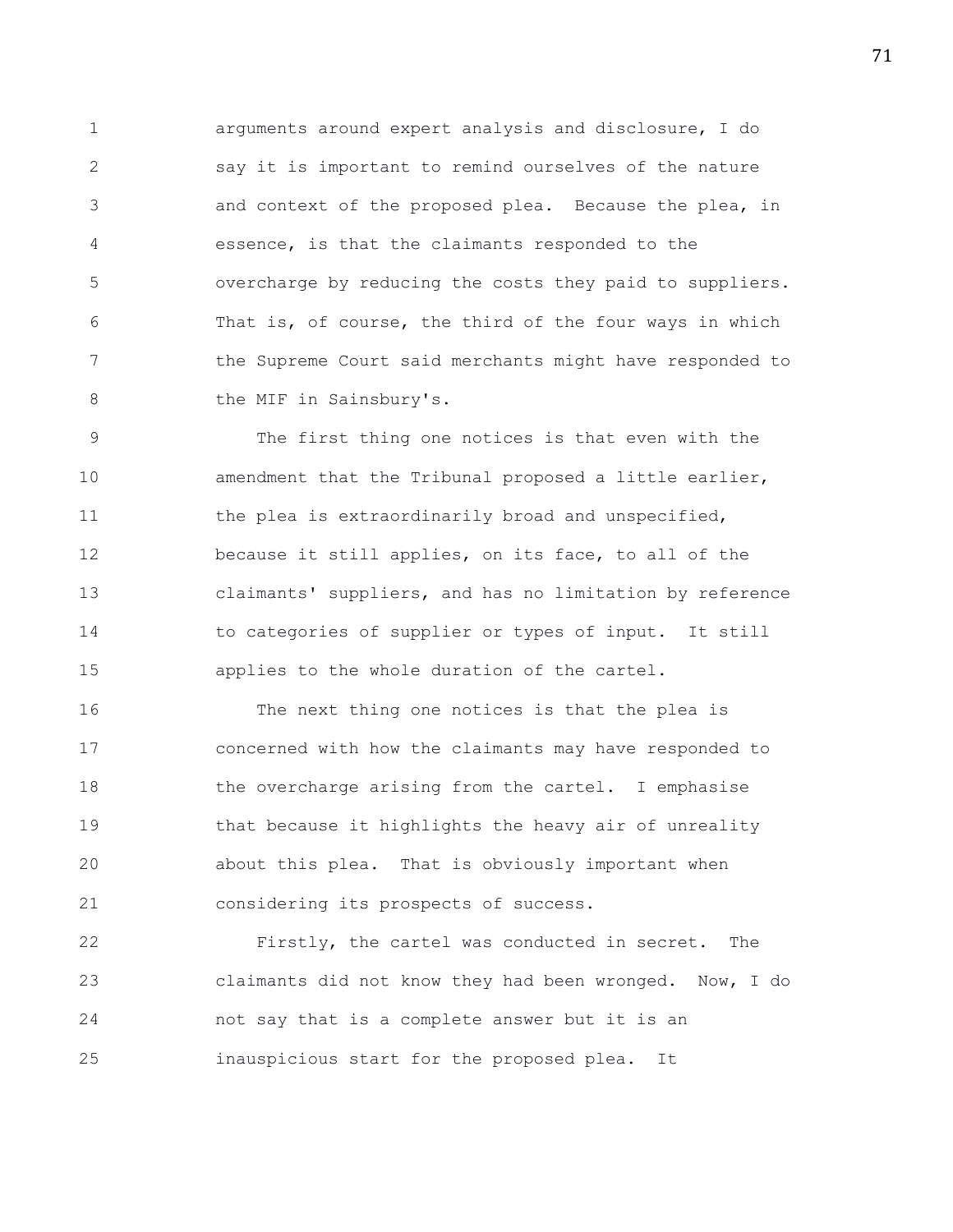arguments around expert analysis and disclosure, I do say it is important to remind ourselves of the nature and context of the proposed plea. Because the plea, in essence, is that the claimants responded to the overcharge by reducing the costs they paid to suppliers. That is, of course, the third of the four ways in which the Supreme Court said merchants might have responded to the MIF in Sainsbury's.

The first thing one notices is that even with the amendment that the Tribunal proposed a little earlier, the plea is extraordinarily broad and unspecified, because it still applies, on its face, to all of the claimants' suppliers, and has no limitation by reference to categories of supplier or types of input. It still applies to the whole duration of the cartel.

The next thing one notices is that the plea is concerned with how the claimants may have responded to the overcharge arising from the cartel. I emphasise that because it highlights the heavy air of unreality about this plea. That is obviously important when considering its prospects of success.

Firstly, the cartel was conducted in secret. The claimants did not know they had been wronged. Now, I do not say that is a complete answer but it is an inauspicious start for the proposed plea. It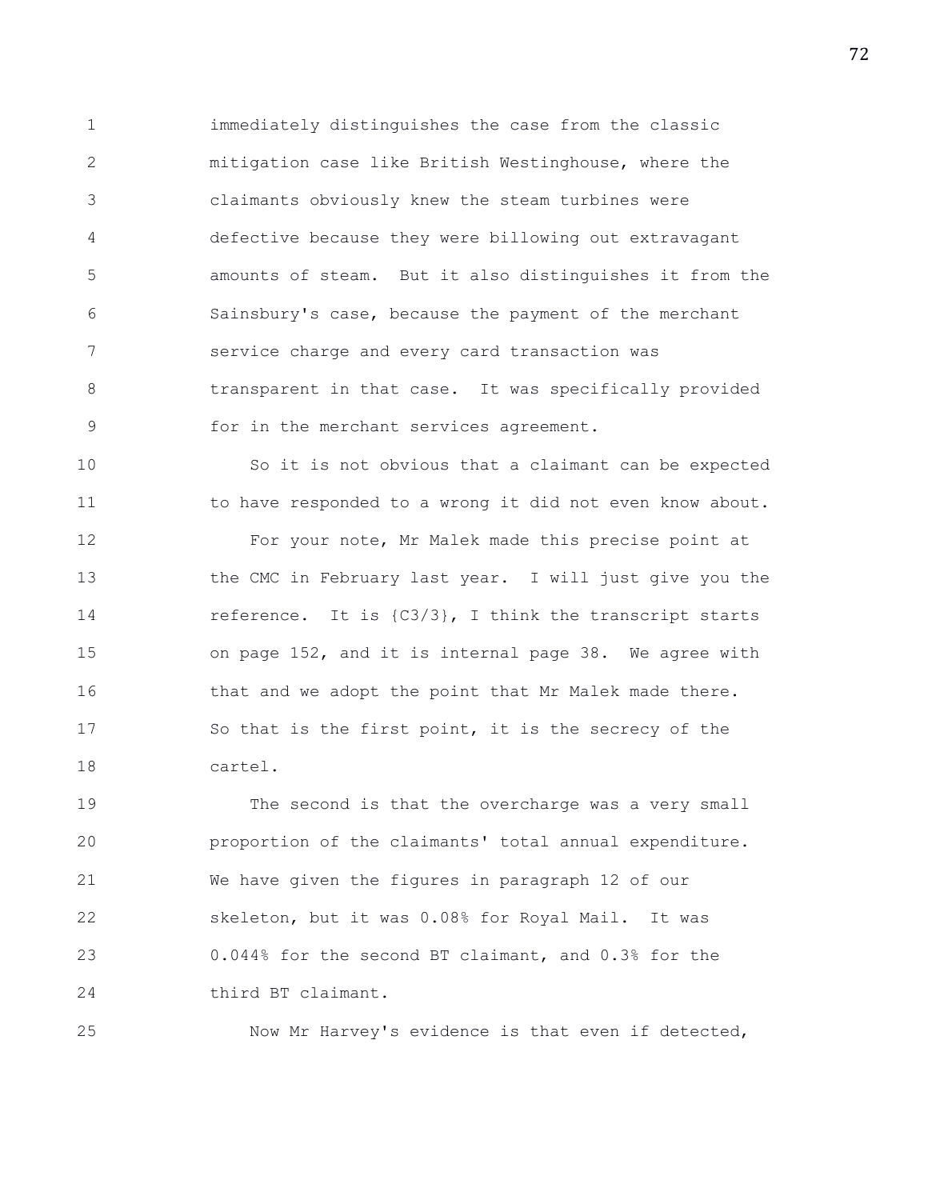immediately distinguishes the case from the classic mitigation case like British Westinghouse, where the claimants obviously knew the steam turbines were defective because they were billowing out extravagant amounts of steam. But it also distinguishes it from the Sainsbury's case, because the payment of the merchant service charge and every card transaction was transparent in that case. It was specifically provided for in the merchant services agreement.

So it is not obvious that a claimant can be expected to have responded to a wrong it did not even know about.

For your note, Mr Malek made this precise point at the CMC in February last year. I will just give you the reference. It is {C3/3}, I think the transcript starts on page 152, and it is internal page 38. We agree with that and we adopt the point that Mr Malek made there. So that is the first point, it is the secrecy of the cartel.

The second is that the overcharge was a very small proportion of the claimants' total annual expenditure. We have given the figures in paragraph 12 of our skeleton, but it was 0.08% for Royal Mail. It was 0.044% for the second BT claimant, and 0.3% for the third BT claimant.

Now Mr Harvey's evidence is that even if detected,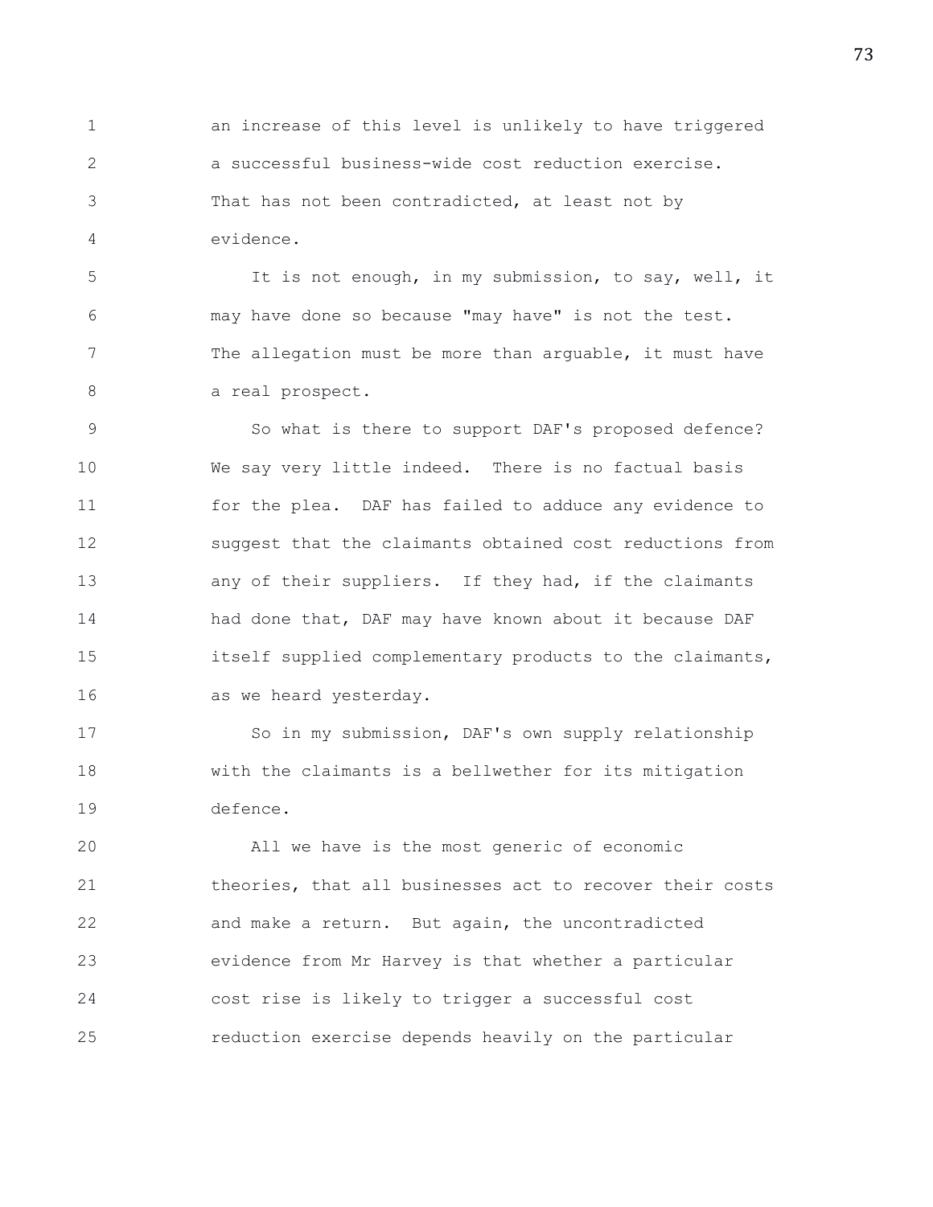an increase of this level is unlikely to have triggered a successful business-wide cost reduction exercise. That has not been contradicted, at least not by evidence.

It is not enough, in my submission, to say, well, it may have done so because "may have" is not the test. The allegation must be more than arguable, it must have a real prospect.

So what is there to support DAF's proposed defence? We say very little indeed. There is no factual basis for the plea. DAF has failed to adduce any evidence to suggest that the claimants obtained cost reductions from any of their suppliers. If they had, if the claimants had done that, DAF may have known about it because DAF itself supplied complementary products to the claimants, as we heard yesterday.

So in my submission, DAF's own supply relationship with the claimants is a bellwether for its mitigation defence.

All we have is the most generic of economic theories, that all businesses act to recover their costs and make a return. But again, the uncontradicted evidence from Mr Harvey is that whether a particular cost rise is likely to trigger a successful cost reduction exercise depends heavily on the particular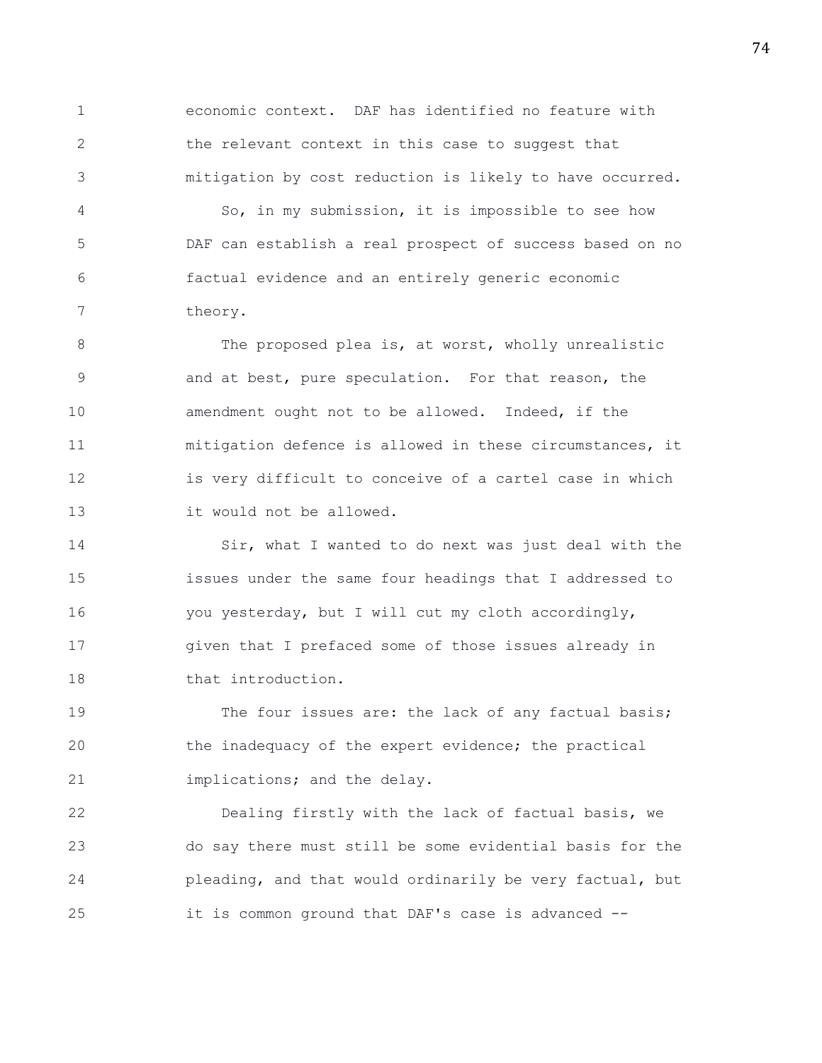1 economic context. DAF has identified no feature with
2 the relevant context in this case to suggest that
3 mitigation by cost reduction is likely to have occurred.
4 So, in my submission, it is impossible to see how
5 DAF can establish a real prospect of success based on no
6 factual evidence and an entirely generic economic
7 theory.
8 The proposed plea is, at worst, wholly unrealistic
9 and at best, pure speculation. For that reason, the
10 amendment ought not to be allowed. Indeed, if the
11 mitigation defence is allowed in these circumstances, it
12 is very difficult to conceive of a cartel case in which
13 it would not be allowed.
14 Sir, what I wanted to do next was just deal with the
15 issues under the same four headings that I addressed to
16 you yesterday, but I will cut my cloth accordingly,
17 given that I prefaced some of those issues already in
18 that introduction.
19 The four issues are: the lack of any factual basis;
20 the inadequacy of the expert evidence; the practical
21 implications; and the delay.
22 Dealing firstly with the lack of factual basis, we
23 do say there must still be some evidential basis for the
24 pleading, and that would ordinarily be very factual, but
25 it is common ground that DAF's case is advanced --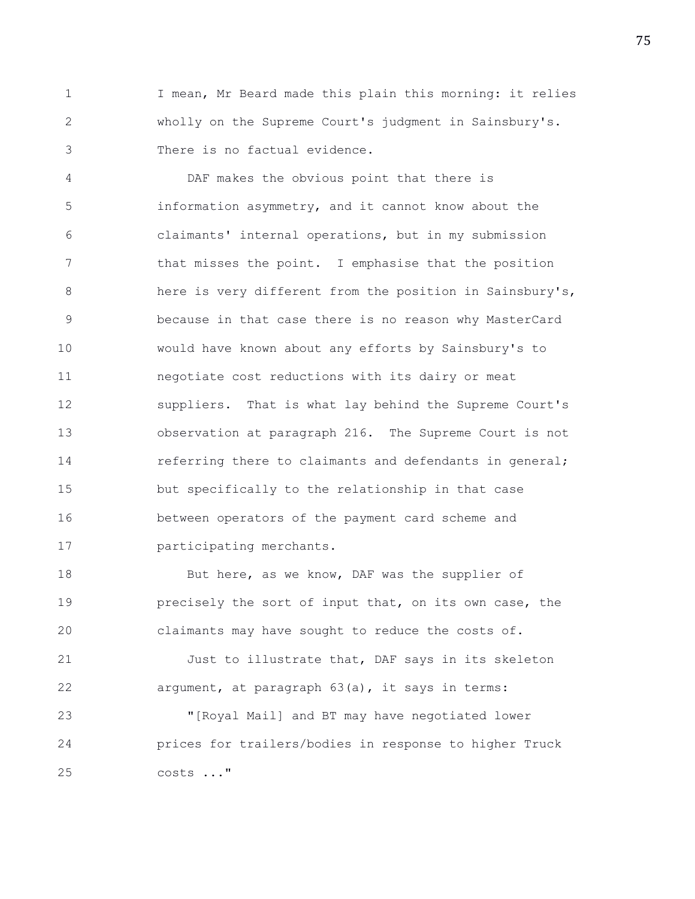I mean, Mr Beard made this plain this morning: it relies wholly on the Supreme Court's judgment in Sainsbury's. There is no factual evidence.

DAF makes the obvious point that there is information asymmetry, and it cannot know about the claimants' internal operations, but in my submission that misses the point. I emphasise that the position here is very different from the position in Sainsbury's, because in that case there is no reason why MasterCard would have known about any efforts by Sainsbury's to negotiate cost reductions with its dairy or meat suppliers. That is what lay behind the Supreme Court's observation at paragraph 216. The Supreme Court is not referring there to claimants and defendants in general; but specifically to the relationship in that case between operators of the payment card scheme and participating merchants.

But here, as we know, DAF was the supplier of precisely the sort of input that, on its own case, the claimants may have sought to reduce the costs of.

Just to illustrate that, DAF says in its skeleton argument, at paragraph 63(a), it says in terms:

"[Royal Mail] and BT may have negotiated lower prices for trailers/bodies in response to higher Truck costs ..."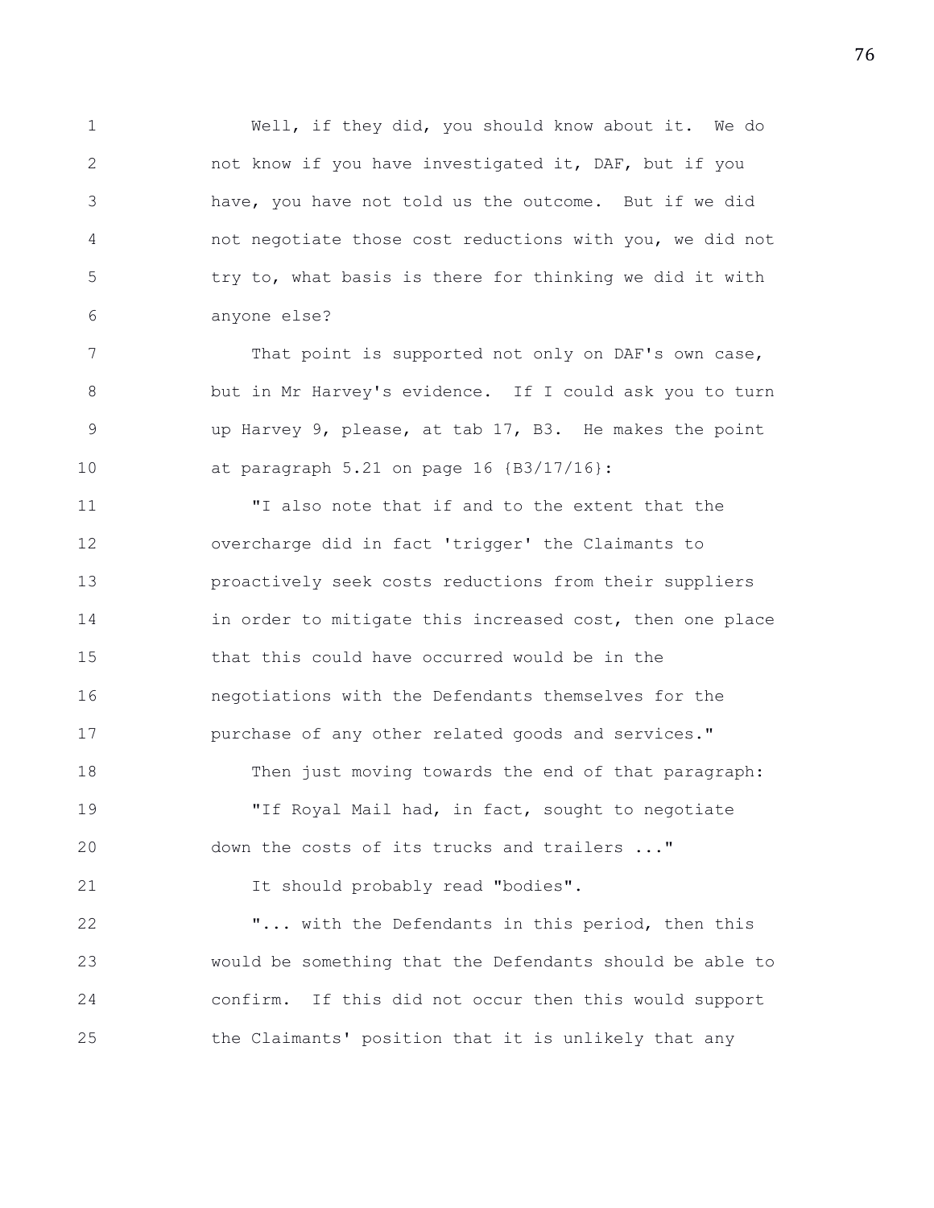Well, if they did, you should know about it. We do not know if you have investigated it, DAF, but if you have, you have not told us the outcome. But if we did not negotiate those cost reductions with you, we did not try to, what basis is there for thinking we did it with anyone else?

That point is supported not only on DAF's own case, but in Mr Harvey's evidence. If I could ask you to turn up Harvey 9, please, at tab 17, B3. He makes the point at paragraph 5.21 on page 16 {B3/17/16}:

"I also note that if and to the extent that the overcharge did in fact 'trigger' the Claimants to proactively seek costs reductions from their suppliers in order to mitigate this increased cost, then one place that this could have occurred would be in the negotiations with the Defendants themselves for the purchase of any other related goods and services."

Then just moving towards the end of that paragraph:

"If Royal Mail had, in fact, sought to negotiate down the costs of its trucks and trailers ..."

It should probably read "bodies".

"... with the Defendants in this period, then this would be something that the Defendants should be able to confirm. If this did not occur then this would support the Claimants' position that it is unlikely that any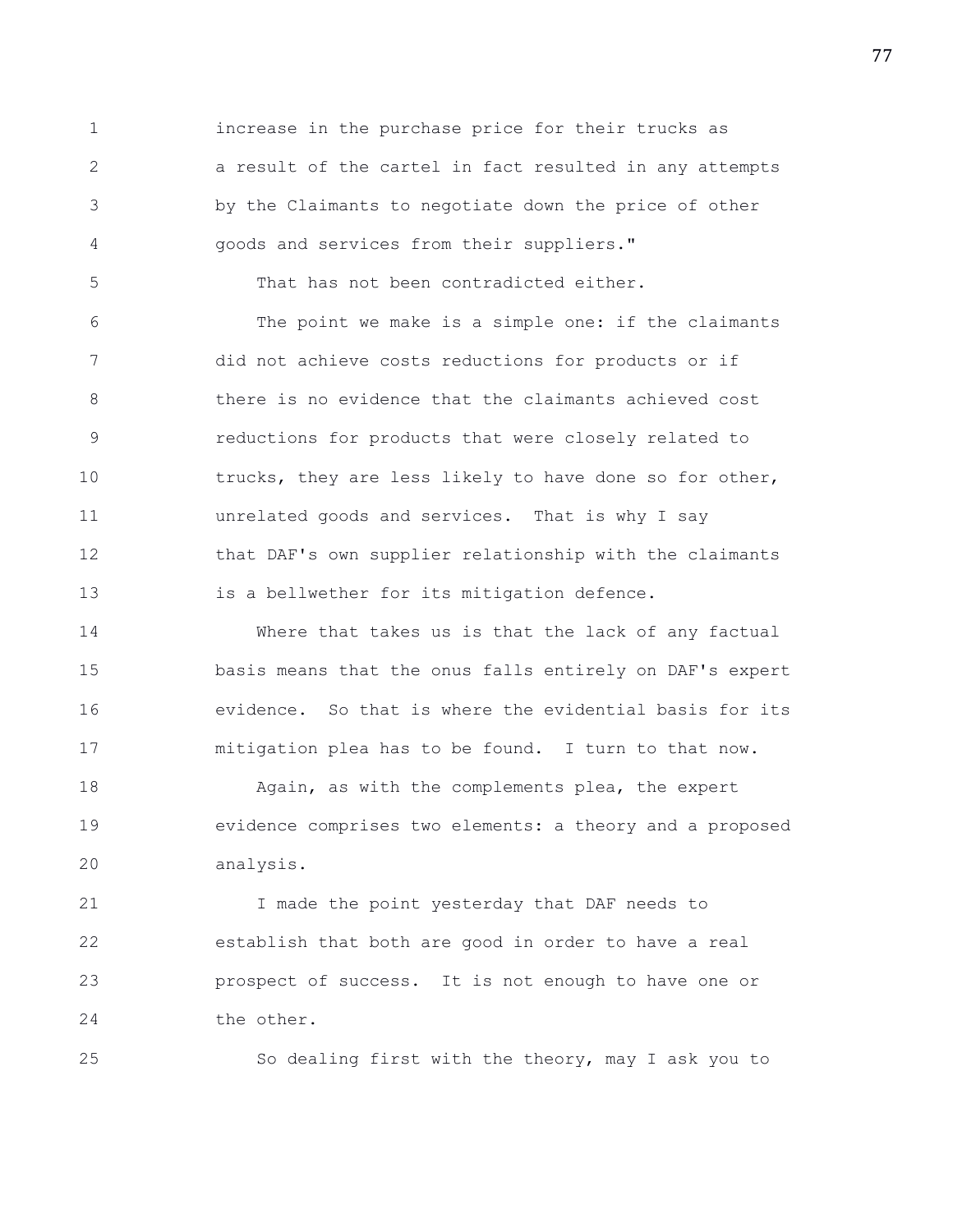increase in the purchase price for their trucks as a result of the cartel in fact resulted in any attempts by the Claimants to negotiate down the price of other goods and services from their suppliers."

That has not been contradicted either.

The point we make is a simple one: if the claimants did not achieve costs reductions for products or if there is no evidence that the claimants achieved cost reductions for products that were closely related to trucks, they are less likely to have done so for other, unrelated goods and services. That is why I say that DAF's own supplier relationship with the claimants is a bellwether for its mitigation defence.

Where that takes us is that the lack of any factual basis means that the onus falls entirely on DAF's expert evidence. So that is where the evidential basis for its mitigation plea has to be found. I turn to that now.

Again, as with the complements plea, the expert evidence comprises two elements: a theory and a proposed analysis.

I made the point yesterday that DAF needs to establish that both are good in order to have a real prospect of success. It is not enough to have one or the other.

So dealing first with the theory, may I ask you to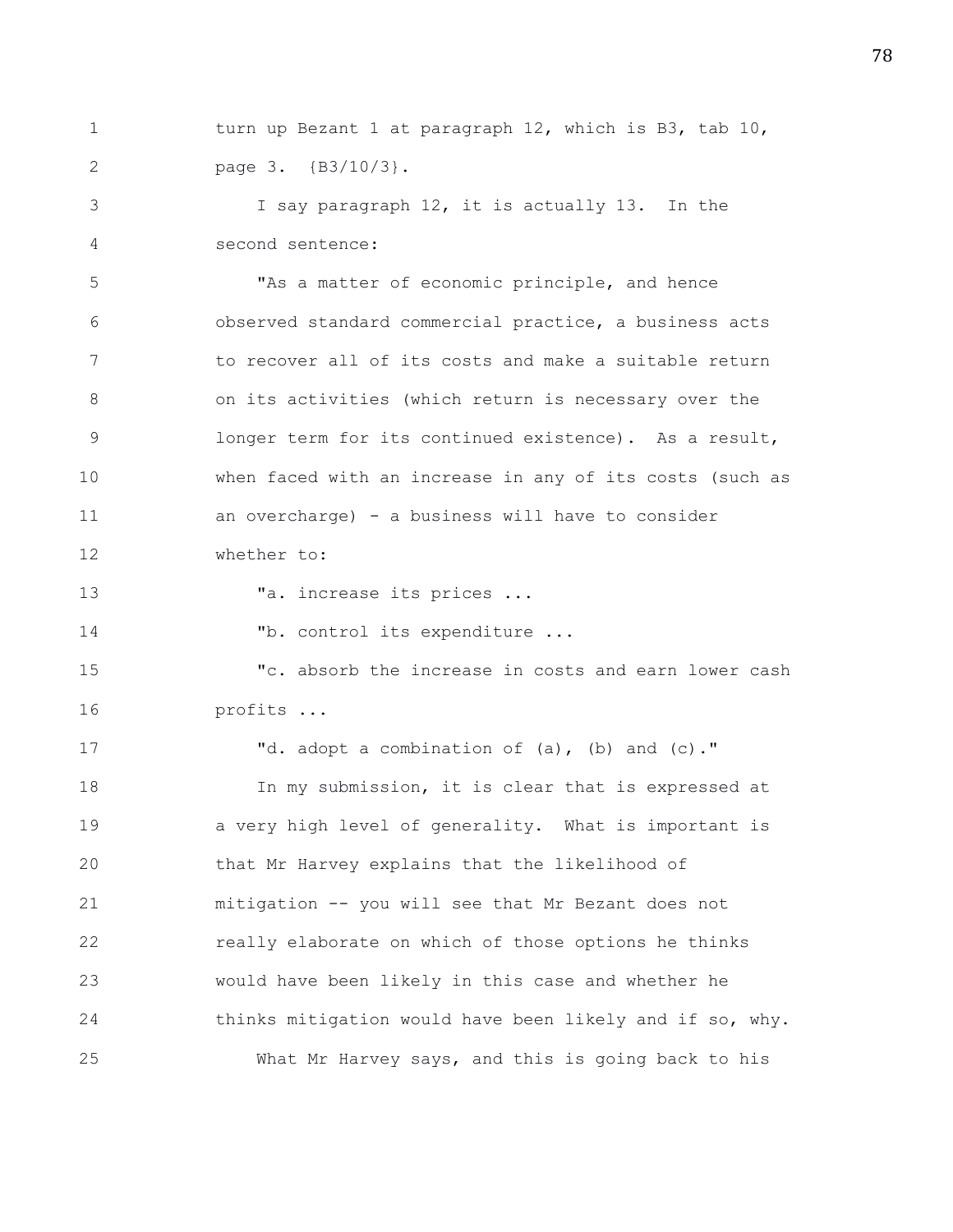turn up Bezant 1 at paragraph 12, which is B3, tab 10, page 3. {B3/10/3}.

I say paragraph 12, it is actually 13. In the second sentence:

"As a matter of economic principle, and hence observed standard commercial practice, a business acts to recover all of its costs and make a suitable return on its activities (which return is necessary over the longer term for its continued existence). As a result, when faced with an increase in any of its costs (such as an overcharge) - a business will have to consider whether to:

"a. increase its prices ...

"b. control its expenditure ...

"c. absorb the increase in costs and earn lower cash profits ...

"d. adopt a combination of (a), (b) and (c)."

In my submission, it is clear that is expressed at a very high level of generality. What is important is that Mr Harvey explains that the likelihood of mitigation -- you will see that Mr Bezant does not really elaborate on which of those options he thinks would have been likely in this case and whether he thinks mitigation would have been likely and if so, why.

What Mr Harvey says, and this is going back to his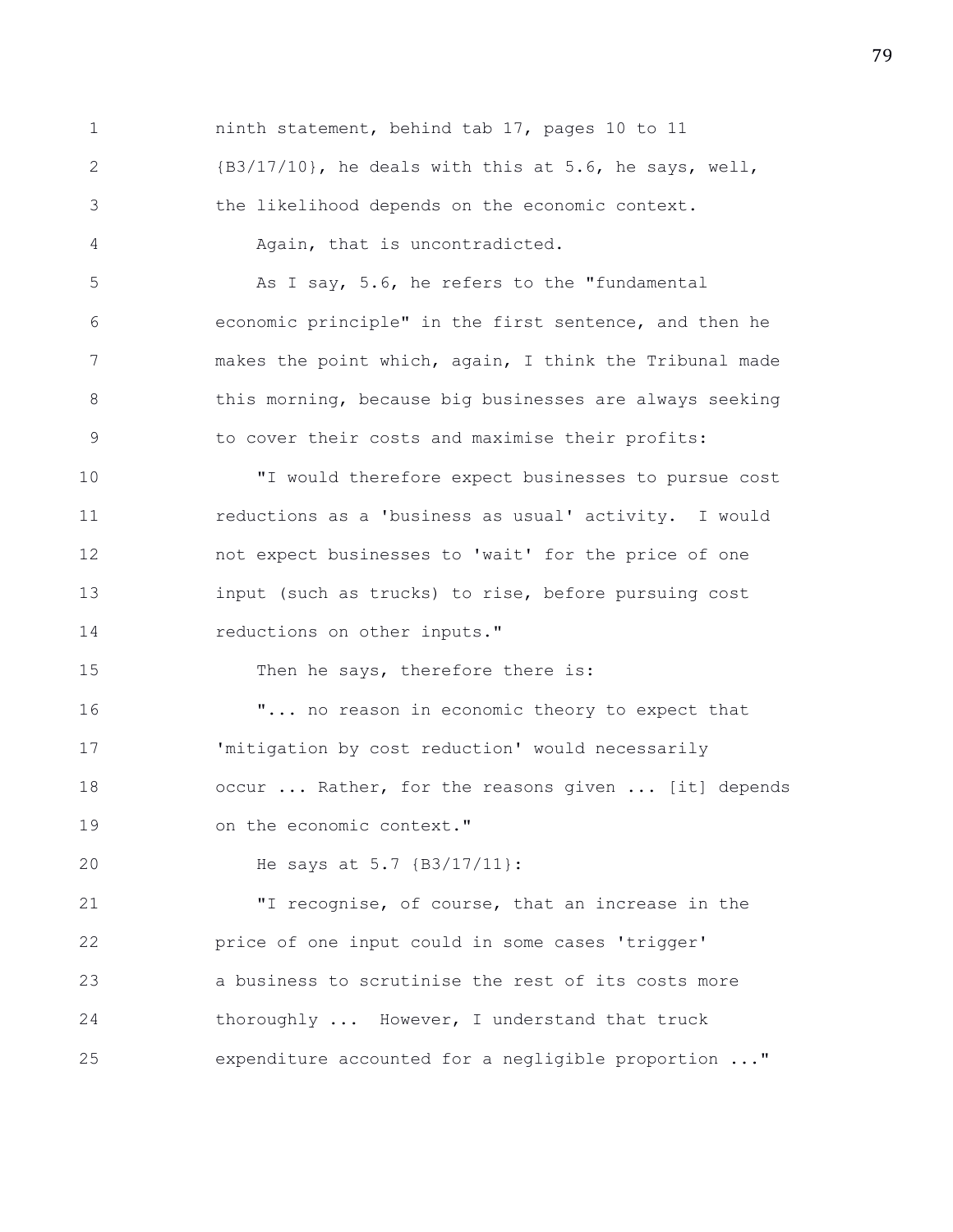ninth statement, behind tab 17, pages 10 to 11 {B3/17/10}, he deals with this at 5.6, he says, well, the likelihood depends on the economic context.

Again, that is uncontradicted.

As I say, 5.6, he refers to the "fundamental economic principle" in the first sentence, and then he makes the point which, again, I think the Tribunal made this morning, because big businesses are always seeking to cover their costs and maximise their profits:

"I would therefore expect businesses to pursue cost reductions as a 'business as usual' activity. I would not expect businesses to 'wait' for the price of one input (such as trucks) to rise, before pursuing cost reductions on other inputs."

Then he says, therefore there is:

"... no reason in economic theory to expect that 'mitigation by cost reduction' would necessarily occur ... Rather, for the reasons given ... [it] depends on the economic context."

He says at 5.7 {B3/17/11}:

"I recognise, of course, that an increase in the price of one input could in some cases 'trigger' a business to scrutinise the rest of its costs more thoroughly ... However, I understand that truck expenditure accounted for a negligible proportion ..."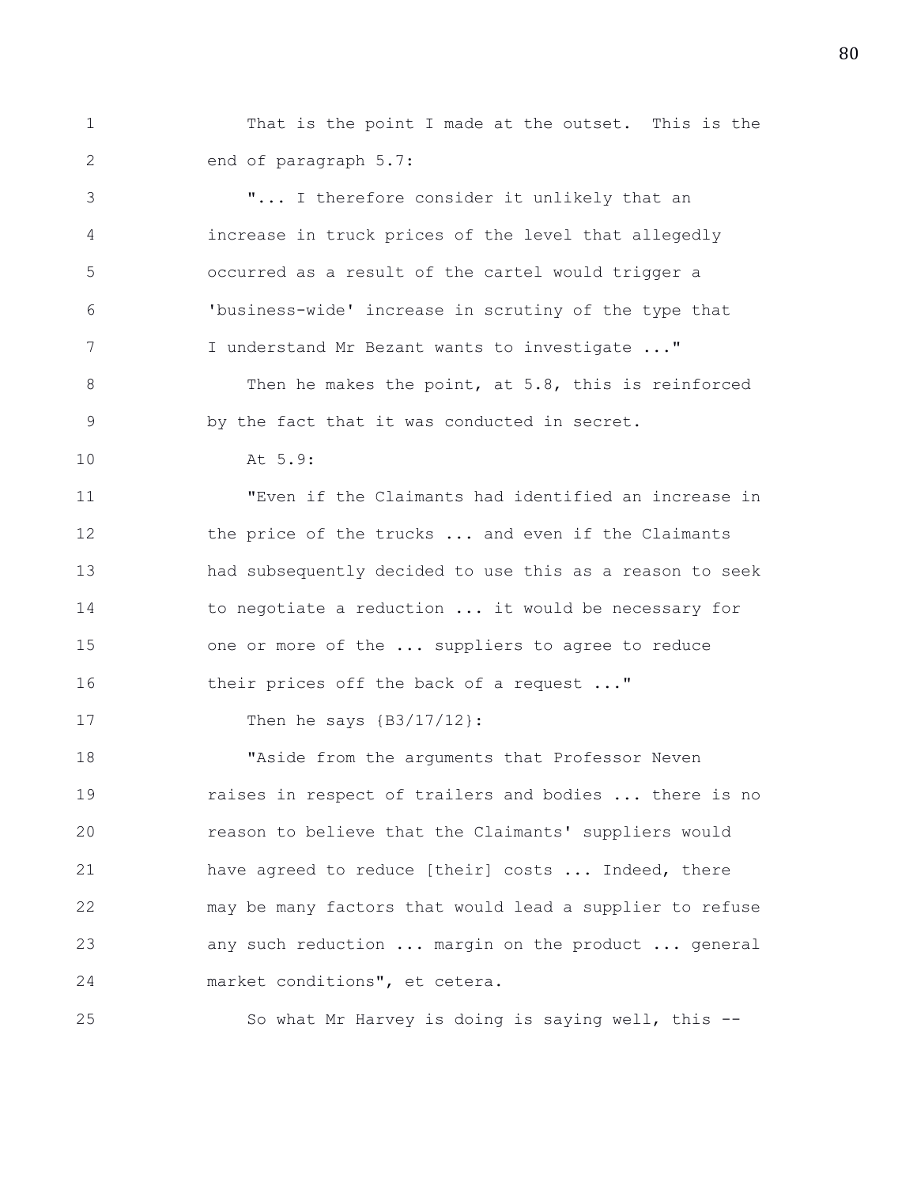That is the point I made at the outset. This is the end of paragraph 5.7:

"... I therefore consider it unlikely that an increase in truck prices of the level that allegedly occurred as a result of the cartel would trigger a 'business-wide' increase in scrutiny of the type that I understand Mr Bezant wants to investigate ..."

Then he makes the point, at 5.8, this is reinforced by the fact that it was conducted in secret.

At 5.9:

"Even if the Claimants had identified an increase in the price of the trucks ... and even if the Claimants had subsequently decided to use this as a reason to seek to negotiate a reduction ... it would be necessary for one or more of the ... suppliers to agree to reduce their prices off the back of a request ..."

Then he says {B3/17/12}:

"Aside from the arguments that Professor Neven raises in respect of trailers and bodies ... there is no reason to believe that the Claimants' suppliers would have agreed to reduce [their] costs ... Indeed, there may be many factors that would lead a supplier to refuse any such reduction ... margin on the product ... general market conditions", et cetera.

So what Mr Harvey is doing is saying well, this --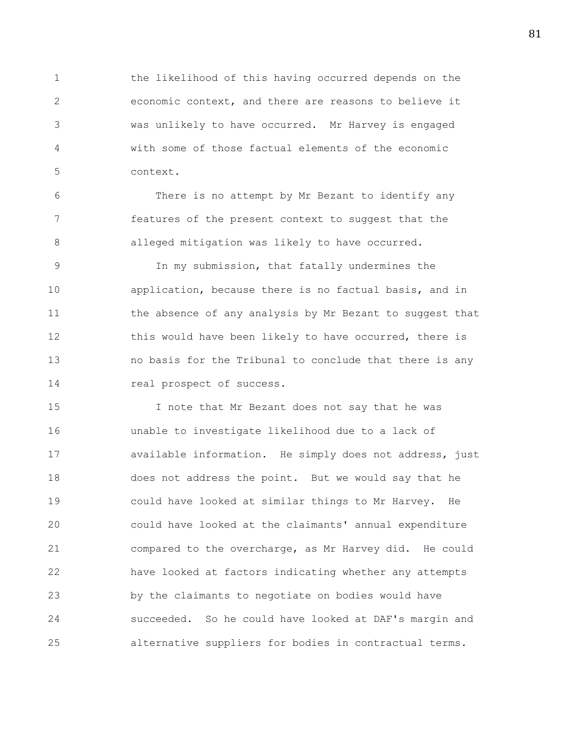the likelihood of this having occurred depends on the economic context, and there are reasons to believe it was unlikely to have occurred. Mr Harvey is engaged with some of those factual elements of the economic context.

There is no attempt by Mr Bezant to identify any features of the present context to suggest that the alleged mitigation was likely to have occurred.

In my submission, that fatally undermines the application, because there is no factual basis, and in the absence of any analysis by Mr Bezant to suggest that this would have been likely to have occurred, there is no basis for the Tribunal to conclude that there is any real prospect of success.

I note that Mr Bezant does not say that he was unable to investigate likelihood due to a lack of available information. He simply does not address, just does not address the point. But we would say that he could have looked at similar things to Mr Harvey. He could have looked at the claimants' annual expenditure compared to the overcharge, as Mr Harvey did. He could have looked at factors indicating whether any attempts by the claimants to negotiate on bodies would have succeeded. So he could have looked at DAF's margin and alternative suppliers for bodies in contractual terms.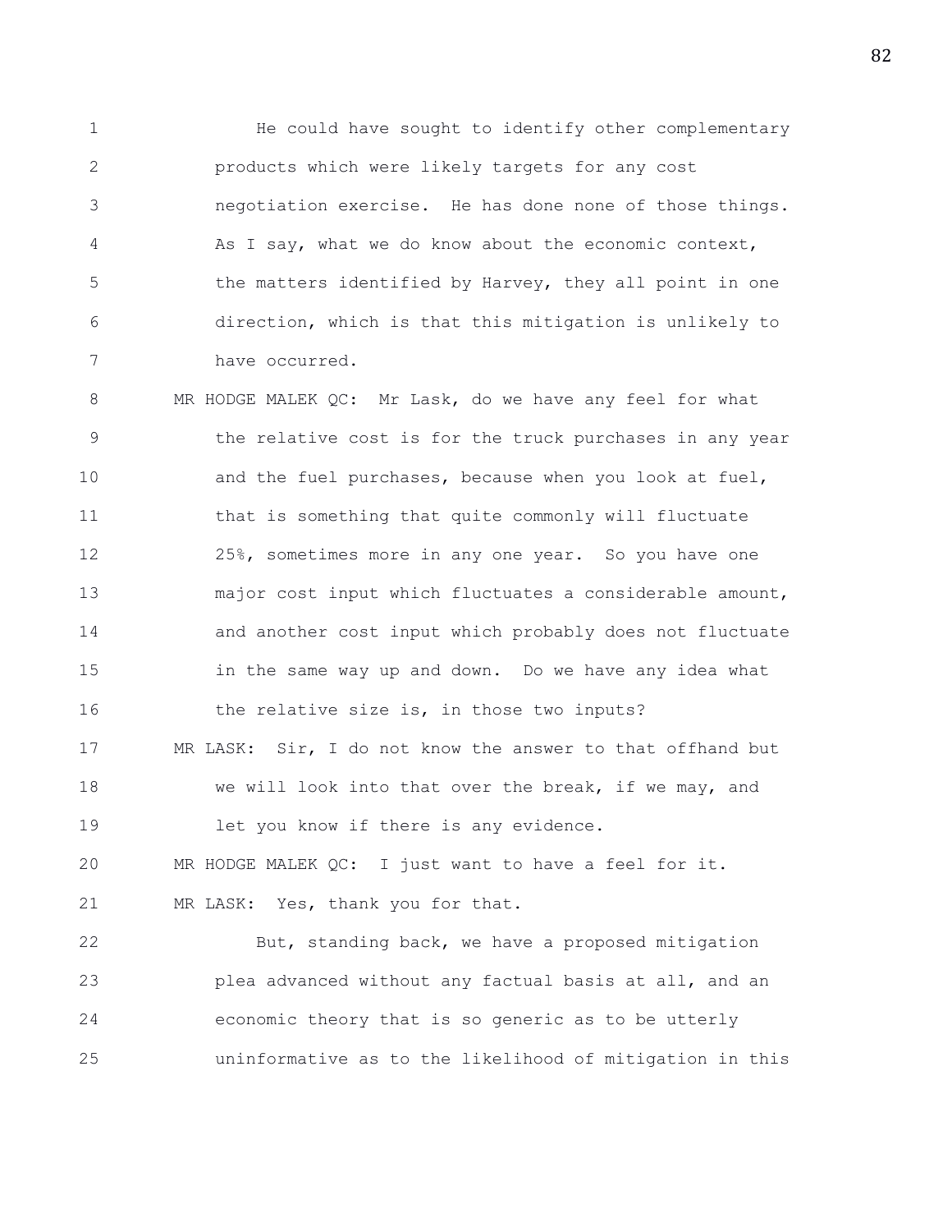He could have sought to identify other complementary products which were likely targets for any cost negotiation exercise. He has done none of those things. As I say, what we do know about the economic context, the matters identified by Harvey, they all point in one direction, which is that this mitigation is unlikely to have occurred.

MR HODGE MALEK QC: Mr Lask, do we have any feel for what the relative cost is for the truck purchases in any year and the fuel purchases, because when you look at fuel, that is something that quite commonly will fluctuate 25%, sometimes more in any one year. So you have one major cost input which fluctuates a considerable amount, and another cost input which probably does not fluctuate in the same way up and down. Do we have any idea what the relative size is, in those two inputs?

MR LASK: Sir, I do not know the answer to that offhand but we will look into that over the break, if we may, and let you know if there is any evidence.

MR HODGE MALEK QC: I just want to have a feel for it.

MR LASK: Yes, thank you for that.

But, standing back, we have a proposed mitigation plea advanced without any factual basis at all, and an economic theory that is so generic as to be utterly uninformative as to the likelihood of mitigation in this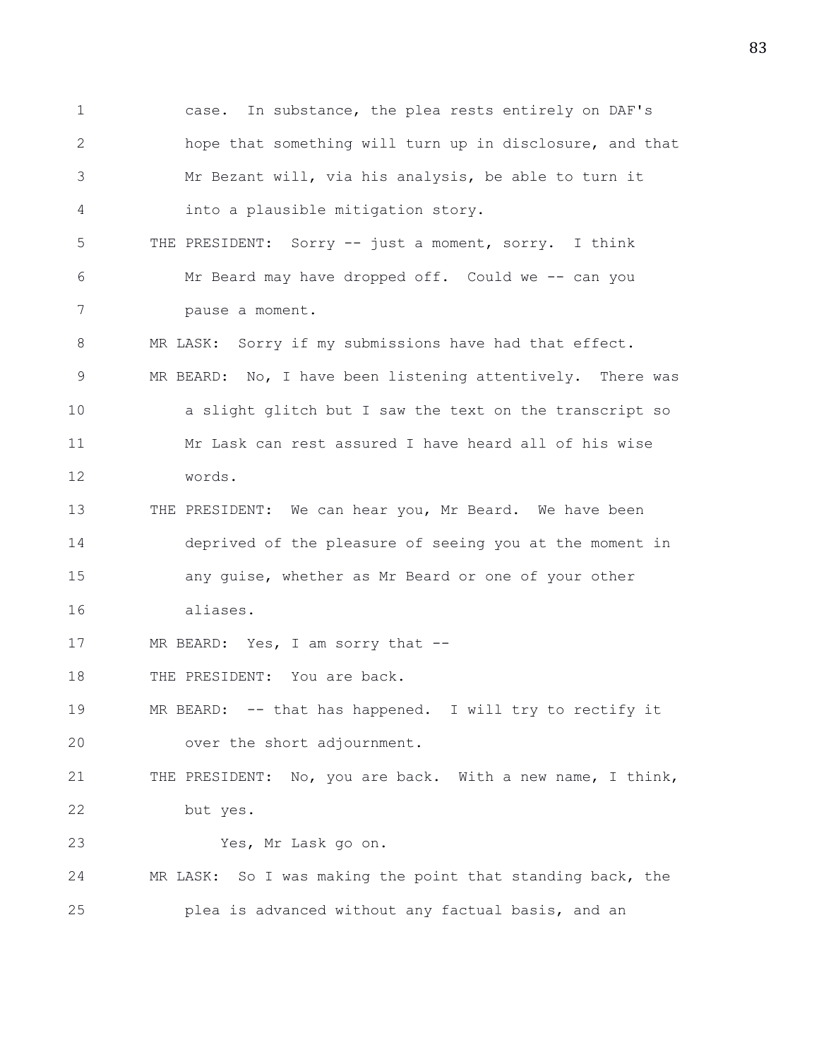case. In substance, the plea rests entirely on DAF's hope that something will turn up in disclosure, and that Mr Bezant will, via his analysis, be able to turn it into a plausible mitigation story.

THE PRESIDENT: Sorry -- just a moment, sorry. I think Mr Beard may have dropped off. Could we -- can you pause a moment.

MR LASK: Sorry if my submissions have had that effect.

MR BEARD: No, I have been listening attentively. There was a slight glitch but I saw the text on the transcript so Mr Lask can rest assured I have heard all of his wise words.

THE PRESIDENT: We can hear you, Mr Beard. We have been deprived of the pleasure of seeing you at the moment in any guise, whether as Mr Beard or one of your other aliases.

MR BEARD: Yes, I am sorry that --

THE PRESIDENT: You are back.

MR BEARD: -- that has happened. I will try to rectify it over the short adjournment.

THE PRESIDENT: No, you are back. With a new name, I think, but yes.

Yes, Mr Lask go on.

MR LASK: So I was making the point that standing back, the plea is advanced without any factual basis, and an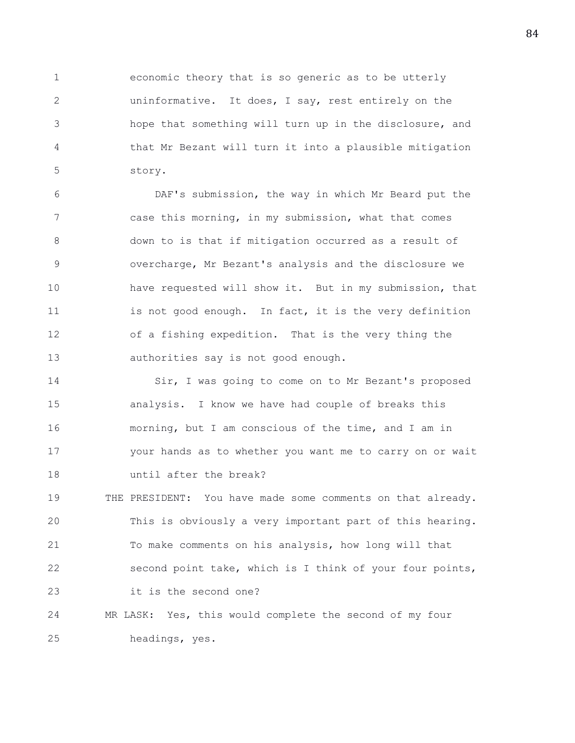economic theory that is so generic as to be utterly uninformative. It does, I say, rest entirely on the hope that something will turn up in the disclosure, and that Mr Bezant will turn it into a plausible mitigation story.

DAF's submission, the way in which Mr Beard put the case this morning, in my submission, what that comes down to is that if mitigation occurred as a result of overcharge, Mr Bezant's analysis and the disclosure we have requested will show it. But in my submission, that is not good enough. In fact, it is the very definition of a fishing expedition. That is the very thing the authorities say is not good enough.

Sir, I was going to come on to Mr Bezant's proposed analysis. I know we have had couple of breaks this morning, but I am conscious of the time, and I am in your hands as to whether you want me to carry on or wait until after the break?

THE PRESIDENT: You have made some comments on that already. This is obviously a very important part of this hearing. To make comments on his analysis, how long will that second point take, which is I think of your four points, it is the second one?

MR LASK: Yes, this would complete the second of my four headings, yes.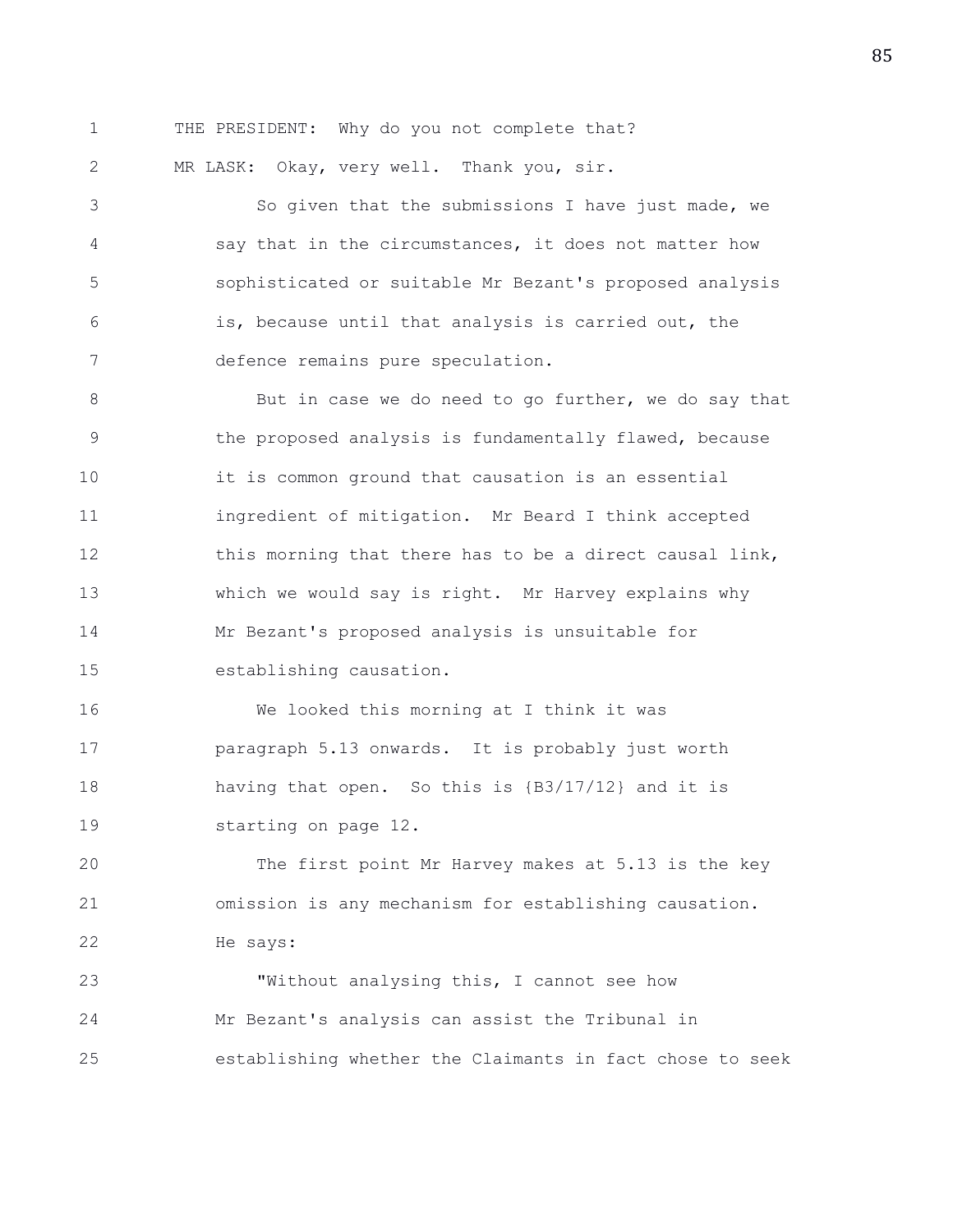THE PRESIDENT: Why do you not complete that?

MR LASK: Okay, very well. Thank you, sir.

So given that the submissions I have just made, we say that in the circumstances, it does not matter how sophisticated or suitable Mr Bezant's proposed analysis is, because until that analysis is carried out, the defence remains pure speculation.

But in case we do need to go further, we do say that the proposed analysis is fundamentally flawed, because it is common ground that causation is an essential ingredient of mitigation. Mr Beard I think accepted this morning that there has to be a direct causal link, which we would say is right. Mr Harvey explains why Mr Bezant's proposed analysis is unsuitable for establishing causation.

We looked this morning at I think it was paragraph 5.13 onwards. It is probably just worth having that open. So this is {B3/17/12} and it is starting on page 12.

The first point Mr Harvey makes at 5.13 is the key omission is any mechanism for establishing causation. He says:

"Without analysing this, I cannot see how Mr Bezant's analysis can assist the Tribunal in establishing whether the Claimants in fact chose to seek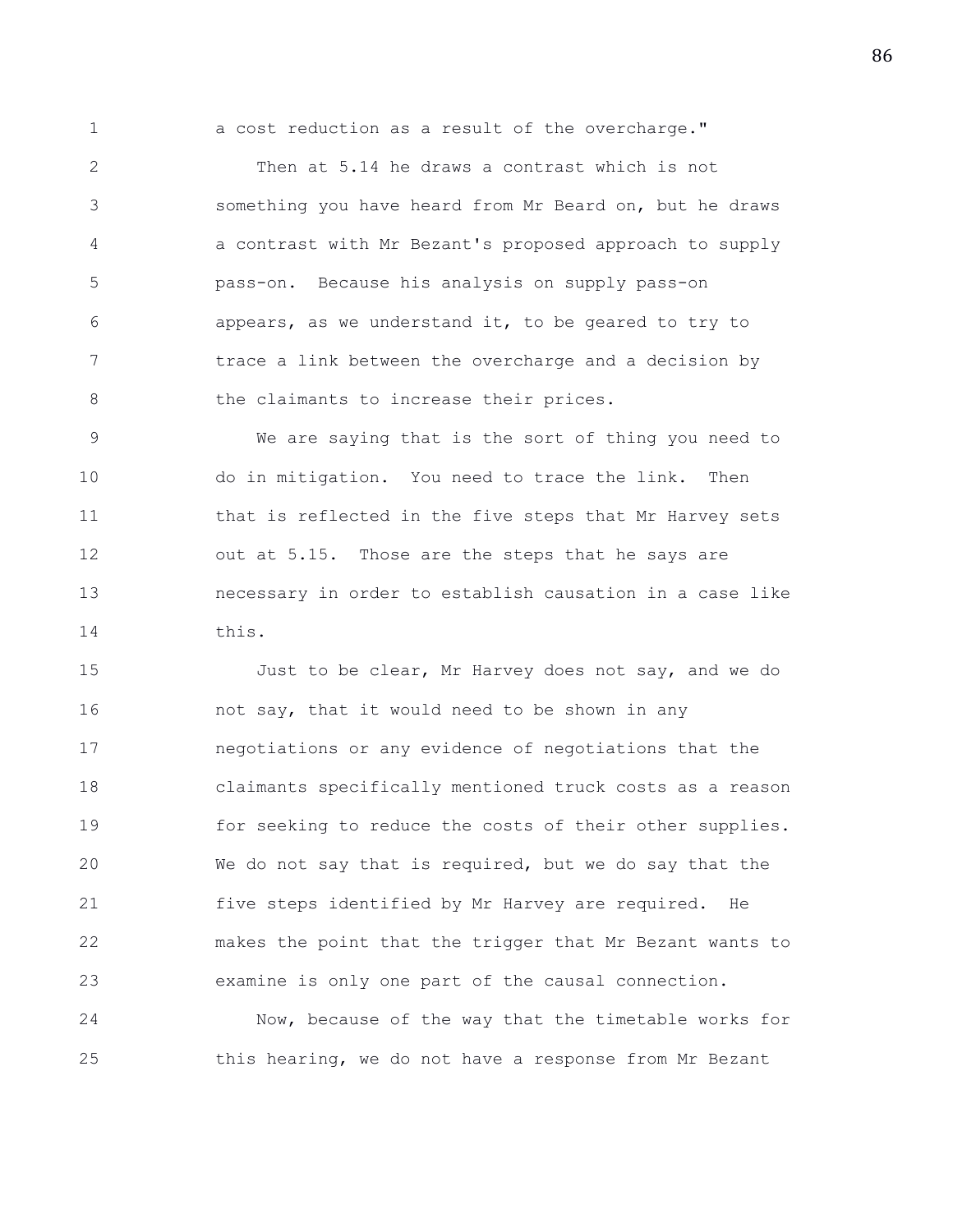a cost reduction as a result of the overcharge."

Then at 5.14 he draws a contrast which is not something you have heard from Mr Beard on, but he draws a contrast with Mr Bezant's proposed approach to supply pass-on. Because his analysis on supply pass-on appears, as we understand it, to be geared to try to trace a link between the overcharge and a decision by the claimants to increase their prices.

We are saying that is the sort of thing you need to do in mitigation. You need to trace the link. Then that is reflected in the five steps that Mr Harvey sets out at 5.15. Those are the steps that he says are necessary in order to establish causation in a case like this.

Just to be clear, Mr Harvey does not say, and we do not say, that it would need to be shown in any negotiations or any evidence of negotiations that the claimants specifically mentioned truck costs as a reason for seeking to reduce the costs of their other supplies. We do not say that is required, but we do say that the five steps identified by Mr Harvey are required. He makes the point that the trigger that Mr Bezant wants to examine is only one part of the causal connection.

Now, because of the way that the timetable works for this hearing, we do not have a response from Mr Bezant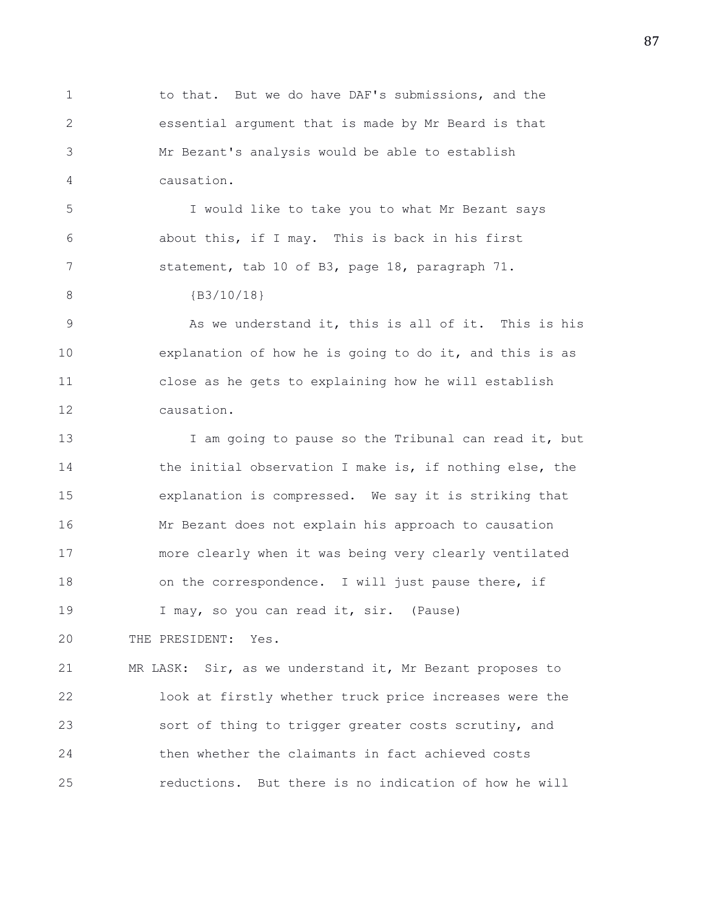to that. But we do have DAF's submissions, and the essential argument that is made by Mr Beard is that Mr Bezant's analysis would be able to establish causation.

I would like to take you to what Mr Bezant says about this, if I may. This is back in his first statement, tab 10 of B3, page 18, paragraph 71.

{B3/10/18}

As we understand it, this is all of it. This is his explanation of how he is going to do it, and this is as close as he gets to explaining how he will establish causation.

I am going to pause so the Tribunal can read it, but the initial observation I make is, if nothing else, the explanation is compressed. We say it is striking that Mr Bezant does not explain his approach to causation more clearly when it was being very clearly ventilated on the correspondence. I will just pause there, if I may, so you can read it, sir. (Pause)

THE PRESIDENT: Yes.

MR LASK: Sir, as we understand it, Mr Bezant proposes to look at firstly whether truck price increases were the sort of thing to trigger greater costs scrutiny, and then whether the claimants in fact achieved costs reductions. But there is no indication of how he will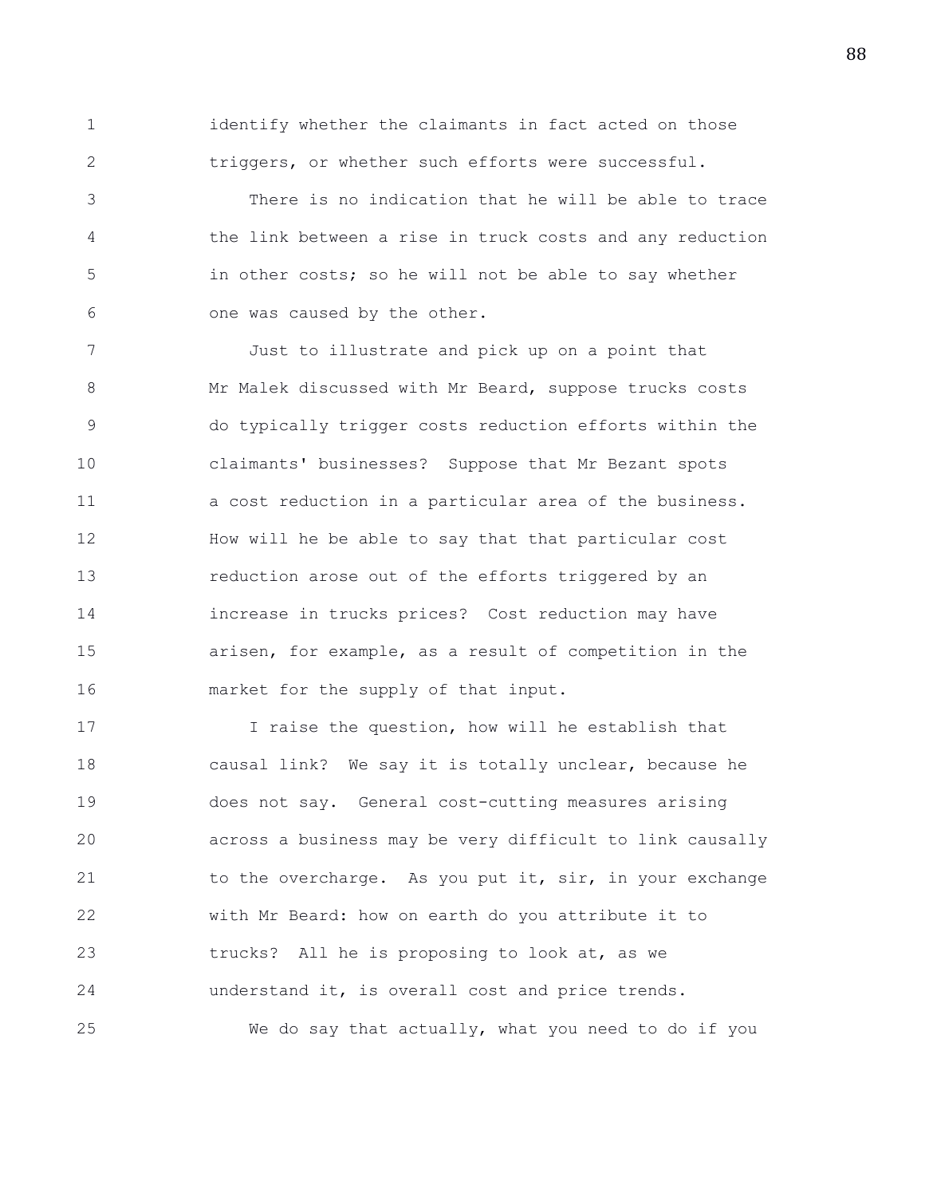identify whether the claimants in fact acted on those triggers, or whether such efforts were successful.

There is no indication that he will be able to trace the link between a rise in truck costs and any reduction in other costs; so he will not be able to say whether one was caused by the other.

Just to illustrate and pick up on a point that Mr Malek discussed with Mr Beard, suppose trucks costs do typically trigger costs reduction efforts within the claimants' businesses? Suppose that Mr Bezant spots a cost reduction in a particular area of the business. How will he be able to say that that particular cost reduction arose out of the efforts triggered by an increase in trucks prices? Cost reduction may have arisen, for example, as a result of competition in the market for the supply of that input.

I raise the question, how will he establish that causal link? We say it is totally unclear, because he does not say. General cost-cutting measures arising across a business may be very difficult to link causally to the overcharge. As you put it, sir, in your exchange with Mr Beard: how on earth do you attribute it to trucks? All he is proposing to look at, as we understand it, is overall cost and price trends.

We do say that actually, what you need to do if you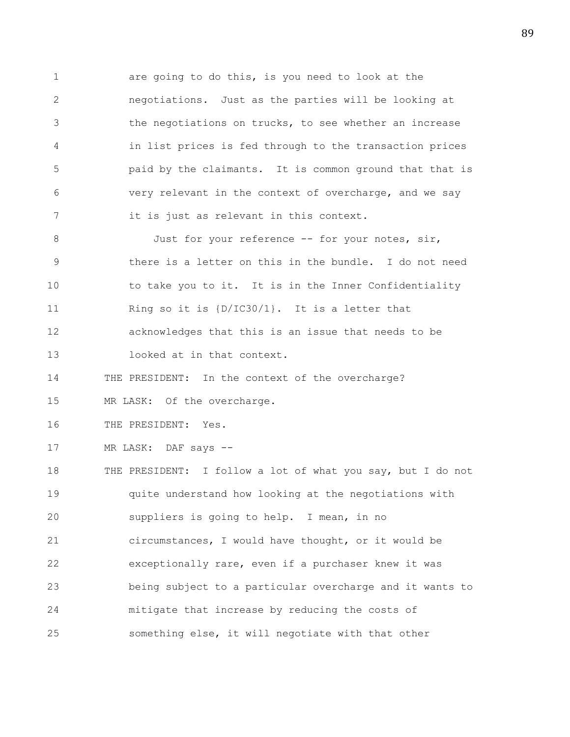are going to do this, is you need to look at the negotiations. Just as the parties will be looking at the negotiations on trucks, to see whether an increase in list prices is fed through to the transaction prices paid by the claimants. It is common ground that that is very relevant in the context of overcharge, and we say it is just as relevant in this context.

Just for your reference -- for your notes, sir, there is a letter on this in the bundle. I do not need to take you to it. It is in the Inner Confidentiality Ring so it is {D/IC30/1}. It is a letter that acknowledges that this is an issue that needs to be looked at in that context.

THE PRESIDENT: In the context of the overcharge?

MR LASK: Of the overcharge.

THE PRESIDENT: Yes.

MR LASK: DAF says --

THE PRESIDENT: I follow a lot of what you say, but I do not quite understand how looking at the negotiations with suppliers is going to help. I mean, in no circumstances, I would have thought, or it would be exceptionally rare, even if a purchaser knew it was being subject to a particular overcharge and it wants to mitigate that increase by reducing the costs of something else, it will negotiate with that other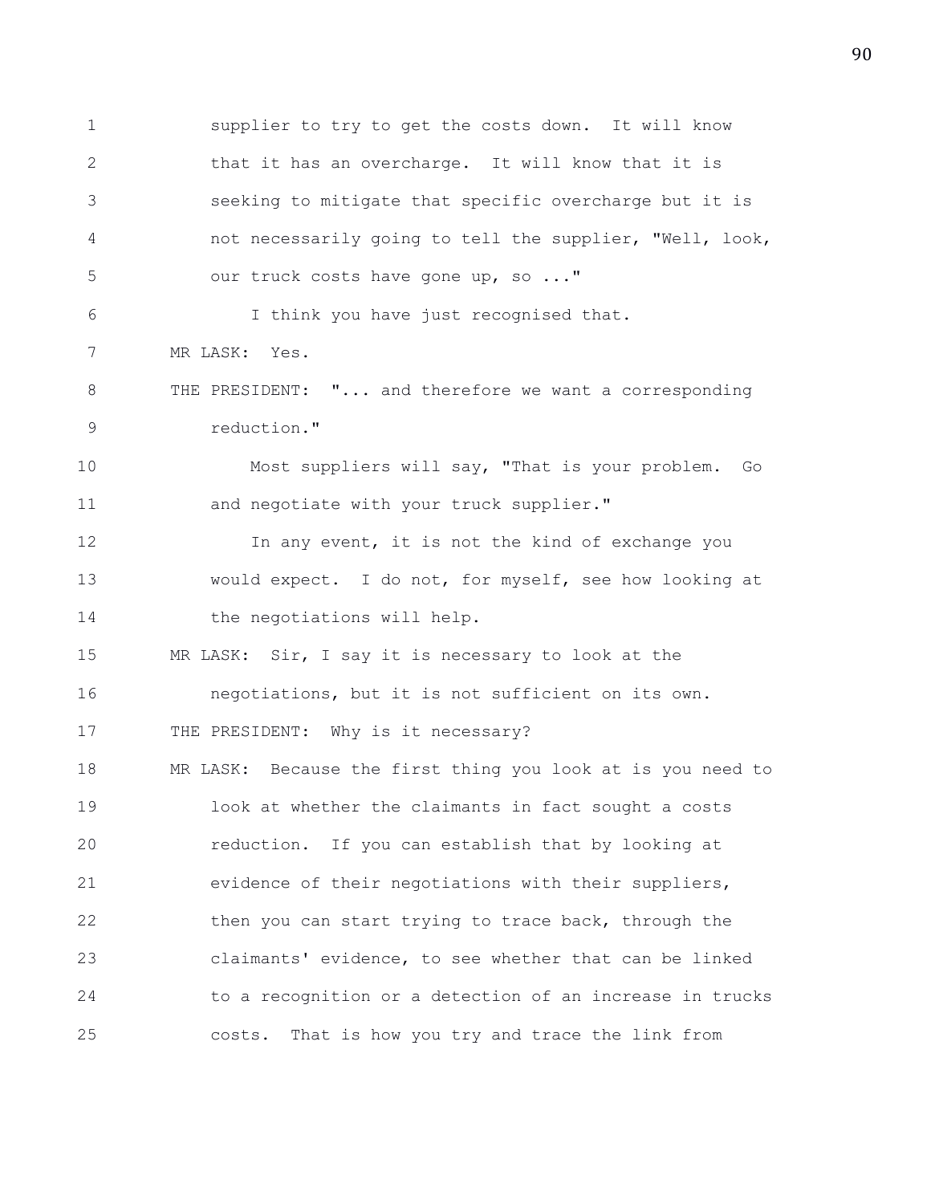supplier to try to get the costs down. It will know that it has an overcharge. It will know that it is seeking to mitigate that specific overcharge but it is not necessarily going to tell the supplier, "Well, look, our truck costs have gone up, so ..."

I think you have just recognised that.

MR LASK: Yes.

THE PRESIDENT: "... and therefore we want a corresponding reduction."

Most suppliers will say, "That is your problem. Go and negotiate with your truck supplier."

In any event, it is not the kind of exchange you would expect. I do not, for myself, see how looking at the negotiations will help.

MR LASK: Sir, I say it is necessary to look at the negotiations, but it is not sufficient on its own.

THE PRESIDENT: Why is it necessary?

MR LASK: Because the first thing you look at is you need to look at whether the claimants in fact sought a costs reduction. If you can establish that by looking at evidence of their negotiations with their suppliers, then you can start trying to trace back, through the claimants' evidence, to see whether that can be linked to a recognition or a detection of an increase in trucks costs. That is how you try and trace the link from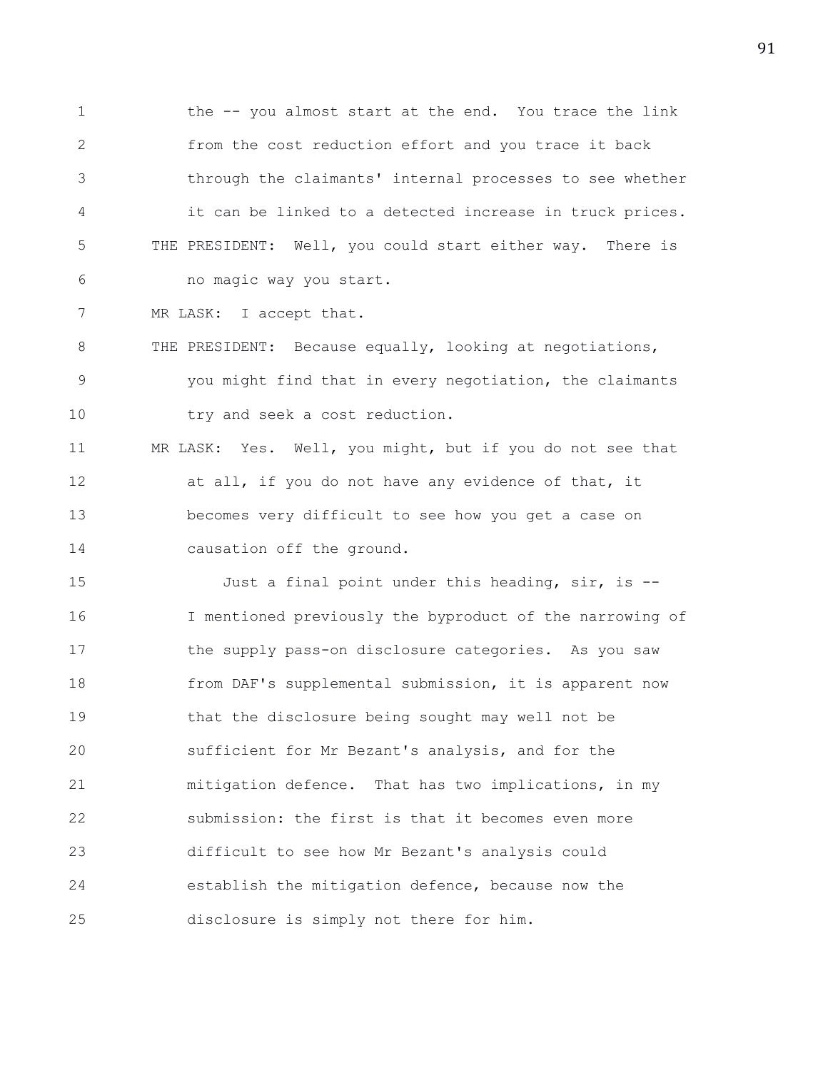the -- you almost start at the end. You trace the link from the cost reduction effort and you trace it back through the claimants' internal processes to see whether it can be linked to a detected increase in truck prices.

THE PRESIDENT: Well, you could start either way. There is no magic way you start.

MR LASK: I accept that.

THE PRESIDENT: Because equally, looking at negotiations, you might find that in every negotiation, the claimants try and seek a cost reduction.

MR LASK: Yes. Well, you might, but if you do not see that at all, if you do not have any evidence of that, it becomes very difficult to see how you get a case on causation off the ground.

Just a final point under this heading, sir, is -- I mentioned previously the byproduct of the narrowing of the supply pass-on disclosure categories. As you saw from DAF's supplemental submission, it is apparent now that the disclosure being sought may well not be sufficient for Mr Bezant's analysis, and for the mitigation defence. That has two implications, in my submission: the first is that it becomes even more difficult to see how Mr Bezant's analysis could establish the mitigation defence, because now the disclosure is simply not there for him.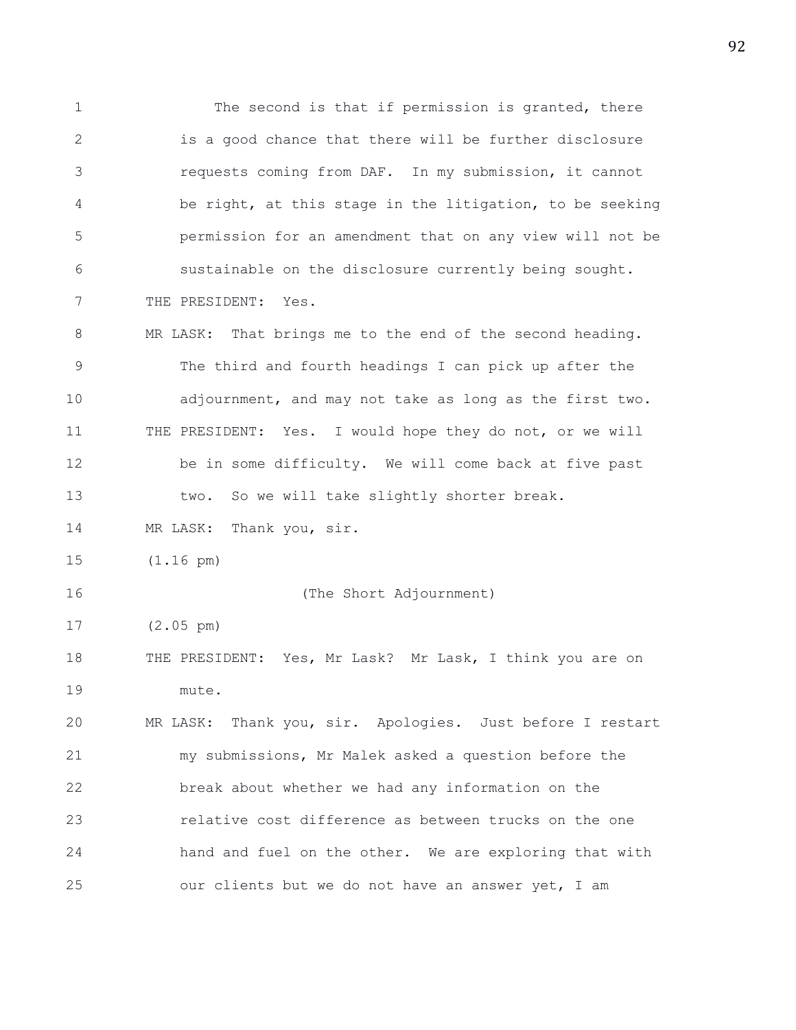The second is that if permission is granted, there is a good chance that there will be further disclosure requests coming from DAF. In my submission, it cannot be right, at this stage in the litigation, to be seeking permission for an amendment that on any view will not be sustainable on the disclosure currently being sought.

THE PRESIDENT: Yes.

MR LASK: That brings me to the end of the second heading. The third and fourth headings I can pick up after the adjournment, and may not take as long as the first two.

THE PRESIDENT: Yes. I would hope they do not, or we will be in some difficulty. We will come back at five past two. So we will take slightly shorter break.

MR LASK: Thank you, sir.

(1.16 pm)

(The Short Adjournment)

(2.05 pm)

THE PRESIDENT: Yes, Mr Lask? Mr Lask, I think you are on mute.

MR LASK: Thank you, sir. Apologies. Just before I restart my submissions, Mr Malek asked a question before the break about whether we had any information on the relative cost difference as between trucks on the one hand and fuel on the other. We are exploring that with our clients but we do not have an answer yet, I am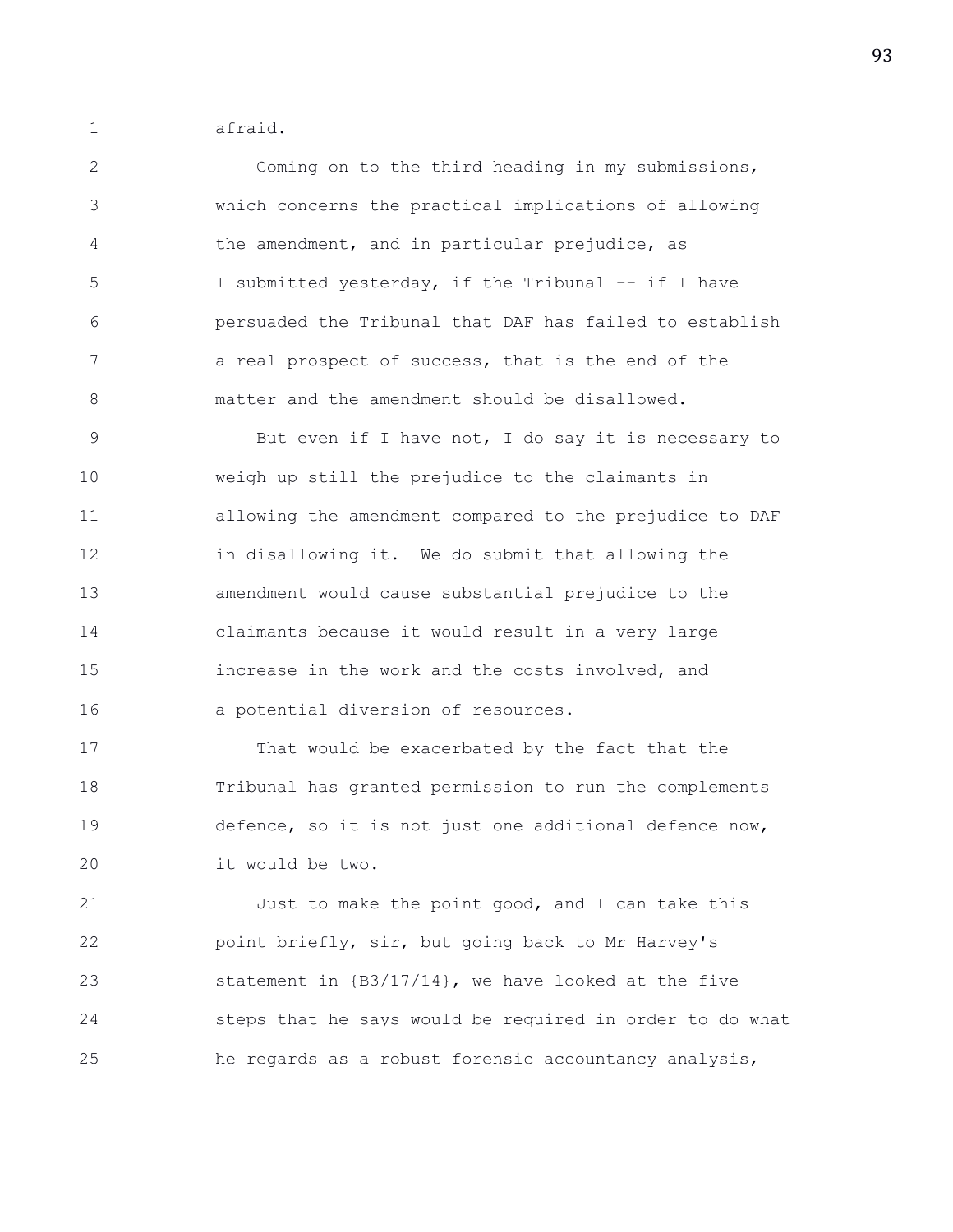afraid.

Coming on to the third heading in my submissions, which concerns the practical implications of allowing the amendment, and in particular prejudice, as I submitted yesterday, if the Tribunal -- if I have persuaded the Tribunal that DAF has failed to establish a real prospect of success, that is the end of the matter and the amendment should be disallowed.

But even if I have not, I do say it is necessary to weigh up still the prejudice to the claimants in allowing the amendment compared to the prejudice to DAF in disallowing it. We do submit that allowing the amendment would cause substantial prejudice to the claimants because it would result in a very large increase in the work and the costs involved, and a potential diversion of resources.

That would be exacerbated by the fact that the Tribunal has granted permission to run the complements defence, so it is not just one additional defence now, it would be two.

Just to make the point good, and I can take this point briefly, sir, but going back to Mr Harvey's statement in {B3/17/14}, we have looked at the five steps that he says would be required in order to do what he regards as a robust forensic accountancy analysis,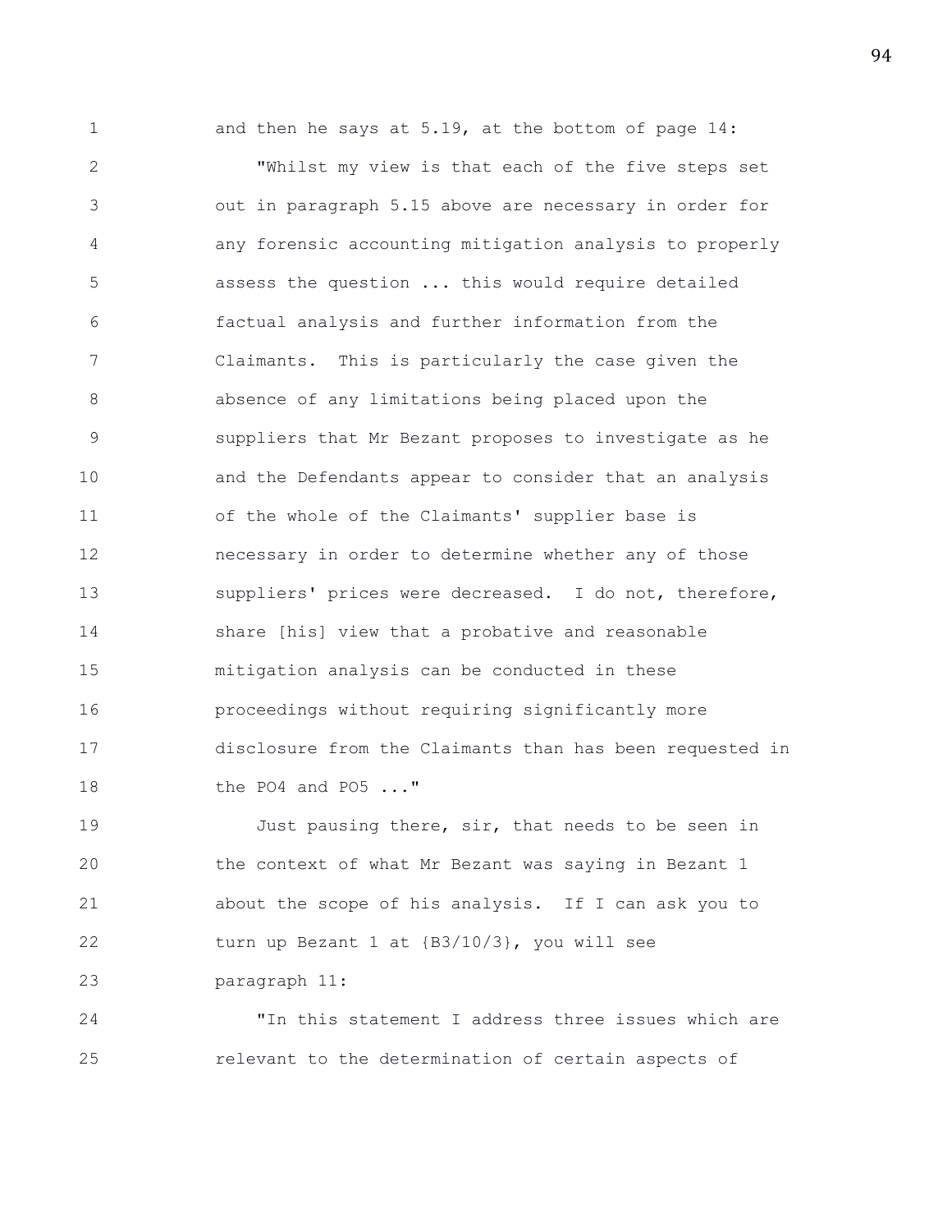and then he says at 5.19, at the bottom of page 14:

"Whilst my view is that each of the five steps set out in paragraph 5.15 above are necessary in order for any forensic accounting mitigation analysis to properly assess the question ... this would require detailed factual analysis and further information from the Claimants. This is particularly the case given the absence of any limitations being placed upon the suppliers that Mr Bezant proposes to investigate as he and the Defendants appear to consider that an analysis of the whole of the Claimants' supplier base is necessary in order to determine whether any of those suppliers' prices were decreased. I do not, therefore, share [his] view that a probative and reasonable mitigation analysis can be conducted in these proceedings without requiring significantly more disclosure from the Claimants than has been requested in the PO4 and PO5 ..."

Just pausing there, sir, that needs to be seen in the context of what Mr Bezant was saying in Bezant 1 about the scope of his analysis. If I can ask you to turn up Bezant 1 at {B3/10/3}, you will see paragraph 11:

"In this statement I address three issues which are relevant to the determination of certain aspects of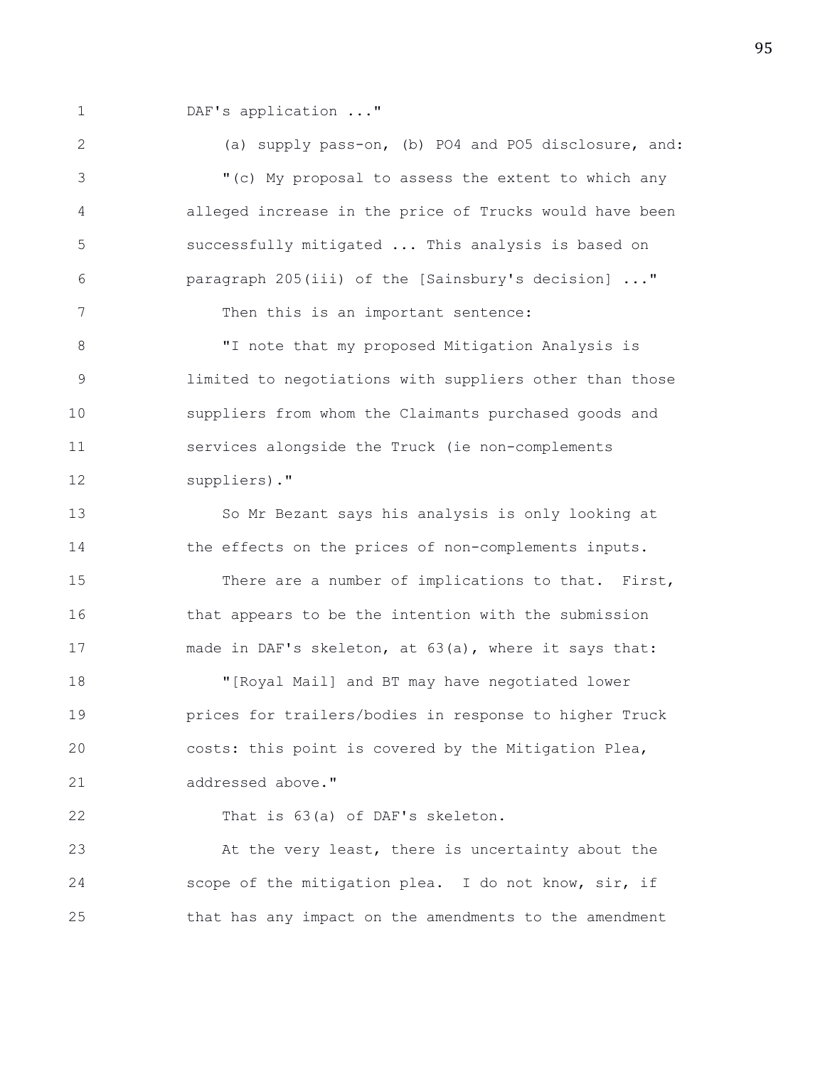DAF's application ..."

(a) supply pass-on, (b) PO4 and PO5 disclosure, and:

"(c) My proposal to assess the extent to which any alleged increase in the price of Trucks would have been successfully mitigated ... This analysis is based on paragraph 205(iii) of the [Sainsbury's decision] ..."

Then this is an important sentence:

"I note that my proposed Mitigation Analysis is limited to negotiations with suppliers other than those suppliers from whom the Claimants purchased goods and services alongside the Truck (ie non-complements suppliers)."

So Mr Bezant says his analysis is only looking at the effects on the prices of non-complements inputs.

There are a number of implications to that. First, that appears to be the intention with the submission made in DAF's skeleton, at 63(a), where it says that:

"[Royal Mail] and BT may have negotiated lower prices for trailers/bodies in response to higher Truck costs: this point is covered by the Mitigation Plea, addressed above."

That is 63(a) of DAF's skeleton.

At the very least, there is uncertainty about the scope of the mitigation plea. I do not know, sir, if that has any impact on the amendments to the amendment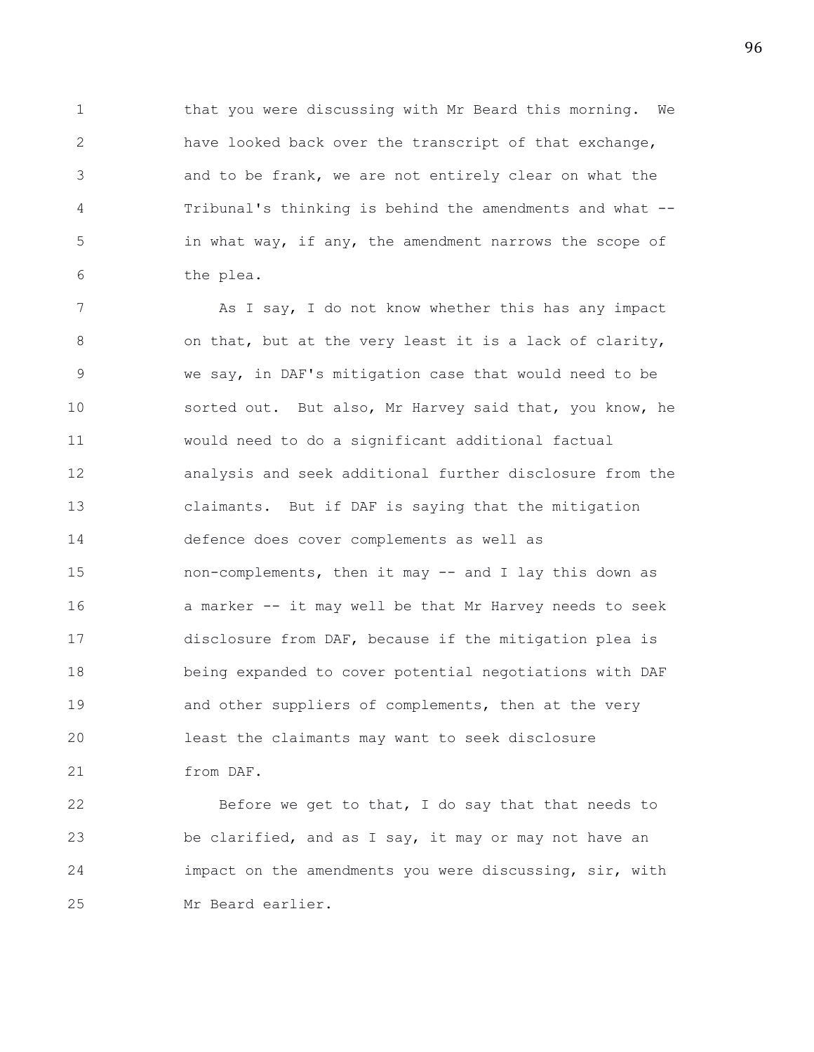that you were discussing with Mr Beard this morning. We have looked back over the transcript of that exchange, and to be frank, we are not entirely clear on what the Tribunal's thinking is behind the amendments and what -- in what way, if any, the amendment narrows the scope of the plea.

As I say, I do not know whether this has any impact on that, but at the very least it is a lack of clarity, we say, in DAF's mitigation case that would need to be sorted out. But also, Mr Harvey said that, you know, he would need to do a significant additional factual analysis and seek additional further disclosure from the claimants. But if DAF is saying that the mitigation defence does cover complements as well as non-complements, then it may -- and I lay this down as a marker -- it may well be that Mr Harvey needs to seek disclosure from DAF, because if the mitigation plea is being expanded to cover potential negotiations with DAF and other suppliers of complements, then at the very least the claimants may want to seek disclosure from DAF.

Before we get to that, I do say that that needs to be clarified, and as I say, it may or may not have an impact on the amendments you were discussing, sir, with Mr Beard earlier.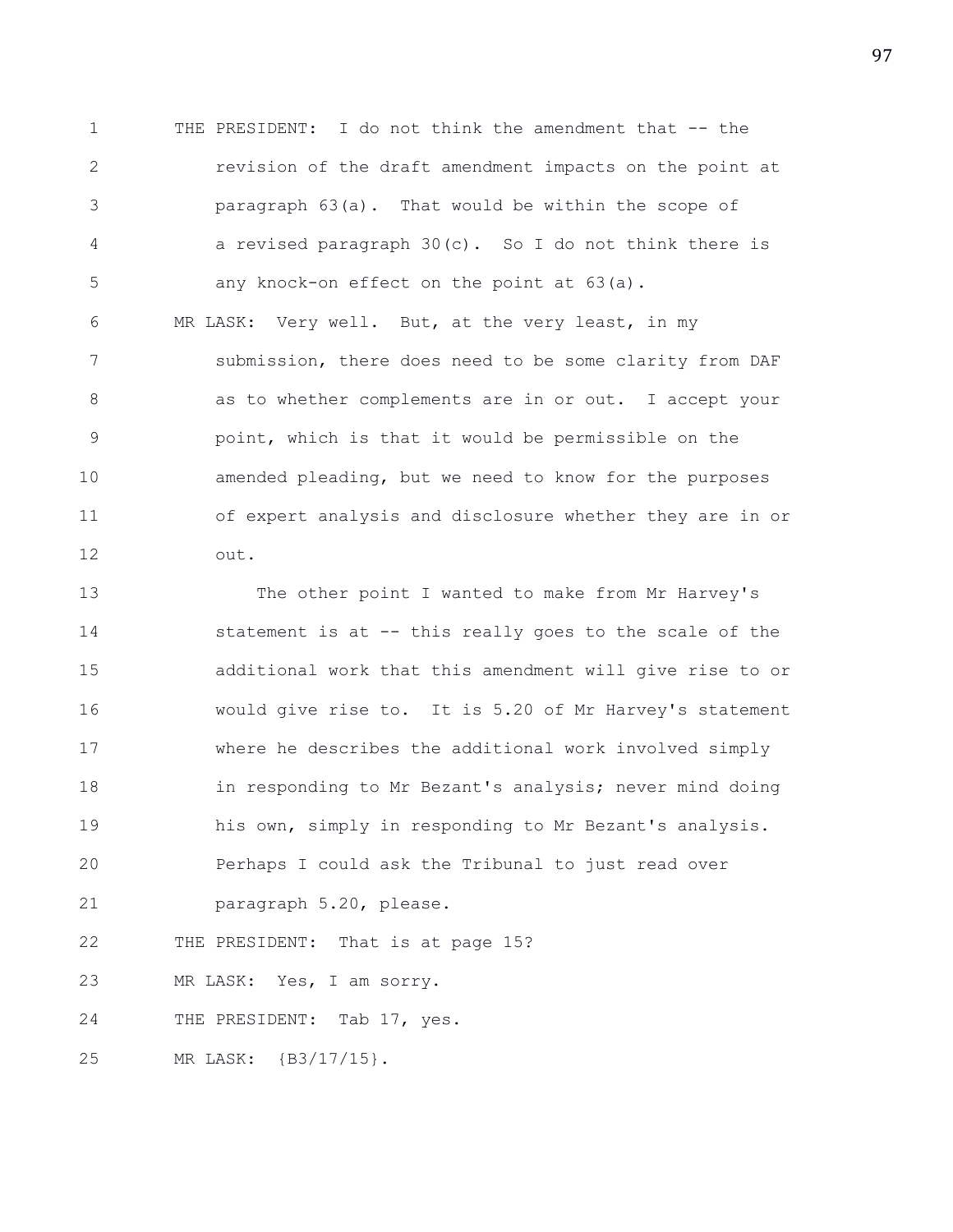THE PRESIDENT: I do not think the amendment that -- the revision of the draft amendment impacts on the point at paragraph 63(a). That would be within the scope of a revised paragraph 30(c). So I do not think there is any knock-on effect on the point at 63(a).

MR LASK: Very well. But, at the very least, in my submission, there does need to be some clarity from DAF as to whether complements are in or out. I accept your point, which is that it would be permissible on the amended pleading, but we need to know for the purposes of expert analysis and disclosure whether they are in or out.

The other point I wanted to make from Mr Harvey's statement is at -- this really goes to the scale of the additional work that this amendment will give rise to or would give rise to. It is 5.20 of Mr Harvey's statement where he describes the additional work involved simply in responding to Mr Bezant's analysis; never mind doing his own, simply in responding to Mr Bezant's analysis. Perhaps I could ask the Tribunal to just read over paragraph 5.20, please.

THE PRESIDENT: That is at page 15?

MR LASK: Yes, I am sorry.

THE PRESIDENT: Tab 17, yes.

MR LASK: {B3/17/15}.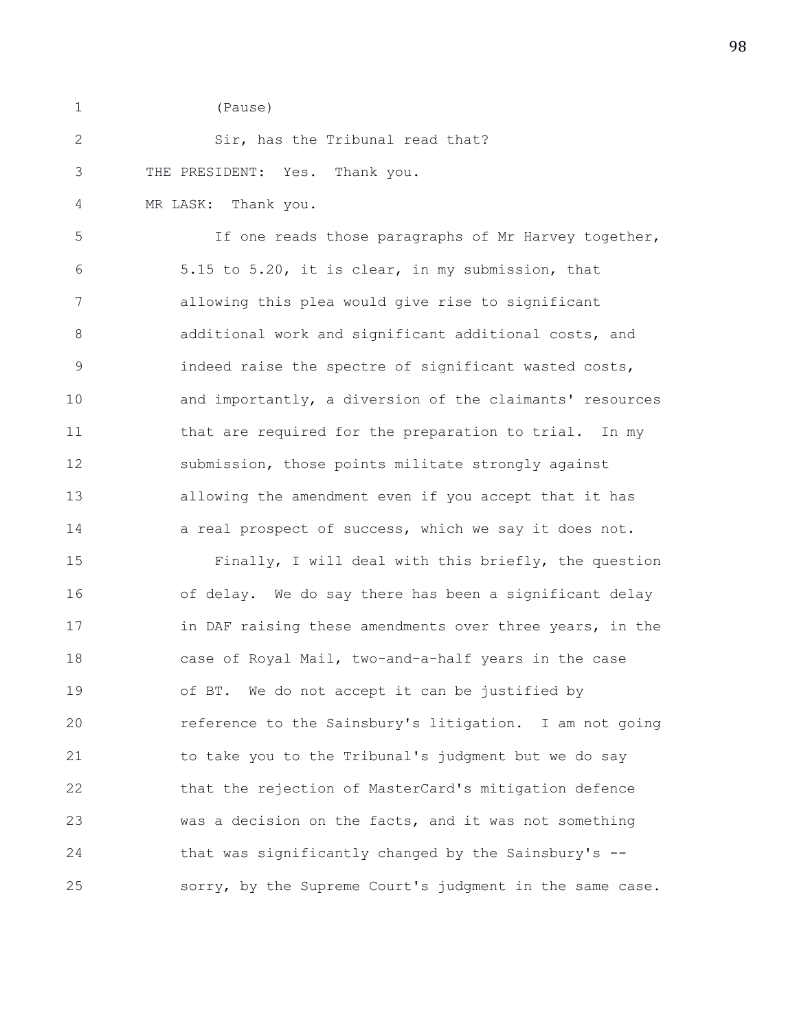(Pause)

Sir, has the Tribunal read that?

THE PRESIDENT: Yes. Thank you.

MR LASK: Thank you.

If one reads those paragraphs of Mr Harvey together, 5.15 to 5.20, it is clear, in my submission, that allowing this plea would give rise to significant additional work and significant additional costs, and indeed raise the spectre of significant wasted costs, and importantly, a diversion of the claimants' resources that are required for the preparation to trial. In my submission, those points militate strongly against allowing the amendment even if you accept that it has a real prospect of success, which we say it does not.

Finally, I will deal with this briefly, the question of delay. We do say there has been a significant delay in DAF raising these amendments over three years, in the case of Royal Mail, two-and-a-half years in the case of BT. We do not accept it can be justified by reference to the Sainsbury's litigation. I am not going to take you to the Tribunal's judgment but we do say that the rejection of MasterCard's mitigation defence was a decision on the facts, and it was not something that was significantly changed by the Sainsbury's -- sorry, by the Supreme Court's judgment in the same case.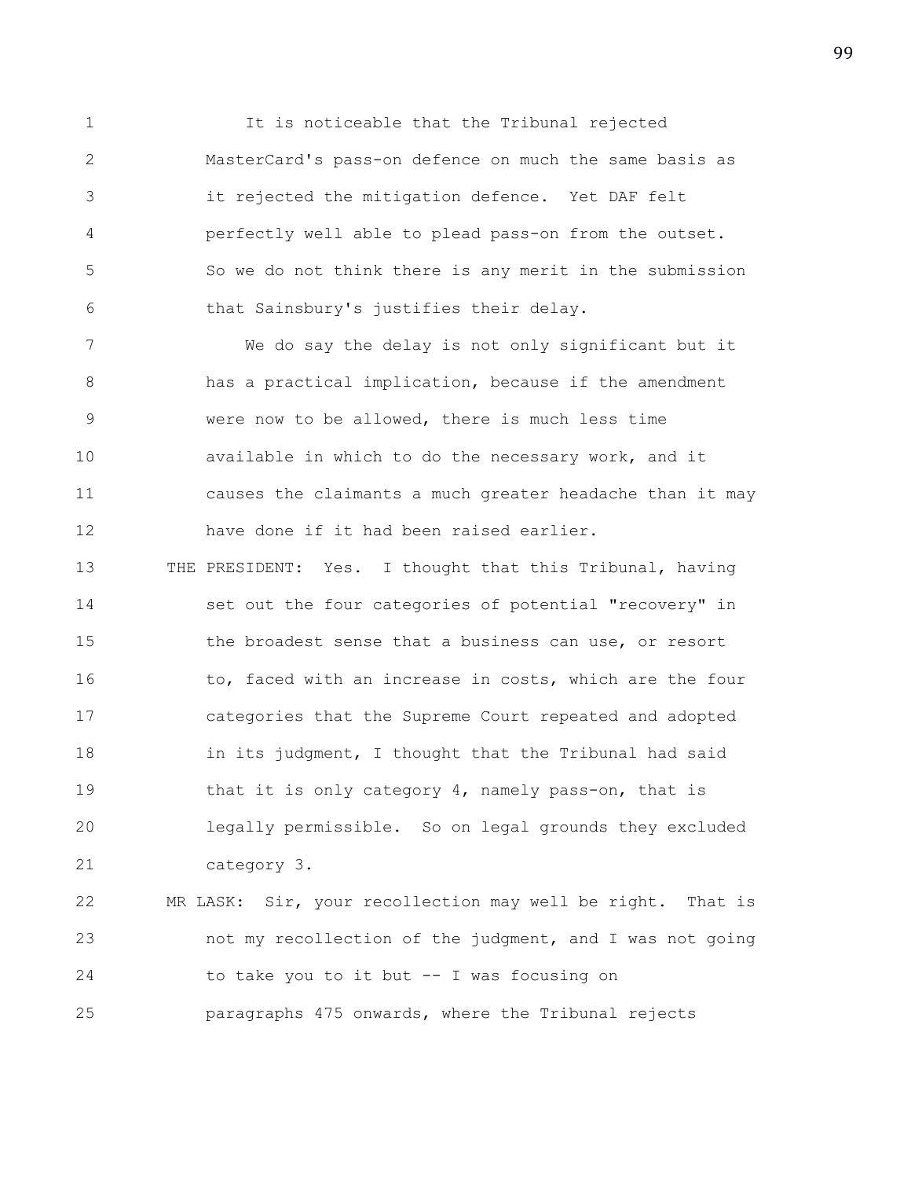It is noticeable that the Tribunal rejected MasterCard's pass-on defence on much the same basis as it rejected the mitigation defence. Yet DAF felt perfectly well able to plead pass-on from the outset. So we do not think there is any merit in the submission that Sainsbury's justifies their delay.

We do say the delay is not only significant but it has a practical implication, because if the amendment were now to be allowed, there is much less time available in which to do the necessary work, and it causes the claimants a much greater headache than it may have done if it had been raised earlier.

THE PRESIDENT: Yes. I thought that this Tribunal, having set out the four categories of potential "recovery" in the broadest sense that a business can use, or resort to, faced with an increase in costs, which are the four categories that the Supreme Court repeated and adopted in its judgment, I thought that the Tribunal had said that it is only category 4, namely pass-on, that is legally permissible. So on legal grounds they excluded category 3.

MR LASK: Sir, your recollection may well be right. That is not my recollection of the judgment, and I was not going to take you to it but -- I was focusing on paragraphs 475 onwards, where the Tribunal rejects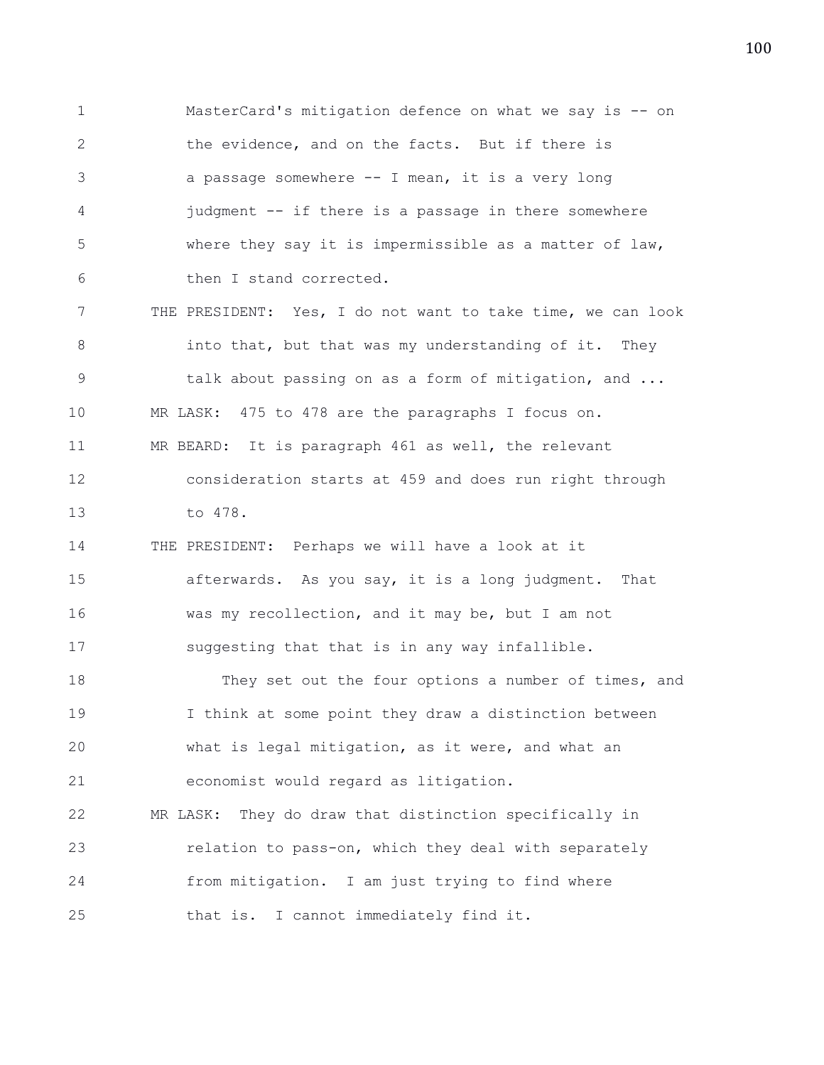MasterCard's mitigation defence on what we say is -- on the evidence, and on the facts. But if there is a passage somewhere -- I mean, it is a very long judgment -- if there is a passage in there somewhere where they say it is impermissible as a matter of law, then I stand corrected.

THE PRESIDENT: Yes, I do not want to take time, we can look into that, but that was my understanding of it. They talk about passing on as a form of mitigation, and ...

MR LASK: 475 to 478 are the paragraphs I focus on.

MR BEARD: It is paragraph 461 as well, the relevant consideration starts at 459 and does run right through to 478.

THE PRESIDENT: Perhaps we will have a look at it afterwards. As you say, it is a long judgment. That was my recollection, and it may be, but I am not suggesting that that is in any way infallible.

They set out the four options a number of times, and I think at some point they draw a distinction between what is legal mitigation, as it were, and what an economist would regard as litigation.

MR LASK: They do draw that distinction specifically in relation to pass-on, which they deal with separately from mitigation. I am just trying to find where that is. I cannot immediately find it.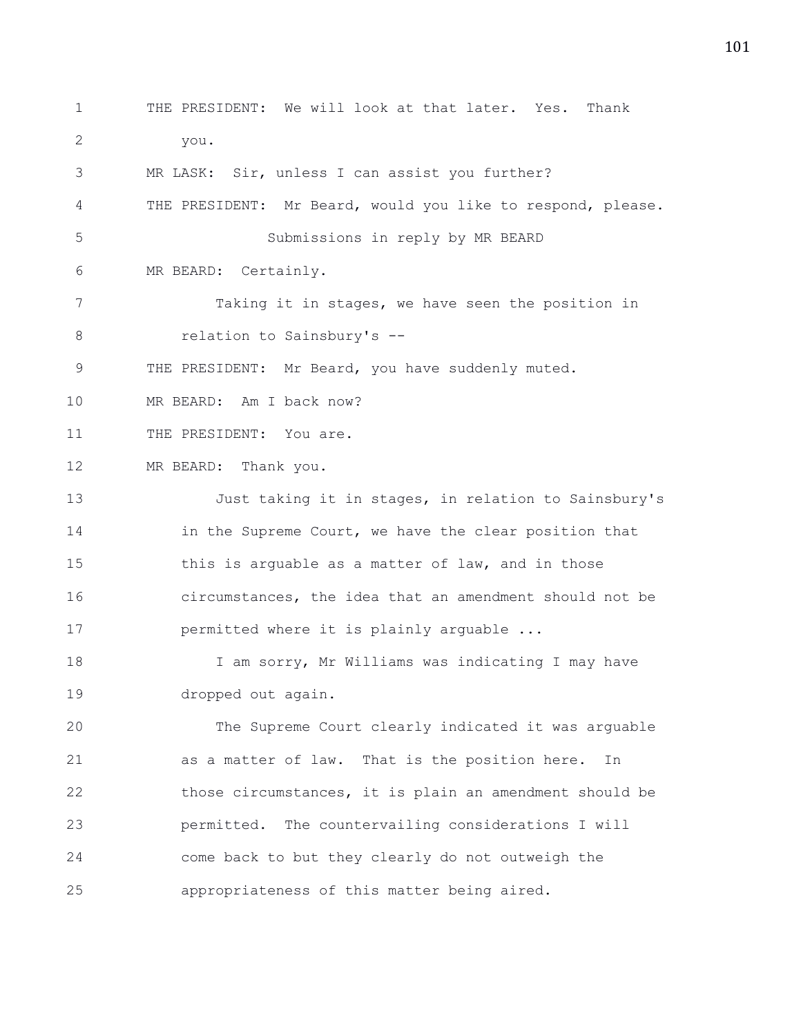THE PRESIDENT: We will look at that later. Yes. Thank you.

MR LASK: Sir, unless I can assist you further?

THE PRESIDENT: Mr Beard, would you like to respond, please.

Submissions in reply by MR BEARD

MR BEARD: Certainly.

Taking it in stages, we have seen the position in relation to Sainsbury's --

THE PRESIDENT: Mr Beard, you have suddenly muted.

MR BEARD: Am I back now?

THE PRESIDENT: You are.

MR BEARD: Thank you.

Just taking it in stages, in relation to Sainsbury's in the Supreme Court, we have the clear position that this is arguable as a matter of law, and in those circumstances, the idea that an amendment should not be permitted where it is plainly arguable ...

I am sorry, Mr Williams was indicating I may have dropped out again.

The Supreme Court clearly indicated it was arguable as a matter of law. That is the position here. In those circumstances, it is plain an amendment should be permitted. The countervailing considerations I will come back to but they clearly do not outweigh the appropriateness of this matter being aired.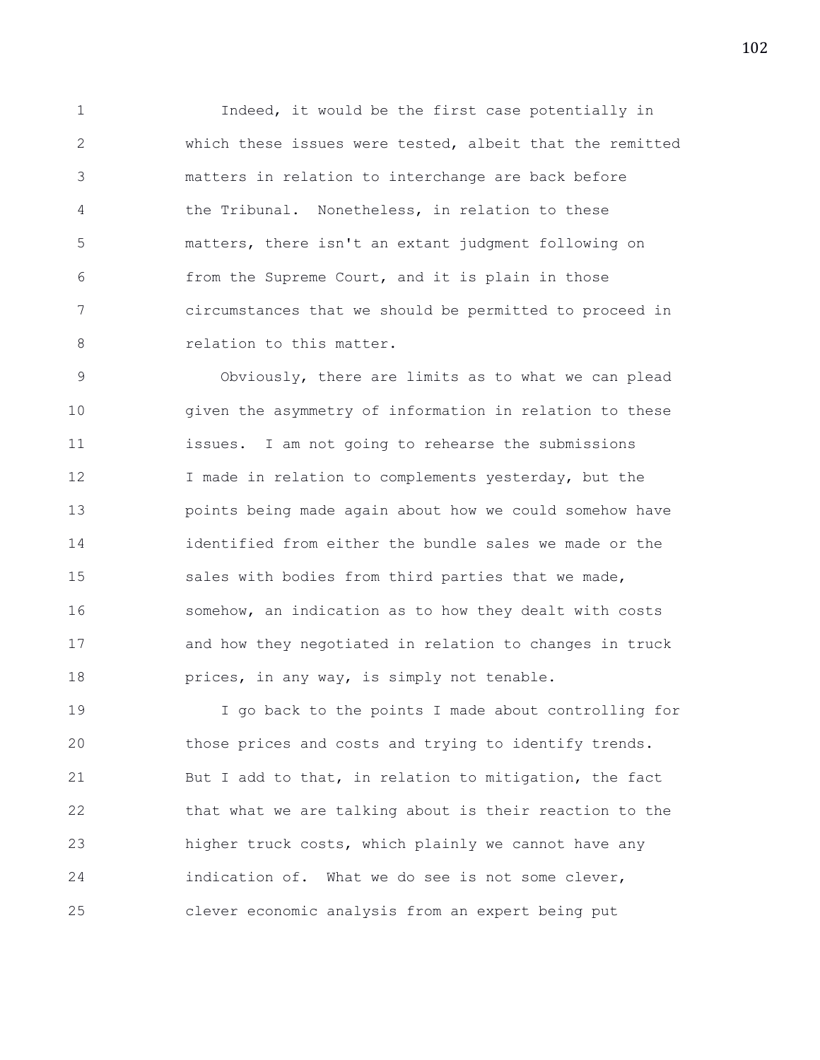Indeed, it would be the first case potentially in which these issues were tested, albeit that the remitted matters in relation to interchange are back before the Tribunal. Nonetheless, in relation to these matters, there isn't an extant judgment following on from the Supreme Court, and it is plain in those circumstances that we should be permitted to proceed in relation to this matter.

Obviously, there are limits as to what we can plead given the asymmetry of information in relation to these issues. I am not going to rehearse the submissions I made in relation to complements yesterday, but the points being made again about how we could somehow have identified from either the bundle sales we made or the sales with bodies from third parties that we made, somehow, an indication as to how they dealt with costs and how they negotiated in relation to changes in truck prices, in any way, is simply not tenable.

I go back to the points I made about controlling for those prices and costs and trying to identify trends. But I add to that, in relation to mitigation, the fact that what we are talking about is their reaction to the higher truck costs, which plainly we cannot have any indication of. What we do see is not some clever, clever economic analysis from an expert being put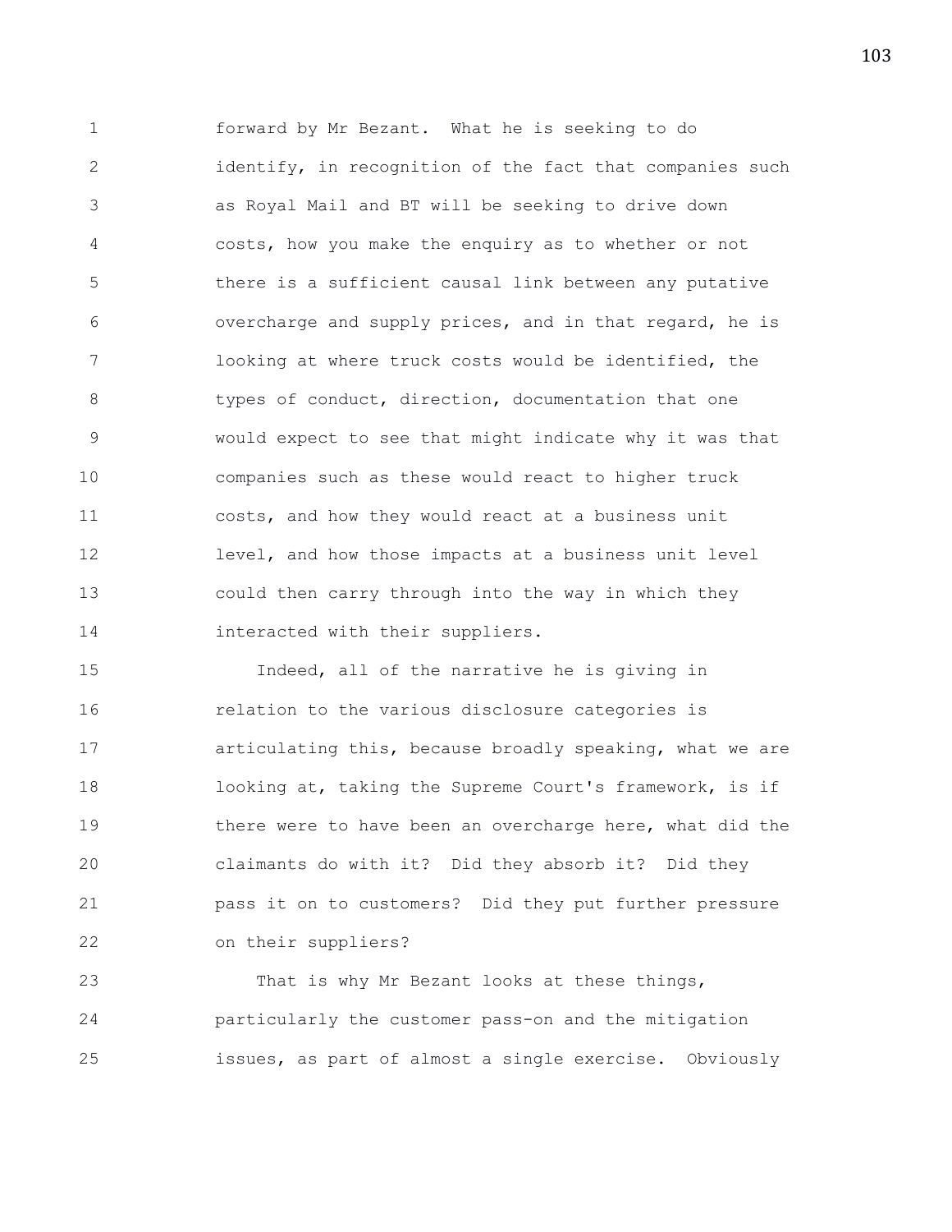forward by Mr Bezant. What he is seeking to do identify, in recognition of the fact that companies such as Royal Mail and BT will be seeking to drive down costs, how you make the enquiry as to whether or not there is a sufficient causal link between any putative overcharge and supply prices, and in that regard, he is looking at where truck costs would be identified, the types of conduct, direction, documentation that one would expect to see that might indicate why it was that companies such as these would react to higher truck costs, and how they would react at a business unit level, and how those impacts at a business unit level could then carry through into the way in which they interacted with their suppliers.

Indeed, all of the narrative he is giving in relation to the various disclosure categories is articulating this, because broadly speaking, what we are looking at, taking the Supreme Court's framework, is if there were to have been an overcharge here, what did the claimants do with it? Did they absorb it? Did they pass it on to customers? Did they put further pressure on their suppliers?

That is why Mr Bezant looks at these things, particularly the customer pass-on and the mitigation issues, as part of almost a single exercise. Obviously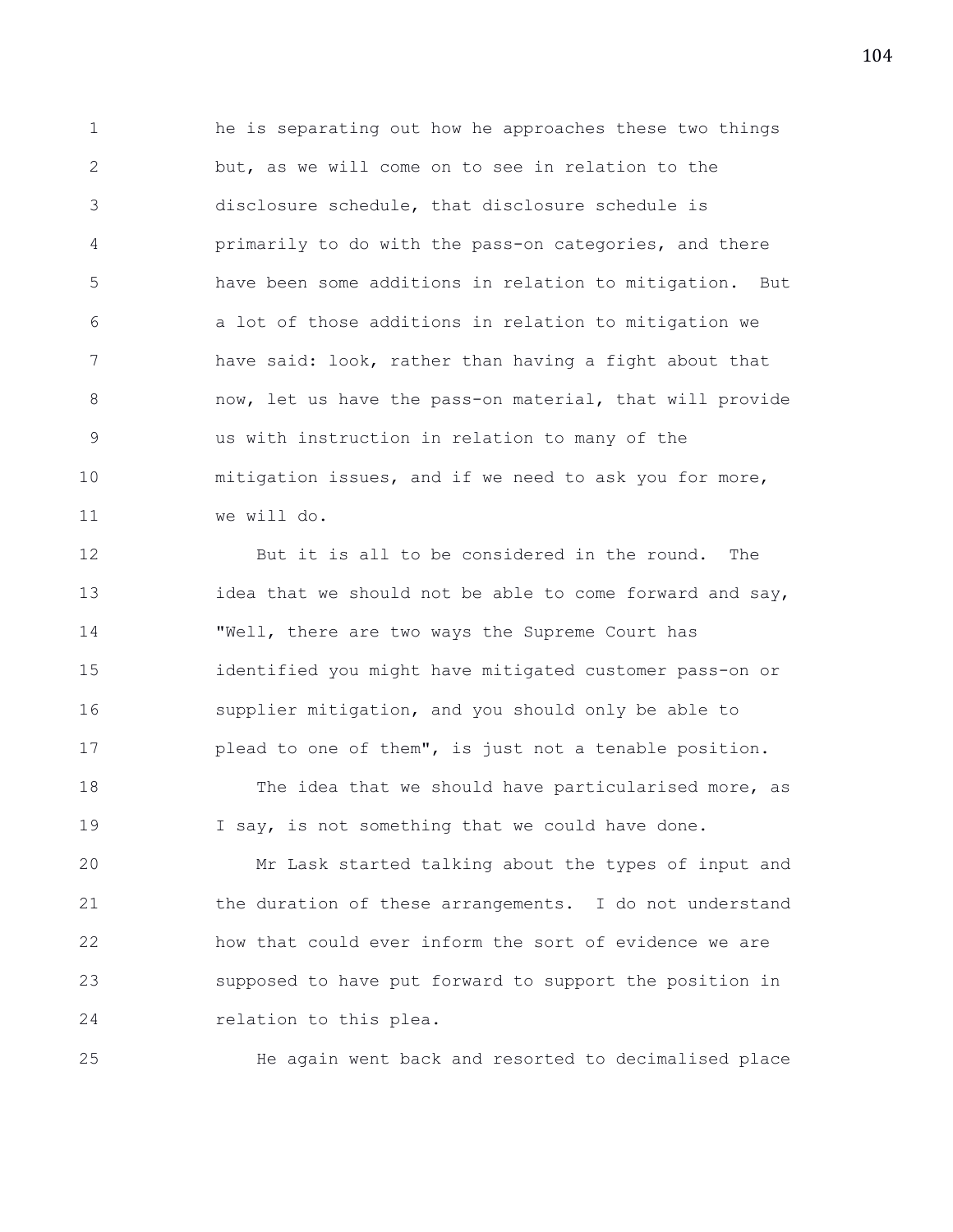he is separating out how he approaches these two things but, as we will come on to see in relation to the disclosure schedule, that disclosure schedule is primarily to do with the pass-on categories, and there have been some additions in relation to mitigation. But a lot of those additions in relation to mitigation we have said: look, rather than having a fight about that now, let us have the pass-on material, that will provide us with instruction in relation to many of the mitigation issues, and if we need to ask you for more, we will do.

But it is all to be considered in the round. The idea that we should not be able to come forward and say, "Well, there are two ways the Supreme Court has identified you might have mitigated customer pass-on or supplier mitigation, and you should only be able to plead to one of them", is just not a tenable position.

The idea that we should have particularised more, as I say, is not something that we could have done.

Mr Lask started talking about the types of input and the duration of these arrangements. I do not understand how that could ever inform the sort of evidence we are supposed to have put forward to support the position in relation to this plea.

He again went back and resorted to decimalised place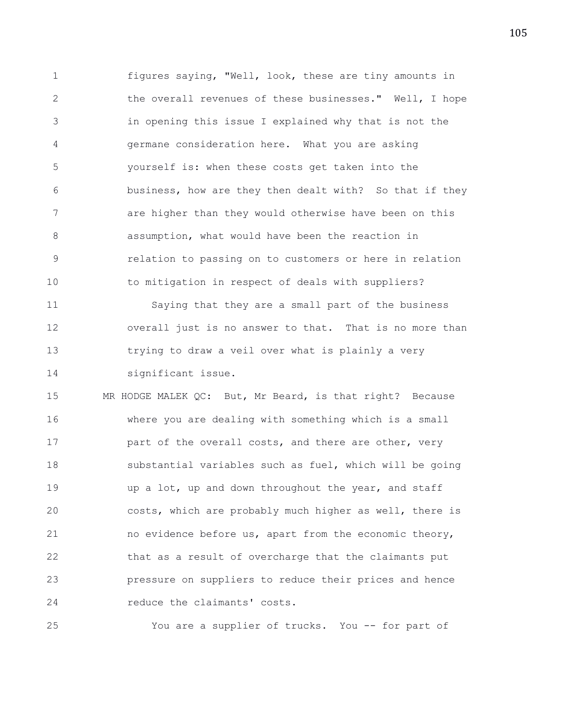figures saying, "Well, look, these are tiny amounts in the overall revenues of these businesses." Well, I hope in opening this issue I explained why that is not the germane consideration here. What you are asking yourself is: when these costs get taken into the business, how are they then dealt with? So that if they are higher than they would otherwise have been on this assumption, what would have been the reaction in relation to passing on to customers or here in relation to mitigation in respect of deals with suppliers?

Saying that they are a small part of the business overall just is no answer to that. That is no more than trying to draw a veil over what is plainly a very significant issue.

MR HODGE MALEK QC: But, Mr Beard, is that right? Because where you are dealing with something which is a small part of the overall costs, and there are other, very substantial variables such as fuel, which will be going up a lot, up and down throughout the year, and staff costs, which are probably much higher as well, there is no evidence before us, apart from the economic theory, that as a result of overcharge that the claimants put pressure on suppliers to reduce their prices and hence reduce the claimants' costs.

You are a supplier of trucks. You -- for part of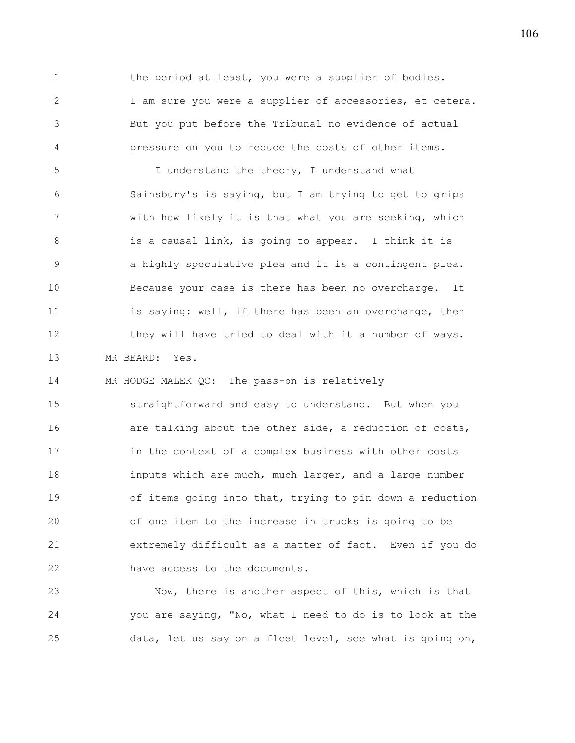the period at least, you were a supplier of bodies. I am sure you were a supplier of accessories, et cetera. But you put before the Tribunal no evidence of actual pressure on you to reduce the costs of other items.

I understand the theory, I understand what Sainsbury's is saying, but I am trying to get to grips with how likely it is that what you are seeking, which is a causal link, is going to appear. I think it is a highly speculative plea and it is a contingent plea. Because your case is there has been no overcharge. It is saying: well, if there has been an overcharge, then they will have tried to deal with it a number of ways.

MR BEARD: Yes.

MR HODGE MALEK QC: The pass-on is relatively straightforward and easy to understand. But when you are talking about the other side, a reduction of costs, in the context of a complex business with other costs inputs which are much, much larger, and a large number of items going into that, trying to pin down a reduction of one item to the increase in trucks is going to be extremely difficult as a matter of fact. Even if you do have access to the documents.

Now, there is another aspect of this, which is that you are saying, "No, what I need to do is to look at the data, let us say on a fleet level, see what is going on,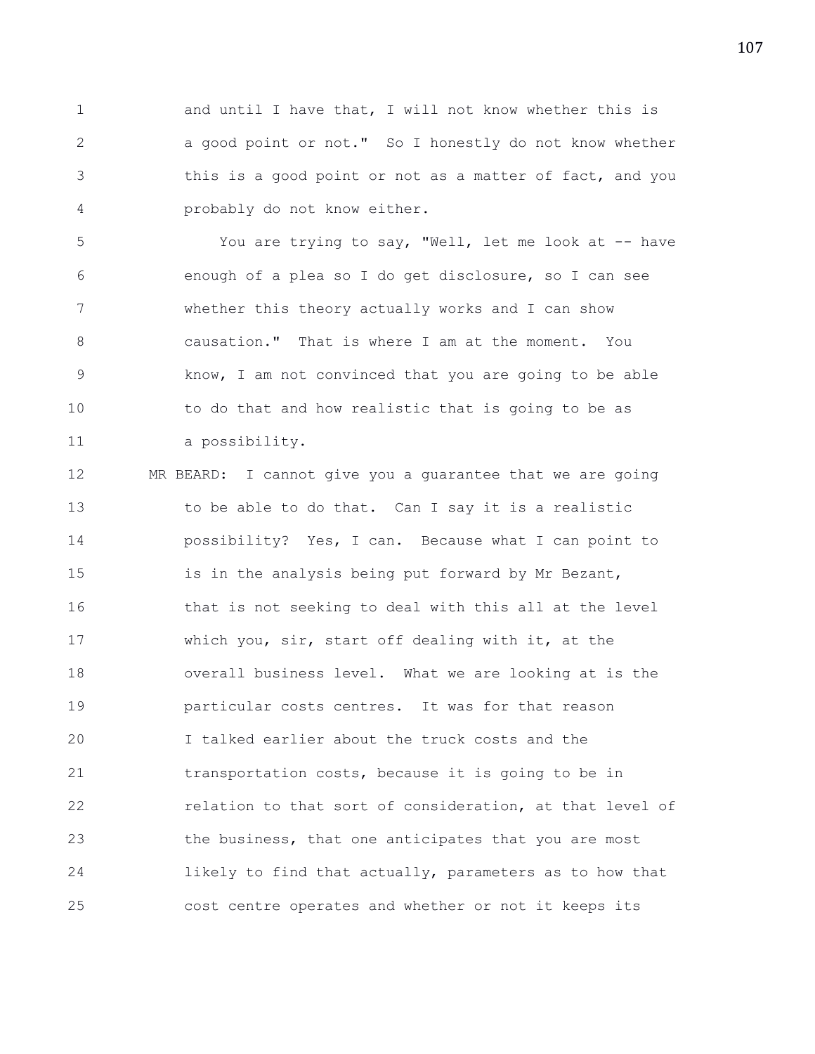and until I have that, I will not know whether this is a good point or not." So I honestly do not know whether this is a good point or not as a matter of fact, and you probably do not know either.

You are trying to say, "Well, let me look at -- have enough of a plea so I do get disclosure, so I can see whether this theory actually works and I can show causation." That is where I am at the moment. You know, I am not convinced that you are going to be able to do that and how realistic that is going to be as a possibility.

MR BEARD: I cannot give you a guarantee that we are going to be able to do that. Can I say it is a realistic possibility? Yes, I can. Because what I can point to is in the analysis being put forward by Mr Bezant, that is not seeking to deal with this all at the level which you, sir, start off dealing with it, at the overall business level. What we are looking at is the particular costs centres. It was for that reason I talked earlier about the truck costs and the transportation costs, because it is going to be in relation to that sort of consideration, at that level of the business, that one anticipates that you are most likely to find that actually, parameters as to how that cost centre operates and whether or not it keeps its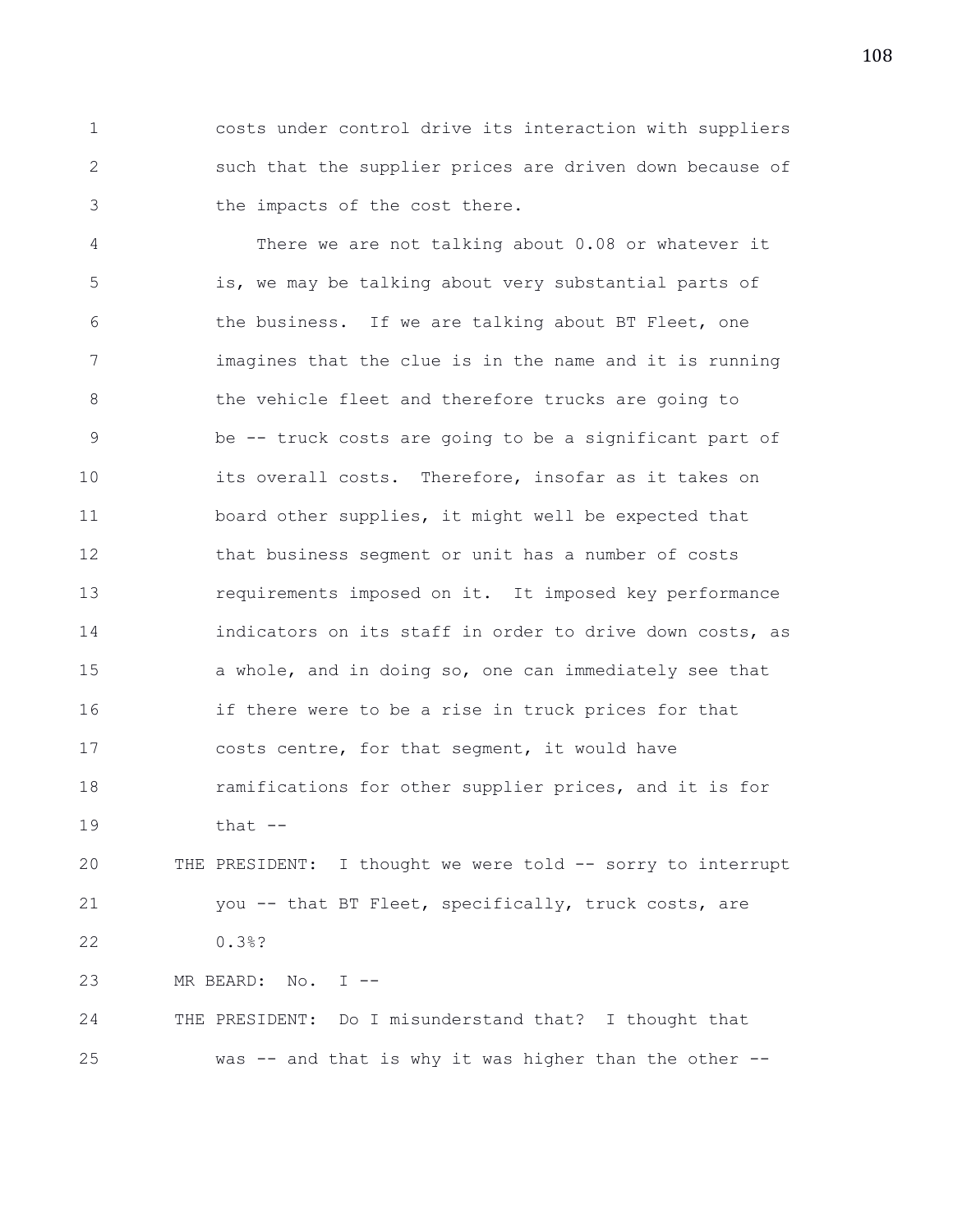costs under control drive its interaction with suppliers such that the supplier prices are driven down because of the impacts of the cost there.

There we are not talking about 0.08 or whatever it is, we may be talking about very substantial parts of the business. If we are talking about BT Fleet, one imagines that the clue is in the name and it is running the vehicle fleet and therefore trucks are going to be -- truck costs are going to be a significant part of its overall costs. Therefore, insofar as it takes on board other supplies, it might well be expected that that business segment or unit has a number of costs requirements imposed on it. It imposed key performance indicators on its staff in order to drive down costs, as a whole, and in doing so, one can immediately see that if there were to be a rise in truck prices for that costs centre, for that segment, it would have ramifications for other supplier prices, and it is for that --

THE PRESIDENT: I thought we were told -- sorry to interrupt you -- that BT Fleet, specifically, truck costs, are 0.3%?

MR BEARD: No. I --

THE PRESIDENT: Do I misunderstand that? I thought that was -- and that is why it was higher than the other --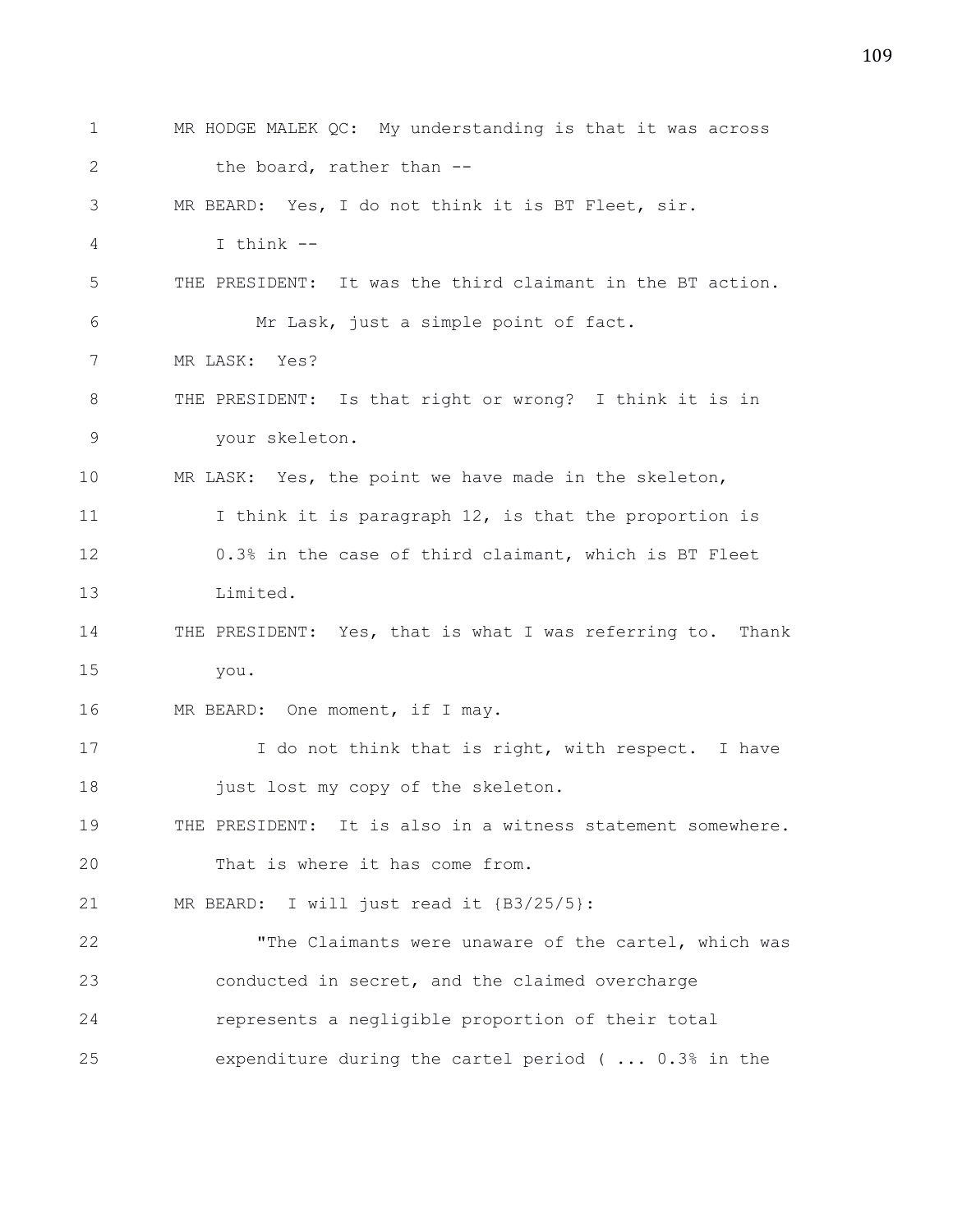MR HODGE MALEK QC: My understanding is that it was across the board, rather than --

MR BEARD: Yes, I do not think it is BT Fleet, sir. I think --

THE PRESIDENT: It was the third claimant in the BT action. Mr Lask, just a simple point of fact.

MR LASK: Yes?

THE PRESIDENT: Is that right or wrong? I think it is in your skeleton.

MR LASK: Yes, the point we have made in the skeleton, I think it is paragraph 12, is that the proportion is 0.3% in the case of third claimant, which is BT Fleet Limited.

THE PRESIDENT: Yes, that is what I was referring to. Thank you.

MR BEARD: One moment, if I may.

I do not think that is right, with respect. I have just lost my copy of the skeleton.

THE PRESIDENT: It is also in a witness statement somewhere. That is where it has come from.

MR BEARD: I will just read it {B3/25/5}:

"The Claimants were unaware of the cartel, which was conducted in secret, and the claimed overcharge represents a negligible proportion of their total expenditure during the cartel period ( ... 0.3% in the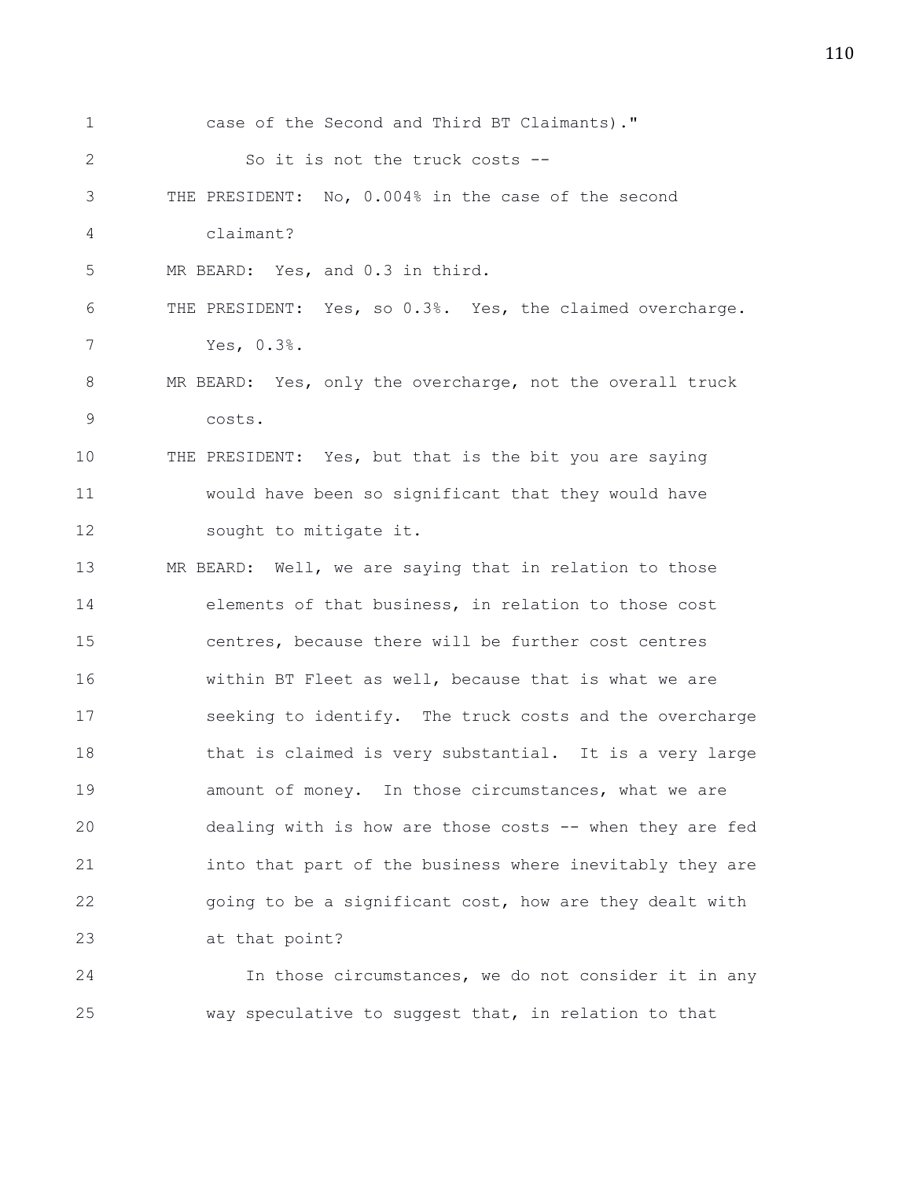case of the Second and Third BT Claimants)."

So it is not the truck costs --

THE PRESIDENT: No, 0.004% in the case of the second claimant?

MR BEARD: Yes, and 0.3 in third.

THE PRESIDENT: Yes, so 0.3%. Yes, the claimed overcharge. Yes, 0.3%.

MR BEARD: Yes, only the overcharge, not the overall truck costs.

THE PRESIDENT: Yes, but that is the bit you are saying would have been so significant that they would have sought to mitigate it.

MR BEARD: Well, we are saying that in relation to those elements of that business, in relation to those cost centres, because there will be further cost centres within BT Fleet as well, because that is what we are seeking to identify. The truck costs and the overcharge that is claimed is very substantial. It is a very large amount of money. In those circumstances, what we are dealing with is how are those costs -- when they are fed into that part of the business where inevitably they are going to be a significant cost, how are they dealt with at that point?

In those circumstances, we do not consider it in any way speculative to suggest that, in relation to that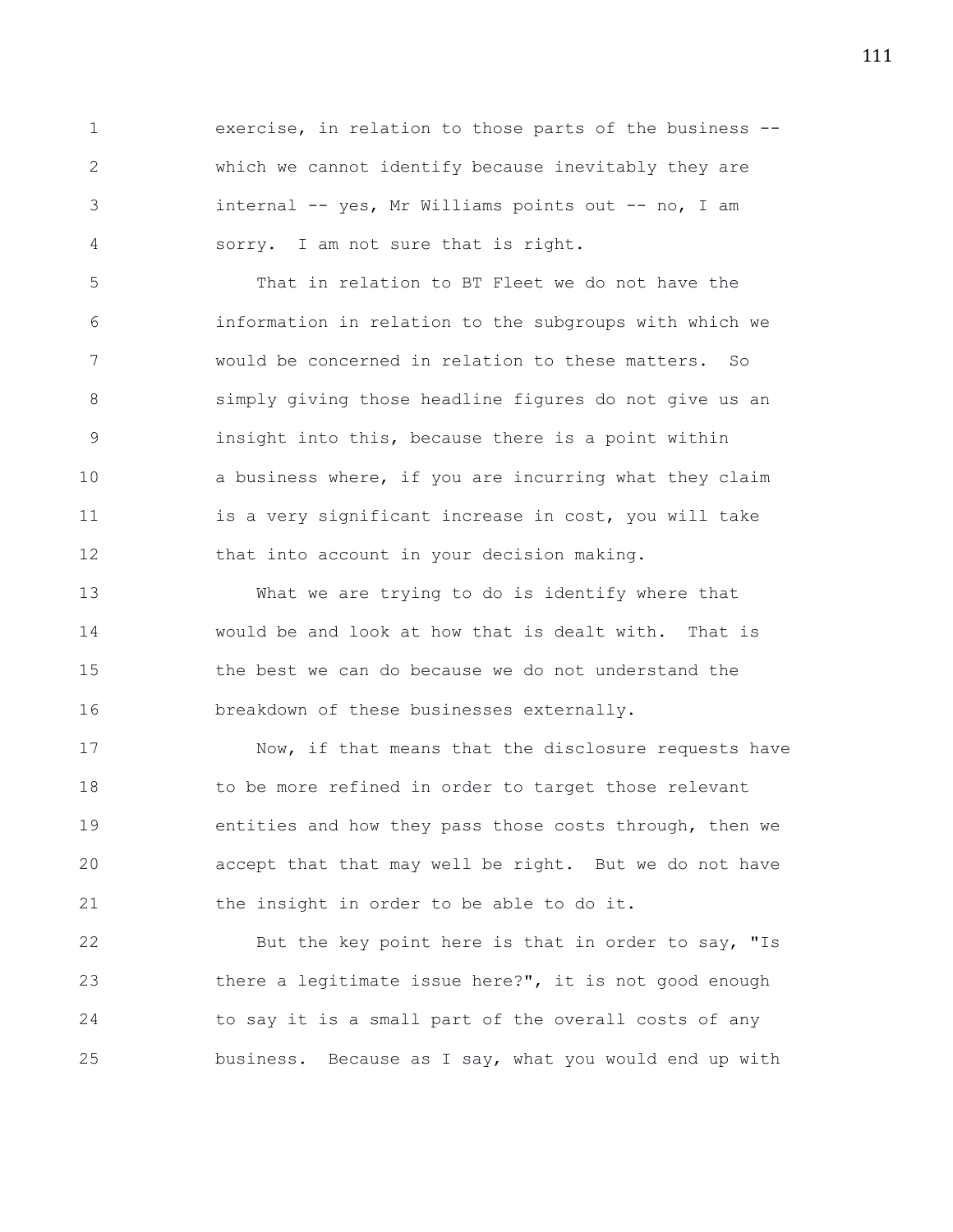exercise, in relation to those parts of the business -- which we cannot identify because inevitably they are internal -- yes, Mr Williams points out -- no, I am sorry. I am not sure that is right.

That in relation to BT Fleet we do not have the information in relation to the subgroups with which we would be concerned in relation to these matters. So simply giving those headline figures do not give us an insight into this, because there is a point within a business where, if you are incurring what they claim is a very significant increase in cost, you will take that into account in your decision making.

What we are trying to do is identify where that would be and look at how that is dealt with. That is the best we can do because we do not understand the breakdown of these businesses externally.

Now, if that means that the disclosure requests have to be more refined in order to target those relevant entities and how they pass those costs through, then we accept that that may well be right. But we do not have the insight in order to be able to do it.

But the key point here is that in order to say, "Is there a legitimate issue here?", it is not good enough to say it is a small part of the overall costs of any business. Because as I say, what you would end up with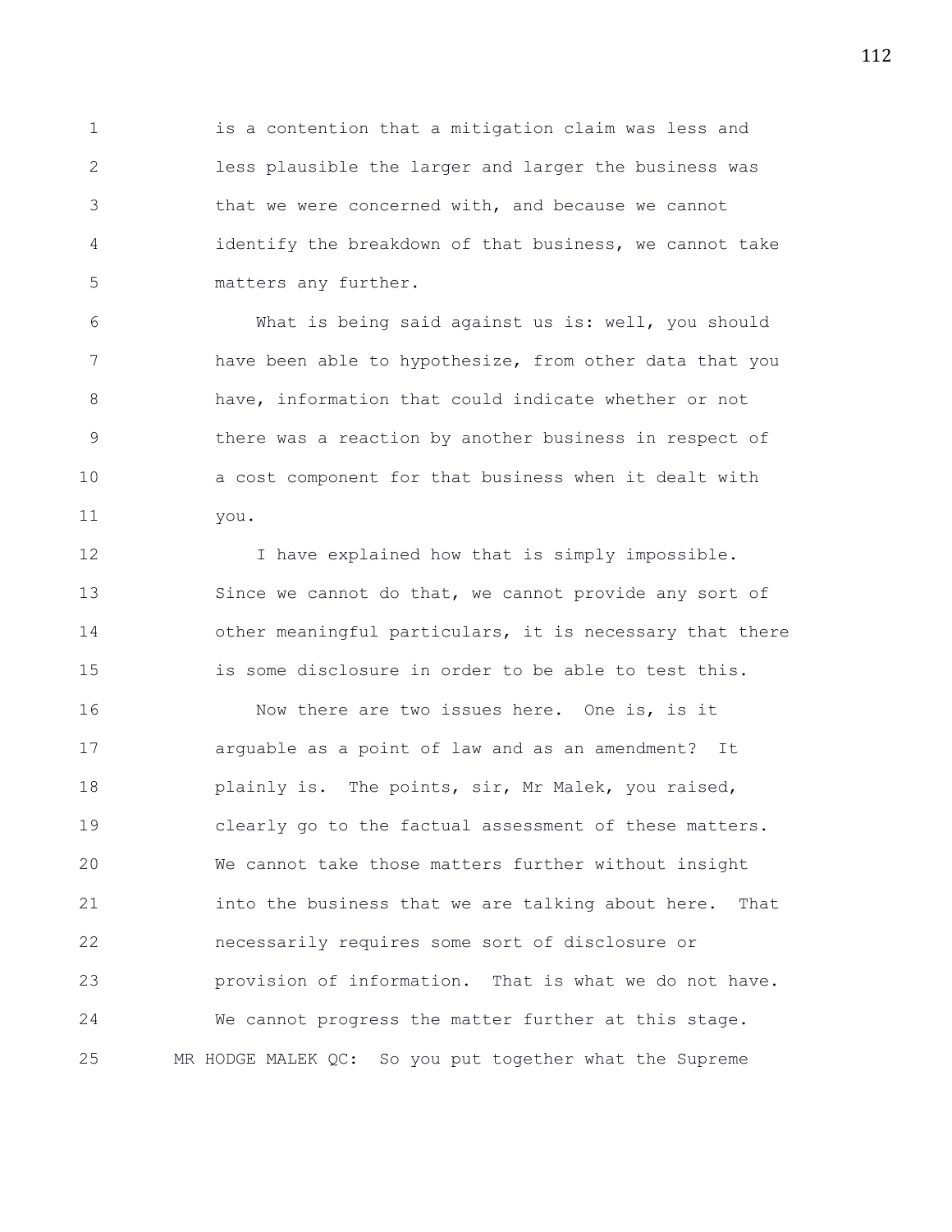1 is a contention that a mitigation claim was less and
2 less plausible the larger and larger the business was
3 that we were concerned with, and because we cannot
4 identify the breakdown of that business, we cannot take
5 matters any further.

6 What is being said against us is: well, you should
7 have been able to hypothesize, from other data that you
8 have, information that could indicate whether or not
9 there was a reaction by another business in respect of
10 a cost component for that business when it dealt with
11 you.

12 I have explained how that is simply impossible.
13 Since we cannot do that, we cannot provide any sort of
14 other meaningful particulars, it is necessary that there
15 is some disclosure in order to be able to test this.

16 Now there are two issues here. One is, is it
17 arguable as a point of law and as an amendment? It
18 plainly is. The points, sir, Mr Malek, you raised,
19 clearly go to the factual assessment of these matters.
20 We cannot take those matters further without insight
21 into the business that we are talking about here. That
22 necessarily requires some sort of disclosure or
23 provision of information. That is what we do not have.
24 We cannot progress the matter further at this stage.

25 MR HODGE MALEK QC: So you put together what the Supreme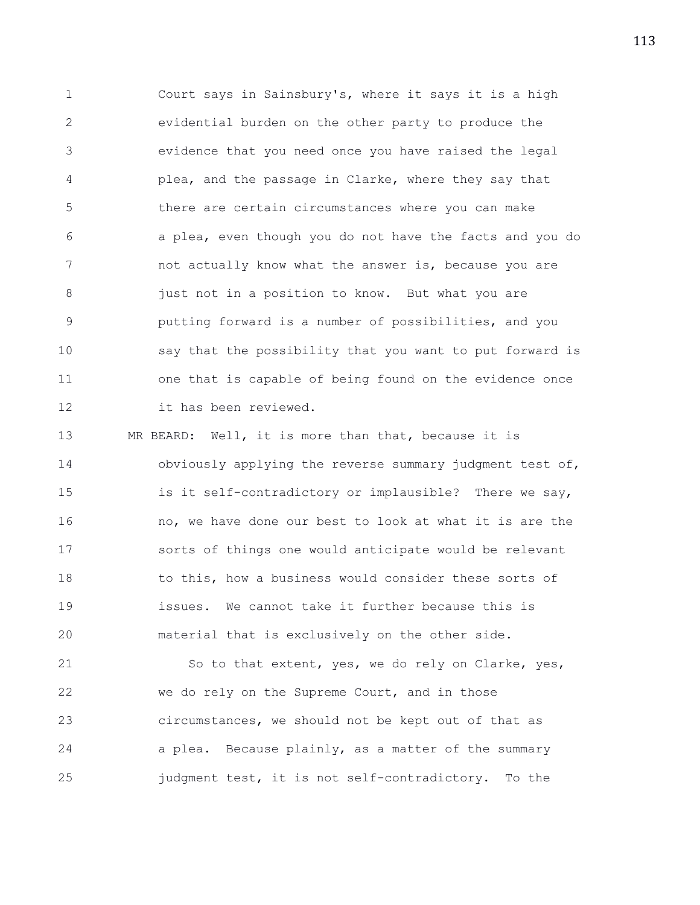Court says in Sainsbury's, where it says it is a high evidential burden on the other party to produce the evidence that you need once you have raised the legal plea, and the passage in Clarke, where they say that there are certain circumstances where you can make a plea, even though you do not have the facts and you do not actually know what the answer is, because you are just not in a position to know. But what you are putting forward is a number of possibilities, and you say that the possibility that you want to put forward is one that is capable of being found on the evidence once it has been reviewed.

MR BEARD: Well, it is more than that, because it is obviously applying the reverse summary judgment test of, is it self-contradictory or implausible? There we say, no, we have done our best to look at what it is are the sorts of things one would anticipate would be relevant to this, how a business would consider these sorts of issues. We cannot take it further because this is material that is exclusively on the other side.

So to that extent, yes, we do rely on Clarke, yes, we do rely on the Supreme Court, and in those circumstances, we should not be kept out of that as a plea. Because plainly, as a matter of the summary judgment test, it is not self-contradictory. To the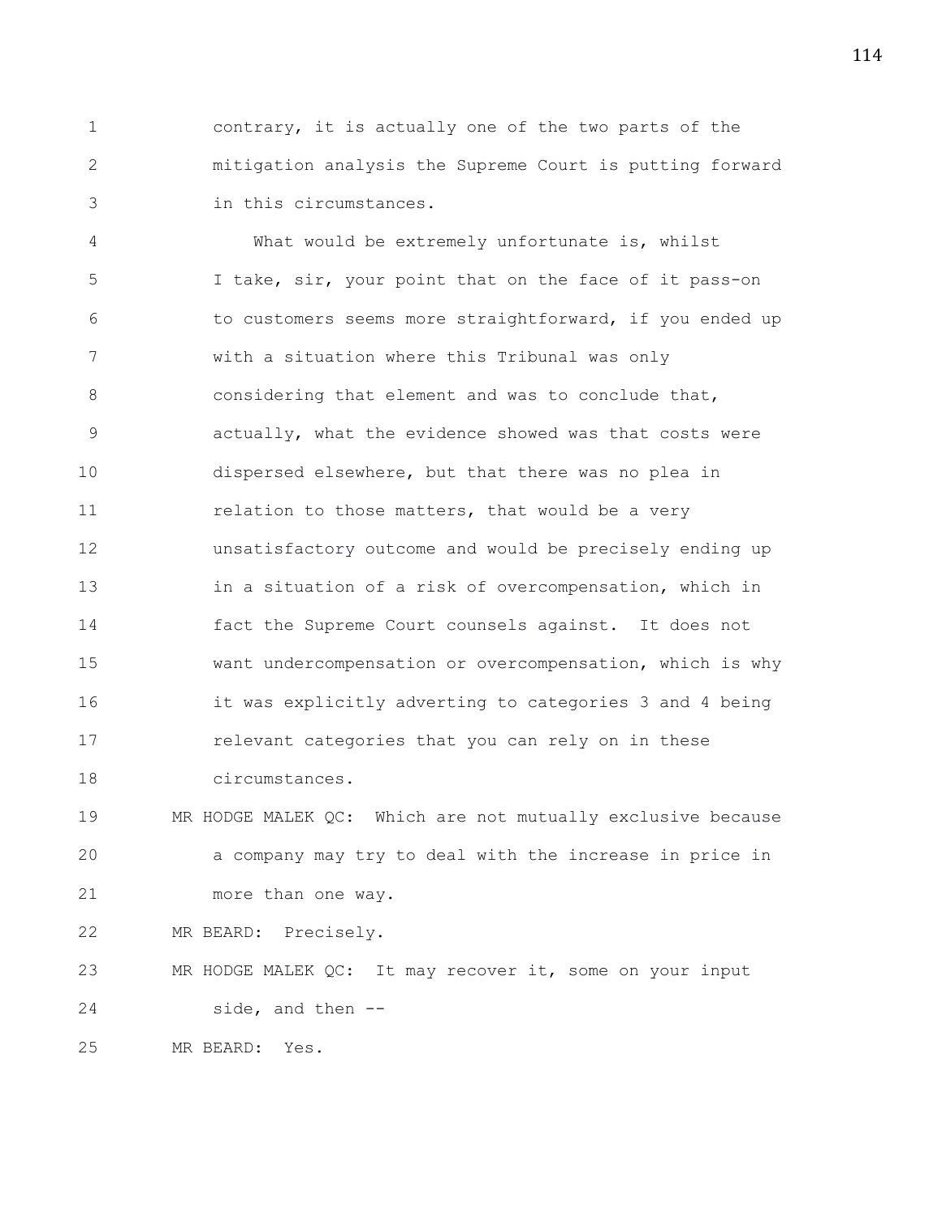contrary, it is actually one of the two parts of the mitigation analysis the Supreme Court is putting forward in this circumstances.

What would be extremely unfortunate is, whilst I take, sir, your point that on the face of it pass-on to customers seems more straightforward, if you ended up with a situation where this Tribunal was only considering that element and was to conclude that, actually, what the evidence showed was that costs were dispersed elsewhere, but that there was no plea in relation to those matters, that would be a very unsatisfactory outcome and would be precisely ending up in a situation of a risk of overcompensation, which in fact the Supreme Court counsels against. It does not want undercompensation or overcompensation, which is why it was explicitly adverting to categories 3 and 4 being relevant categories that you can rely on in these circumstances.

MR HODGE MALEK QC: Which are not mutually exclusive because a company may try to deal with the increase in price in more than one way.

MR BEARD: Precisely.

MR HODGE MALEK QC: It may recover it, some on your input side, and then --

MR BEARD: Yes.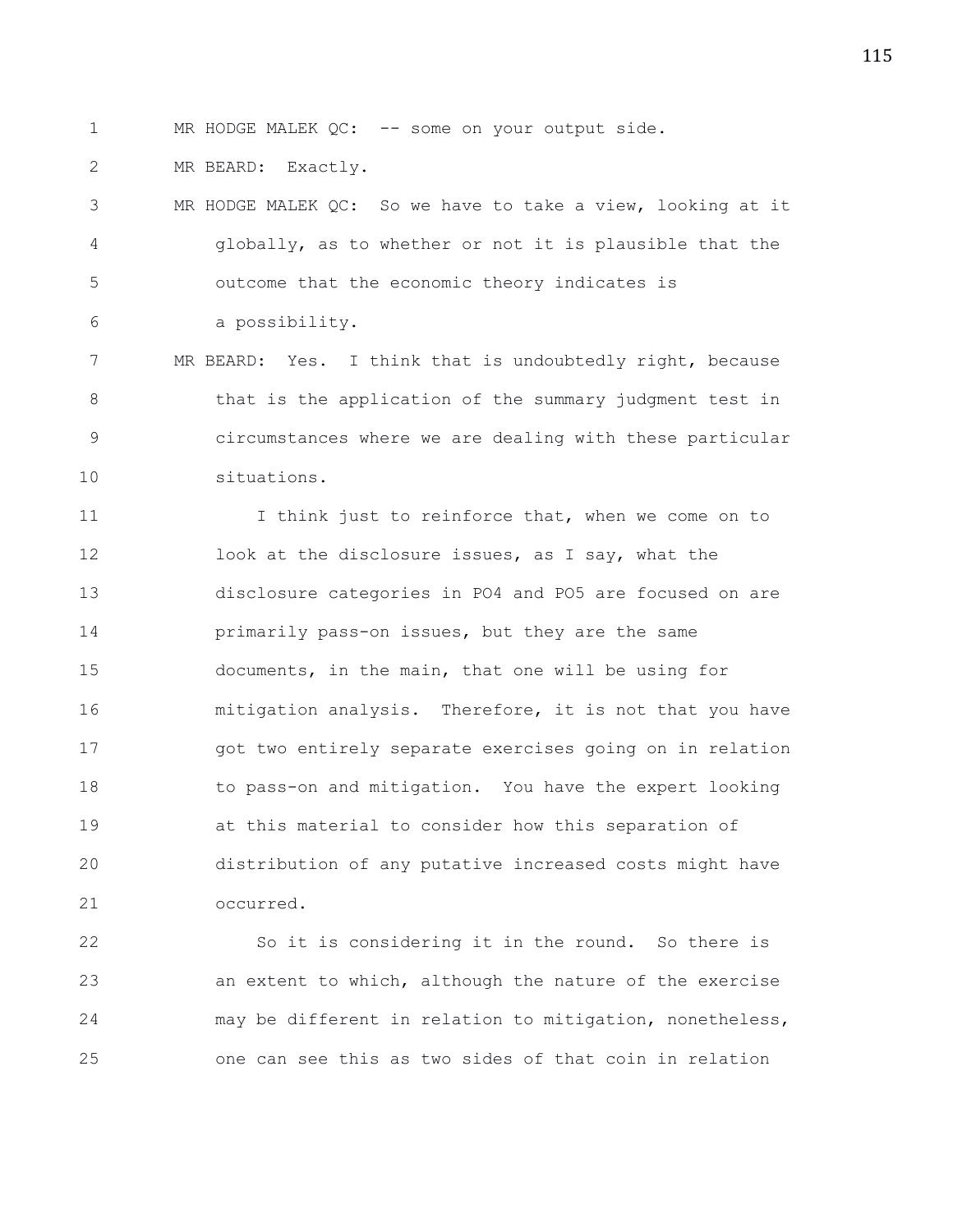MR HODGE MALEK QC: -- some on your output side.

MR BEARD: Exactly.

MR HODGE MALEK QC: So we have to take a view, looking at it globally, as to whether or not it is plausible that the outcome that the economic theory indicates is a possibility.

MR BEARD: Yes. I think that is undoubtedly right, because that is the application of the summary judgment test in circumstances where we are dealing with these particular situations.

I think just to reinforce that, when we come on to look at the disclosure issues, as I say, what the disclosure categories in PO4 and PO5 are focused on are primarily pass-on issues, but they are the same documents, in the main, that one will be using for mitigation analysis. Therefore, it is not that you have got two entirely separate exercises going on in relation to pass-on and mitigation. You have the expert looking at this material to consider how this separation of distribution of any putative increased costs might have occurred.

So it is considering it in the round. So there is an extent to which, although the nature of the exercise may be different in relation to mitigation, nonetheless, one can see this as two sides of that coin in relation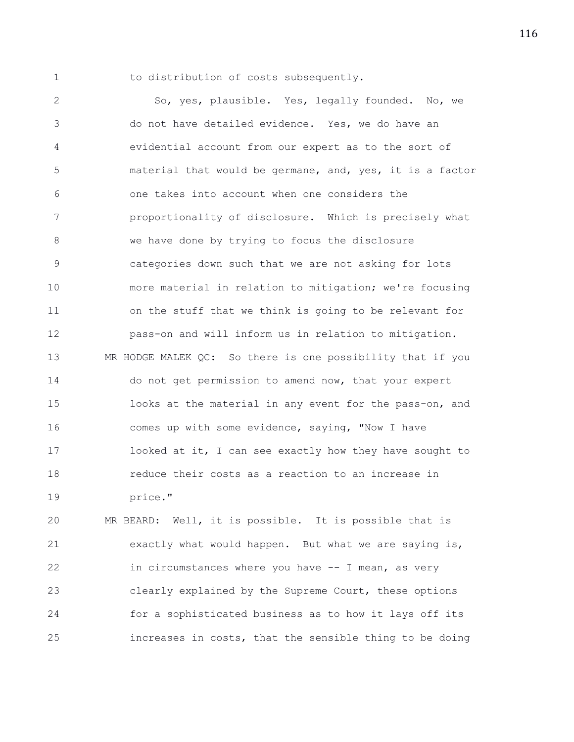to distribution of costs subsequently.

So, yes, plausible. Yes, legally founded. No, we do not have detailed evidence. Yes, we do have an evidential account from our expert as to the sort of material that would be germane, and, yes, it is a factor one takes into account when one considers the proportionality of disclosure. Which is precisely what we have done by trying to focus the disclosure categories down such that we are not asking for lots more material in relation to mitigation; we're focusing on the stuff that we think is going to be relevant for pass-on and will inform us in relation to mitigation.

MR HODGE MALEK QC: So there is one possibility that if you do not get permission to amend now, that your expert looks at the material in any event for the pass-on, and comes up with some evidence, saying, "Now I have looked at it, I can see exactly how they have sought to reduce their costs as a reaction to an increase in price."

MR BEARD: Well, it is possible. It is possible that is exactly what would happen. But what we are saying is, in circumstances where you have -- I mean, as very clearly explained by the Supreme Court, these options for a sophisticated business as to how it lays off its increases in costs, that the sensible thing to be doing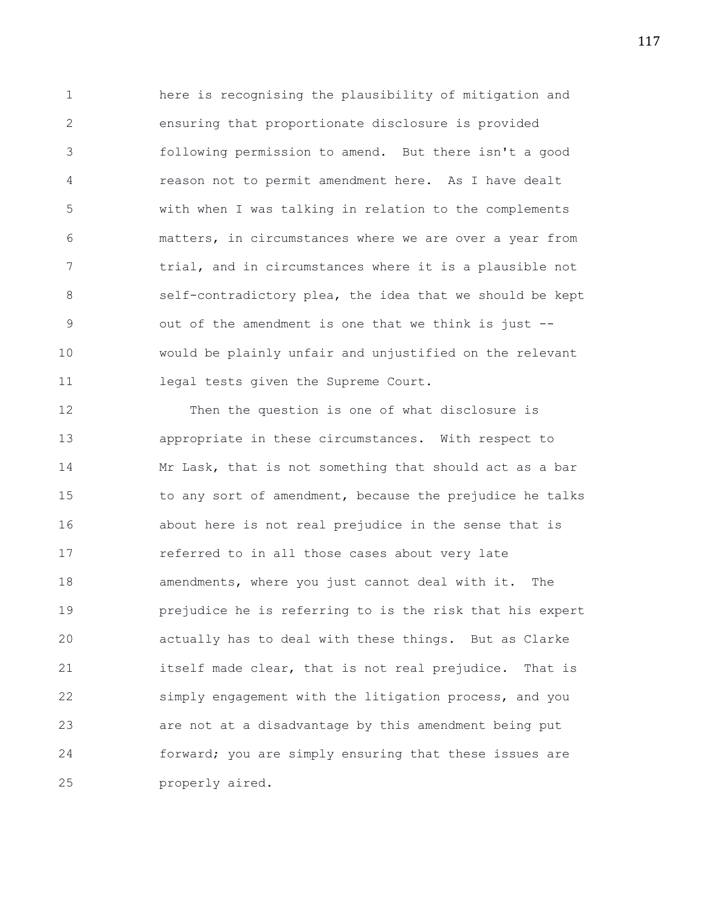here is recognising the plausibility of mitigation and ensuring that proportionate disclosure is provided following permission to amend. But there isn't a good reason not to permit amendment here. As I have dealt with when I was talking in relation to the complements matters, in circumstances where we are over a year from trial, and in circumstances where it is a plausible not self-contradictory plea, the idea that we should be kept out of the amendment is one that we think is just -- would be plainly unfair and unjustified on the relevant legal tests given the Supreme Court.

Then the question is one of what disclosure is appropriate in these circumstances. With respect to Mr Lask, that is not something that should act as a bar to any sort of amendment, because the prejudice he talks about here is not real prejudice in the sense that is referred to in all those cases about very late amendments, where you just cannot deal with it. The prejudice he is referring to is the risk that his expert actually has to deal with these things. But as Clarke itself made clear, that is not real prejudice. That is simply engagement with the litigation process, and you are not at a disadvantage by this amendment being put forward; you are simply ensuring that these issues are properly aired.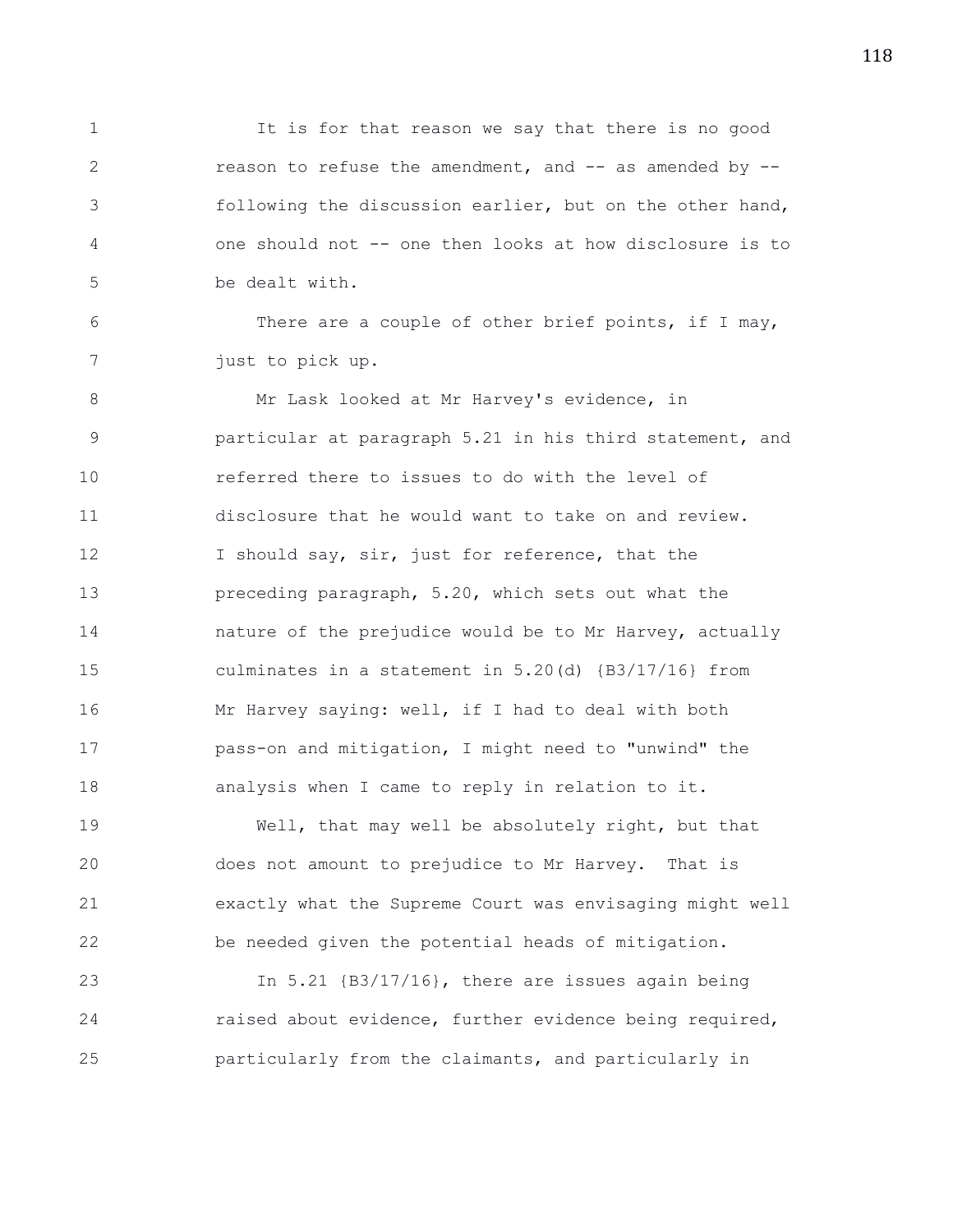It is for that reason we say that there is no good reason to refuse the amendment, and -- as amended by -- following the discussion earlier, but on the other hand, one should not -- one then looks at how disclosure is to be dealt with.

There are a couple of other brief points, if I may, just to pick up.

Mr Lask looked at Mr Harvey's evidence, in particular at paragraph 5.21 in his third statement, and referred there to issues to do with the level of disclosure that he would want to take on and review. I should say, sir, just for reference, that the preceding paragraph, 5.20, which sets out what the nature of the prejudice would be to Mr Harvey, actually culminates in a statement in 5.20(d) {B3/17/16} from Mr Harvey saying: well, if I had to deal with both pass-on and mitigation, I might need to "unwind" the analysis when I came to reply in relation to it.

Well, that may well be absolutely right, but that does not amount to prejudice to Mr Harvey. That is exactly what the Supreme Court was envisaging might well be needed given the potential heads of mitigation.

In 5.21 {B3/17/16}, there are issues again being raised about evidence, further evidence being required, particularly from the claimants, and particularly in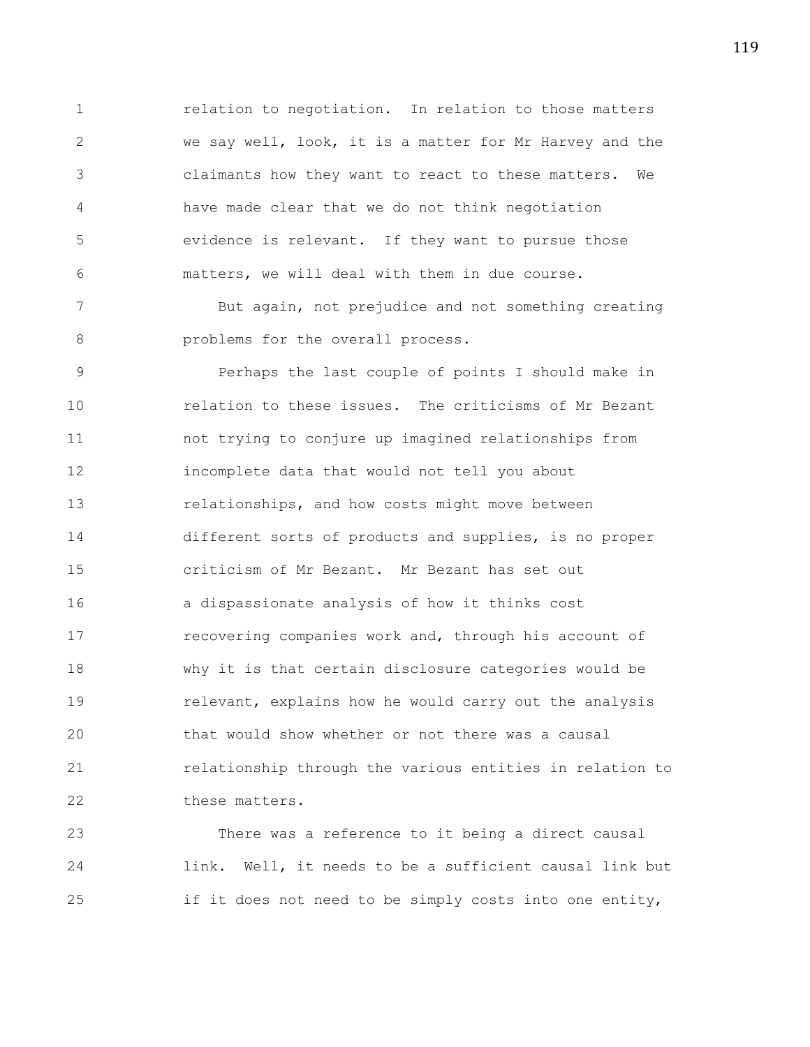relation to negotiation. In relation to those matters we say well, look, it is a matter for Mr Harvey and the claimants how they want to react to these matters. We have made clear that we do not think negotiation evidence is relevant. If they want to pursue those matters, we will deal with them in due course.

But again, not prejudice and not something creating problems for the overall process.

Perhaps the last couple of points I should make in relation to these issues. The criticisms of Mr Bezant not trying to conjure up imagined relationships from incomplete data that would not tell you about relationships, and how costs might move between different sorts of products and supplies, is no proper criticism of Mr Bezant. Mr Bezant has set out a dispassionate analysis of how it thinks cost recovering companies work and, through his account of why it is that certain disclosure categories would be relevant, explains how he would carry out the analysis that would show whether or not there was a causal relationship through the various entities in relation to these matters.

There was a reference to it being a direct causal link. Well, it needs to be a sufficient causal link but if it does not need to be simply costs into one entity,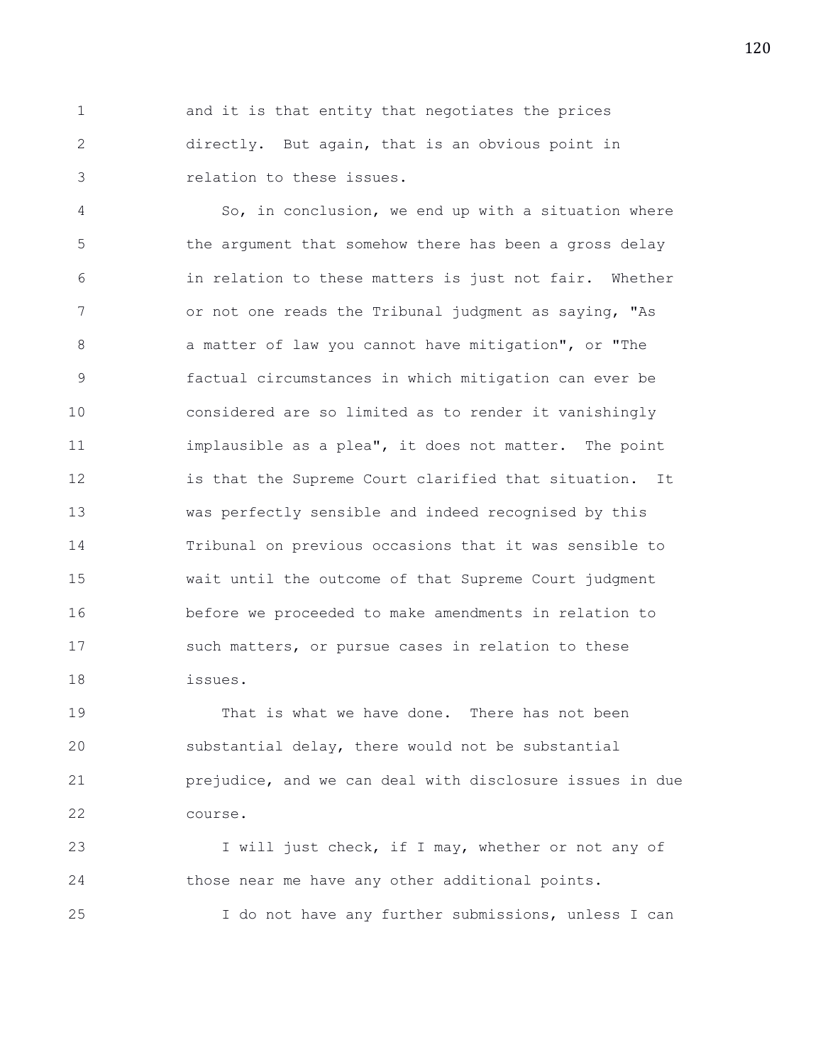and it is that entity that negotiates the prices directly. But again, that is an obvious point in relation to these issues.

So, in conclusion, we end up with a situation where the argument that somehow there has been a gross delay in relation to these matters is just not fair. Whether or not one reads the Tribunal judgment as saying, "As a matter of law you cannot have mitigation", or "The factual circumstances in which mitigation can ever be considered are so limited as to render it vanishingly implausible as a plea", it does not matter. The point is that the Supreme Court clarified that situation. It was perfectly sensible and indeed recognised by this Tribunal on previous occasions that it was sensible to wait until the outcome of that Supreme Court judgment before we proceeded to make amendments in relation to such matters, or pursue cases in relation to these issues.

That is what we have done. There has not been substantial delay, there would not be substantial prejudice, and we can deal with disclosure issues in due course.

I will just check, if I may, whether or not any of those near me have any other additional points.

I do not have any further submissions, unless I can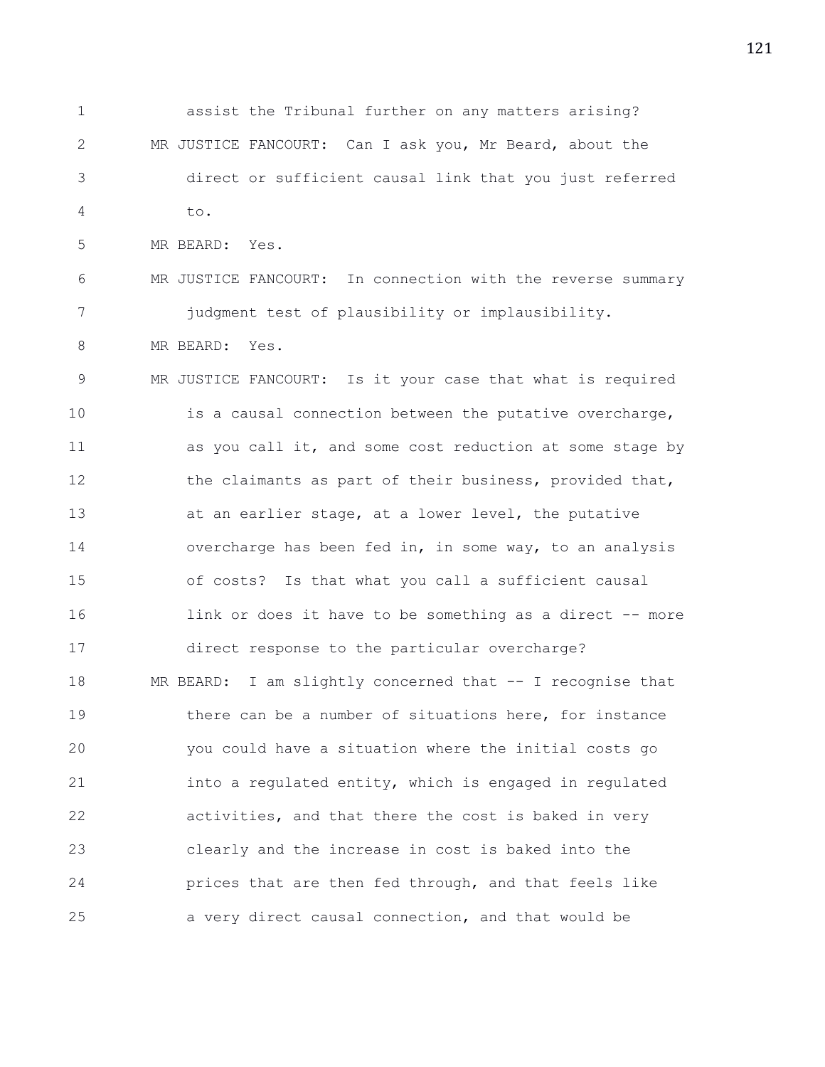assist the Tribunal further on any matters arising?

MR JUSTICE FANCOURT: Can I ask you, Mr Beard, about the direct or sufficient causal link that you just referred to.

MR BEARD: Yes.

MR JUSTICE FANCOURT: In connection with the reverse summary judgment test of plausibility or implausibility.

MR BEARD: Yes.

MR JUSTICE FANCOURT: Is it your case that what is required is a causal connection between the putative overcharge, as you call it, and some cost reduction at some stage by the claimants as part of their business, provided that, at an earlier stage, at a lower level, the putative overcharge has been fed in, in some way, to an analysis of costs? Is that what you call a sufficient causal link or does it have to be something as a direct -- more direct response to the particular overcharge?

MR BEARD: I am slightly concerned that -- I recognise that there can be a number of situations here, for instance you could have a situation where the initial costs go into a regulated entity, which is engaged in regulated activities, and that there the cost is baked in very clearly and the increase in cost is baked into the prices that are then fed through, and that feels like a very direct causal connection, and that would be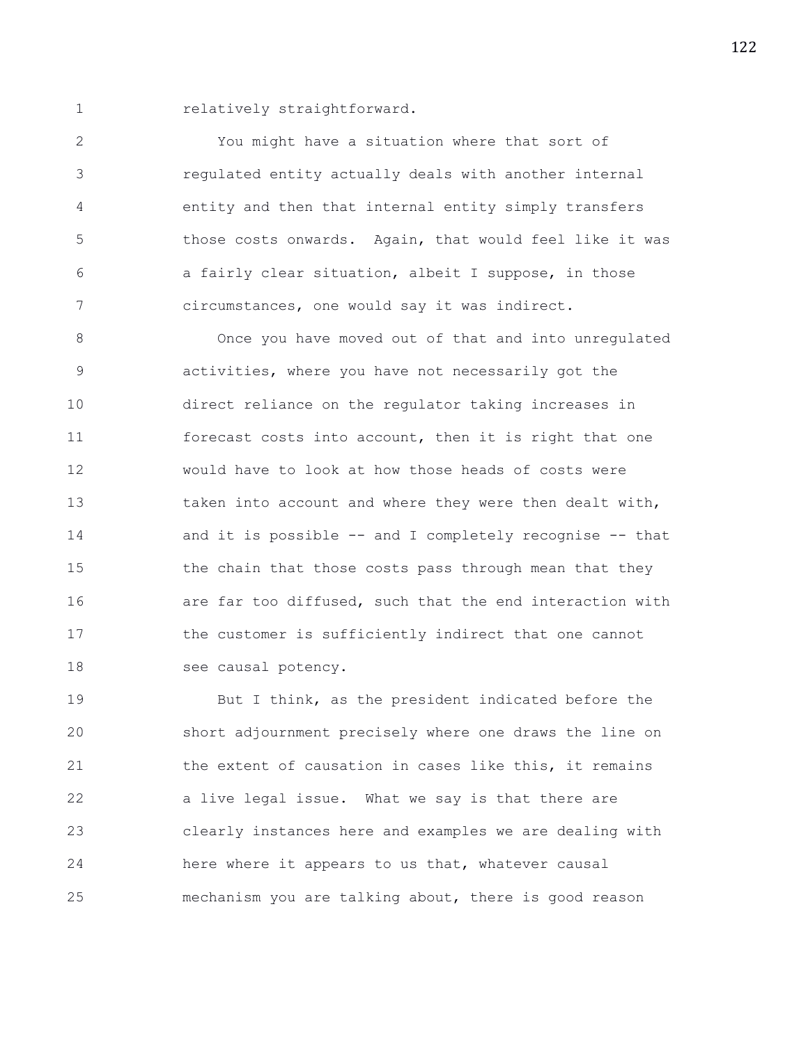relatively straightforward.

You might have a situation where that sort of regulated entity actually deals with another internal entity and then that internal entity simply transfers those costs onwards. Again, that would feel like it was a fairly clear situation, albeit I suppose, in those circumstances, one would say it was indirect.

Once you have moved out of that and into unregulated activities, where you have not necessarily got the direct reliance on the regulator taking increases in forecast costs into account, then it is right that one would have to look at how those heads of costs were taken into account and where they were then dealt with, and it is possible -- and I completely recognise -- that the chain that those costs pass through mean that they are far too diffused, such that the end interaction with the customer is sufficiently indirect that one cannot see causal potency.

But I think, as the president indicated before the short adjournment precisely where one draws the line on the extent of causation in cases like this, it remains a live legal issue. What we say is that there are clearly instances here and examples we are dealing with here where it appears to us that, whatever causal mechanism you are talking about, there is good reason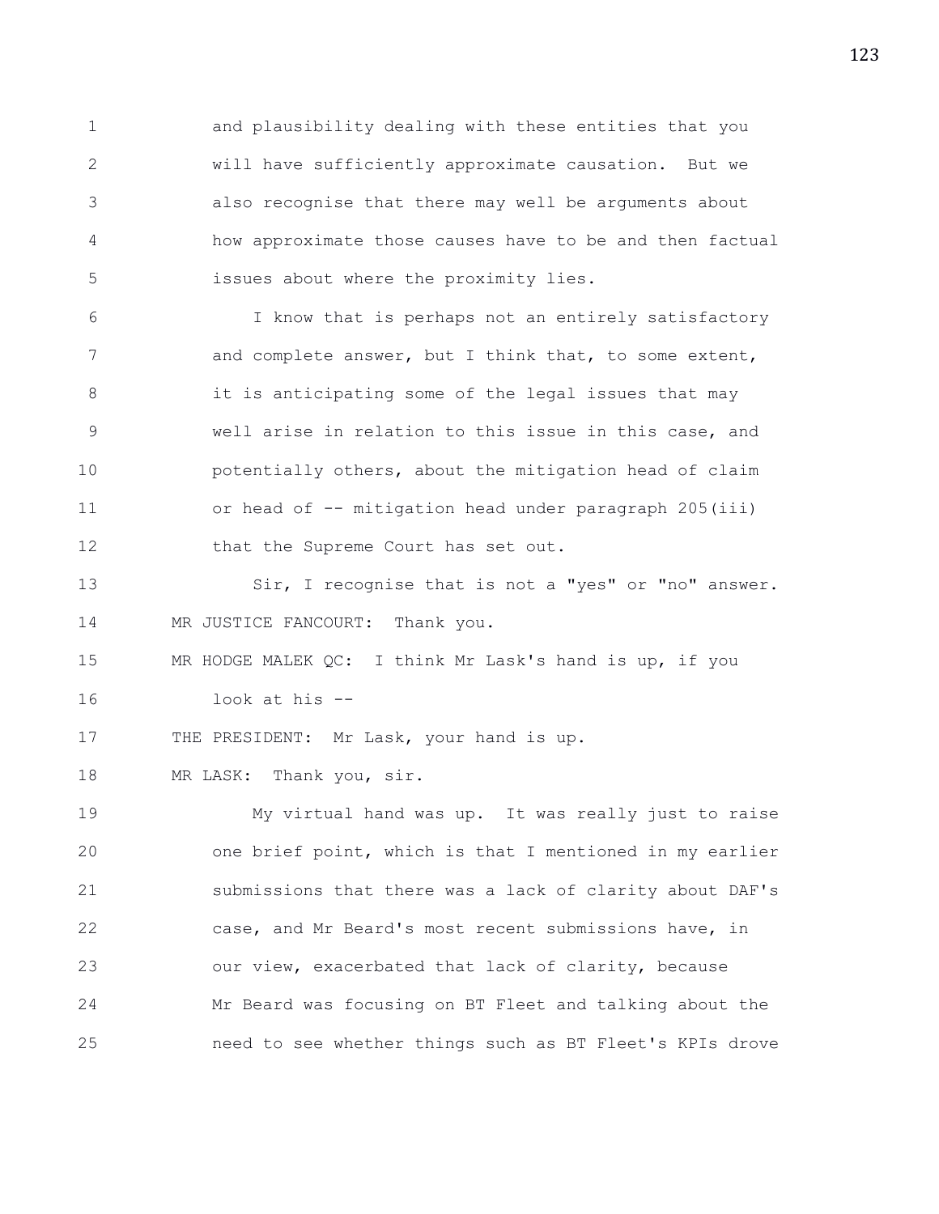and plausibility dealing with these entities that you will have sufficiently approximate causation. But we also recognise that there may well be arguments about how approximate those causes have to be and then factual issues about where the proximity lies.

I know that is perhaps not an entirely satisfactory and complete answer, but I think that, to some extent, it is anticipating some of the legal issues that may well arise in relation to this issue in this case, and potentially others, about the mitigation head of claim or head of -- mitigation head under paragraph 205(iii) that the Supreme Court has set out.

Sir, I recognise that is not a "yes" or "no" answer.

MR JUSTICE FANCOURT: Thank you.

MR HODGE MALEK QC: I think Mr Lask's hand is up, if you look at his --

THE PRESIDENT: Mr Lask, your hand is up.

MR LASK: Thank you, sir.

My virtual hand was up. It was really just to raise one brief point, which is that I mentioned in my earlier submissions that there was a lack of clarity about DAF's case, and Mr Beard's most recent submissions have, in our view, exacerbated that lack of clarity, because Mr Beard was focusing on BT Fleet and talking about the need to see whether things such as BT Fleet's KPIs drove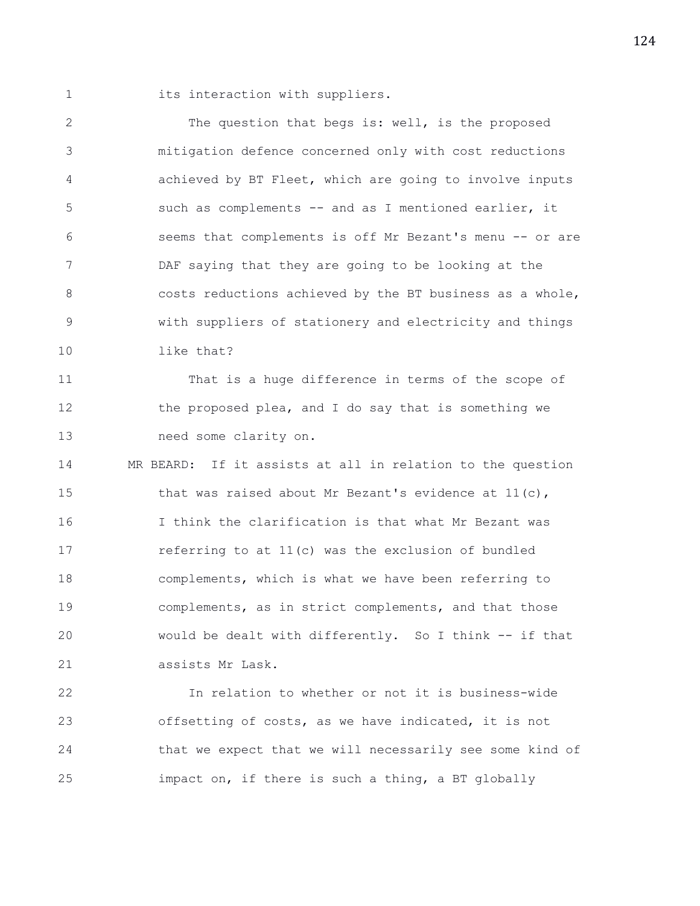its interaction with suppliers.

The question that begs is: well, is the proposed mitigation defence concerned only with cost reductions achieved by BT Fleet, which are going to involve inputs such as complements -- and as I mentioned earlier, it seems that complements is off Mr Bezant's menu -- or are DAF saying that they are going to be looking at the costs reductions achieved by the BT business as a whole, with suppliers of stationery and electricity and things like that?

That is a huge difference in terms of the scope of the proposed plea, and I do say that is something we need some clarity on.

MR BEARD: If it assists at all in relation to the question that was raised about Mr Bezant's evidence at 11(c), I think the clarification is that what Mr Bezant was referring to at 11(c) was the exclusion of bundled complements, which is what we have been referring to complements, as in strict complements, and that those would be dealt with differently. So I think -- if that assists Mr Lask.

In relation to whether or not it is business-wide offsetting of costs, as we have indicated, it is not that we expect that we will necessarily see some kind of impact on, if there is such a thing, a BT globally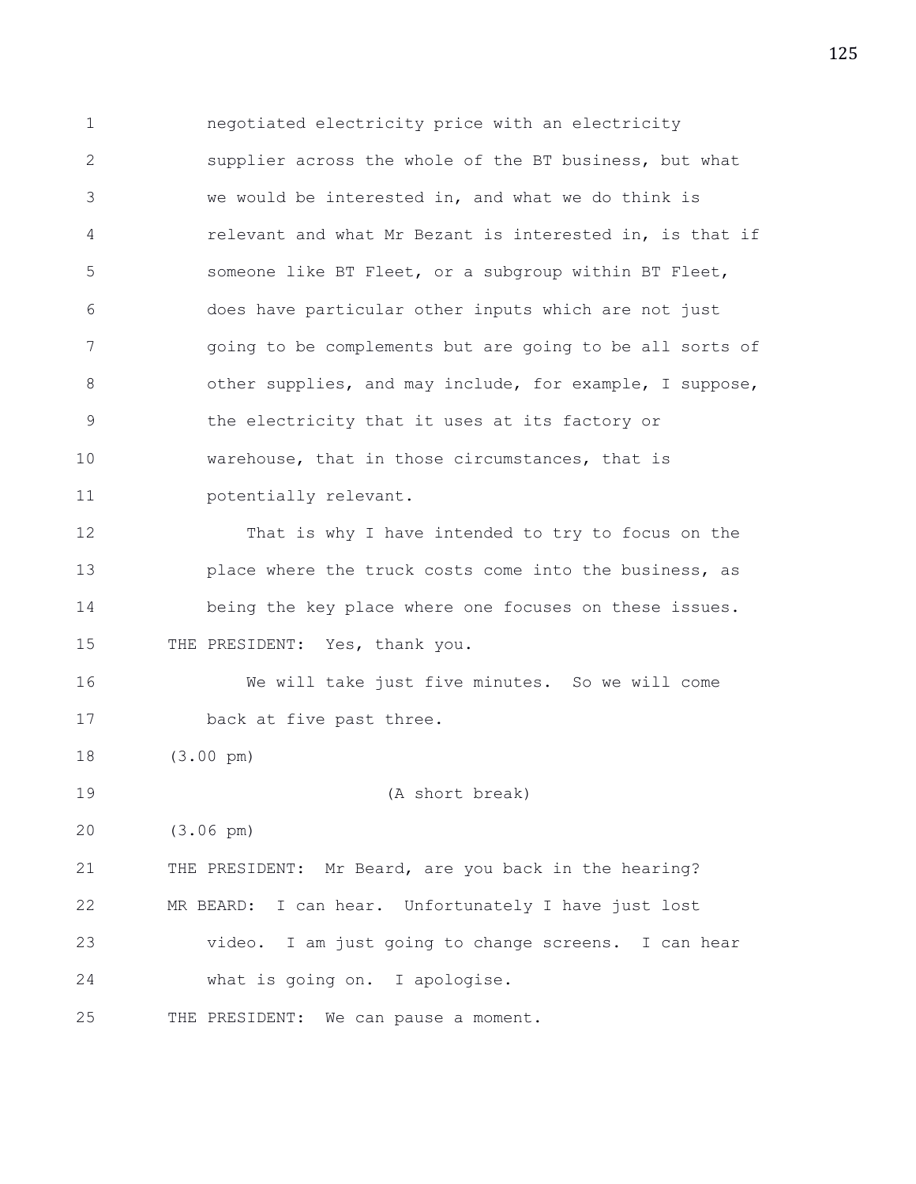negotiated electricity price with an electricity supplier across the whole of the BT business, but what we would be interested in, and what we do think is relevant and what Mr Bezant is interested in, is that if someone like BT Fleet, or a subgroup within BT Fleet, does have particular other inputs which are not just going to be complements but are going to be all sorts of other supplies, and may include, for example, I suppose, the electricity that it uses at its factory or warehouse, that in those circumstances, that is potentially relevant.

That is why I have intended to try to focus on the place where the truck costs come into the business, as being the key place where one focuses on these issues.

THE PRESIDENT: Yes, thank you.

We will take just five minutes. So we will come back at five past three.

(3.00 pm)

(A short break)

(3.06 pm)

THE PRESIDENT: Mr Beard, are you back in the hearing?

MR BEARD: I can hear. Unfortunately I have just lost video. I am just going to change screens. I can hear what is going on. I apologise.

THE PRESIDENT: We can pause a moment.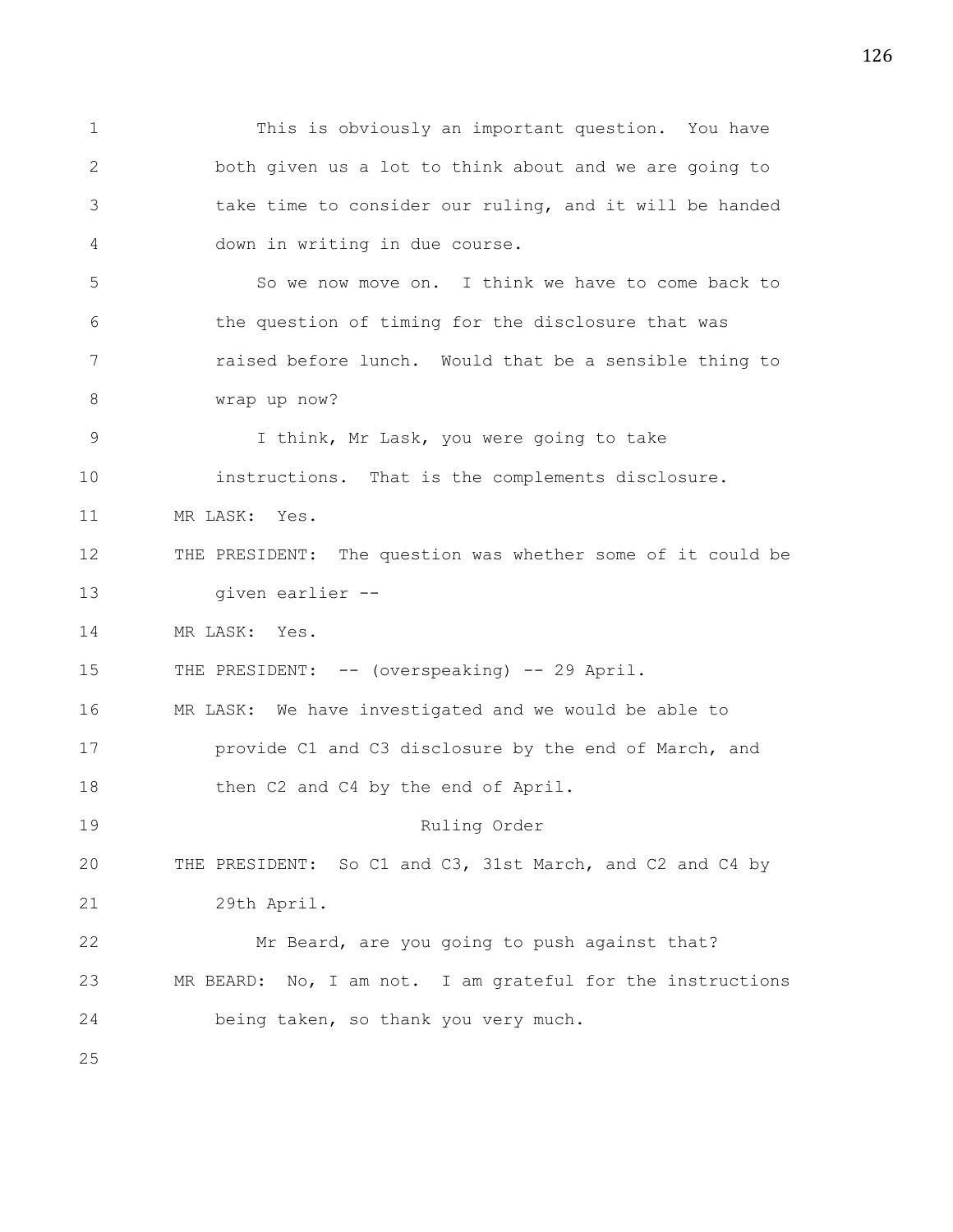This is obviously an important question. You have both given us a lot to think about and we are going to take time to consider our ruling, and it will be handed down in writing in due course.

So we now move on. I think we have to come back to the question of timing for the disclosure that was raised before lunch. Would that be a sensible thing to wrap up now?

I think, Mr Lask, you were going to take instructions. That is the complements disclosure.

MR LASK: Yes.

THE PRESIDENT: The question was whether some of it could be given earlier --

MR LASK: Yes.

THE PRESIDENT: -- (overspeaking) -- 29 April.

MR LASK: We have investigated and we would be able to provide C1 and C3 disclosure by the end of March, and then C2 and C4 by the end of April.

Ruling Order

THE PRESIDENT: So C1 and C3, 31st March, and C2 and C4 by 29th April.

Mr Beard, are you going to push against that?

MR BEARD: No, I am not. I am grateful for the instructions being taken, so thank you very much.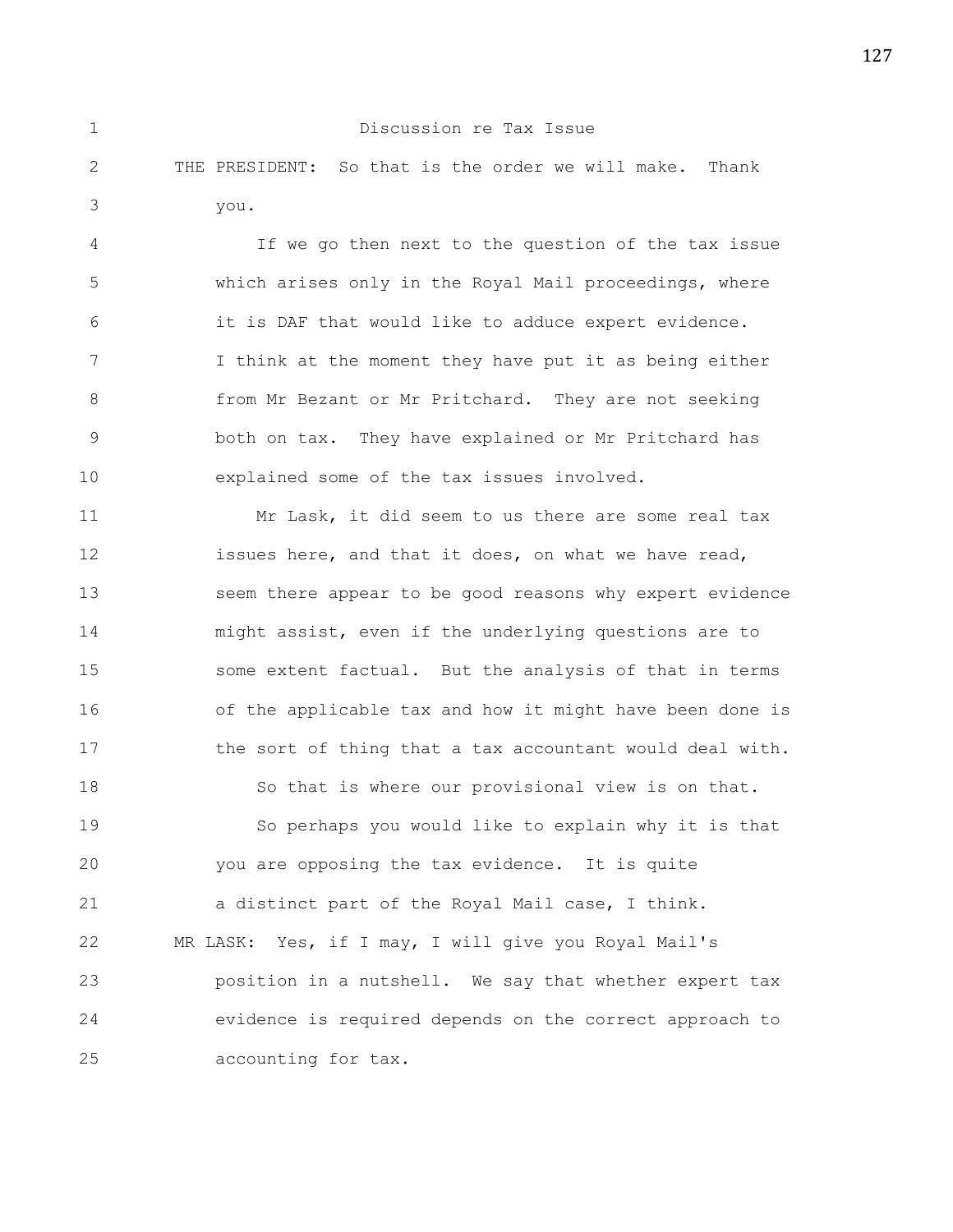Discussion re Tax Issue

THE PRESIDENT: So that is the order we will make. Thank you.

If we go then next to the question of the tax issue which arises only in the Royal Mail proceedings, where it is DAF that would like to adduce expert evidence. I think at the moment they have put it as being either from Mr Bezant or Mr Pritchard. They are not seeking both on tax. They have explained or Mr Pritchard has explained some of the tax issues involved.

Mr Lask, it did seem to us there are some real tax issues here, and that it does, on what we have read, seem there appear to be good reasons why expert evidence might assist, even if the underlying questions are to some extent factual. But the analysis of that in terms of the applicable tax and how it might have been done is the sort of thing that a tax accountant would deal with.

So that is where our provisional view is on that.

So perhaps you would like to explain why it is that you are opposing the tax evidence. It is quite a distinct part of the Royal Mail case, I think.

MR LASK: Yes, if I may, I will give you Royal Mail's position in a nutshell. We say that whether expert tax evidence is required depends on the correct approach to accounting for tax.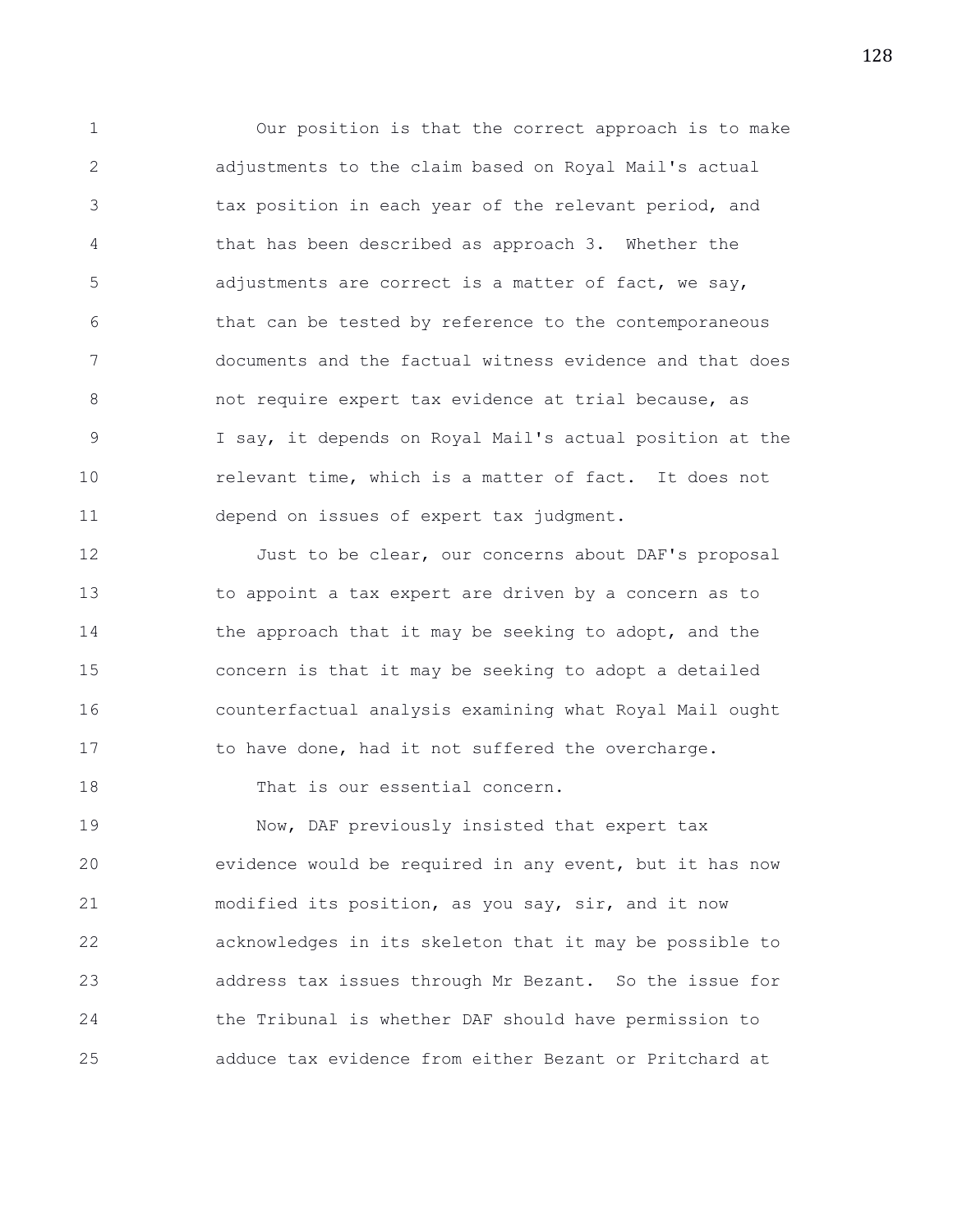Our position is that the correct approach is to make adjustments to the claim based on Royal Mail's actual tax position in each year of the relevant period, and that has been described as approach 3. Whether the adjustments are correct is a matter of fact, we say, that can be tested by reference to the contemporaneous documents and the factual witness evidence and that does not require expert tax evidence at trial because, as I say, it depends on Royal Mail's actual position at the relevant time, which is a matter of fact. It does not depend on issues of expert tax judgment.

Just to be clear, our concerns about DAF's proposal to appoint a tax expert are driven by a concern as to the approach that it may be seeking to adopt, and the concern is that it may be seeking to adopt a detailed counterfactual analysis examining what Royal Mail ought to have done, had it not suffered the overcharge.

That is our essential concern.

Now, DAF previously insisted that expert tax evidence would be required in any event, but it has now modified its position, as you say, sir, and it now acknowledges in its skeleton that it may be possible to address tax issues through Mr Bezant. So the issue for the Tribunal is whether DAF should have permission to adduce tax evidence from either Bezant or Pritchard at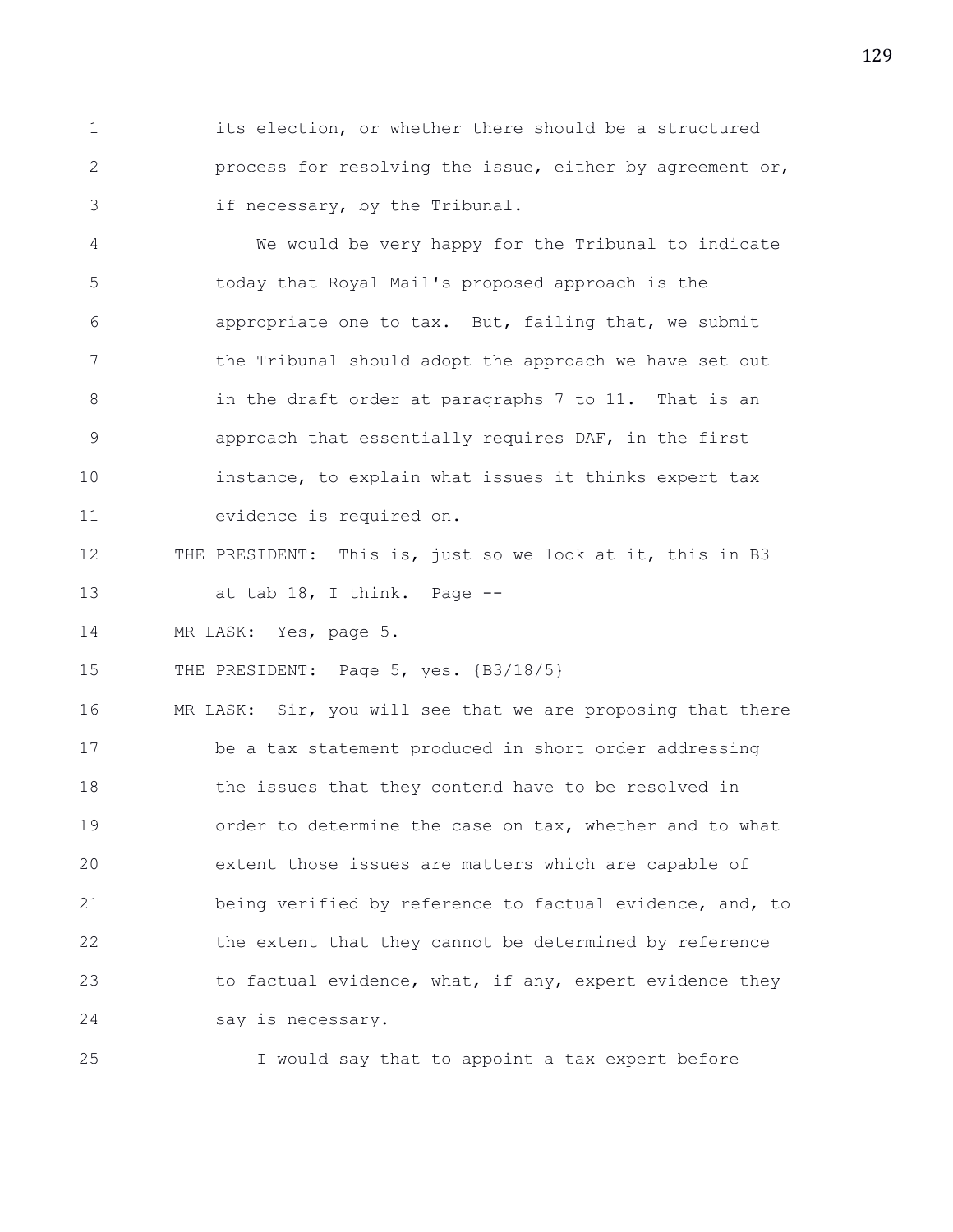its election, or whether there should be a structured process for resolving the issue, either by agreement or, if necessary, by the Tribunal.

We would be very happy for the Tribunal to indicate today that Royal Mail's proposed approach is the appropriate one to tax. But, failing that, we submit the Tribunal should adopt the approach we have set out in the draft order at paragraphs 7 to 11. That is an approach that essentially requires DAF, in the first instance, to explain what issues it thinks expert tax evidence is required on.

THE PRESIDENT: This is, just so we look at it, this in B3 at tab 18, I think. Page --

MR LASK: Yes, page 5.

THE PRESIDENT: Page 5, yes. {B3/18/5}

MR LASK: Sir, you will see that we are proposing that there be a tax statement produced in short order addressing the issues that they contend have to be resolved in order to determine the case on tax, whether and to what extent those issues are matters which are capable of being verified by reference to factual evidence, and, to the extent that they cannot be determined by reference to factual evidence, what, if any, expert evidence they say is necessary.

I would say that to appoint a tax expert before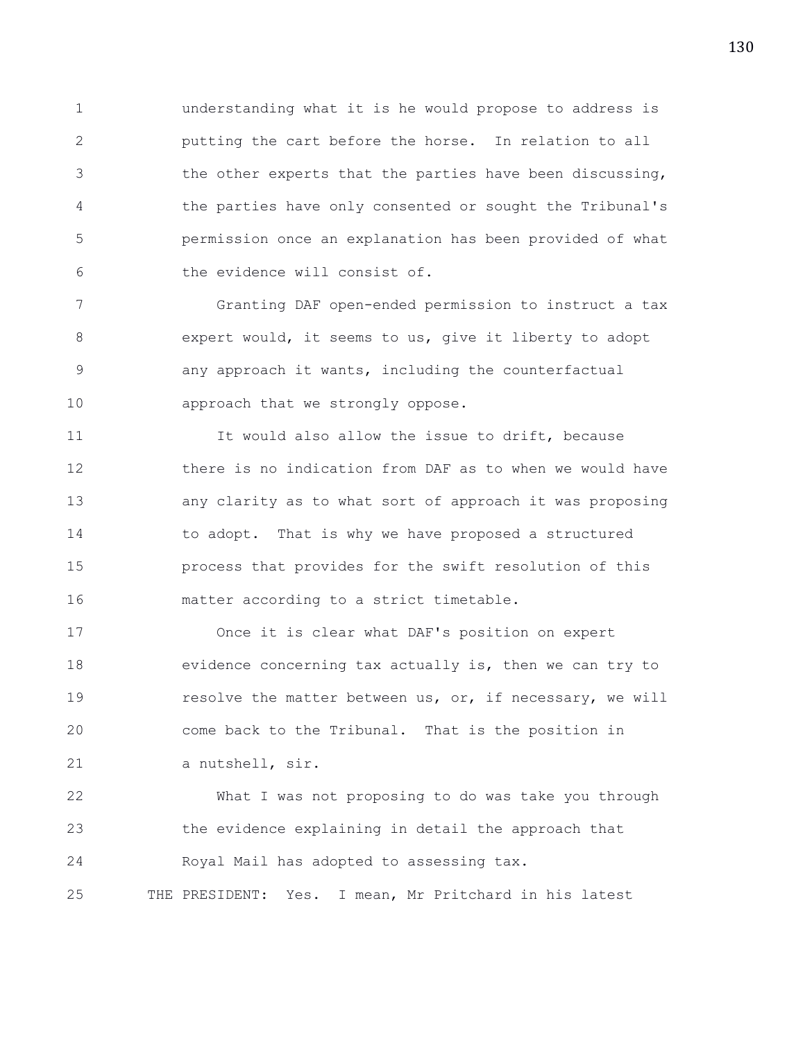understanding what it is he would propose to address is putting the cart before the horse. In relation to all the other experts that the parties have been discussing, the parties have only consented or sought the Tribunal's permission once an explanation has been provided of what the evidence will consist of.

Granting DAF open-ended permission to instruct a tax expert would, it seems to us, give it liberty to adopt any approach it wants, including the counterfactual approach that we strongly oppose.

It would also allow the issue to drift, because there is no indication from DAF as to when we would have any clarity as to what sort of approach it was proposing to adopt. That is why we have proposed a structured process that provides for the swift resolution of this matter according to a strict timetable.

Once it is clear what DAF's position on expert evidence concerning tax actually is, then we can try to resolve the matter between us, or, if necessary, we will come back to the Tribunal. That is the position in a nutshell, sir.

What I was not proposing to do was take you through the evidence explaining in detail the approach that Royal Mail has adopted to assessing tax.

THE PRESIDENT: Yes. I mean, Mr Pritchard in his latest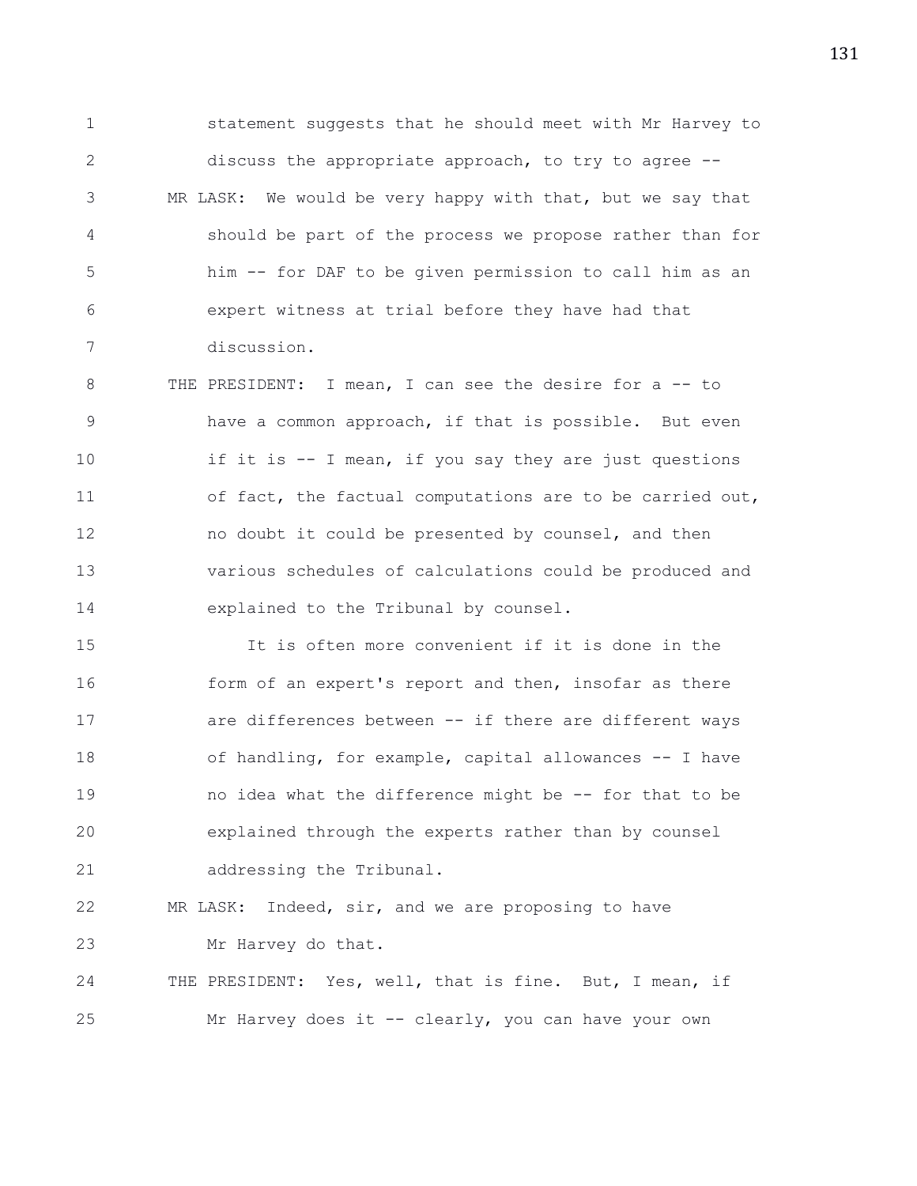statement suggests that he should meet with Mr Harvey to discuss the appropriate approach, to try to agree --

MR LASK: We would be very happy with that, but we say that should be part of the process we propose rather than for him -- for DAF to be given permission to call him as an expert witness at trial before they have had that discussion.

THE PRESIDENT: I mean, I can see the desire for a -- to have a common approach, if that is possible. But even if it is -- I mean, if you say they are just questions of fact, the factual computations are to be carried out, no doubt it could be presented by counsel, and then various schedules of calculations could be produced and explained to the Tribunal by counsel.

It is often more convenient if it is done in the form of an expert's report and then, insofar as there are differences between -- if there are different ways of handling, for example, capital allowances -- I have no idea what the difference might be -- for that to be explained through the experts rather than by counsel addressing the Tribunal.

MR LASK: Indeed, sir, and we are proposing to have Mr Harvey do that.

THE PRESIDENT: Yes, well, that is fine. But, I mean, if Mr Harvey does it -- clearly, you can have your own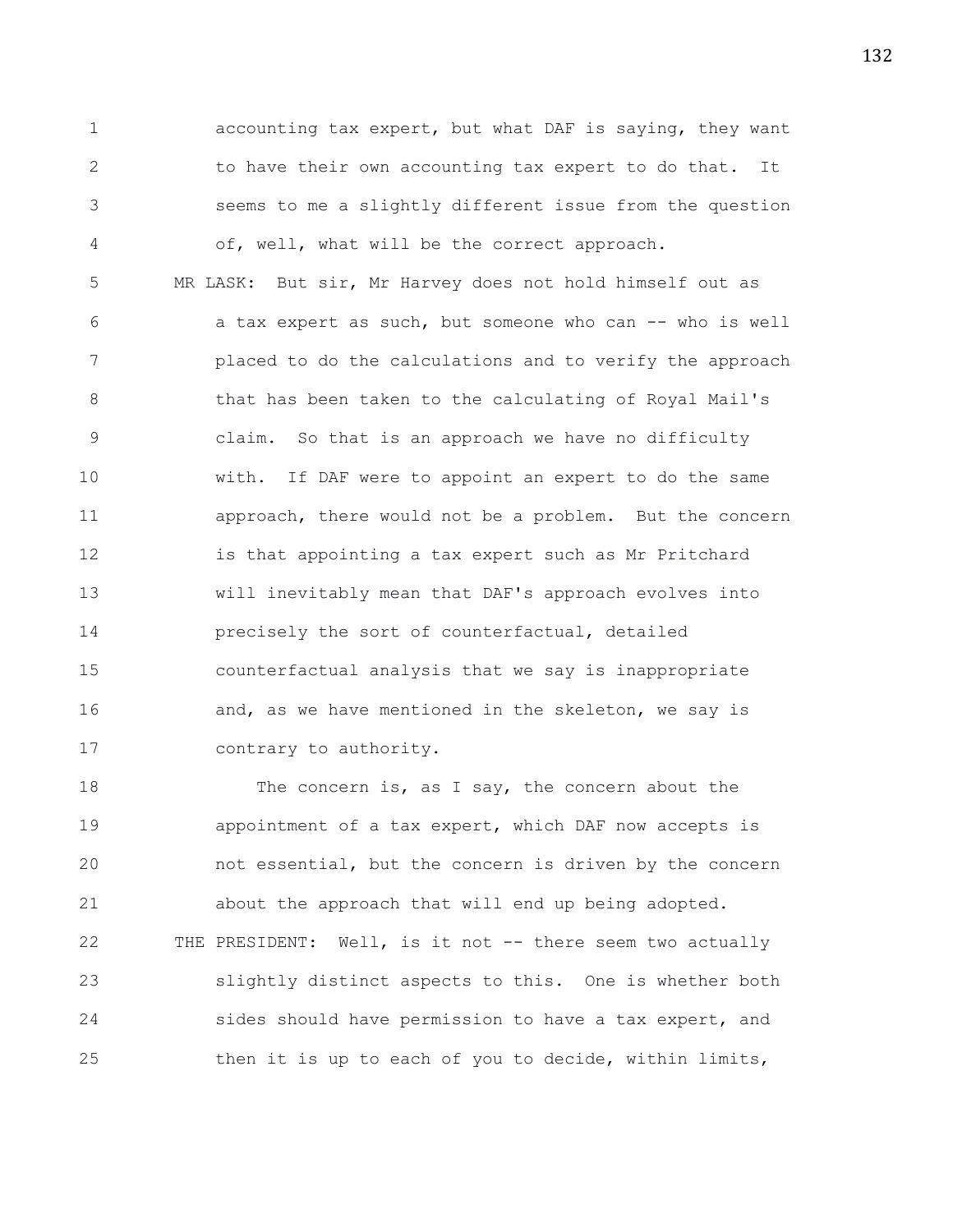accounting tax expert, but what DAF is saying, they want to have their own accounting tax expert to do that. It seems to me a slightly different issue from the question of, well, what will be the correct approach.

MR LASK: But sir, Mr Harvey does not hold himself out as a tax expert as such, but someone who can -- who is well placed to do the calculations and to verify the approach that has been taken to the calculating of Royal Mail's claim. So that is an approach we have no difficulty with. If DAF were to appoint an expert to do the same approach, there would not be a problem. But the concern is that appointing a tax expert such as Mr Pritchard will inevitably mean that DAF's approach evolves into precisely the sort of counterfactual, detailed counterfactual analysis that we say is inappropriate and, as we have mentioned in the skeleton, we say is contrary to authority.

The concern is, as I say, the concern about the appointment of a tax expert, which DAF now accepts is not essential, but the concern is driven by the concern about the approach that will end up being adopted.

THE PRESIDENT: Well, is it not -- there seem two actually slightly distinct aspects to this. One is whether both sides should have permission to have a tax expert, and then it is up to each of you to decide, within limits,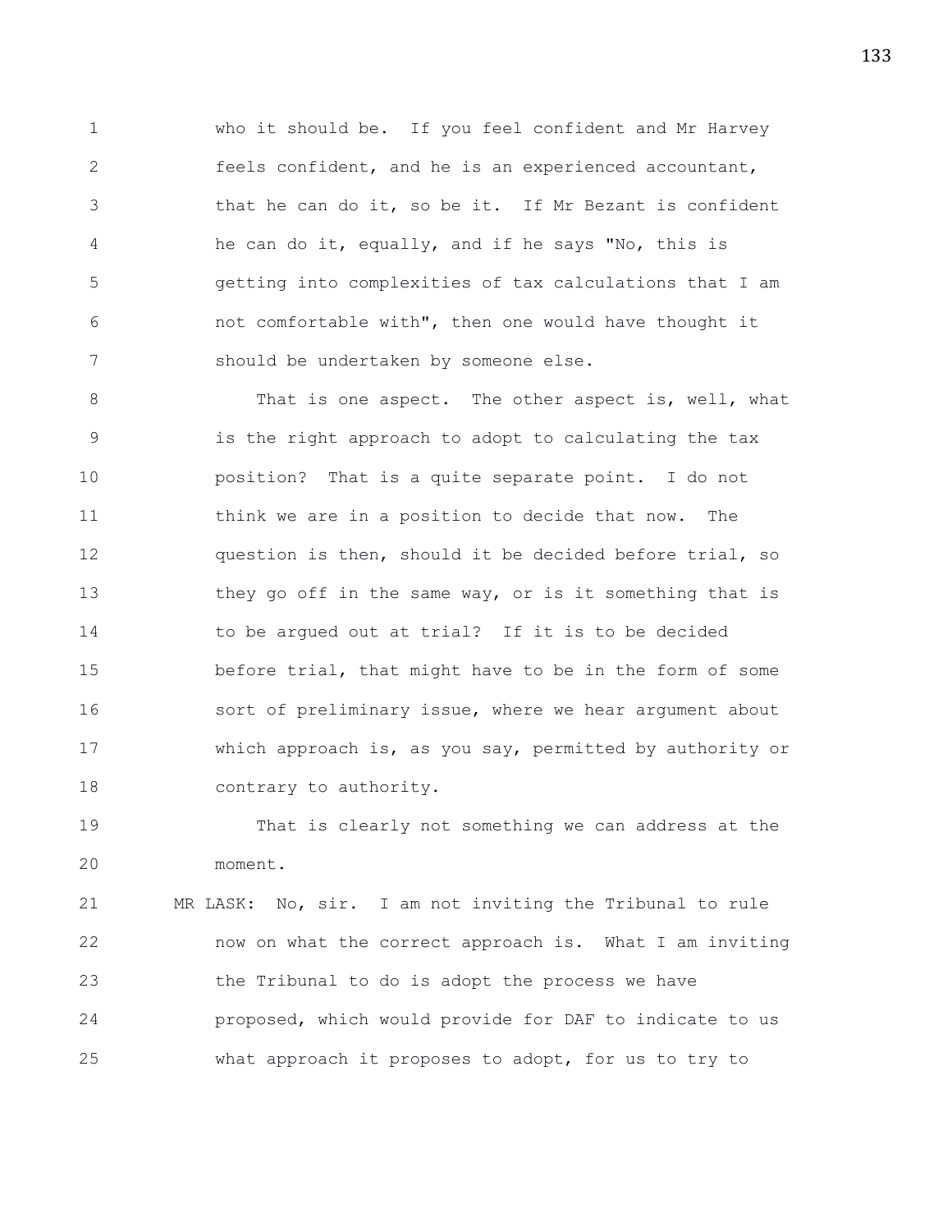who it should be. If you feel confident and Mr Harvey feels confident, and he is an experienced accountant, that he can do it, so be it. If Mr Bezant is confident he can do it, equally, and if he says "No, this is getting into complexities of tax calculations that I am not comfortable with", then one would have thought it should be undertaken by someone else.

That is one aspect. The other aspect is, well, what is the right approach to adopt to calculating the tax position? That is a quite separate point. I do not think we are in a position to decide that now. The question is then, should it be decided before trial, so they go off in the same way, or is it something that is to be argued out at trial? If it is to be decided before trial, that might have to be in the form of some sort of preliminary issue, where we hear argument about which approach is, as you say, permitted by authority or contrary to authority.

That is clearly not something we can address at the moment.

MR LASK: No, sir. I am not inviting the Tribunal to rule now on what the correct approach is. What I am inviting the Tribunal to do is adopt the process we have proposed, which would provide for DAF to indicate to us what approach it proposes to adopt, for us to try to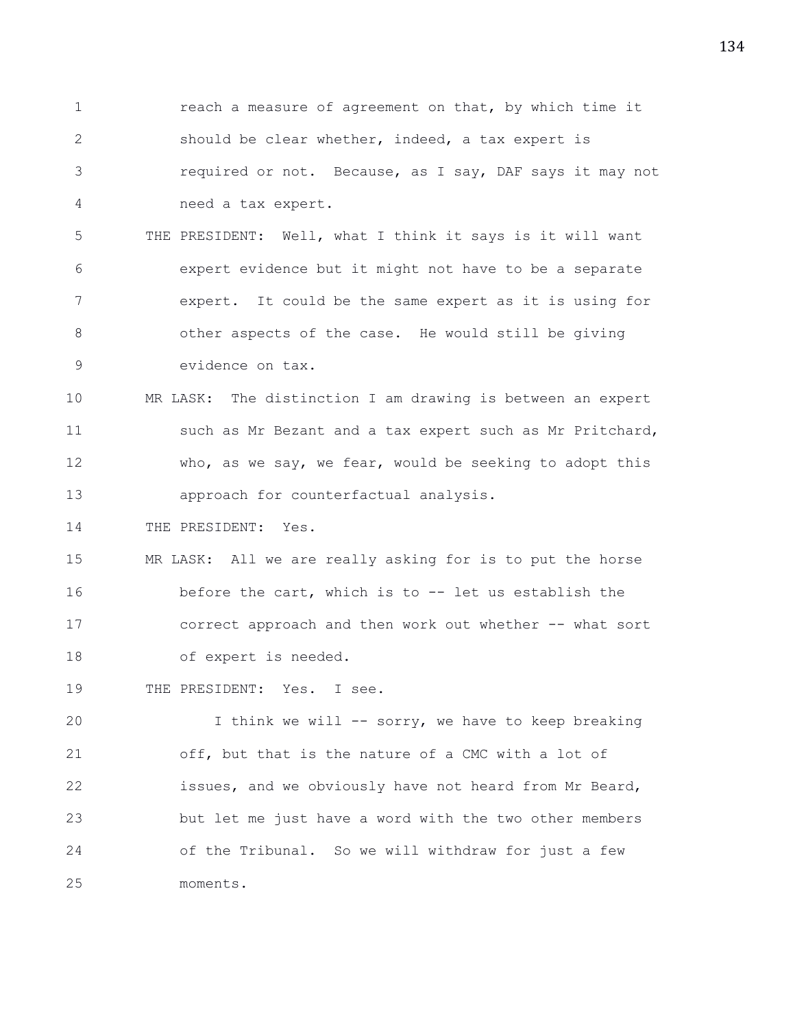1 reach a measure of agreement on that, by which time it
2 should be clear whether, indeed, a tax expert is
3 required or not. Because, as I say, DAF says it may not
4 need a tax expert.
5 THE PRESIDENT: Well, what I think it says is it will want
6 expert evidence but it might not have to be a separate
7 expert. It could be the same expert as it is using for
8 other aspects of the case. He would still be giving
9 evidence on tax.
10 MR LASK: The distinction I am drawing is between an expert
11 such as Mr Bezant and a tax expert such as Mr Pritchard,
12 who, as we say, we fear, would be seeking to adopt this
13 approach for counterfactual analysis.
14 THE PRESIDENT: Yes.
15 MR LASK: All we are really asking for is to put the horse
16 before the cart, which is to -- let us establish the
17 correct approach and then work out whether -- what sort
18 of expert is needed.
19 THE PRESIDENT: Yes. I see.
20 I think we will -- sorry, we have to keep breaking
21 off, but that is the nature of a CMC with a lot of
22 issues, and we obviously have not heard from Mr Beard,
23 but let me just have a word with the two other members
24 of the Tribunal. So we will withdraw for just a few
25 moments.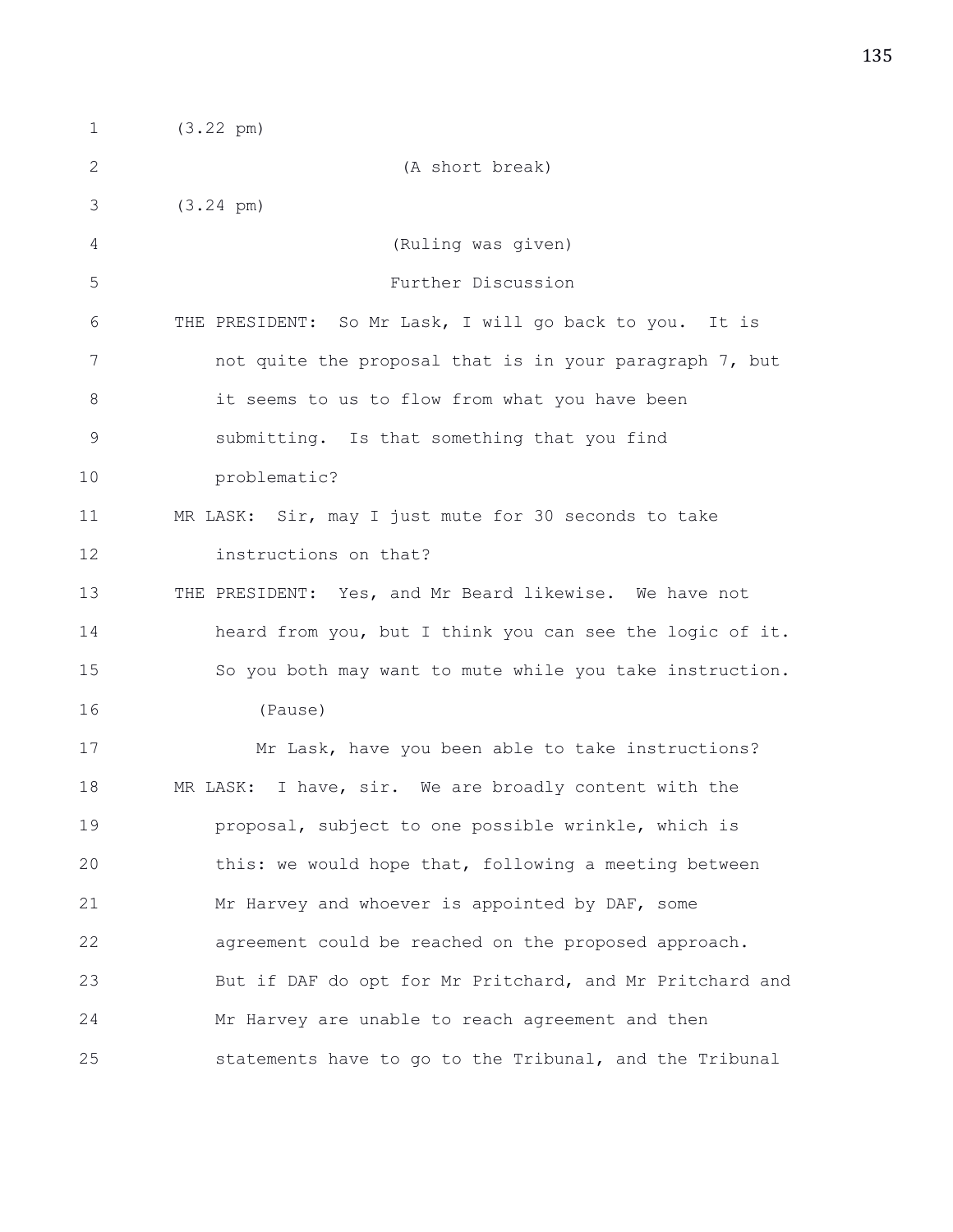(3.22 pm)

(A short break)

(3.24 pm)

(Ruling was given)

Further Discussion

THE PRESIDENT: So Mr Lask, I will go back to you. It is not quite the proposal that is in your paragraph 7, but it seems to us to flow from what you have been submitting. Is that something that you find problematic?

MR LASK: Sir, may I just mute for 30 seconds to take instructions on that?

THE PRESIDENT: Yes, and Mr Beard likewise. We have not heard from you, but I think you can see the logic of it. So you both may want to mute while you take instruction.

(Pause)

Mr Lask, have you been able to take instructions?

MR LASK: I have, sir. We are broadly content with the proposal, subject to one possible wrinkle, which is this: we would hope that, following a meeting between Mr Harvey and whoever is appointed by DAF, some agreement could be reached on the proposed approach. But if DAF do opt for Mr Pritchard, and Mr Pritchard and Mr Harvey are unable to reach agreement and then statements have to go to the Tribunal, and the Tribunal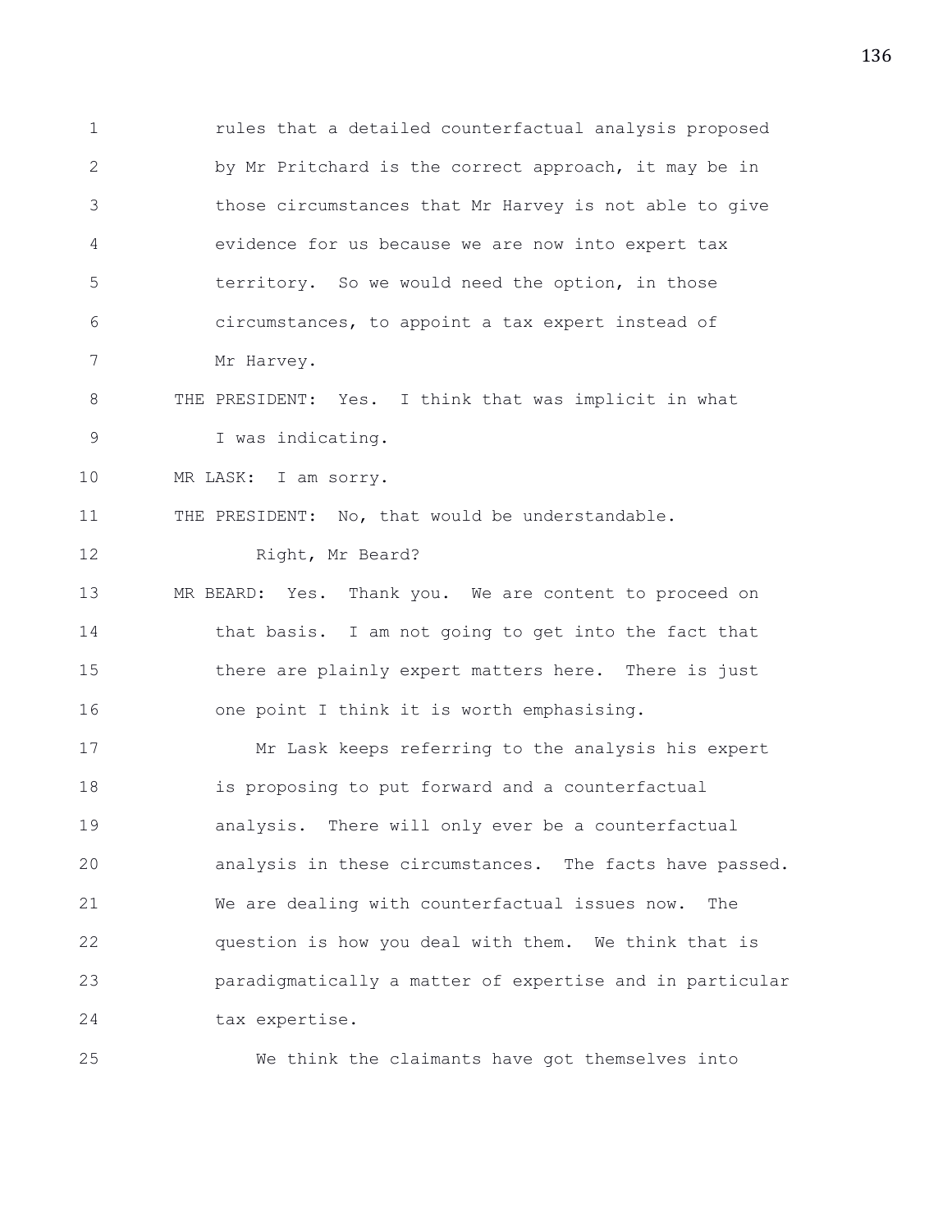1 rules that a detailed counterfactual analysis proposed
2 by Mr Pritchard is the correct approach, it may be in
3 those circumstances that Mr Harvey is not able to give
4 evidence for us because we are now into expert tax
5 territory. So we would need the option, in those
6 circumstances, to appoint a tax expert instead of
7 Mr Harvey.

8 THE PRESIDENT: Yes. I think that was implicit in what
9 I was indicating.

10 MR LASK: I am sorry.

11 THE PRESIDENT: No, that would be understandable.
12 Right, Mr Beard?

13 MR BEARD: Yes. Thank you. We are content to proceed on
14 that basis. I am not going to get into the fact that
15 there are plainly expert matters here. There is just
16 one point I think it is worth emphasising.

17 Mr Lask keeps referring to the analysis his expert
18 is proposing to put forward and a counterfactual
19 analysis. There will only ever be a counterfactual
20 analysis in these circumstances. The facts have passed.
21 We are dealing with counterfactual issues now. The
22 question is how you deal with them. We think that is
23 paradigmatically a matter of expertise and in particular
24 tax expertise.

25 We think the claimants have got themselves into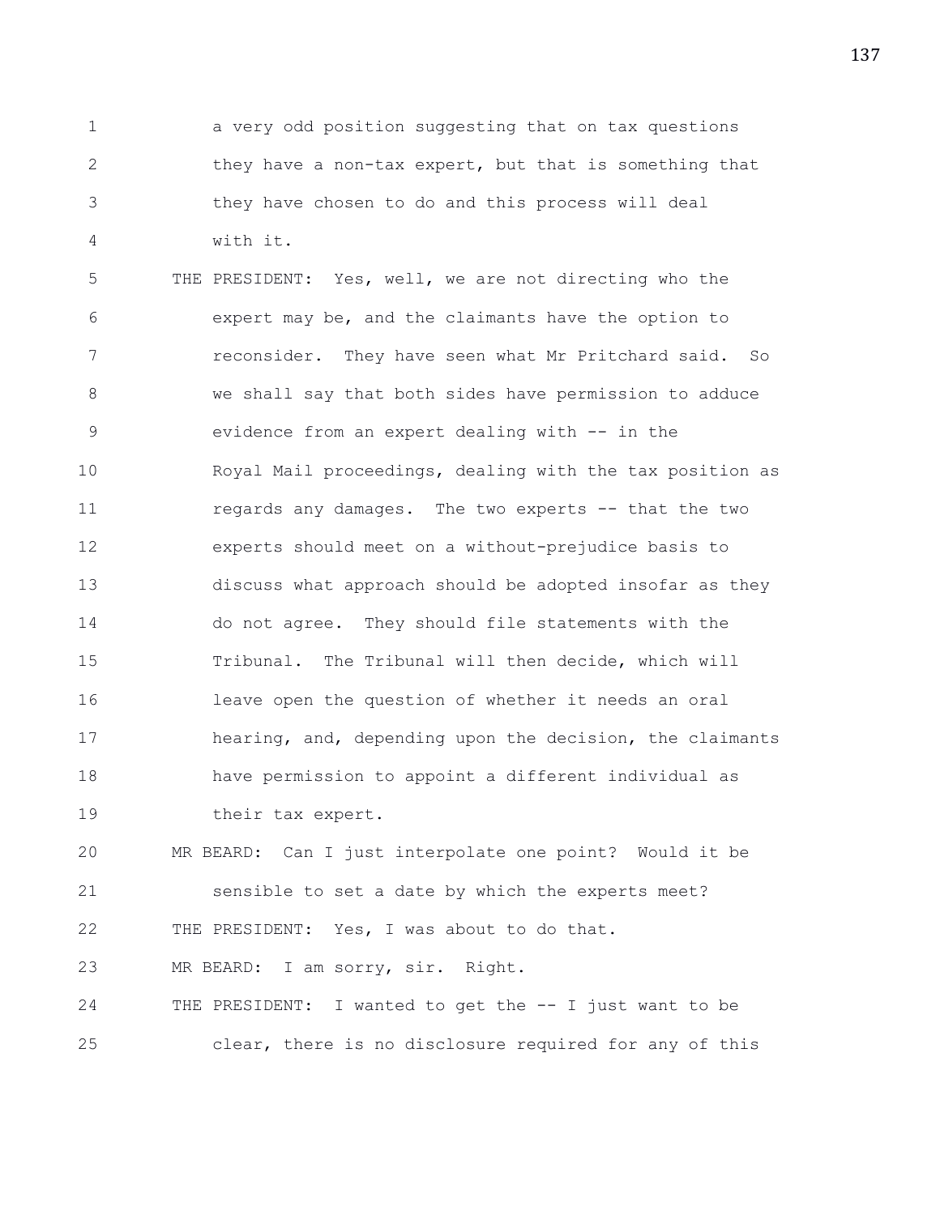a very odd position suggesting that on tax questions they have a non-tax expert, but that is something that they have chosen to do and this process will deal with it.

THE PRESIDENT: Yes, well, we are not directing who the expert may be, and the claimants have the option to reconsider. They have seen what Mr Pritchard said. So we shall say that both sides have permission to adduce evidence from an expert dealing with -- in the Royal Mail proceedings, dealing with the tax position as regards any damages. The two experts -- that the two experts should meet on a without-prejudice basis to discuss what approach should be adopted insofar as they do not agree. They should file statements with the Tribunal. The Tribunal will then decide, which will leave open the question of whether it needs an oral hearing, and, depending upon the decision, the claimants have permission to appoint a different individual as their tax expert.

MR BEARD: Can I just interpolate one point? Would it be sensible to set a date by which the experts meet?

THE PRESIDENT: Yes, I was about to do that.

MR BEARD: I am sorry, sir. Right.

THE PRESIDENT: I wanted to get the -- I just want to be clear, there is no disclosure required for any of this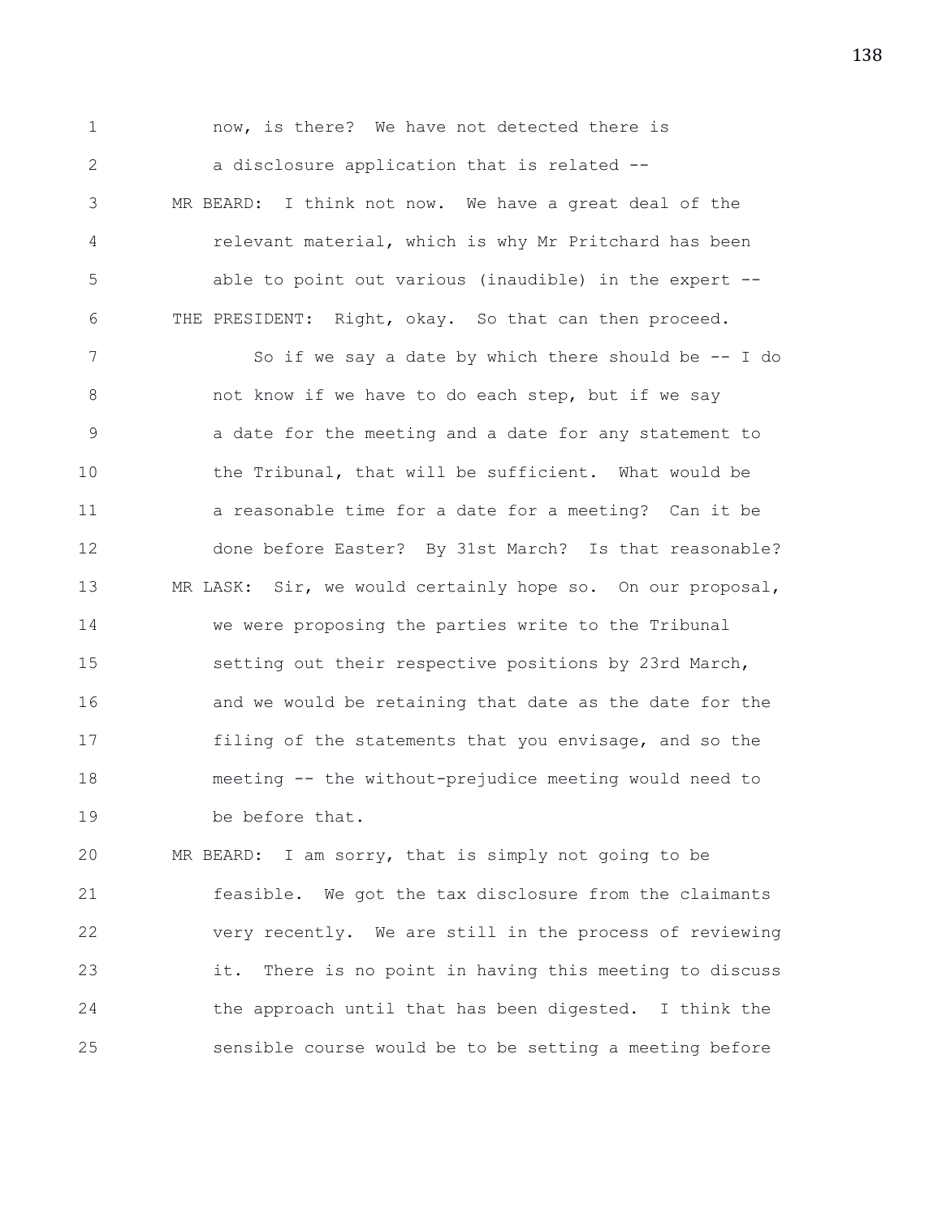now, is there? We have not detected there is a disclosure application that is related --

MR BEARD: I think not now. We have a great deal of the relevant material, which is why Mr Pritchard has been able to point out various (inaudible) in the expert --

THE PRESIDENT: Right, okay. So that can then proceed.

So if we say a date by which there should be -- I do not know if we have to do each step, but if we say a date for the meeting and a date for any statement to the Tribunal, that will be sufficient. What would be a reasonable time for a date for a meeting? Can it be done before Easter? By 31st March? Is that reasonable?

MR LASK: Sir, we would certainly hope so. On our proposal, we were proposing the parties write to the Tribunal setting out their respective positions by 23rd March, and we would be retaining that date as the date for the filing of the statements that you envisage, and so the meeting -- the without-prejudice meeting would need to be before that.

MR BEARD: I am sorry, that is simply not going to be feasible. We got the tax disclosure from the claimants very recently. We are still in the process of reviewing it. There is no point in having this meeting to discuss the approach until that has been digested. I think the sensible course would be to be setting a meeting before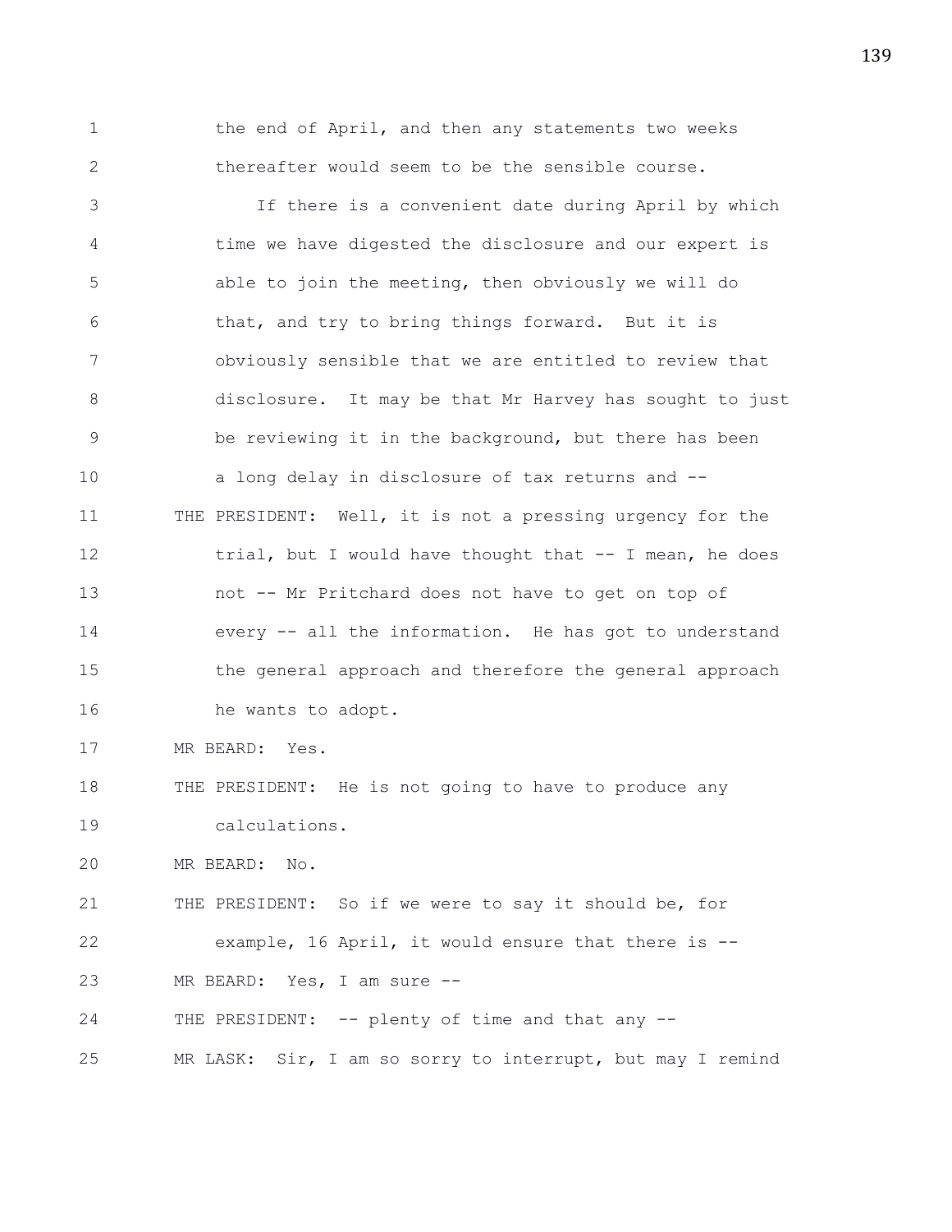the end of April, and then any statements two weeks thereafter would seem to be the sensible course.

If there is a convenient date during April by which time we have digested the disclosure and our expert is able to join the meeting, then obviously we will do that, and try to bring things forward. But it is obviously sensible that we are entitled to review that disclosure. It may be that Mr Harvey has sought to just be reviewing it in the background, but there has been a long delay in disclosure of tax returns and --

THE PRESIDENT: Well, it is not a pressing urgency for the trial, but I would have thought that -- I mean, he does not -- Mr Pritchard does not have to get on top of every -- all the information. He has got to understand the general approach and therefore the general approach he wants to adopt.

MR BEARD: Yes.

THE PRESIDENT: He is not going to have to produce any calculations.

MR BEARD: No.

THE PRESIDENT: So if we were to say it should be, for example, 16 April, it would ensure that there is --

MR BEARD: Yes, I am sure --

THE PRESIDENT: -- plenty of time and that any --

MR LASK: Sir, I am so sorry to interrupt, but may I remind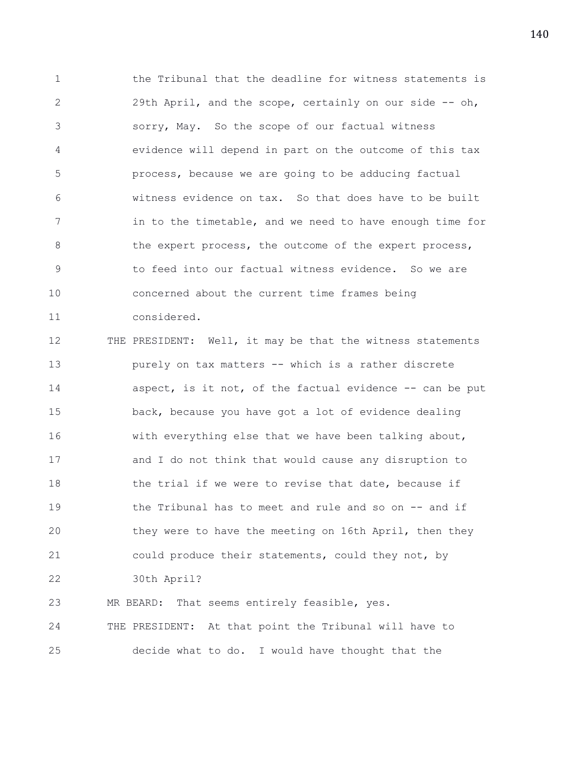the Tribunal that the deadline for witness statements is 29th April, and the scope, certainly on our side -- oh, sorry, May. So the scope of our factual witness evidence will depend in part on the outcome of this tax process, because we are going to be adducing factual witness evidence on tax. So that does have to be built in to the timetable, and we need to have enough time for the expert process, the outcome of the expert process, to feed into our factual witness evidence. So we are concerned about the current time frames being considered.

THE PRESIDENT: Well, it may be that the witness statements purely on tax matters -- which is a rather discrete aspect, is it not, of the factual evidence -- can be put back, because you have got a lot of evidence dealing with everything else that we have been talking about, and I do not think that would cause any disruption to the trial if we were to revise that date, because if the Tribunal has to meet and rule and so on -- and if they were to have the meeting on 16th April, then they could produce their statements, could they not, by 30th April?

MR BEARD: That seems entirely feasible, yes.

THE PRESIDENT: At that point the Tribunal will have to decide what to do. I would have thought that the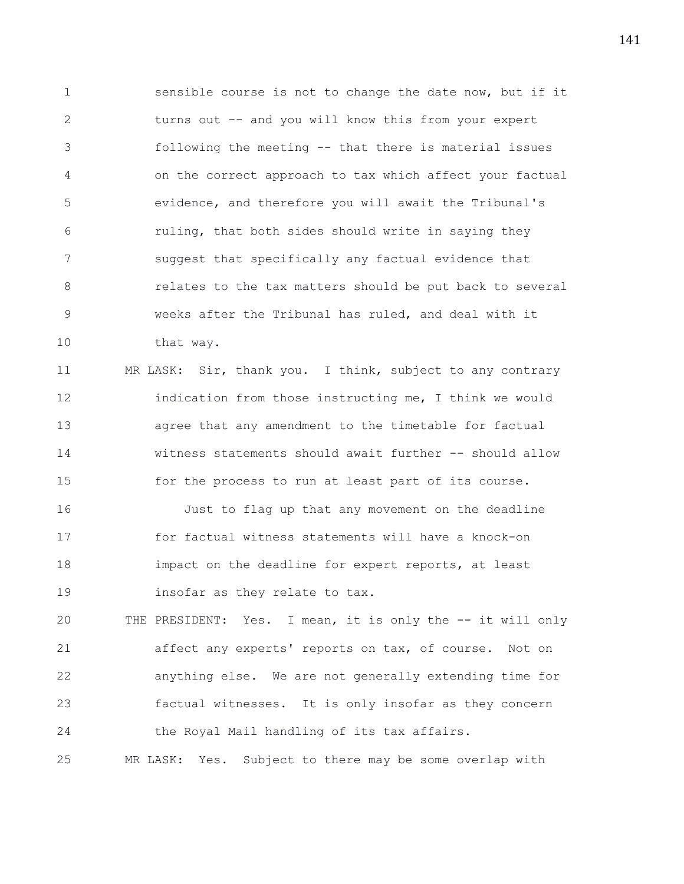sensible course is not to change the date now, but if it turns out -- and you will know this from your expert following the meeting -- that there is material issues on the correct approach to tax which affect your factual evidence, and therefore you will await the Tribunal's ruling, that both sides should write in saying they suggest that specifically any factual evidence that relates to the tax matters should be put back to several weeks after the Tribunal has ruled, and deal with it that way.

MR LASK: Sir, thank you. I think, subject to any contrary indication from those instructing me, I think we would agree that any amendment to the timetable for factual witness statements should await further -- should allow for the process to run at least part of its course.

Just to flag up that any movement on the deadline for factual witness statements will have a knock-on impact on the deadline for expert reports, at least insofar as they relate to tax.

THE PRESIDENT: Yes. I mean, it is only the -- it will only affect any experts' reports on tax, of course. Not on anything else. We are not generally extending time for factual witnesses. It is only insofar as they concern the Royal Mail handling of its tax affairs.

MR LASK: Yes. Subject to there may be some overlap with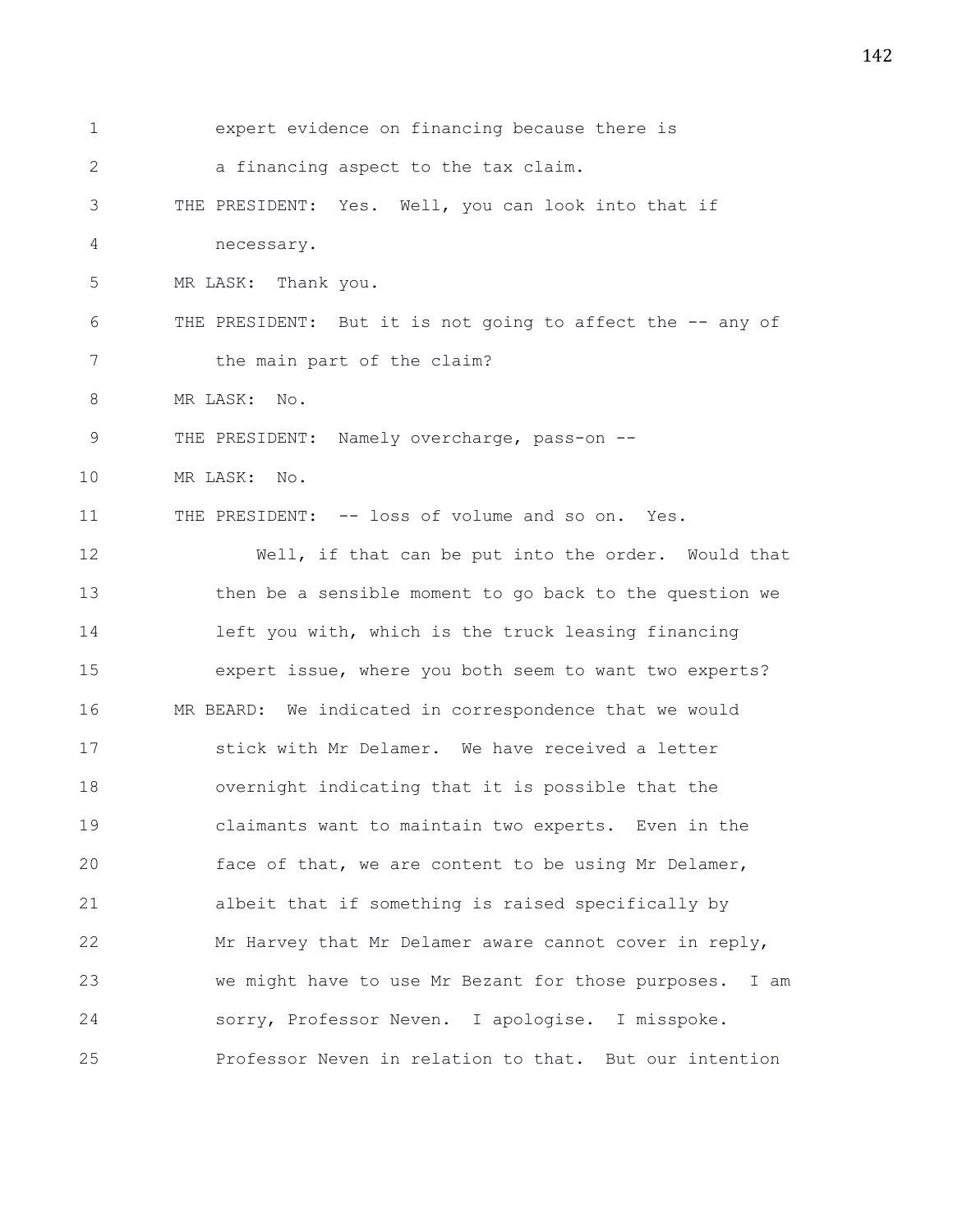expert evidence on financing because there is
a financing aspect to the tax claim.

THE PRESIDENT: Yes. Well, you can look into that if
necessary.

MR LASK: Thank you.

THE PRESIDENT: But it is not going to affect the -- any of
the main part of the claim?

MR LASK: No.

THE PRESIDENT: Namely overcharge, pass-on --

MR LASK: No.

THE PRESIDENT: -- loss of volume and so on. Yes.

Well, if that can be put into the order. Would that
then be a sensible moment to go back to the question we
left you with, which is the truck leasing financing
expert issue, where you both seem to want two experts?

MR BEARD: We indicated in correspondence that we would
stick with Mr Delamer. We have received a letter
overnight indicating that it is possible that the
claimants want to maintain two experts. Even in the
face of that, we are content to be using Mr Delamer,
albeit that if something is raised specifically by
Mr Harvey that Mr Delamer aware cannot cover in reply,
we might have to use Mr Bezant for those purposes. I am
sorry, Professor Neven. I apologise. I misspoke.
Professor Neven in relation to that. But our intention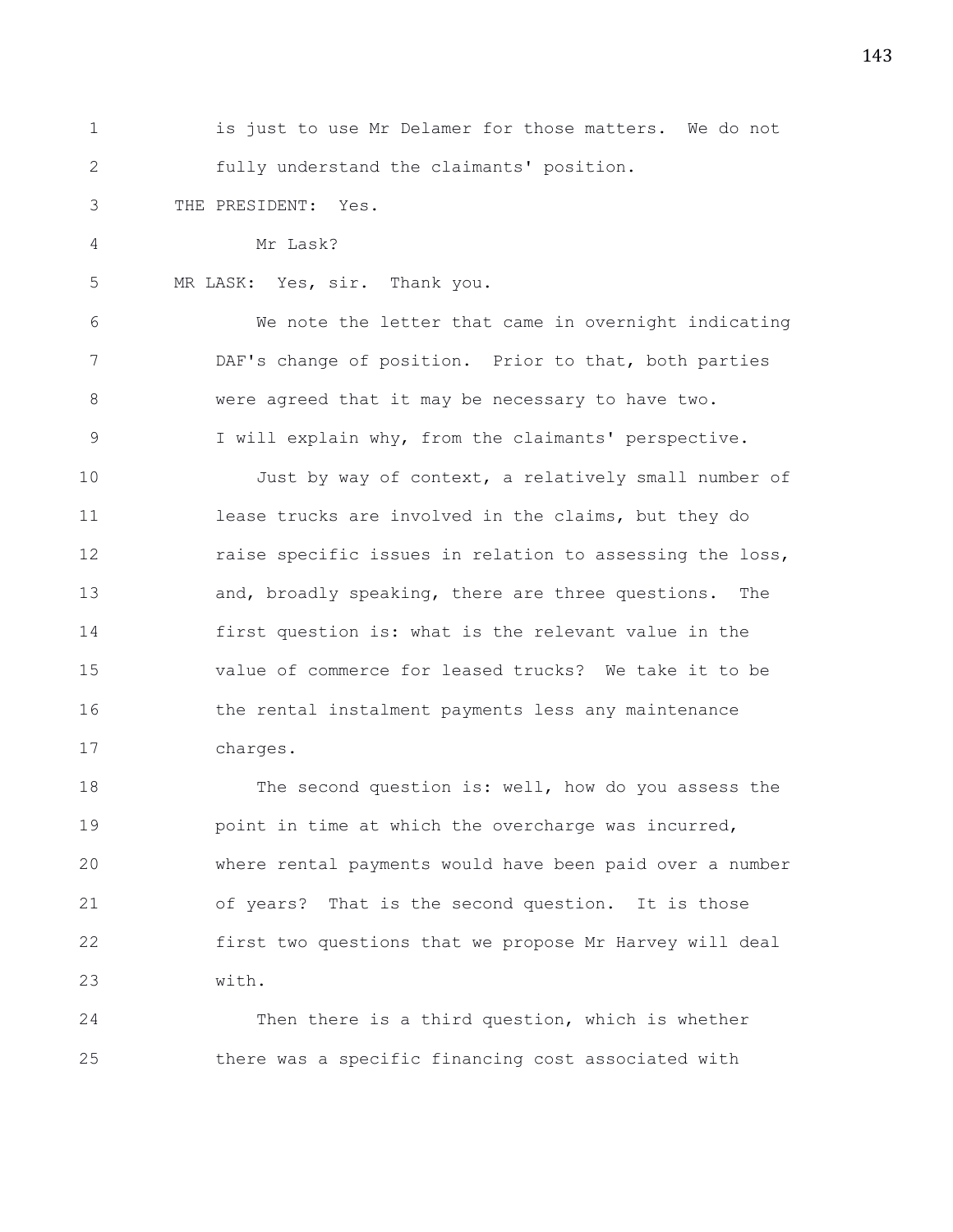is just to use Mr Delamer for those matters. We do not fully understand the claimants' position.

THE PRESIDENT: Yes.

Mr Lask?

MR LASK: Yes, sir. Thank you.

We note the letter that came in overnight indicating DAF's change of position. Prior to that, both parties were agreed that it may be necessary to have two. I will explain why, from the claimants' perspective.

Just by way of context, a relatively small number of lease trucks are involved in the claims, but they do raise specific issues in relation to assessing the loss, and, broadly speaking, there are three questions. The first question is: what is the relevant value in the value of commerce for leased trucks? We take it to be the rental instalment payments less any maintenance charges.

The second question is: well, how do you assess the point in time at which the overcharge was incurred, where rental payments would have been paid over a number of years? That is the second question. It is those first two questions that we propose Mr Harvey will deal with.

Then there is a third question, which is whether there was a specific financing cost associated with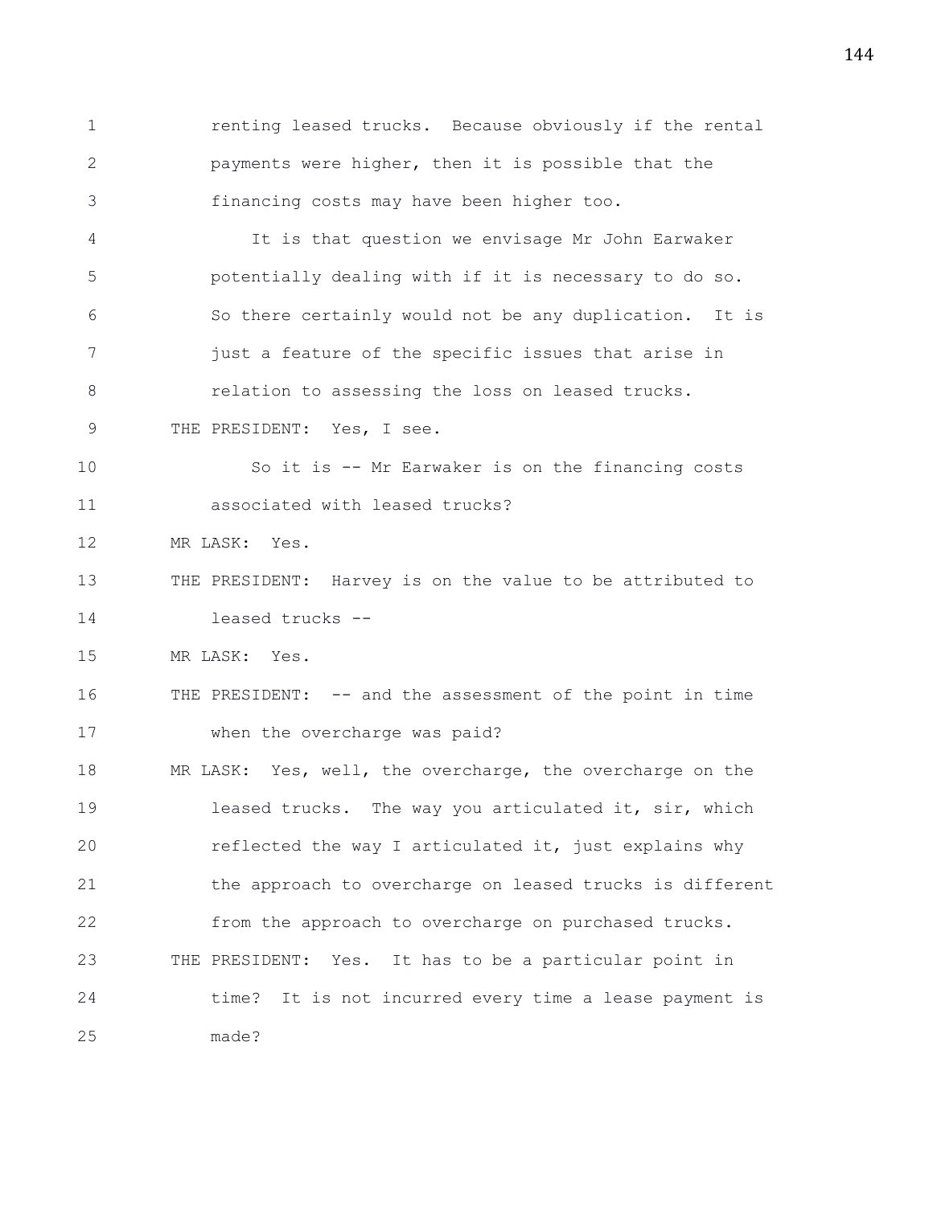renting leased trucks. Because obviously if the rental payments were higher, then it is possible that the financing costs may have been higher too.

It is that question we envisage Mr John Earwaker potentially dealing with if it is necessary to do so. So there certainly would not be any duplication. It is just a feature of the specific issues that arise in relation to assessing the loss on leased trucks.

THE PRESIDENT: Yes, I see.

So it is -- Mr Earwaker is on the financing costs associated with leased trucks?

MR LASK: Yes.

THE PRESIDENT: Harvey is on the value to be attributed to leased trucks --

MR LASK: Yes.

THE PRESIDENT: -- and the assessment of the point in time when the overcharge was paid?

MR LASK: Yes, well, the overcharge, the overcharge on the leased trucks. The way you articulated it, sir, which reflected the way I articulated it, just explains why the approach to overcharge on leased trucks is different from the approach to overcharge on purchased trucks.

THE PRESIDENT: Yes. It has to be a particular point in time? It is not incurred every time a lease payment is made?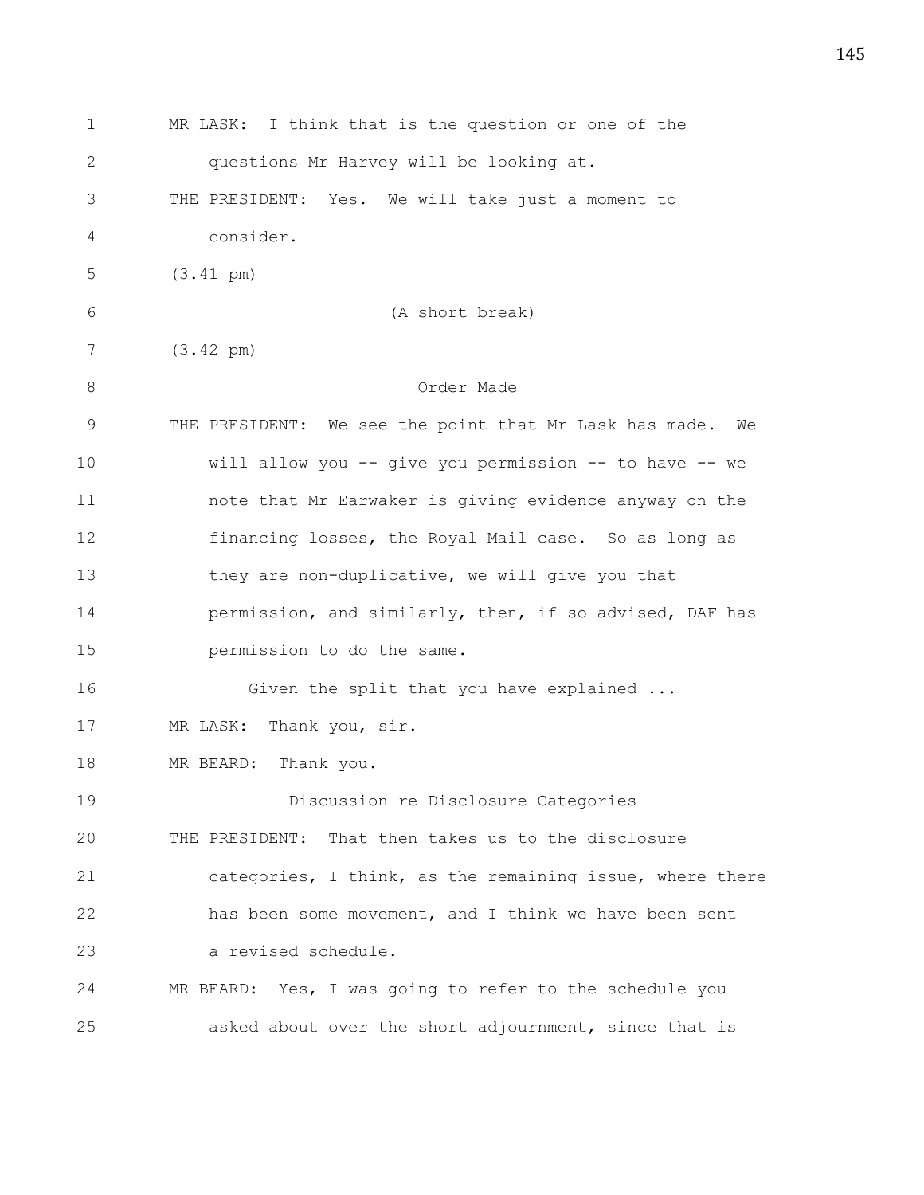MR LASK: I think that is the question or one of the questions Mr Harvey will be looking at.

THE PRESIDENT: Yes. We will take just a moment to consider.

(3.41 pm)

(A short break)

(3.42 pm)

Order Made

THE PRESIDENT: We see the point that Mr Lask has made. We will allow you -- give you permission -- to have -- we note that Mr Earwaker is giving evidence anyway on the financing losses, the Royal Mail case. So as long as they are non-duplicative, we will give you that permission, and similarly, then, if so advised, DAF has permission to do the same.

Given the split that you have explained ...

MR LASK: Thank you, sir.

MR BEARD: Thank you.

Discussion re Disclosure Categories

THE PRESIDENT: That then takes us to the disclosure categories, I think, as the remaining issue, where there has been some movement, and I think we have been sent a revised schedule.

MR BEARD: Yes, I was going to refer to the schedule you asked about over the short adjournment, since that is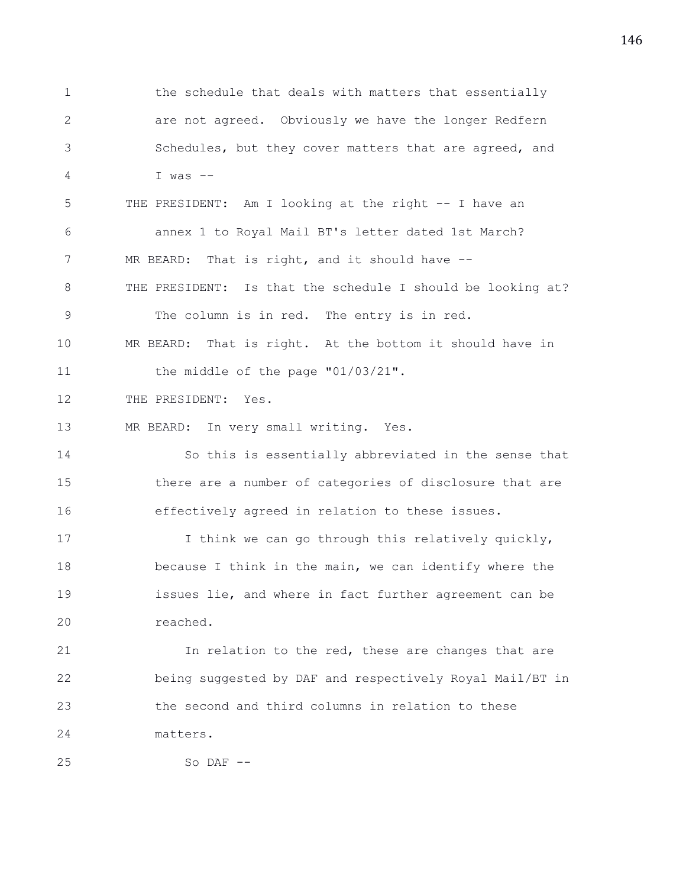the schedule that deals with matters that essentially are not agreed. Obviously we have the longer Redfern Schedules, but they cover matters that are agreed, and I was --

THE PRESIDENT: Am I looking at the right -- I have an annex 1 to Royal Mail BT's letter dated 1st March?

MR BEARD: That is right, and it should have --

THE PRESIDENT: Is that the schedule I should be looking at? The column is in red. The entry is in red.

MR BEARD: That is right. At the bottom it should have in the middle of the page "01/03/21".

THE PRESIDENT: Yes.

MR BEARD: In very small writing. Yes.

So this is essentially abbreviated in the sense that there are a number of categories of disclosure that are effectively agreed in relation to these issues.

I think we can go through this relatively quickly, because I think in the main, we can identify where the issues lie, and where in fact further agreement can be reached.

In relation to the red, these are changes that are being suggested by DAF and respectively Royal Mail/BT in the second and third columns in relation to these matters.

So DAF --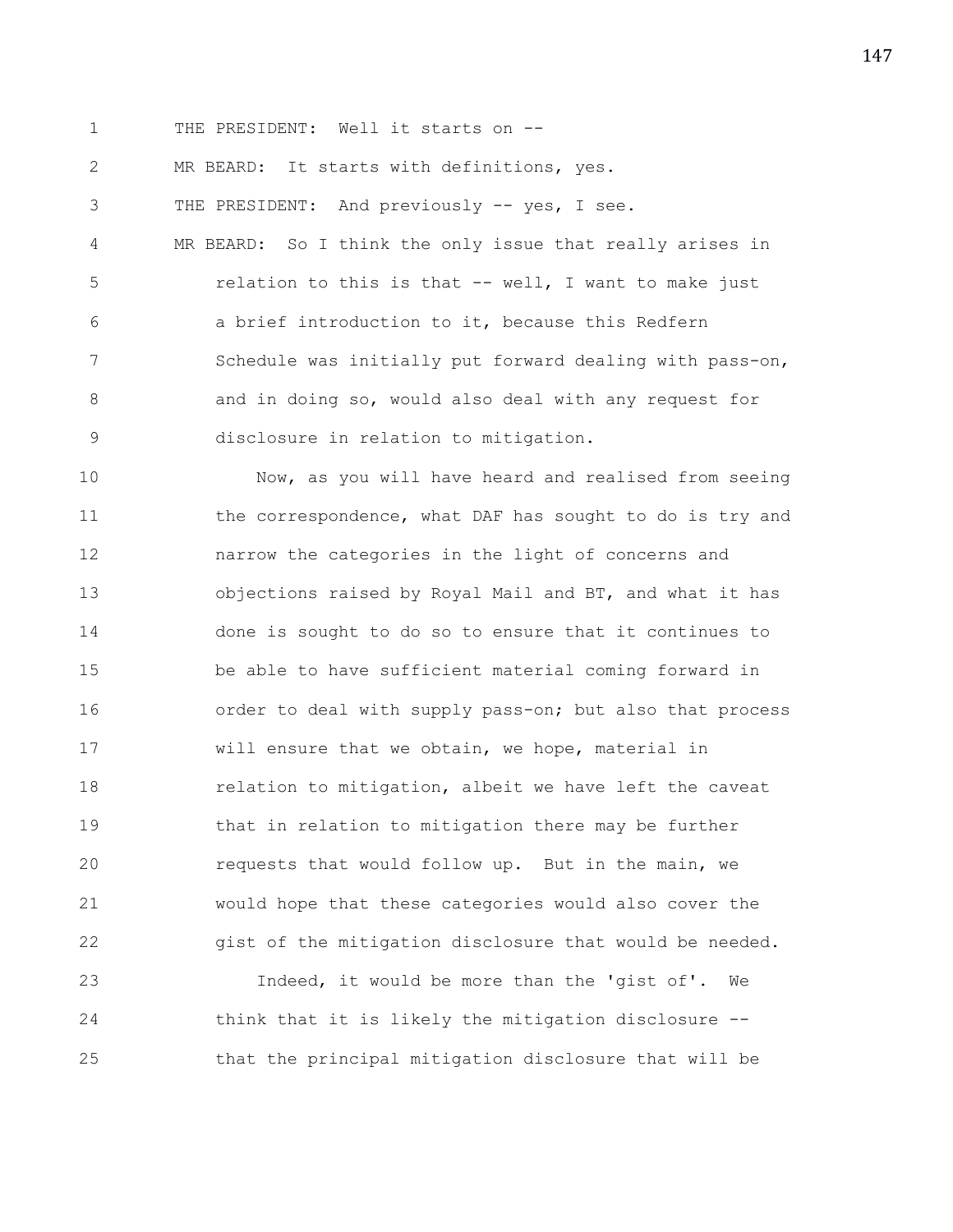1 THE PRESIDENT: Well it starts on --

2 MR BEARD: It starts with definitions, yes.

3 THE PRESIDENT: And previously -- yes, I see.

4 MR BEARD: So I think the only issue that really arises in
5 relation to this is that -- well, I want to make just
6 a brief introduction to it, because this Redfern
7 Schedule was initially put forward dealing with pass-on,
8 and in doing so, would also deal with any request for
9 disclosure in relation to mitigation.

10 Now, as you will have heard and realised from seeing
11 the correspondence, what DAF has sought to do is try and
12 narrow the categories in the light of concerns and
13 objections raised by Royal Mail and BT, and what it has
14 done is sought to do so to ensure that it continues to
15 be able to have sufficient material coming forward in
16 order to deal with supply pass-on; but also that process
17 will ensure that we obtain, we hope, material in
18 relation to mitigation, albeit we have left the caveat
19 that in relation to mitigation there may be further
20 requests that would follow up. But in the main, we
21 would hope that these categories would also cover the
22 gist of the mitigation disclosure that would be needed.

23 Indeed, it would be more than the 'gist of'. We
24 think that it is likely the mitigation disclosure --
25 that the principal mitigation disclosure that will be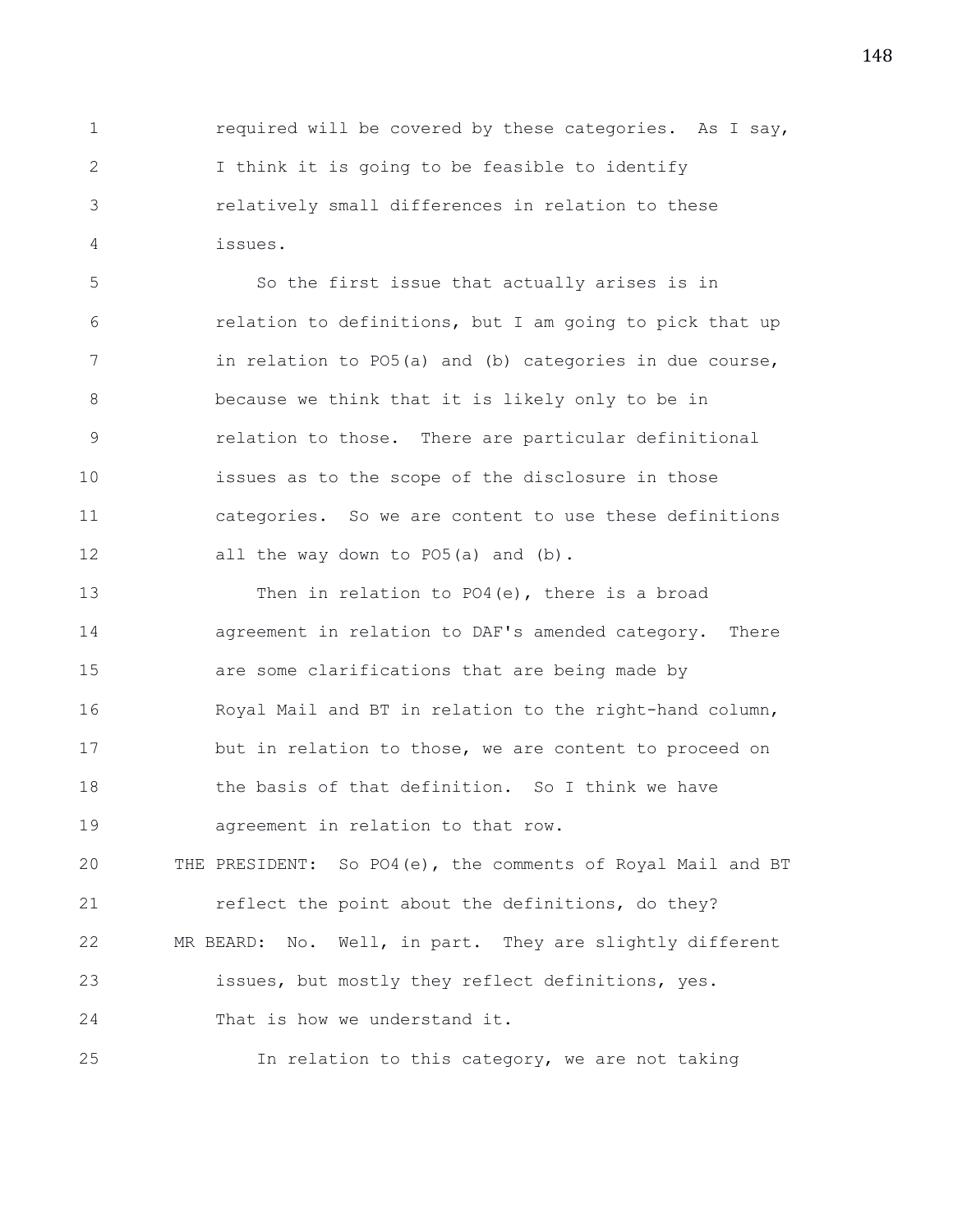required will be covered by these categories. As I say, I think it is going to be feasible to identify relatively small differences in relation to these issues.

So the first issue that actually arises is in relation to definitions, but I am going to pick that up in relation to PO5(a) and (b) categories in due course, because we think that it is likely only to be in relation to those. There are particular definitional issues as to the scope of the disclosure in those categories. So we are content to use these definitions all the way down to PO5(a) and (b).

Then in relation to PO4(e), there is a broad agreement in relation to DAF's amended category. There are some clarifications that are being made by Royal Mail and BT in relation to the right-hand column, but in relation to those, we are content to proceed on the basis of that definition. So I think we have agreement in relation to that row.

THE PRESIDENT: So PO4(e), the comments of Royal Mail and BT reflect the point about the definitions, do they?

MR BEARD: No. Well, in part. They are slightly different issues, but mostly they reflect definitions, yes. That is how we understand it.

In relation to this category, we are not taking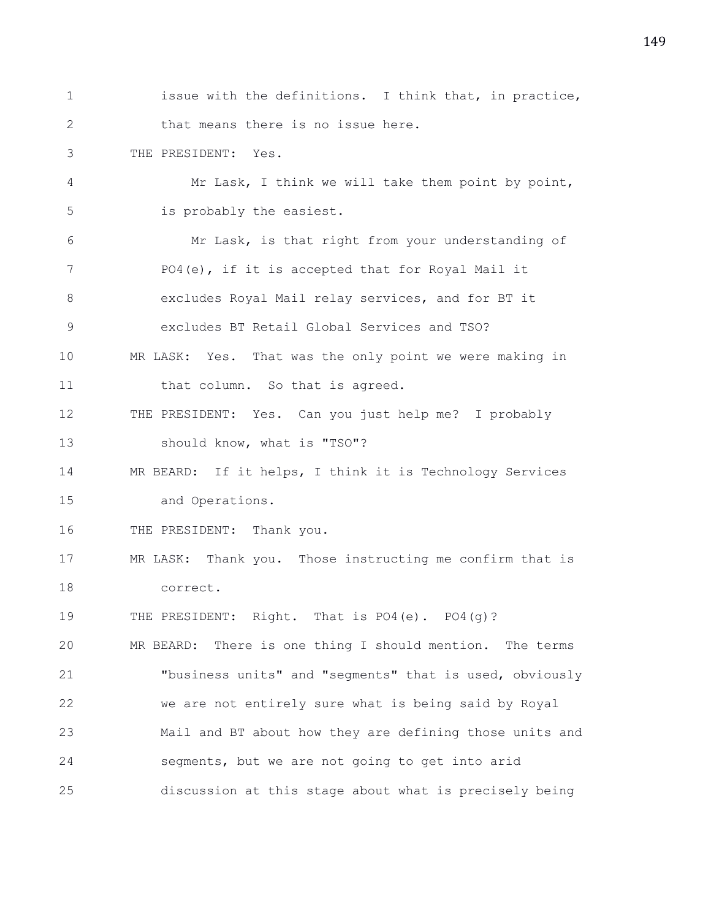1 issue with the definitions. I think that, in practice,
2 that means there is no issue here.
3 THE PRESIDENT: Yes.
4 Mr Lask, I think we will take them point by point,
5 is probably the easiest.
6 Mr Lask, is that right from your understanding of
7 PO4(e), if it is accepted that for Royal Mail it
8 excludes Royal Mail relay services, and for BT it
9 excludes BT Retail Global Services and TSO?
10 MR LASK: Yes. That was the only point we were making in
11 that column. So that is agreed.
12 THE PRESIDENT: Yes. Can you just help me? I probably
13 should know, what is "TSO"?
14 MR BEARD: If it helps, I think it is Technology Services
15 and Operations.
16 THE PRESIDENT: Thank you.
17 MR LASK: Thank you. Those instructing me confirm that is
18 correct.
19 THE PRESIDENT: Right. That is PO4(e). PO4(g)?
20 MR BEARD: There is one thing I should mention. The terms
21 "business units" and "segments" that is used, obviously
22 we are not entirely sure what is being said by Royal
23 Mail and BT about how they are defining those units and
24 segments, but we are not going to get into arid
25 discussion at this stage about what is precisely being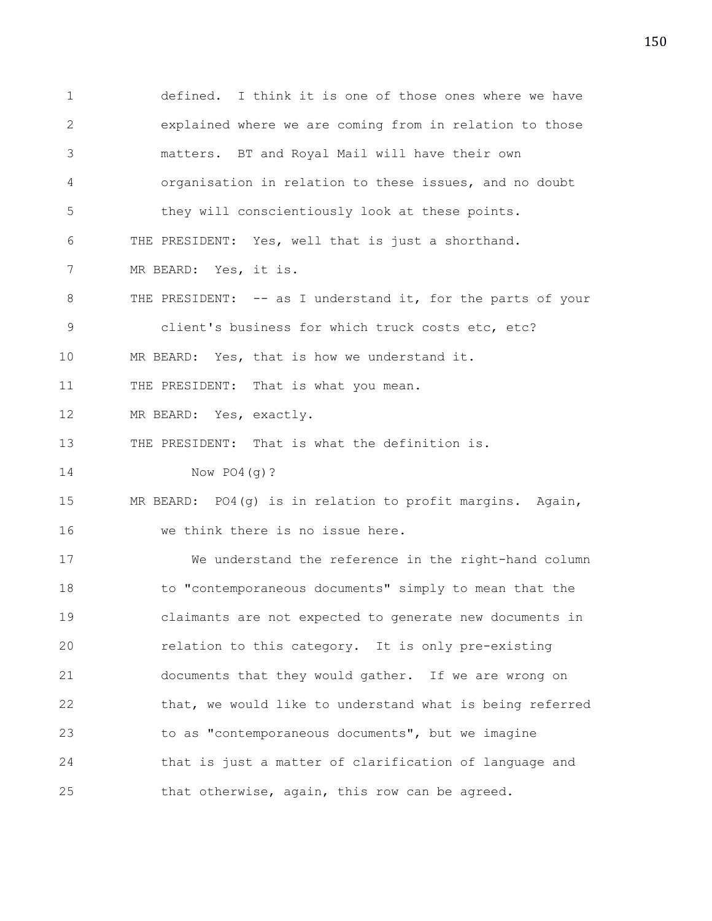defined. I think it is one of those ones where we have explained where we are coming from in relation to those matters. BT and Royal Mail will have their own organisation in relation to these issues, and no doubt they will conscientiously look at these points.

THE PRESIDENT: Yes, well that is just a shorthand.

MR BEARD: Yes, it is.

THE PRESIDENT: -- as I understand it, for the parts of your client's business for which truck costs etc, etc?

MR BEARD: Yes, that is how we understand it.

THE PRESIDENT: That is what you mean.

MR BEARD: Yes, exactly.

THE PRESIDENT: That is what the definition is.

Now PO4(g)?

MR BEARD: PO4(g) is in relation to profit margins. Again, we think there is no issue here.

We understand the reference in the right-hand column to "contemporaneous documents" simply to mean that the claimants are not expected to generate new documents in relation to this category. It is only pre-existing documents that they would gather. If we are wrong on that, we would like to understand what is being referred to as "contemporaneous documents", but we imagine that is just a matter of clarification of language and that otherwise, again, this row can be agreed.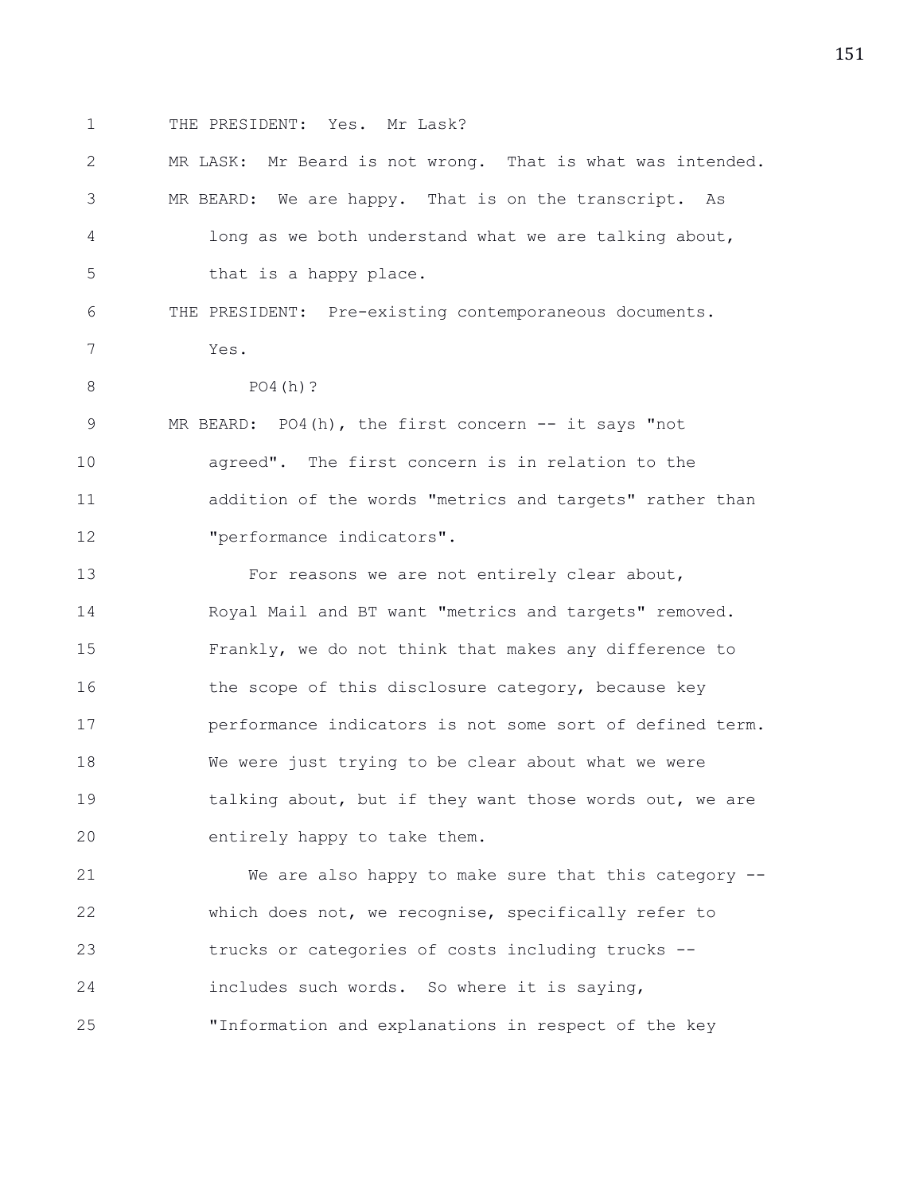THE PRESIDENT: Yes. Mr Lask?

MR LASK: Mr Beard is not wrong. That is what was intended.

MR BEARD: We are happy. That is on the transcript. As long as we both understand what we are talking about, that is a happy place.

THE PRESIDENT: Pre-existing contemporaneous documents. Yes.

PO4(h)?

MR BEARD: PO4(h), the first concern -- it says "not agreed". The first concern is in relation to the addition of the words "metrics and targets" rather than "performance indicators".

For reasons we are not entirely clear about, Royal Mail and BT want "metrics and targets" removed. Frankly, we do not think that makes any difference to the scope of this disclosure category, because key performance indicators is not some sort of defined term. We were just trying to be clear about what we were talking about, but if they want those words out, we are entirely happy to take them.

We are also happy to make sure that this category -- which does not, we recognise, specifically refer to trucks or categories of costs including trucks -- includes such words. So where it is saying, "Information and explanations in respect of the key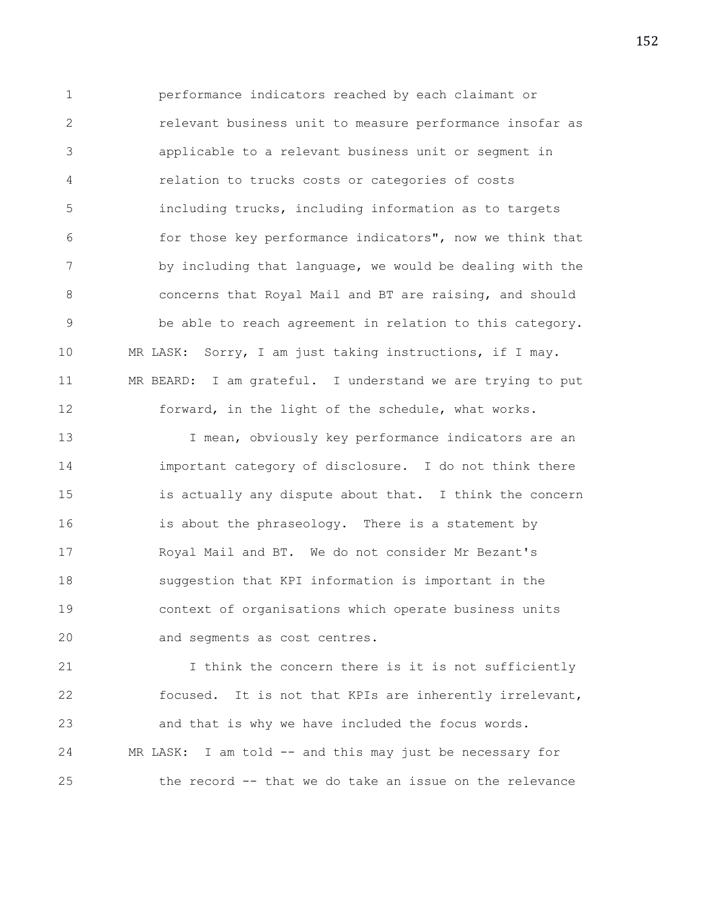performance indicators reached by each claimant or relevant business unit to measure performance insofar as applicable to a relevant business unit or segment in relation to trucks costs or categories of costs including trucks, including information as to targets for those key performance indicators", now we think that by including that language, we would be dealing with the concerns that Royal Mail and BT are raising, and should be able to reach agreement in relation to this category.

MR LASK: Sorry, I am just taking instructions, if I may.

MR BEARD: I am grateful. I understand we are trying to put forward, in the light of the schedule, what works.

I mean, obviously key performance indicators are an important category of disclosure. I do not think there is actually any dispute about that. I think the concern is about the phraseology. There is a statement by Royal Mail and BT. We do not consider Mr Bezant's suggestion that KPI information is important in the context of organisations which operate business units and segments as cost centres.

I think the concern there is it is not sufficiently focused. It is not that KPIs are inherently irrelevant, and that is why we have included the focus words.

MR LASK: I am told -- and this may just be necessary for the record -- that we do take an issue on the relevance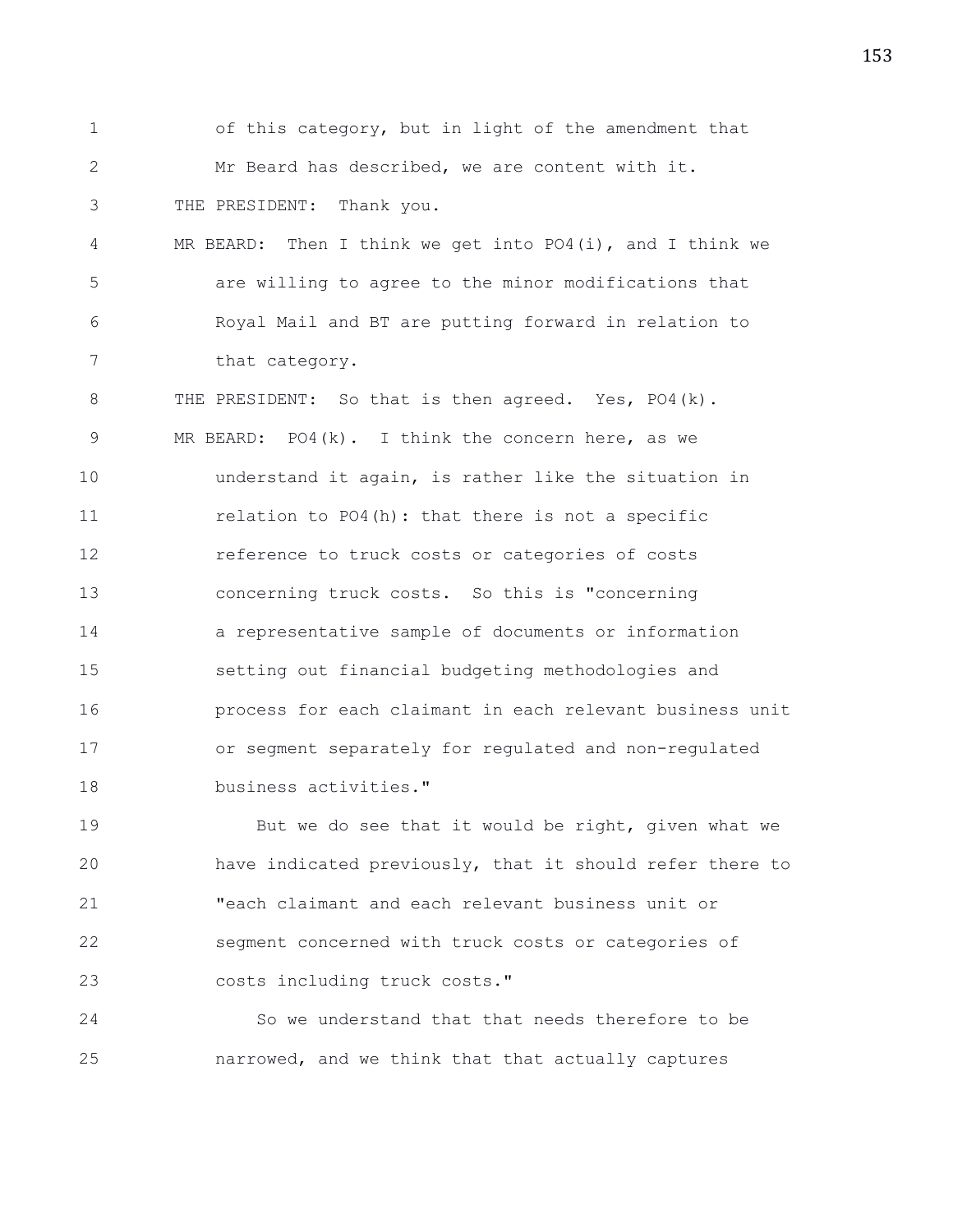of this category, but in light of the amendment that Mr Beard has described, we are content with it.

THE PRESIDENT: Thank you.

MR BEARD: Then I think we get into PO4(i), and I think we are willing to agree to the minor modifications that Royal Mail and BT are putting forward in relation to that category.

THE PRESIDENT: So that is then agreed. Yes, PO4(k).

MR BEARD: PO4(k). I think the concern here, as we understand it again, is rather like the situation in relation to PO4(h): that there is not a specific reference to truck costs or categories of costs concerning truck costs. So this is "concerning a representative sample of documents or information setting out financial budgeting methodologies and process for each claimant in each relevant business unit or segment separately for regulated and non-regulated business activities."

But we do see that it would be right, given what we have indicated previously, that it should refer there to "each claimant and each relevant business unit or segment concerned with truck costs or categories of costs including truck costs."

So we understand that that needs therefore to be narrowed, and we think that that actually captures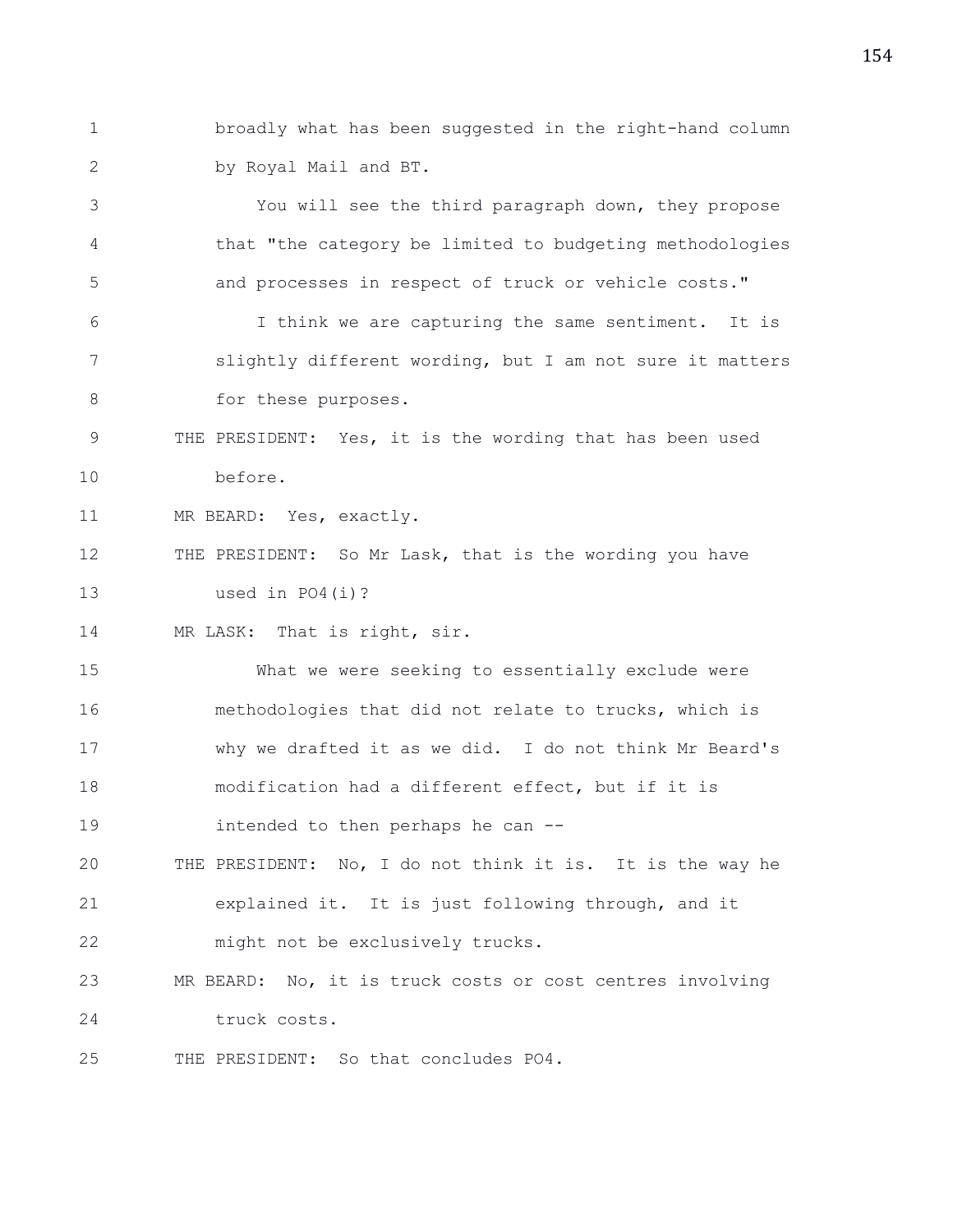1 broadly what has been suggested in the right-hand column
2 by Royal Mail and BT.
3 You will see the third paragraph down, they propose
4 that "the category be limited to budgeting methodologies
5 and processes in respect of truck or vehicle costs."
6 I think we are capturing the same sentiment. It is
7 slightly different wording, but I am not sure it matters
8 for these purposes.
9 THE PRESIDENT: Yes, it is the wording that has been used
10 before.
11 MR BEARD: Yes, exactly.
12 THE PRESIDENT: So Mr Lask, that is the wording you have
13 used in PO4(i)?
14 MR LASK: That is right, sir.
15 What we were seeking to essentially exclude were
16 methodologies that did not relate to trucks, which is
17 why we drafted it as we did. I do not think Mr Beard's
18 modification had a different effect, but if it is
19 intended to then perhaps he can --
20 THE PRESIDENT: No, I do not think it is. It is the way he
21 explained it. It is just following through, and it
22 might not be exclusively trucks.
23 MR BEARD: No, it is truck costs or cost centres involving
24 truck costs.
25 THE PRESIDENT: So that concludes PO4.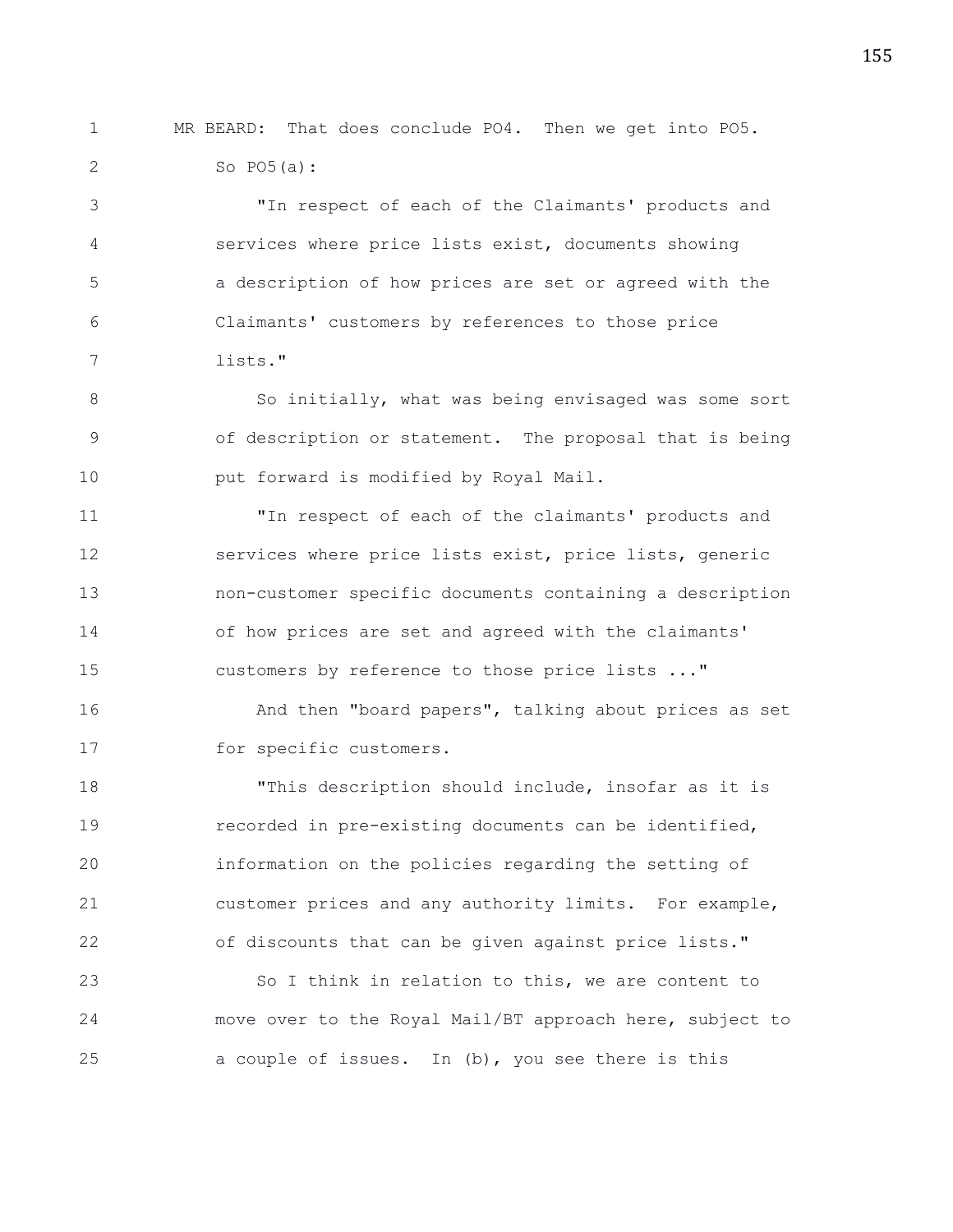MR BEARD: That does conclude PO4. Then we get into PO5.

So PO5(a):

"In respect of each of the Claimants' products and services where price lists exist, documents showing a description of how prices are set or agreed with the Claimants' customers by references to those price lists."

So initially, what was being envisaged was some sort of description or statement. The proposal that is being put forward is modified by Royal Mail.

"In respect of each of the claimants' products and services where price lists exist, price lists, generic non-customer specific documents containing a description of how prices are set and agreed with the claimants' customers by reference to those price lists ..."

And then "board papers", talking about prices as set for specific customers.

"This description should include, insofar as it is recorded in pre-existing documents can be identified, information on the policies regarding the setting of customer prices and any authority limits. For example, of discounts that can be given against price lists."

So I think in relation to this, we are content to move over to the Royal Mail/BT approach here, subject to a couple of issues. In (b), you see there is this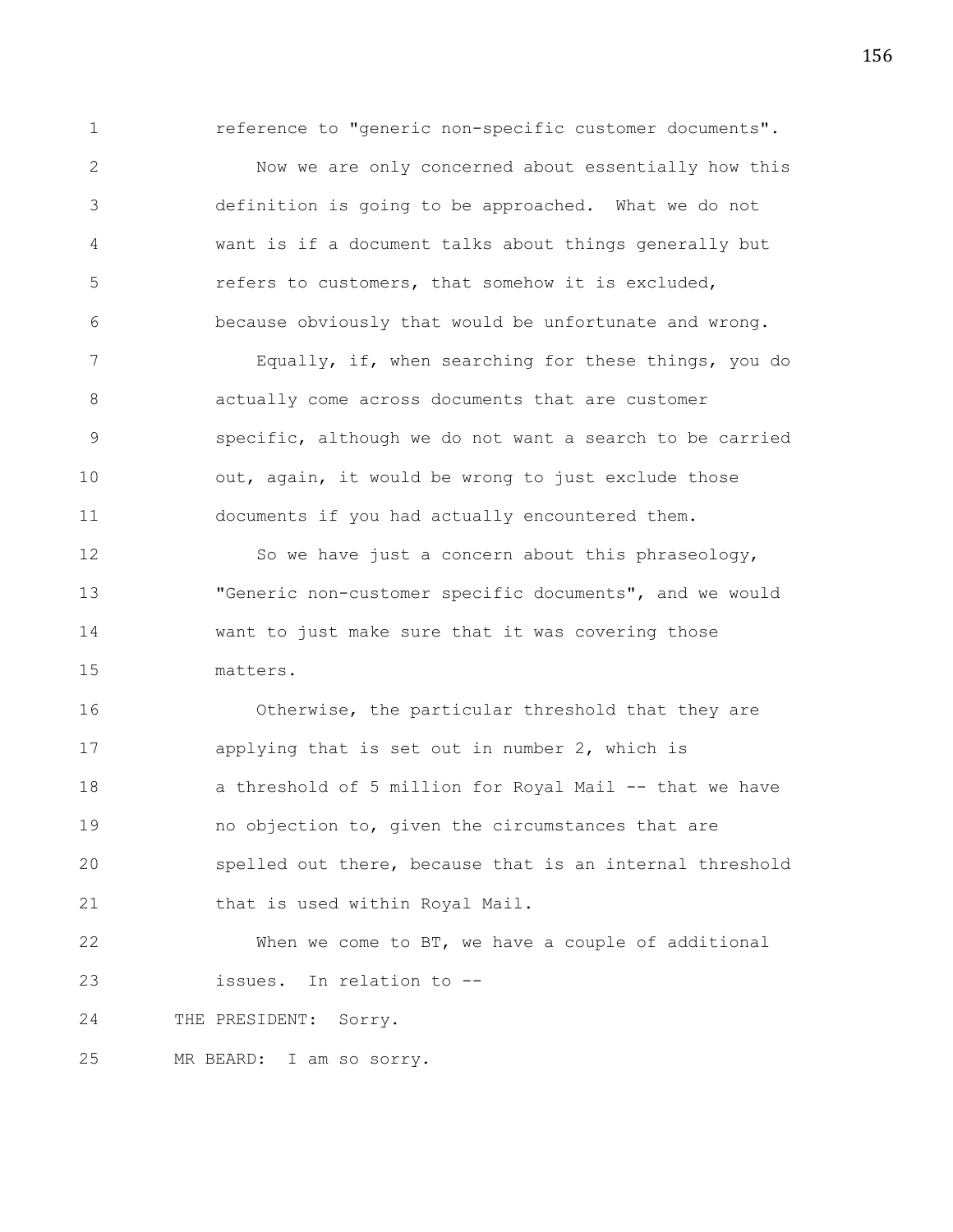reference to "generic non-specific customer documents".

Now we are only concerned about essentially how this definition is going to be approached. What we do not want is if a document talks about things generally but refers to customers, that somehow it is excluded, because obviously that would be unfortunate and wrong.

Equally, if, when searching for these things, you do actually come across documents that are customer specific, although we do not want a search to be carried out, again, it would be wrong to just exclude those documents if you had actually encountered them.

So we have just a concern about this phraseology, "Generic non-customer specific documents", and we would want to just make sure that it was covering those matters.

Otherwise, the particular threshold that they are applying that is set out in number 2, which is a threshold of 5 million for Royal Mail -- that we have no objection to, given the circumstances that are spelled out there, because that is an internal threshold that is used within Royal Mail.

When we come to BT, we have a couple of additional issues. In relation to --

THE PRESIDENT: Sorry.

MR BEARD: I am so sorry.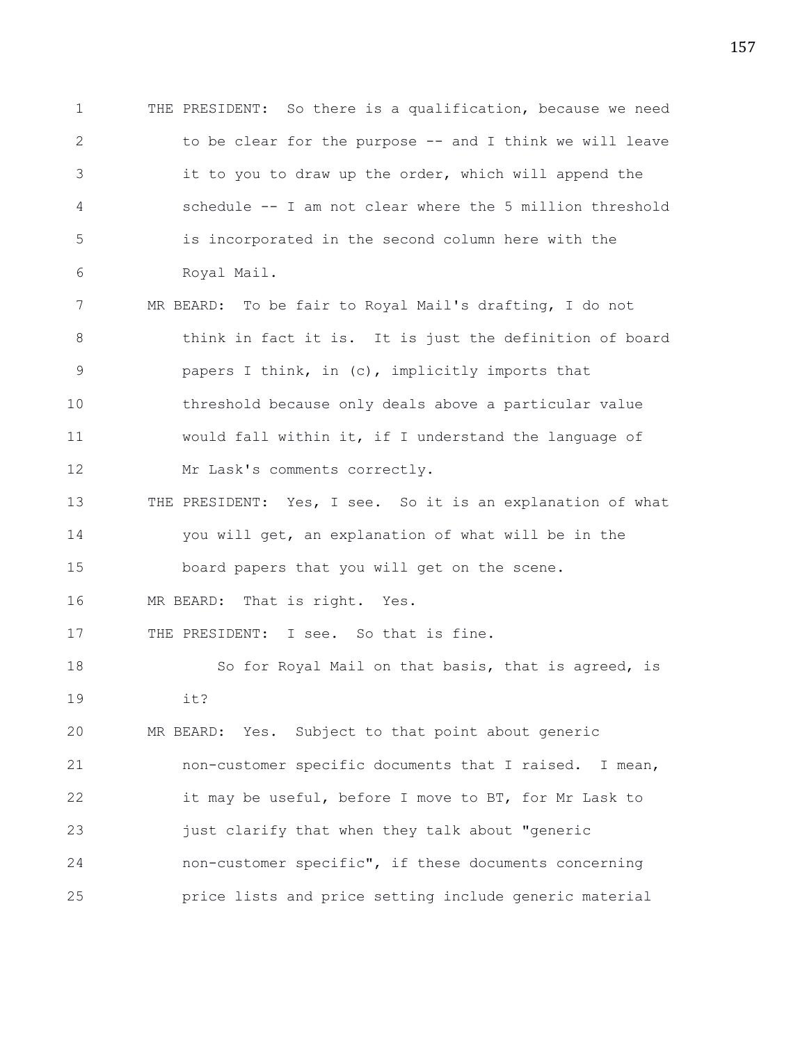THE PRESIDENT: So there is a qualification, because we need to be clear for the purpose -- and I think we will leave it to you to draw up the order, which will append the schedule -- I am not clear where the 5 million threshold is incorporated in the second column here with the Royal Mail.

MR BEARD: To be fair to Royal Mail's drafting, I do not think in fact it is. It is just the definition of board papers I think, in (c), implicitly imports that threshold because only deals above a particular value would fall within it, if I understand the language of Mr Lask's comments correctly.

THE PRESIDENT: Yes, I see. So it is an explanation of what you will get, an explanation of what will be in the board papers that you will get on the scene.

MR BEARD: That is right. Yes.

THE PRESIDENT: I see. So that is fine.

So for Royal Mail on that basis, that is agreed, is it?

MR BEARD: Yes. Subject to that point about generic non-customer specific documents that I raised. I mean, it may be useful, before I move to BT, for Mr Lask to just clarify that when they talk about "generic non-customer specific", if these documents concerning price lists and price setting include generic material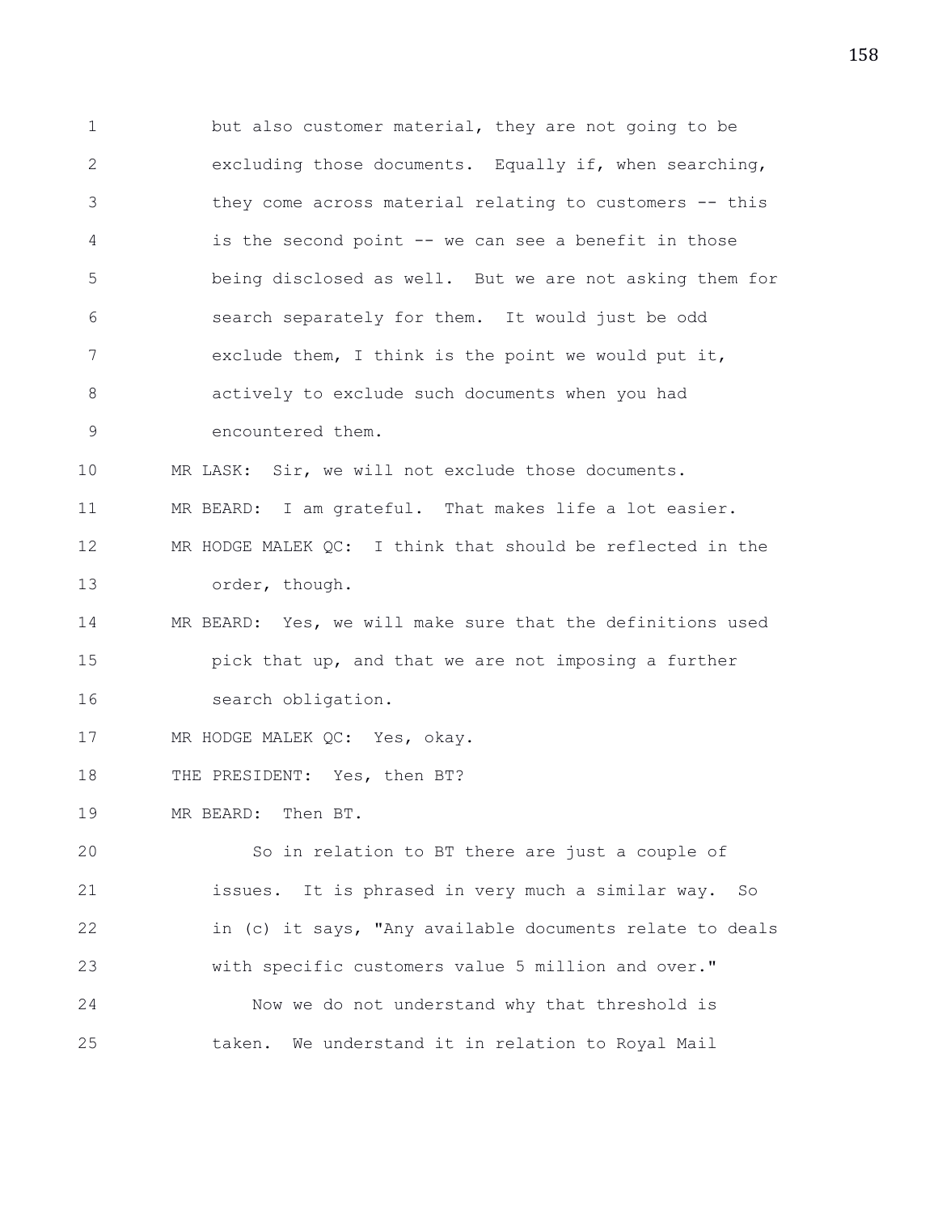but also customer material, they are not going to be excluding those documents. Equally if, when searching, they come across material relating to customers -- this is the second point -- we can see a benefit in those being disclosed as well. But we are not asking them for search separately for them. It would just be odd exclude them, I think is the point we would put it, actively to exclude such documents when you had encountered them.

MR LASK: Sir, we will not exclude those documents.

MR BEARD: I am grateful. That makes life a lot easier.

MR HODGE MALEK QC: I think that should be reflected in the order, though.

MR BEARD: Yes, we will make sure that the definitions used pick that up, and that we are not imposing a further search obligation.

MR HODGE MALEK QC: Yes, okay.

THE PRESIDENT: Yes, then BT?

MR BEARD: Then BT.

So in relation to BT there are just a couple of issues. It is phrased in very much a similar way. So in (c) it says, "Any available documents relate to deals with specific customers value 5 million and over."

Now we do not understand why that threshold is taken. We understand it in relation to Royal Mail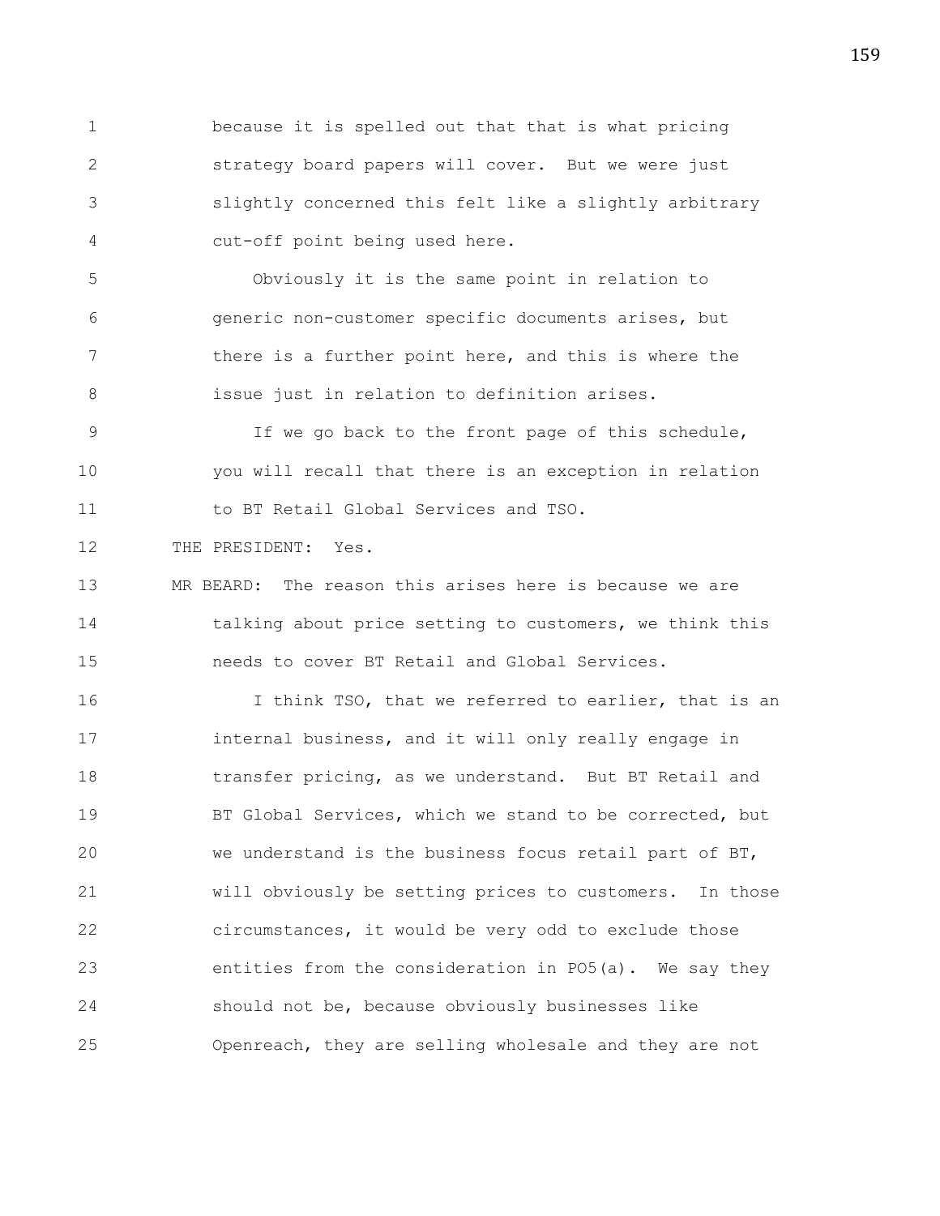because it is spelled out that that is what pricing strategy board papers will cover. But we were just slightly concerned this felt like a slightly arbitrary cut-off point being used here.

Obviously it is the same point in relation to generic non-customer specific documents arises, but there is a further point here, and this is where the issue just in relation to definition arises.

If we go back to the front page of this schedule, you will recall that there is an exception in relation to BT Retail Global Services and TSO.

THE PRESIDENT: Yes.

MR BEARD: The reason this arises here is because we are talking about price setting to customers, we think this needs to cover BT Retail and Global Services.

I think TSO, that we referred to earlier, that is an internal business, and it will only really engage in transfer pricing, as we understand. But BT Retail and BT Global Services, which we stand to be corrected, but we understand is the business focus retail part of BT, will obviously be setting prices to customers. In those circumstances, it would be very odd to exclude those entities from the consideration in PO5(a). We say they should not be, because obviously businesses like Openreach, they are selling wholesale and they are not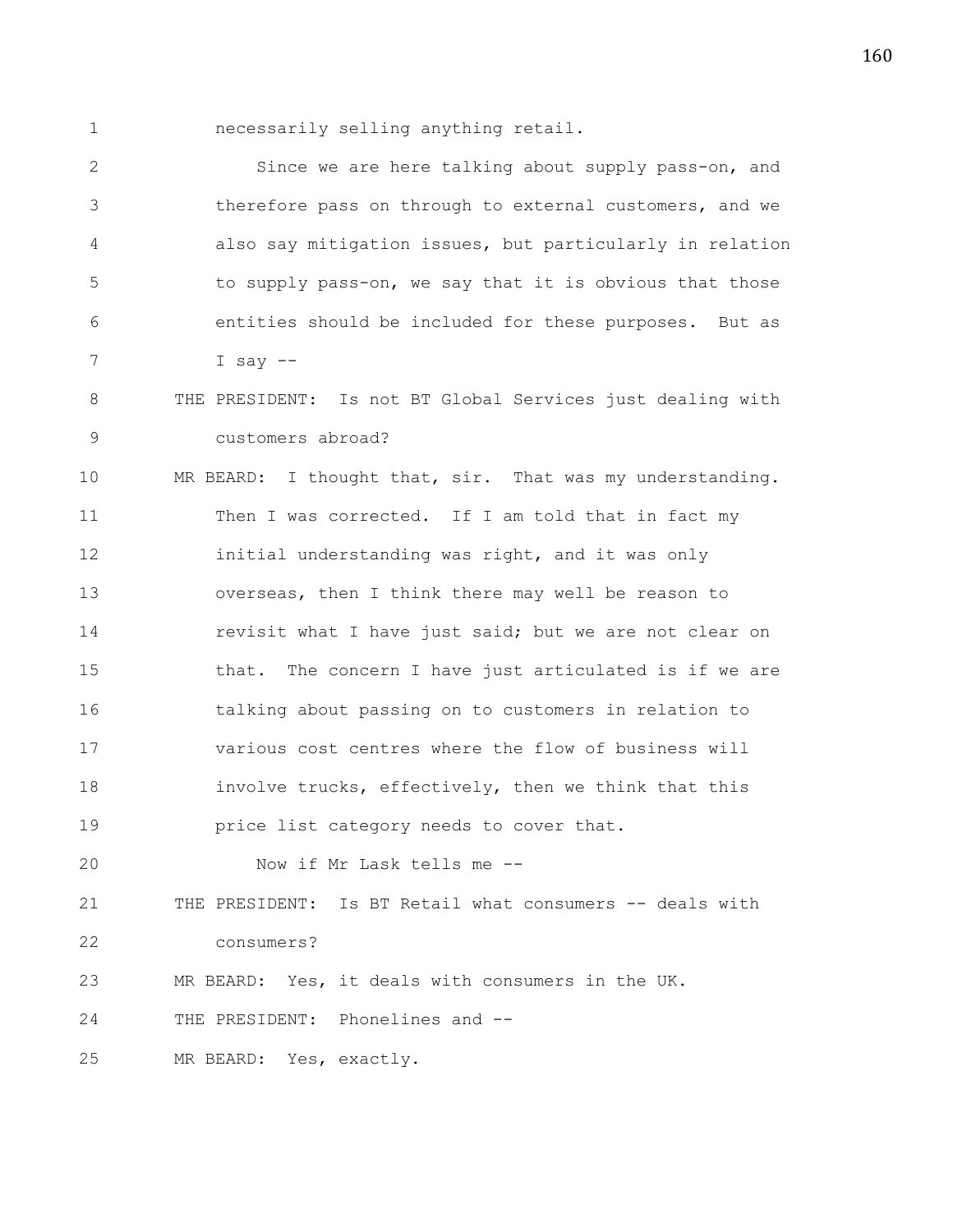necessarily selling anything retail.

Since we are here talking about supply pass-on, and therefore pass on through to external customers, and we also say mitigation issues, but particularly in relation to supply pass-on, we say that it is obvious that those entities should be included for these purposes. But as I say --

THE PRESIDENT: Is not BT Global Services just dealing with customers abroad?

MR BEARD: I thought that, sir. That was my understanding. Then I was corrected. If I am told that in fact my initial understanding was right, and it was only overseas, then I think there may well be reason to revisit what I have just said; but we are not clear on that. The concern I have just articulated is if we are talking about passing on to customers in relation to various cost centres where the flow of business will involve trucks, effectively, then we think that this price list category needs to cover that.

Now if Mr Lask tells me --

THE PRESIDENT: Is BT Retail what consumers -- deals with consumers?

MR BEARD: Yes, it deals with consumers in the UK.

THE PRESIDENT: Phonelines and --

MR BEARD: Yes, exactly.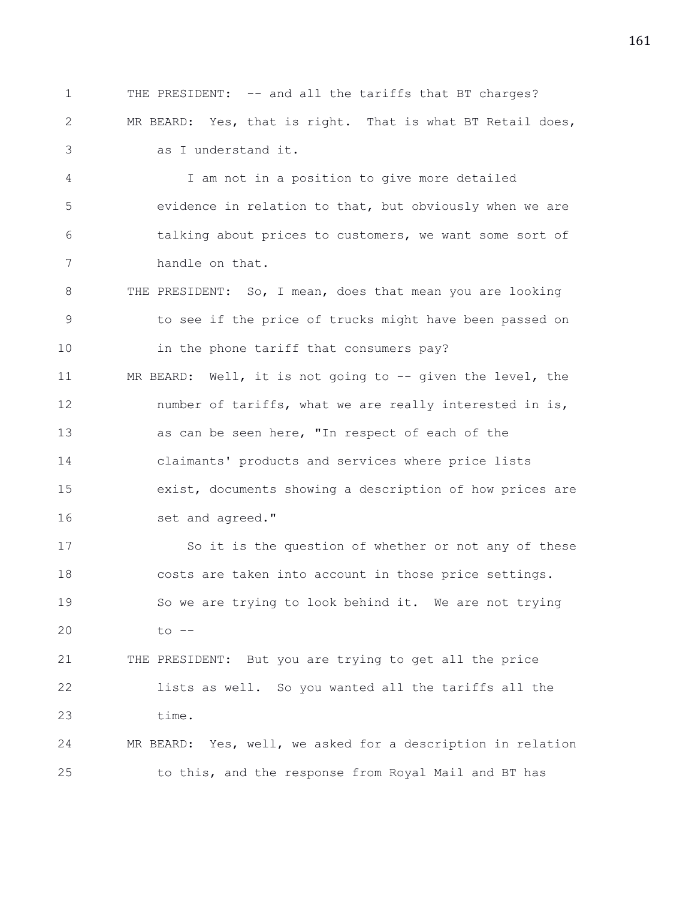THE PRESIDENT: -- and all the tariffs that BT charges?

MR BEARD: Yes, that is right. That is what BT Retail does, as I understand it.

I am not in a position to give more detailed evidence in relation to that, but obviously when we are talking about prices to customers, we want some sort of handle on that.

THE PRESIDENT: So, I mean, does that mean you are looking to see if the price of trucks might have been passed on in the phone tariff that consumers pay?

MR BEARD: Well, it is not going to -- given the level, the number of tariffs, what we are really interested in is, as can be seen here, "In respect of each of the claimants' products and services where price lists exist, documents showing a description of how prices are set and agreed."

So it is the question of whether or not any of these costs are taken into account in those price settings. So we are trying to look behind it. We are not trying to --

THE PRESIDENT: But you are trying to get all the price lists as well. So you wanted all the tariffs all the time.

MR BEARD: Yes, well, we asked for a description in relation to this, and the response from Royal Mail and BT has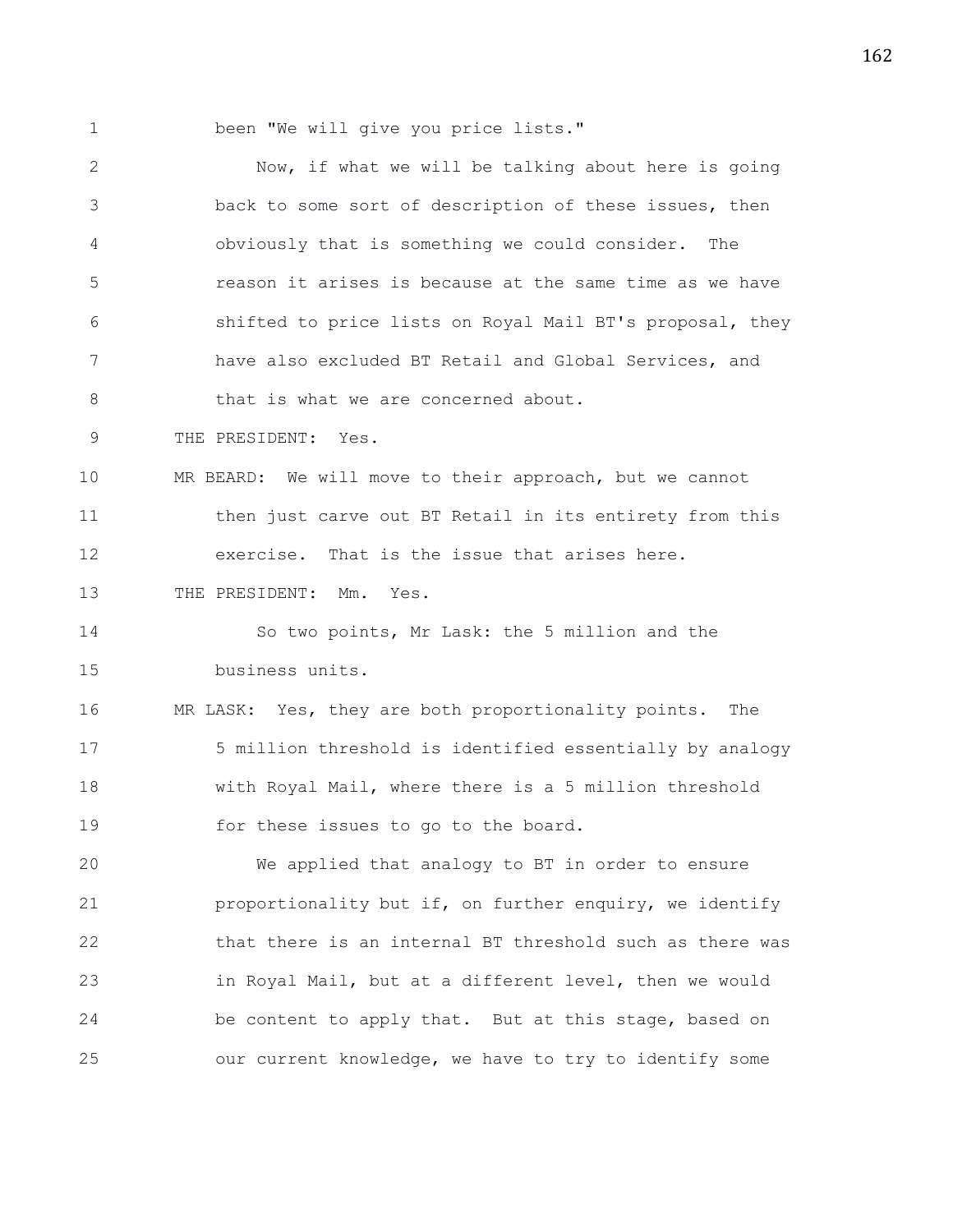been "We will give you price lists."

Now, if what we will be talking about here is going back to some sort of description of these issues, then obviously that is something we could consider. The reason it arises is because at the same time as we have shifted to price lists on Royal Mail BT's proposal, they have also excluded BT Retail and Global Services, and that is what we are concerned about.

THE PRESIDENT: Yes.

MR BEARD: We will move to their approach, but we cannot then just carve out BT Retail in its entirety from this exercise. That is the issue that arises here.

THE PRESIDENT: Mm. Yes.

So two points, Mr Lask: the 5 million and the business units.

MR LASK: Yes, they are both proportionality points. The 5 million threshold is identified essentially by analogy with Royal Mail, where there is a 5 million threshold for these issues to go to the board.

We applied that analogy to BT in order to ensure proportionality but if, on further enquiry, we identify that there is an internal BT threshold such as there was in Royal Mail, but at a different level, then we would be content to apply that. But at this stage, based on our current knowledge, we have to try to identify some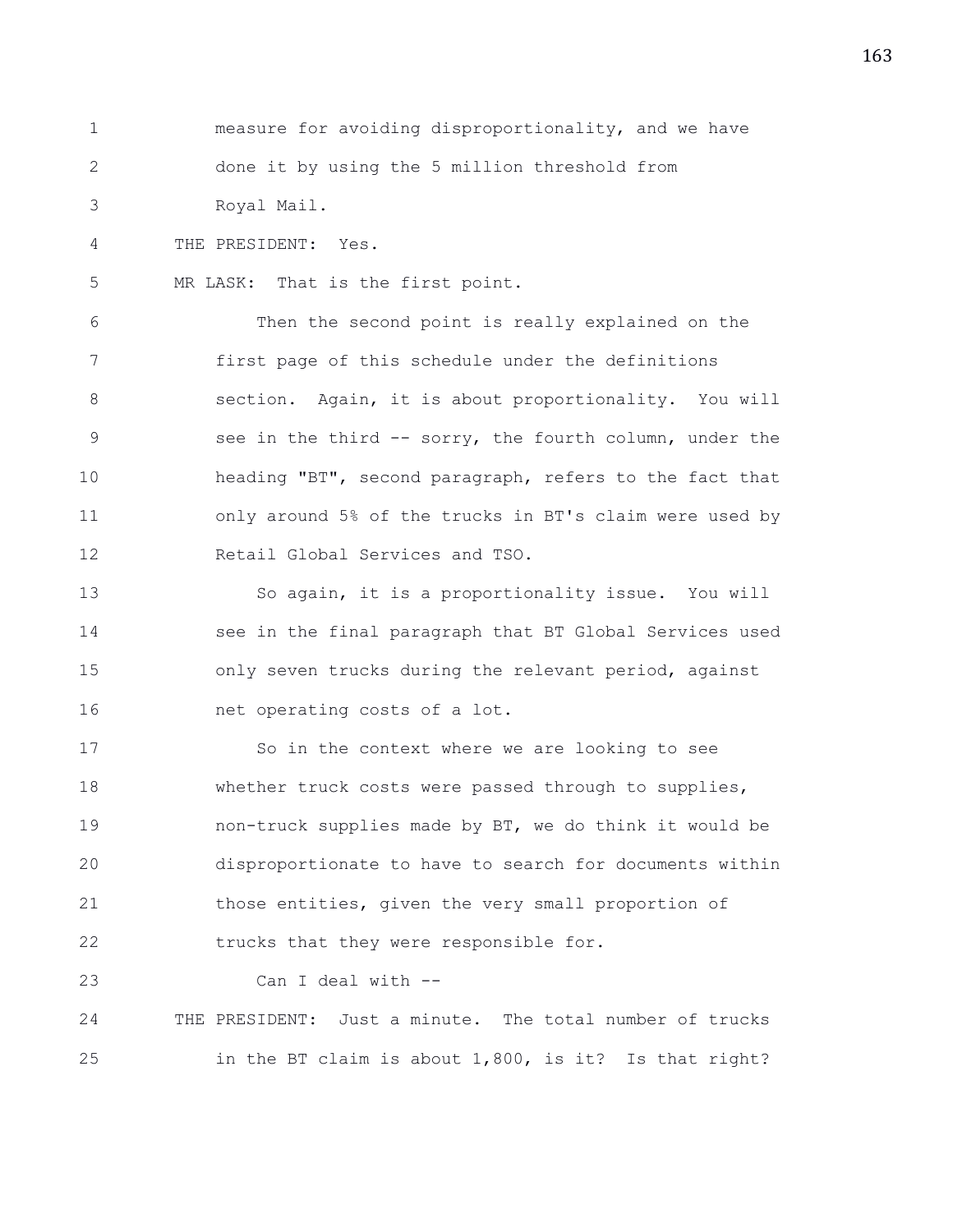measure for avoiding disproportionality, and we have done it by using the 5 million threshold from Royal Mail.

THE PRESIDENT: Yes.

MR LASK: That is the first point.

Then the second point is really explained on the first page of this schedule under the definitions section. Again, it is about proportionality. You will see in the third -- sorry, the fourth column, under the heading "BT", second paragraph, refers to the fact that only around 5% of the trucks in BT's claim were used by Retail Global Services and TSO.

So again, it is a proportionality issue. You will see in the final paragraph that BT Global Services used only seven trucks during the relevant period, against net operating costs of a lot.

So in the context where we are looking to see whether truck costs were passed through to supplies, non-truck supplies made by BT, we do think it would be disproportionate to have to search for documents within those entities, given the very small proportion of trucks that they were responsible for.

Can I deal with --

THE PRESIDENT: Just a minute. The total number of trucks in the BT claim is about 1,800, is it? Is that right?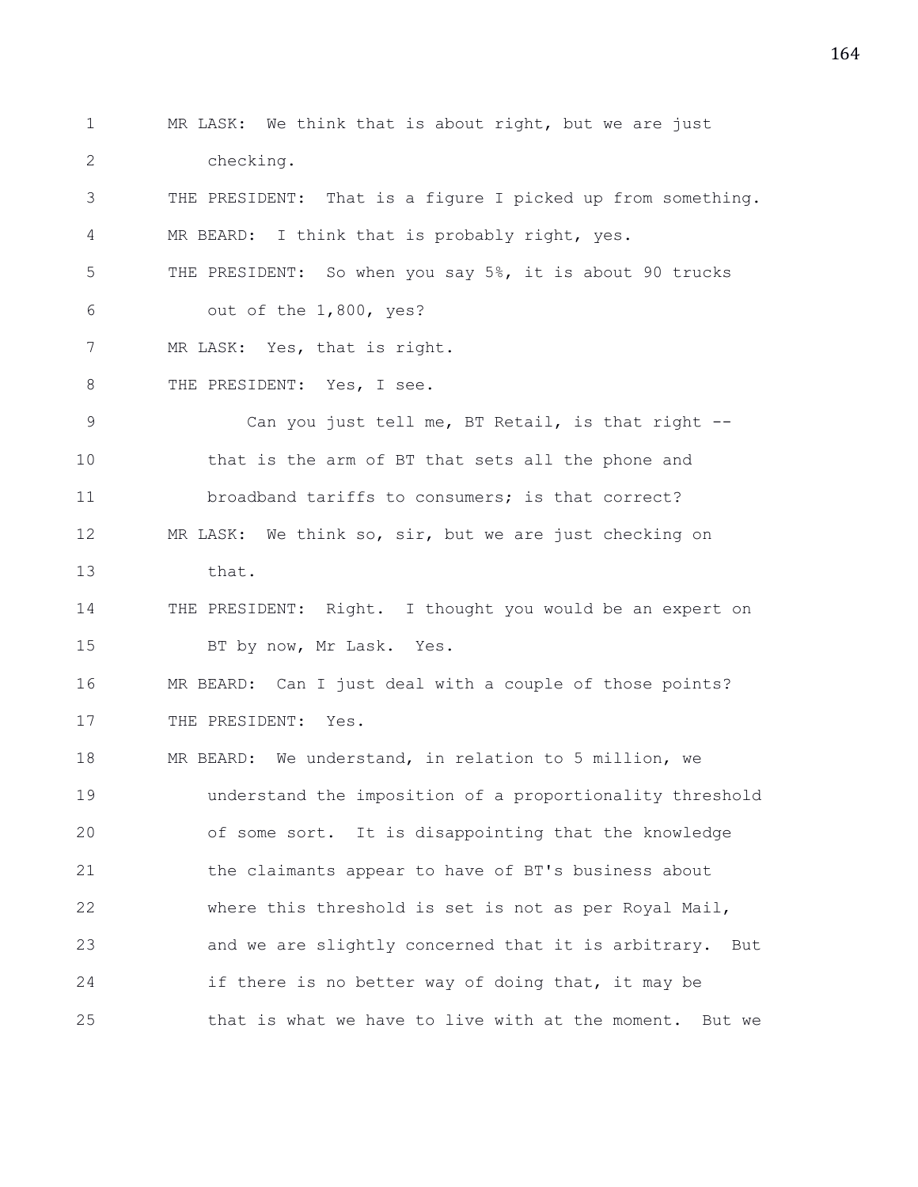MR LASK: We think that is about right, but we are just checking.

THE PRESIDENT: That is a figure I picked up from something.

MR BEARD: I think that is probably right, yes.

THE PRESIDENT: So when you say 5%, it is about 90 trucks out of the 1,800, yes?

MR LASK: Yes, that is right.

THE PRESIDENT: Yes, I see.

Can you just tell me, BT Retail, is that right -- that is the arm of BT that sets all the phone and broadband tariffs to consumers; is that correct?

MR LASK: We think so, sir, but we are just checking on that.

THE PRESIDENT: Right. I thought you would be an expert on BT by now, Mr Lask. Yes.

MR BEARD: Can I just deal with a couple of those points?

THE PRESIDENT: Yes.

MR BEARD: We understand, in relation to 5 million, we understand the imposition of a proportionality threshold of some sort. It is disappointing that the knowledge the claimants appear to have of BT's business about where this threshold is set is not as per Royal Mail, and we are slightly concerned that it is arbitrary. But if there is no better way of doing that, it may be that is what we have to live with at the moment. But we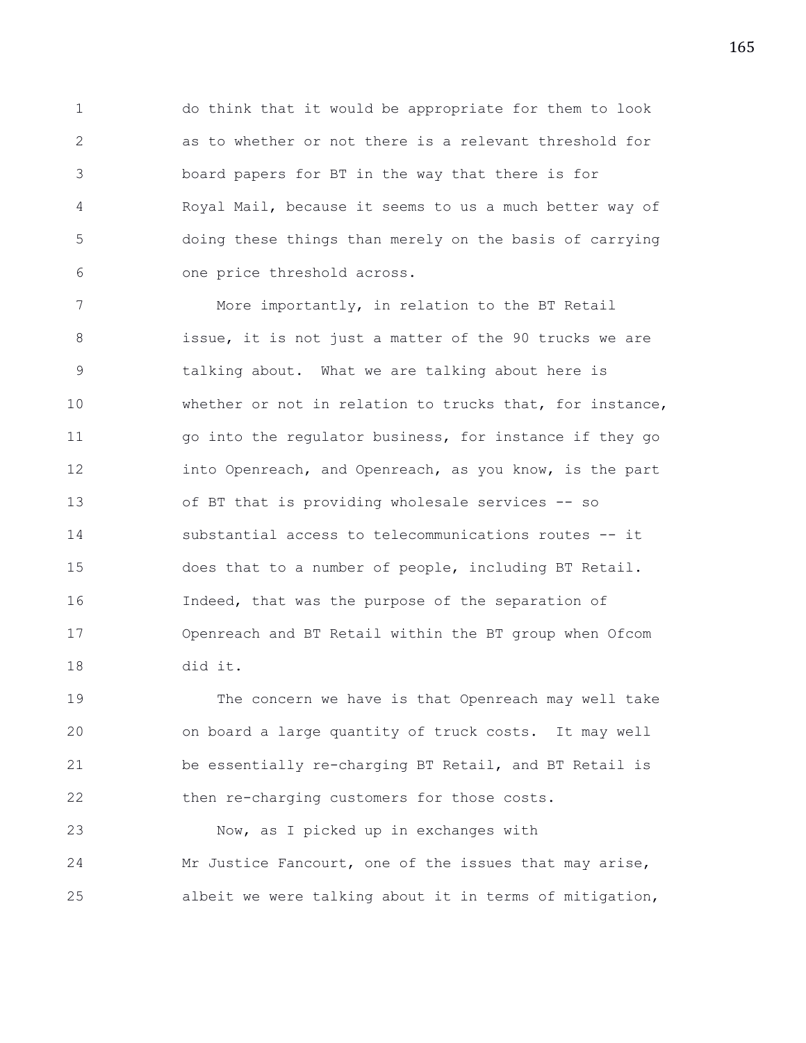do think that it would be appropriate for them to look as to whether or not there is a relevant threshold for board papers for BT in the way that there is for Royal Mail, because it seems to us a much better way of doing these things than merely on the basis of carrying one price threshold across.

More importantly, in relation to the BT Retail issue, it is not just a matter of the 90 trucks we are talking about. What we are talking about here is whether or not in relation to trucks that, for instance, go into the regulator business, for instance if they go into Openreach, and Openreach, as you know, is the part of BT that is providing wholesale services -- so substantial access to telecommunications routes -- it does that to a number of people, including BT Retail. Indeed, that was the purpose of the separation of Openreach and BT Retail within the BT group when Ofcom did it.

The concern we have is that Openreach may well take on board a large quantity of truck costs. It may well be essentially re-charging BT Retail, and BT Retail is then re-charging customers for those costs.

Now, as I picked up in exchanges with Mr Justice Fancourt, one of the issues that may arise, albeit we were talking about it in terms of mitigation,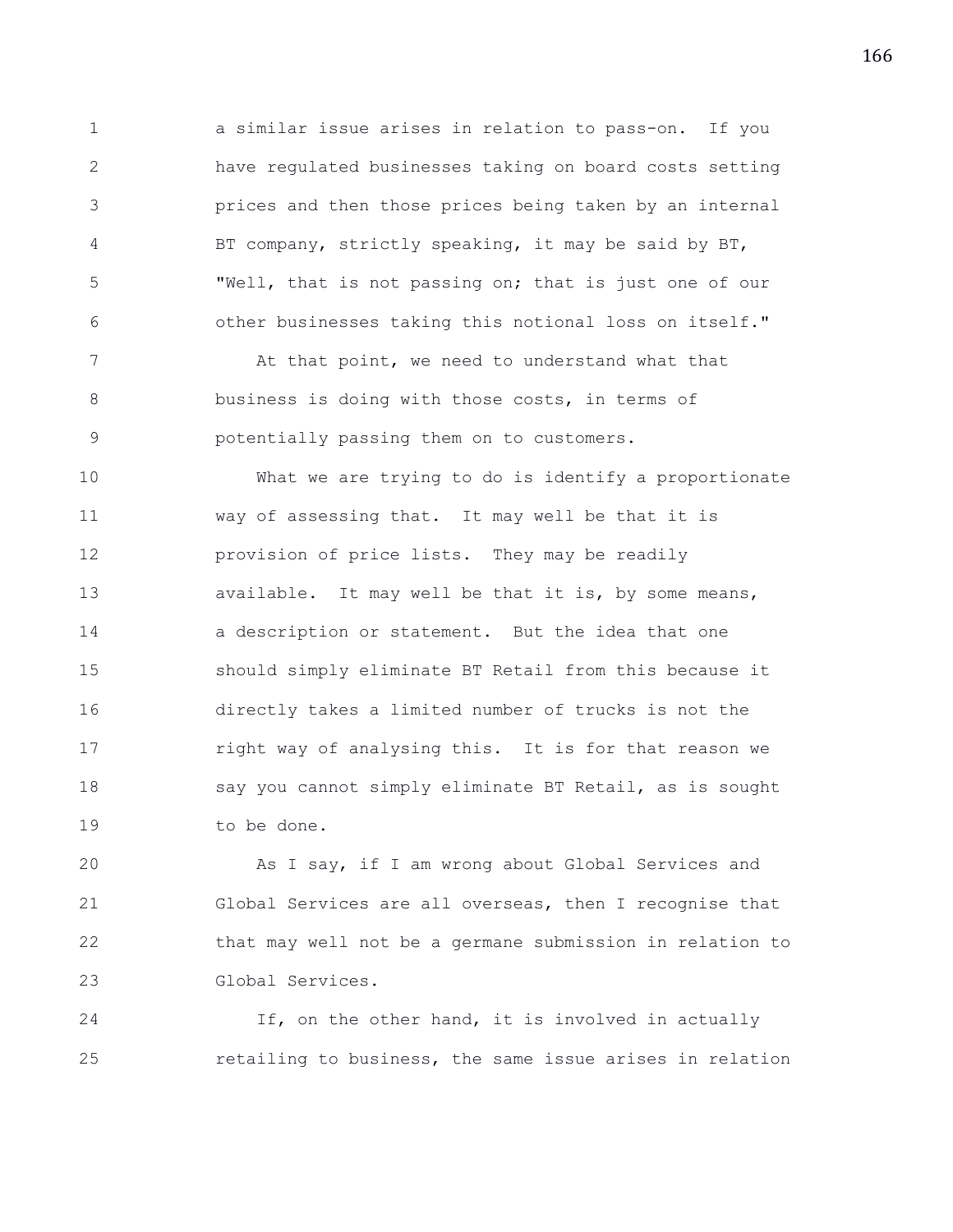a similar issue arises in relation to pass-on. If you have regulated businesses taking on board costs setting prices and then those prices being taken by an internal BT company, strictly speaking, it may be said by BT, "Well, that is not passing on; that is just one of our other businesses taking this notional loss on itself."

At that point, we need to understand what that business is doing with those costs, in terms of potentially passing them on to customers.

What we are trying to do is identify a proportionate way of assessing that. It may well be that it is provision of price lists. They may be readily available. It may well be that it is, by some means, a description or statement. But the idea that one should simply eliminate BT Retail from this because it directly takes a limited number of trucks is not the right way of analysing this. It is for that reason we say you cannot simply eliminate BT Retail, as is sought to be done.

As I say, if I am wrong about Global Services and Global Services are all overseas, then I recognise that that may well not be a germane submission in relation to Global Services.

If, on the other hand, it is involved in actually retailing to business, the same issue arises in relation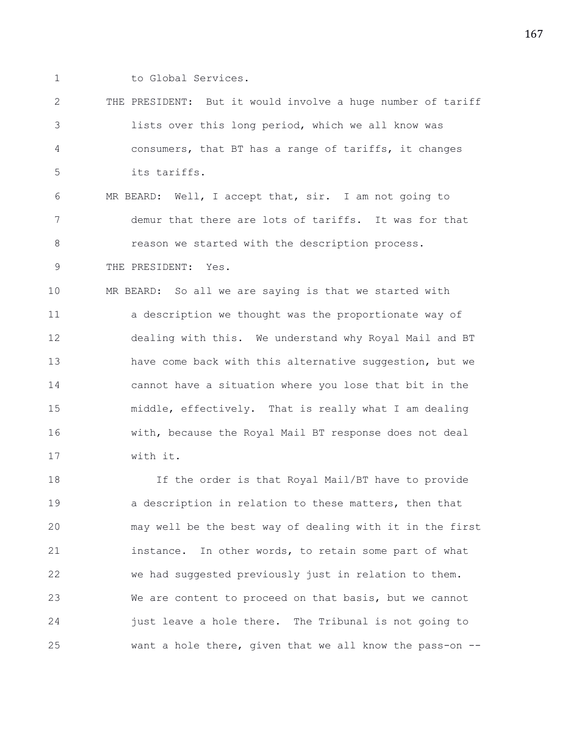to Global Services.

THE PRESIDENT: But it would involve a huge number of tariff lists over this long period, which we all know was consumers, that BT has a range of tariffs, it changes its tariffs.

MR BEARD: Well, I accept that, sir. I am not going to demur that there are lots of tariffs. It was for that reason we started with the description process.

THE PRESIDENT: Yes.

MR BEARD: So all we are saying is that we started with a description we thought was the proportionate way of dealing with this. We understand why Royal Mail and BT have come back with this alternative suggestion, but we cannot have a situation where you lose that bit in the middle, effectively. That is really what I am dealing with, because the Royal Mail BT response does not deal with it.

If the order is that Royal Mail/BT have to provide a description in relation to these matters, then that may well be the best way of dealing with it in the first instance. In other words, to retain some part of what we had suggested previously just in relation to them. We are content to proceed on that basis, but we cannot just leave a hole there. The Tribunal is not going to want a hole there, given that we all know the pass-on --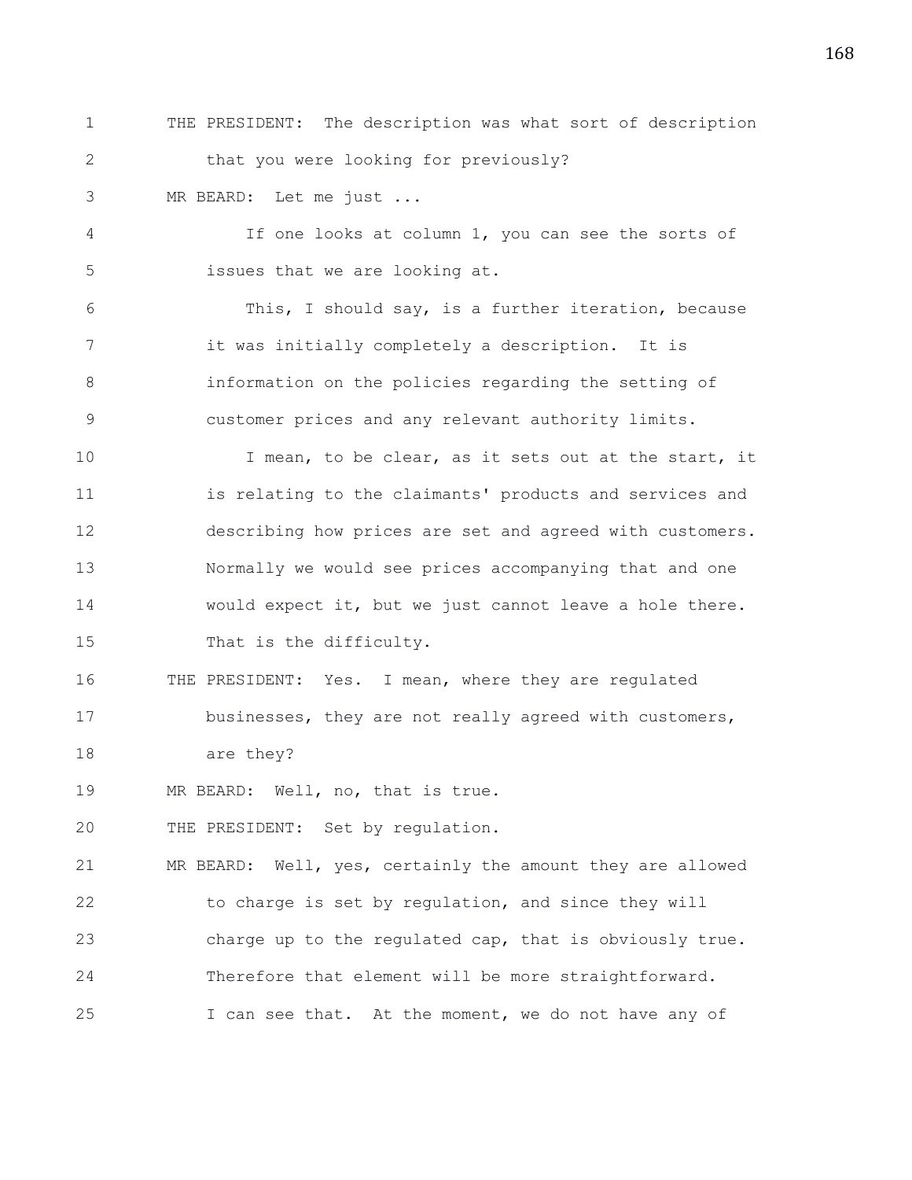THE PRESIDENT: The description was what sort of description that you were looking for previously?

MR BEARD: Let me just ...

If one looks at column 1, you can see the sorts of issues that we are looking at.

This, I should say, is a further iteration, because it was initially completely a description. It is information on the policies regarding the setting of customer prices and any relevant authority limits.

I mean, to be clear, as it sets out at the start, it is relating to the claimants' products and services and describing how prices are set and agreed with customers. Normally we would see prices accompanying that and one would expect it, but we just cannot leave a hole there. That is the difficulty.

THE PRESIDENT: Yes. I mean, where they are regulated businesses, they are not really agreed with customers, are they?

MR BEARD: Well, no, that is true.

THE PRESIDENT: Set by regulation.

MR BEARD: Well, yes, certainly the amount they are allowed to charge is set by regulation, and since they will charge up to the regulated cap, that is obviously true. Therefore that element will be more straightforward. I can see that. At the moment, we do not have any of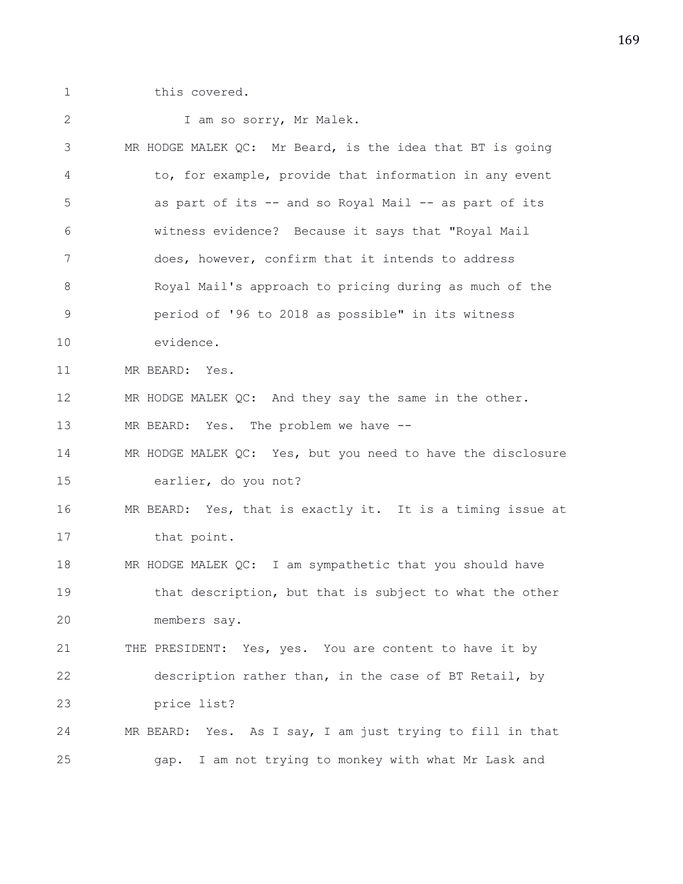this covered.

I am so sorry, Mr Malek.

MR HODGE MALEK QC: Mr Beard, is the idea that BT is going to, for example, provide that information in any event as part of its -- and so Royal Mail -- as part of its witness evidence? Because it says that "Royal Mail does, however, confirm that it intends to address Royal Mail's approach to pricing during as much of the period of '96 to 2018 as possible" in its witness evidence.

MR BEARD: Yes.

MR HODGE MALEK QC: And they say the same in the other.

MR BEARD: Yes. The problem we have --

MR HODGE MALEK QC: Yes, but you need to have the disclosure earlier, do you not?

MR BEARD: Yes, that is exactly it. It is a timing issue at that point.

MR HODGE MALEK QC: I am sympathetic that you should have that description, but that is subject to what the other members say.

THE PRESIDENT: Yes, yes. You are content to have it by description rather than, in the case of BT Retail, by price list?

MR BEARD: Yes. As I say, I am just trying to fill in that gap. I am not trying to monkey with what Mr Lask and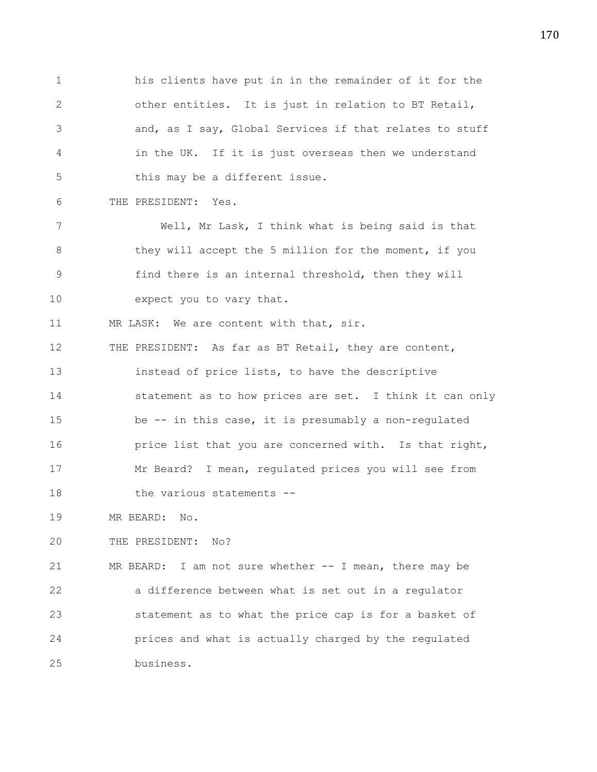his clients have put in in the remainder of it for the other entities. It is just in relation to BT Retail, and, as I say, Global Services if that relates to stuff in the UK. If it is just overseas then we understand this may be a different issue.

THE PRESIDENT: Yes.

Well, Mr Lask, I think what is being said is that they will accept the 5 million for the moment, if you find there is an internal threshold, then they will expect you to vary that.

MR LASK: We are content with that, sir.

THE PRESIDENT: As far as BT Retail, they are content, instead of price lists, to have the descriptive statement as to how prices are set. I think it can only be -- in this case, it is presumably a non-regulated price list that you are concerned with. Is that right, Mr Beard? I mean, regulated prices you will see from the various statements --

MR BEARD: No.

THE PRESIDENT: No?

MR BEARD: I am not sure whether -- I mean, there may be a difference between what is set out in a regulator statement as to what the price cap is for a basket of prices and what is actually charged by the regulated business.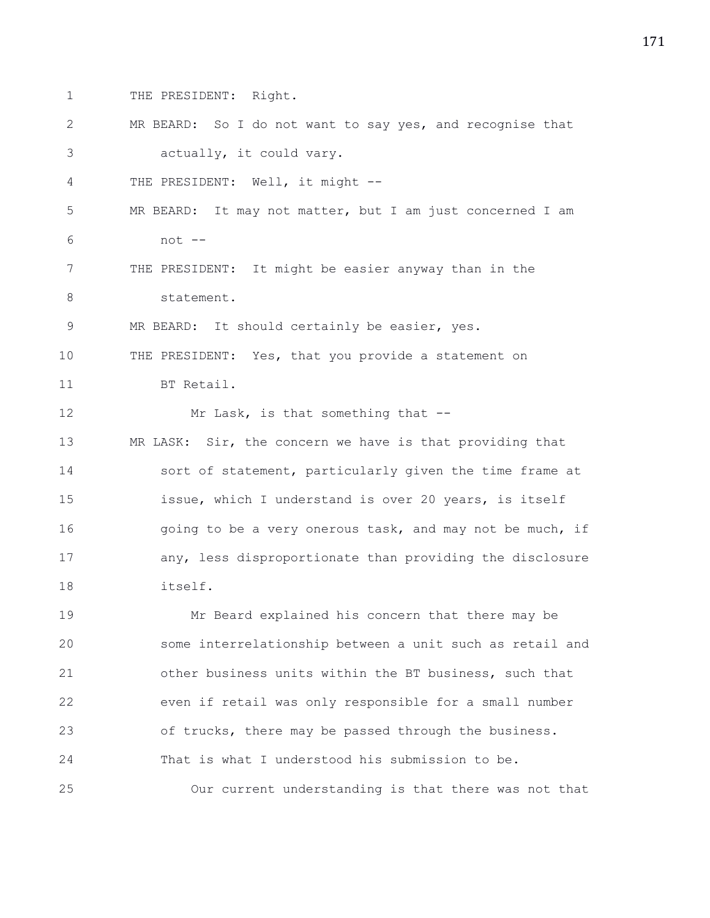THE PRESIDENT: Right.

MR BEARD: So I do not want to say yes, and recognise that actually, it could vary.

THE PRESIDENT: Well, it might --

MR BEARD: It may not matter, but I am just concerned I am not --

THE PRESIDENT: It might be easier anyway than in the statement.

MR BEARD: It should certainly be easier, yes.

THE PRESIDENT: Yes, that you provide a statement on BT Retail.

Mr Lask, is that something that --

MR LASK: Sir, the concern we have is that providing that sort of statement, particularly given the time frame at issue, which I understand is over 20 years, is itself going to be a very onerous task, and may not be much, if any, less disproportionate than providing the disclosure itself.

Mr Beard explained his concern that there may be some interrelationship between a unit such as retail and other business units within the BT business, such that even if retail was only responsible for a small number of trucks, there may be passed through the business. That is what I understood his submission to be.

Our current understanding is that there was not that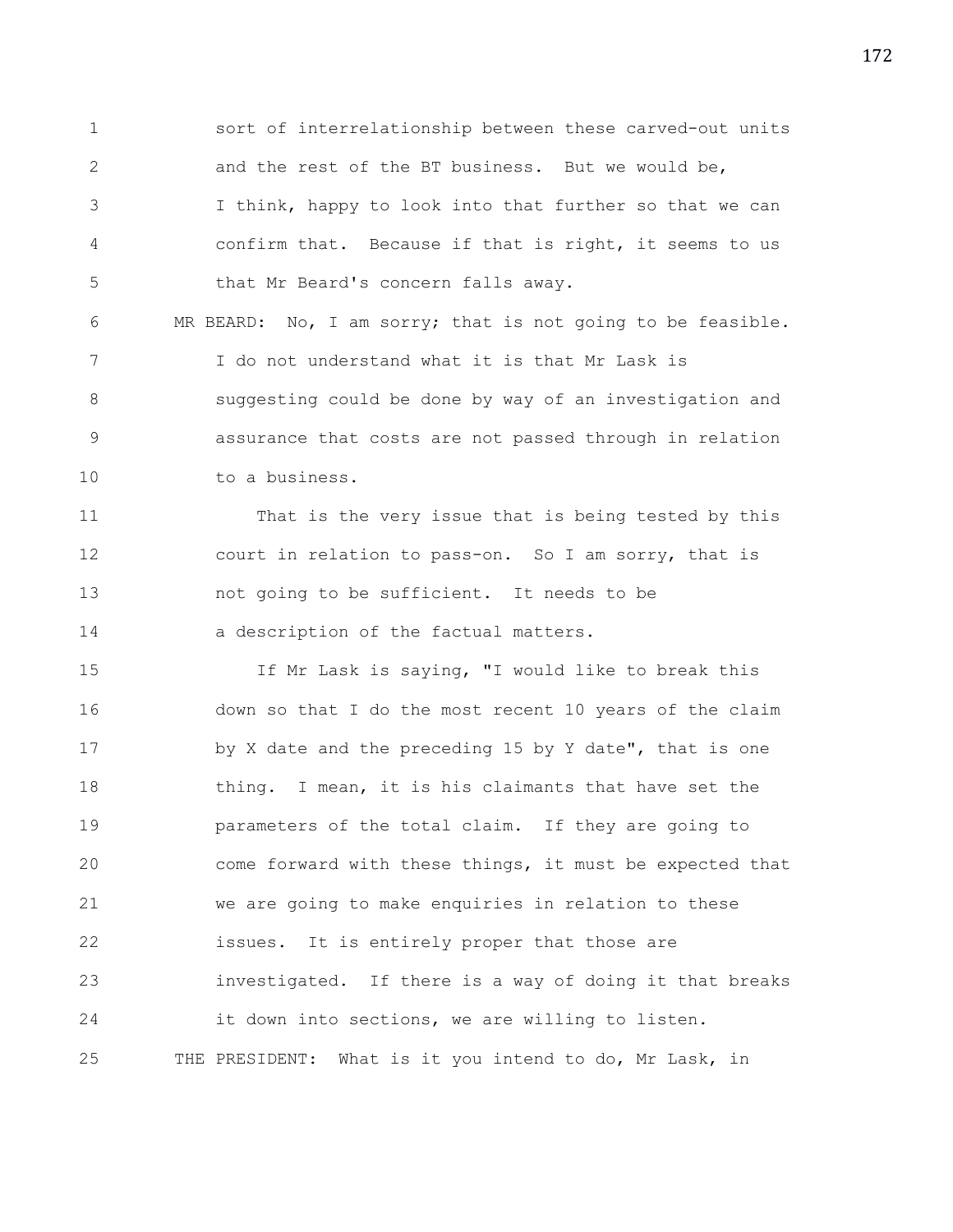sort of interrelationship between these carved-out units and the rest of the BT business. But we would be, I think, happy to look into that further so that we can confirm that. Because if that is right, it seems to us that Mr Beard's concern falls away.

MR BEARD: No, I am sorry; that is not going to be feasible. I do not understand what it is that Mr Lask is suggesting could be done by way of an investigation and assurance that costs are not passed through in relation to a business.

That is the very issue that is being tested by this court in relation to pass-on. So I am sorry, that is not going to be sufficient. It needs to be a description of the factual matters.

If Mr Lask is saying, "I would like to break this down so that I do the most recent 10 years of the claim by X date and the preceding 15 by Y date", that is one thing. I mean, it is his claimants that have set the parameters of the total claim. If they are going to come forward with these things, it must be expected that we are going to make enquiries in relation to these issues. It is entirely proper that those are investigated. If there is a way of doing it that breaks it down into sections, we are willing to listen.

THE PRESIDENT: What is it you intend to do, Mr Lask, in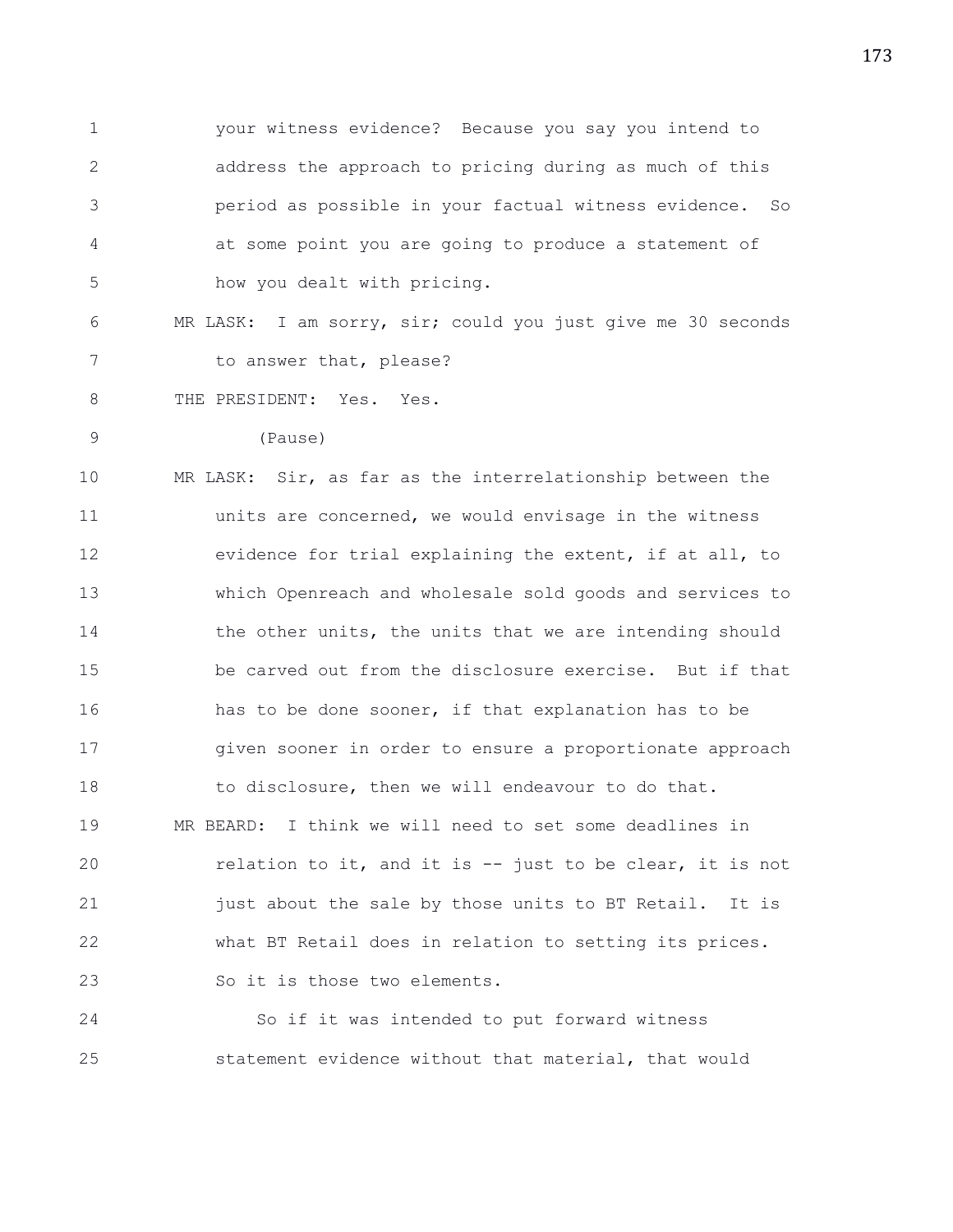1 your witness evidence? Because you say you intend to
2 address the approach to pricing during as much of this
3 period as possible in your factual witness evidence. So
4 at some point you are going to produce a statement of
5 how you dealt with pricing.
6 MR LASK: I am sorry, sir; could you just give me 30 seconds
7 to answer that, please?
8 THE PRESIDENT: Yes. Yes.
9 (Pause)
10 MR LASK: Sir, as far as the interrelationship between the
11 units are concerned, we would envisage in the witness
12 evidence for trial explaining the extent, if at all, to
13 which Openreach and wholesale sold goods and services to
14 the other units, the units that we are intending should
15 be carved out from the disclosure exercise. But if that
16 has to be done sooner, if that explanation has to be
17 given sooner in order to ensure a proportionate approach
18 to disclosure, then we will endeavour to do that.
19 MR BEARD: I think we will need to set some deadlines in
20 relation to it, and it is -- just to be clear, it is not
21 just about the sale by those units to BT Retail. It is
22 what BT Retail does in relation to setting its prices.
23 So it is those two elements.
24 So if it was intended to put forward witness
25 statement evidence without that material, that would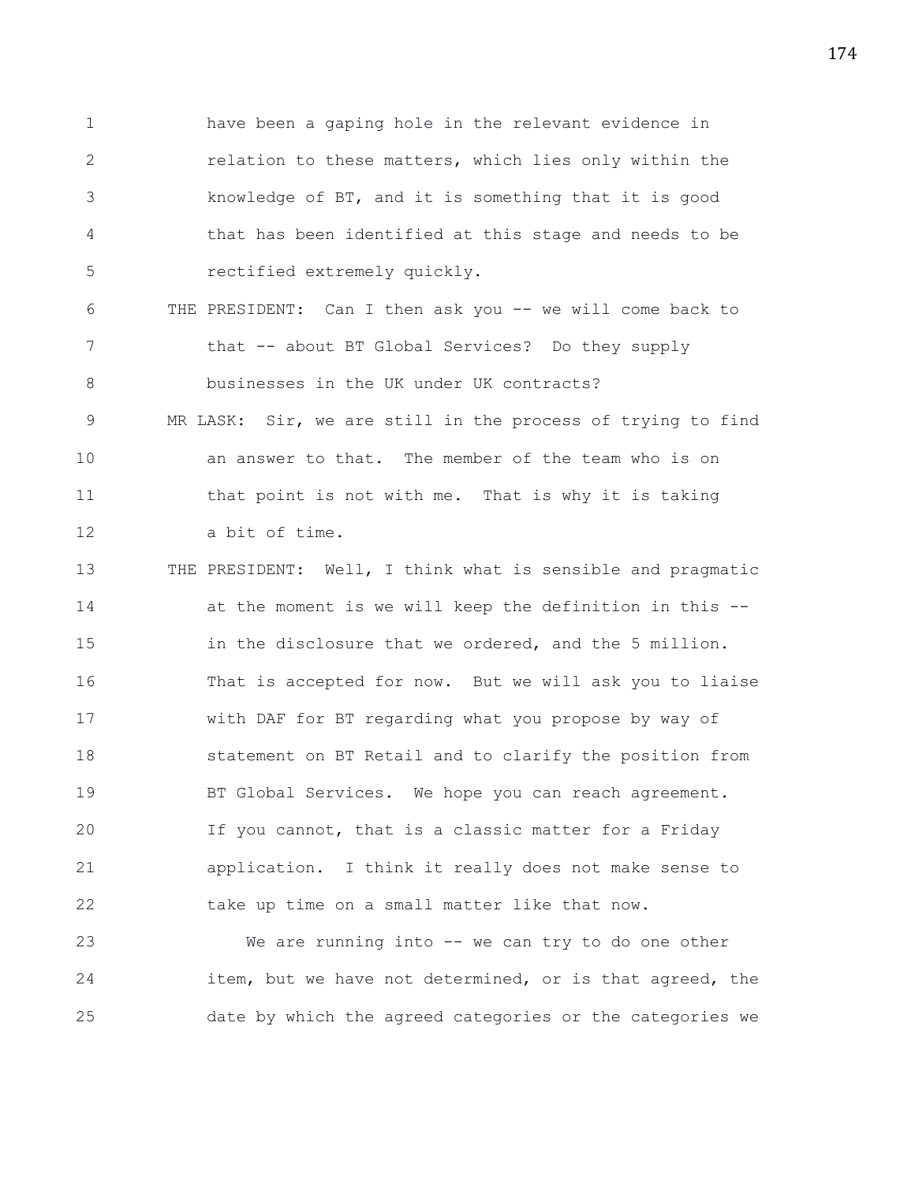have been a gaping hole in the relevant evidence in relation to these matters, which lies only within the knowledge of BT, and it is something that it is good that has been identified at this stage and needs to be rectified extremely quickly.

THE PRESIDENT: Can I then ask you -- we will come back to that -- about BT Global Services? Do they supply businesses in the UK under UK contracts?

MR LASK: Sir, we are still in the process of trying to find an answer to that. The member of the team who is on that point is not with me. That is why it is taking a bit of time.

THE PRESIDENT: Well, I think what is sensible and pragmatic at the moment is we will keep the definition in this -- in the disclosure that we ordered, and the 5 million. That is accepted for now. But we will ask you to liaise with DAF for BT regarding what you propose by way of statement on BT Retail and to clarify the position from BT Global Services. We hope you can reach agreement. If you cannot, that is a classic matter for a Friday application. I think it really does not make sense to take up time on a small matter like that now.

We are running into -- we can try to do one other item, but we have not determined, or is that agreed, the date by which the agreed categories or the categories we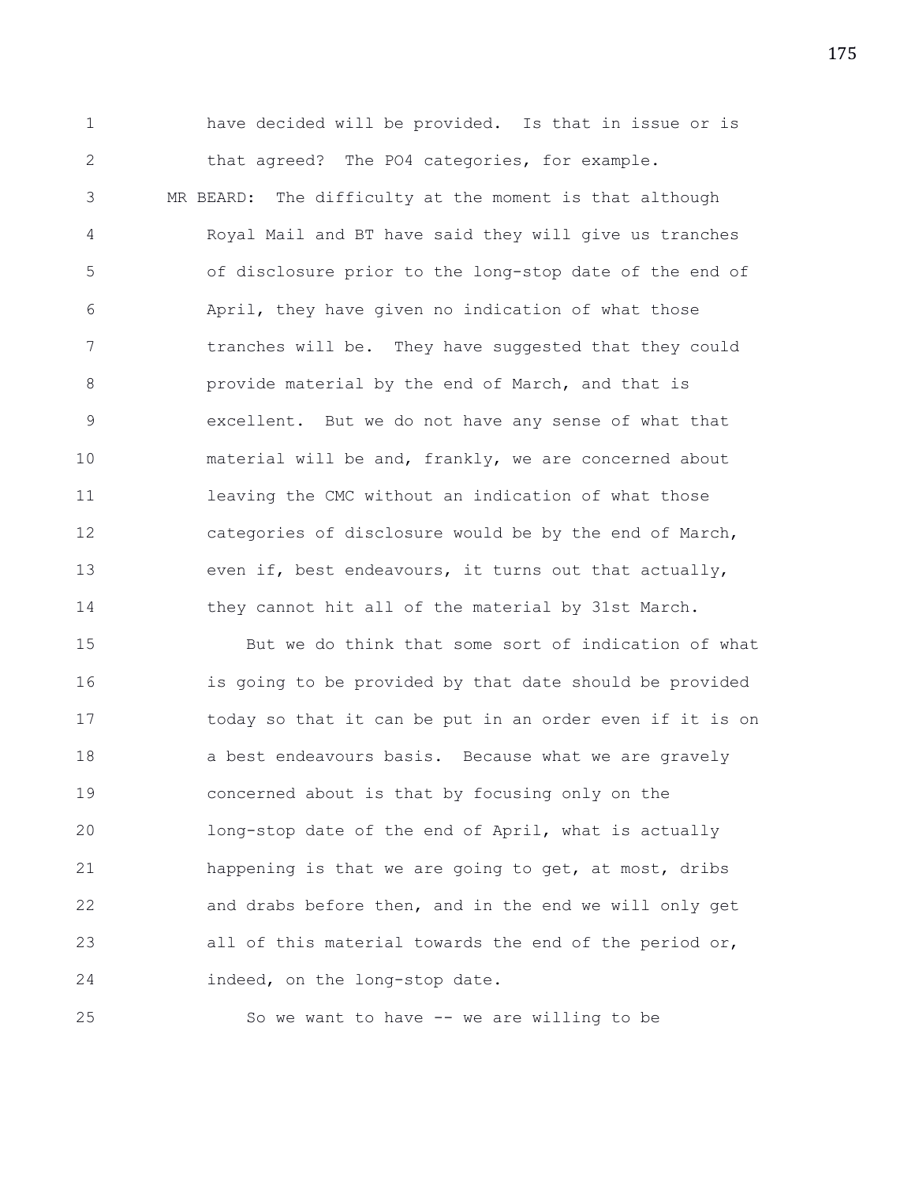have decided will be provided. Is that in issue or is that agreed? The PO4 categories, for example.

MR BEARD: The difficulty at the moment is that although Royal Mail and BT have said they will give us tranches of disclosure prior to the long-stop date of the end of April, they have given no indication of what those tranches will be. They have suggested that they could provide material by the end of March, and that is excellent. But we do not have any sense of what that material will be and, frankly, we are concerned about leaving the CMC without an indication of what those categories of disclosure would be by the end of March, even if, best endeavours, it turns out that actually, they cannot hit all of the material by 31st March.

But we do think that some sort of indication of what is going to be provided by that date should be provided today so that it can be put in an order even if it is on a best endeavours basis. Because what we are gravely concerned about is that by focusing only on the long-stop date of the end of April, what is actually happening is that we are going to get, at most, dribs and drabs before then, and in the end we will only get all of this material towards the end of the period or, indeed, on the long-stop date.

So we want to have -- we are willing to be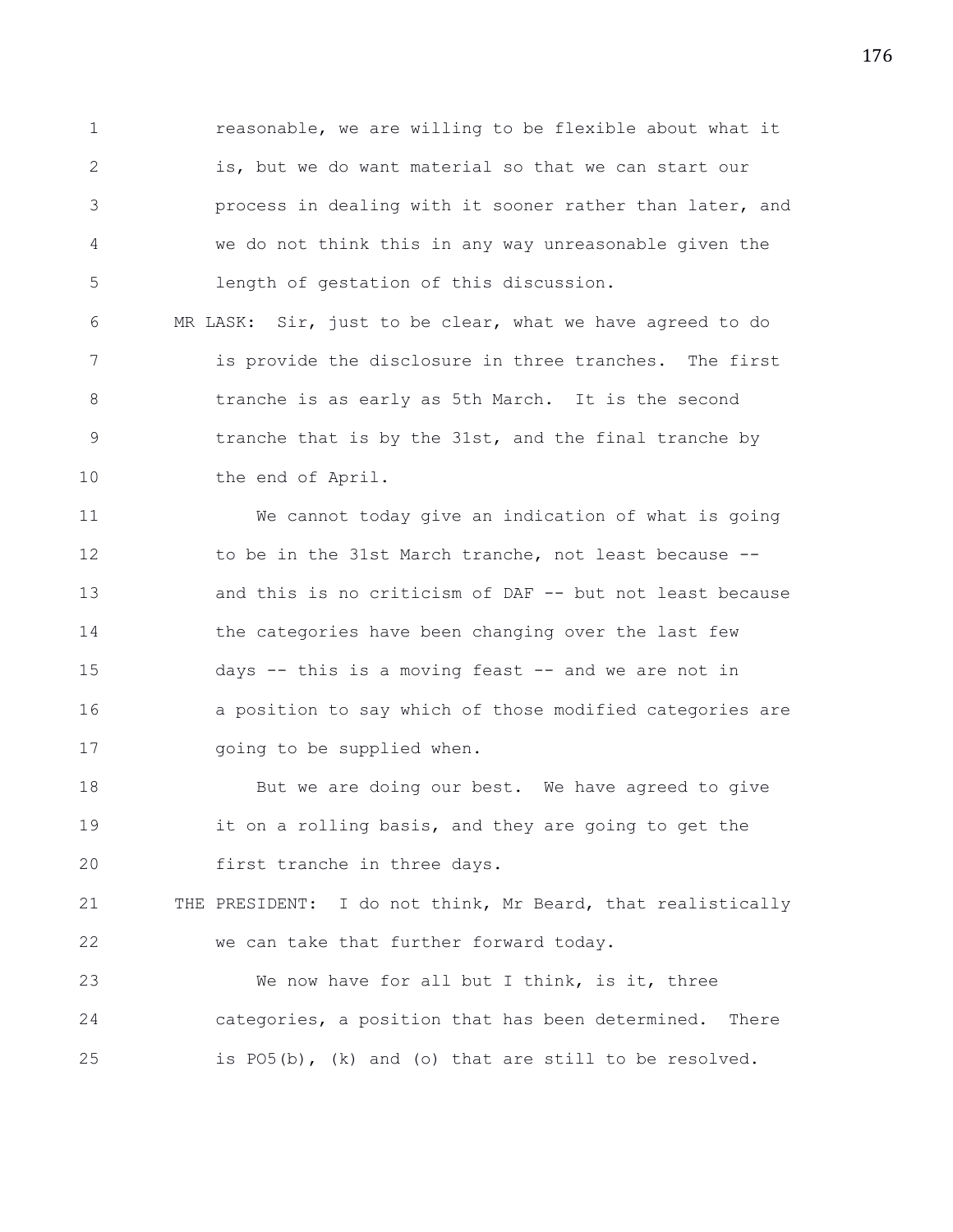reasonable, we are willing to be flexible about what it is, but we do want material so that we can start our process in dealing with it sooner rather than later, and we do not think this in any way unreasonable given the length of gestation of this discussion.

MR LASK: Sir, just to be clear, what we have agreed to do is provide the disclosure in three tranches. The first tranche is as early as 5th March. It is the second tranche that is by the 31st, and the final tranche by the end of April.

We cannot today give an indication of what is going to be in the 31st March tranche, not least because -- and this is no criticism of DAF -- but not least because the categories have been changing over the last few days -- this is a moving feast -- and we are not in a position to say which of those modified categories are going to be supplied when.

But we are doing our best. We have agreed to give it on a rolling basis, and they are going to get the first tranche in three days.

THE PRESIDENT: I do not think, Mr Beard, that realistically we can take that further forward today.

We now have for all but I think, is it, three categories, a position that has been determined. There is PO5(b), (k) and (o) that are still to be resolved.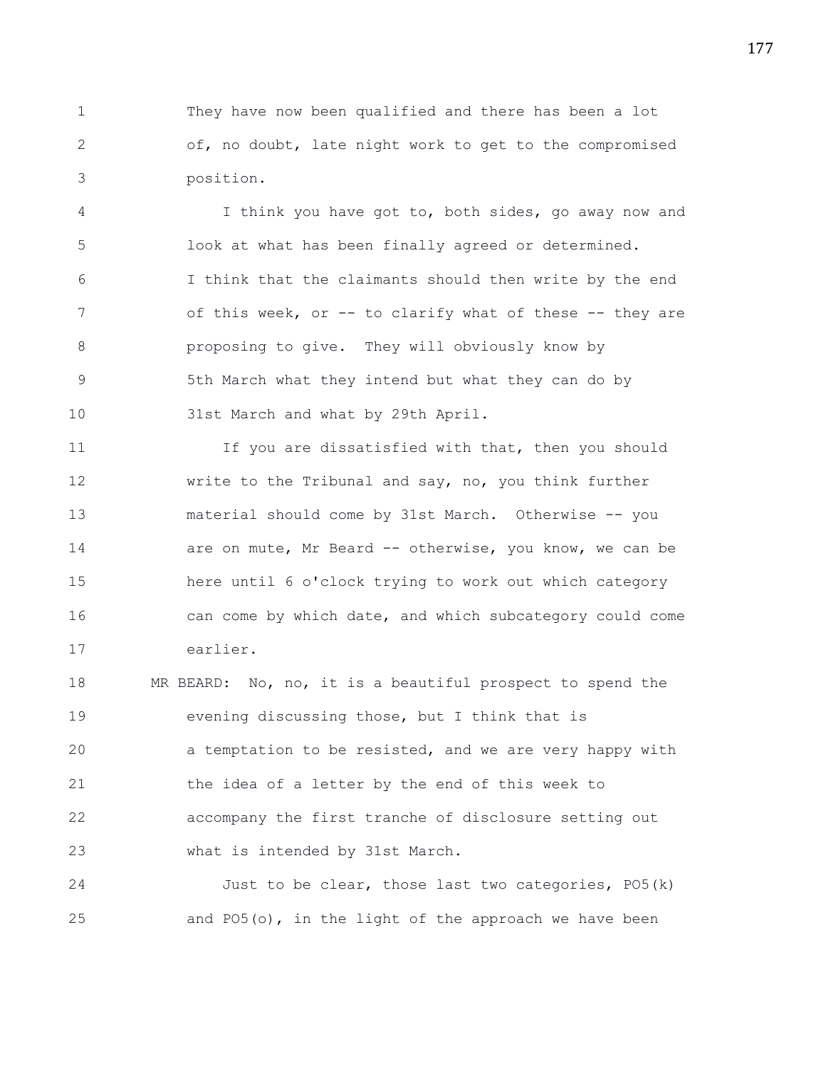They have now been qualified and there has been a lot of, no doubt, late night work to get to the compromised position.

I think you have got to, both sides, go away now and look at what has been finally agreed or determined. I think that the claimants should then write by the end of this week, or -- to clarify what of these -- they are proposing to give. They will obviously know by 5th March what they intend but what they can do by 31st March and what by 29th April.

If you are dissatisfied with that, then you should write to the Tribunal and say, no, you think further material should come by 31st March. Otherwise -- you are on mute, Mr Beard -- otherwise, you know, we can be here until 6 o'clock trying to work out which category can come by which date, and which subcategory could come earlier.

MR BEARD: No, no, it is a beautiful prospect to spend the evening discussing those, but I think that is a temptation to be resisted, and we are very happy with the idea of a letter by the end of this week to accompany the first tranche of disclosure setting out what is intended by 31st March.

Just to be clear, those last two categories, PO5(k) and PO5(o), in the light of the approach we have been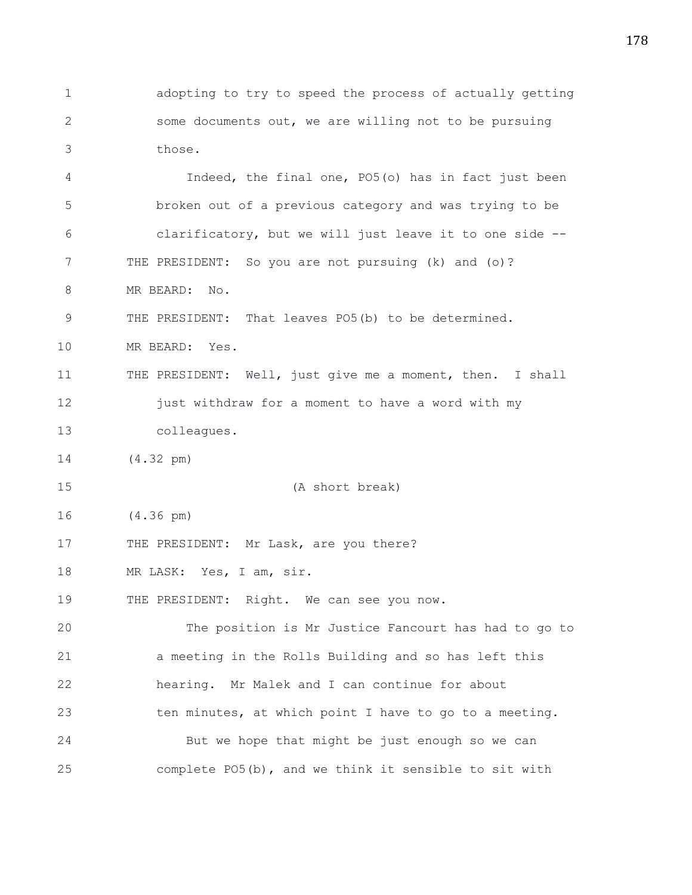adopting to try to speed the process of actually getting some documents out, we are willing not to be pursuing those.

Indeed, the final one, PO5(o) has in fact just been broken out of a previous category and was trying to be clarificatory, but we will just leave it to one side --

THE PRESIDENT: So you are not pursuing (k) and (o)?

MR BEARD: No.

THE PRESIDENT: That leaves PO5(b) to be determined.

MR BEARD: Yes.

THE PRESIDENT: Well, just give me a moment, then. I shall just withdraw for a moment to have a word with my colleagues.

(4.32 pm)

(A short break)

(4.36 pm)

THE PRESIDENT: Mr Lask, are you there?

MR LASK: Yes, I am, sir.

THE PRESIDENT: Right. We can see you now.

The position is Mr Justice Fancourt has had to go to a meeting in the Rolls Building and so has left this hearing. Mr Malek and I can continue for about ten minutes, at which point I have to go to a meeting.

But we hope that might be just enough so we can complete PO5(b), and we think it sensible to sit with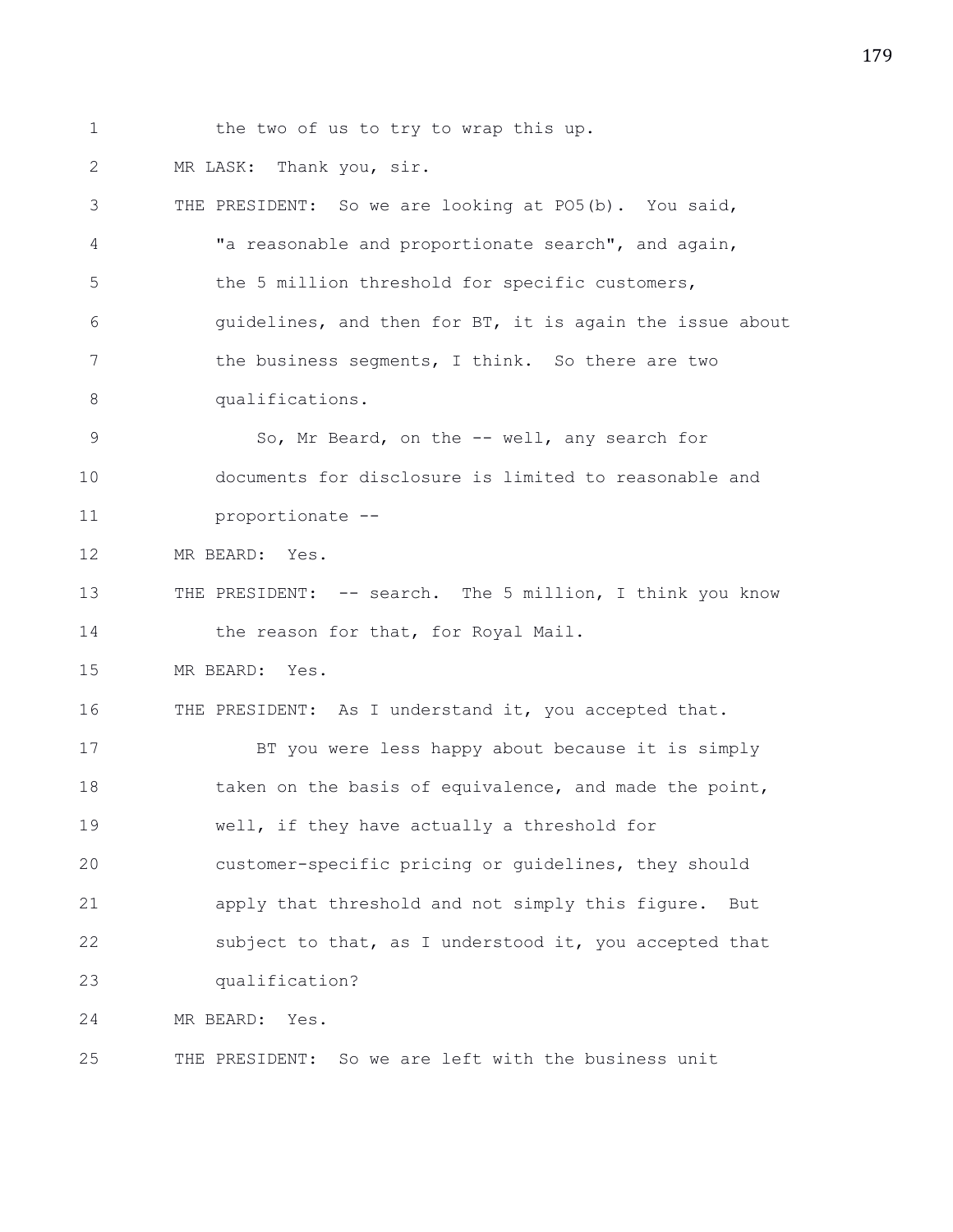the two of us to try to wrap this up.

MR LASK: Thank you, sir.

THE PRESIDENT: So we are looking at PO5(b). You said, "a reasonable and proportionate search", and again, the 5 million threshold for specific customers, guidelines, and then for BT, it is again the issue about the business segments, I think. So there are two qualifications.

So, Mr Beard, on the -- well, any search for documents for disclosure is limited to reasonable and proportionate --

MR BEARD: Yes.

THE PRESIDENT: -- search. The 5 million, I think you know the reason for that, for Royal Mail.

MR BEARD: Yes.

THE PRESIDENT: As I understand it, you accepted that.

BT you were less happy about because it is simply taken on the basis of equivalence, and made the point, well, if they have actually a threshold for customer-specific pricing or guidelines, they should apply that threshold and not simply this figure. But subject to that, as I understood it, you accepted that qualification?

MR BEARD: Yes.

THE PRESIDENT: So we are left with the business unit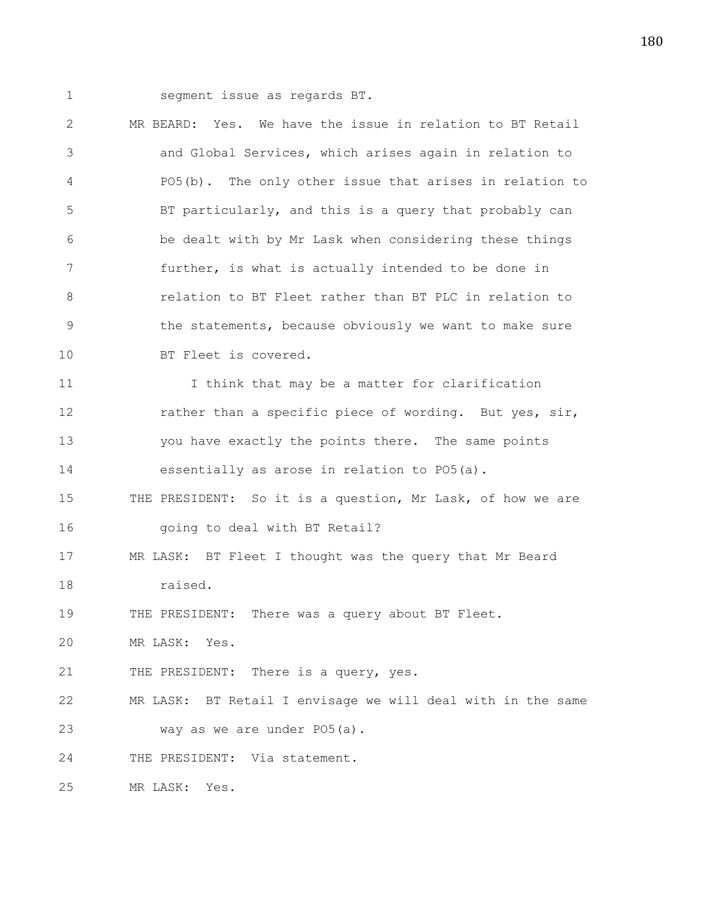segment issue as regards BT.

MR BEARD: Yes. We have the issue in relation to BT Retail and Global Services, which arises again in relation to PO5(b). The only other issue that arises in relation to BT particularly, and this is a query that probably can be dealt with by Mr Lask when considering these things further, is what is actually intended to be done in relation to BT Fleet rather than BT PLC in relation to the statements, because obviously we want to make sure BT Fleet is covered.

I think that may be a matter for clarification rather than a specific piece of wording. But yes, sir, you have exactly the points there. The same points essentially as arose in relation to PO5(a).

THE PRESIDENT: So it is a question, Mr Lask, of how we are going to deal with BT Retail?

MR LASK: BT Fleet I thought was the query that Mr Beard raised.

THE PRESIDENT: There was a query about BT Fleet.

MR LASK: Yes.

THE PRESIDENT: There is a query, yes.

MR LASK: BT Retail I envisage we will deal with in the same way as we are under PO5(a).

THE PRESIDENT: Via statement.

MR LASK: Yes.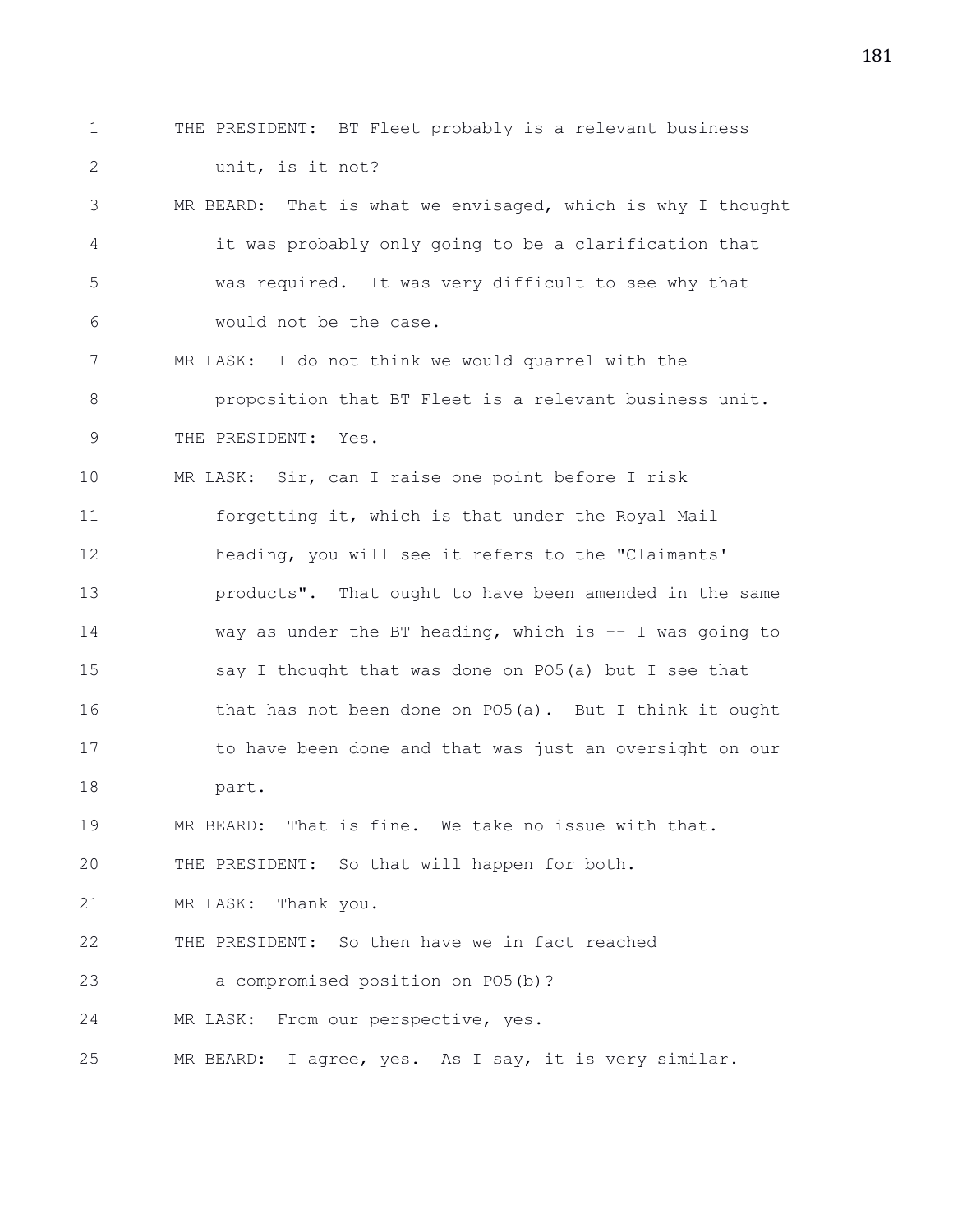THE PRESIDENT: BT Fleet probably is a relevant business unit, is it not?

MR BEARD: That is what we envisaged, which is why I thought it was probably only going to be a clarification that was required. It was very difficult to see why that would not be the case.

MR LASK: I do not think we would quarrel with the proposition that BT Fleet is a relevant business unit.

THE PRESIDENT: Yes.

MR LASK: Sir, can I raise one point before I risk forgetting it, which is that under the Royal Mail heading, you will see it refers to the "Claimants' products". That ought to have been amended in the same way as under the BT heading, which is -- I was going to say I thought that was done on PO5(a) but I see that that has not been done on PO5(a). But I think it ought to have been done and that was just an oversight on our part.

MR BEARD: That is fine. We take no issue with that.

THE PRESIDENT: So that will happen for both.

MR LASK: Thank you.

THE PRESIDENT: So then have we in fact reached a compromised position on PO5(b)?

MR LASK: From our perspective, yes.

MR BEARD: I agree, yes. As I say, it is very similar.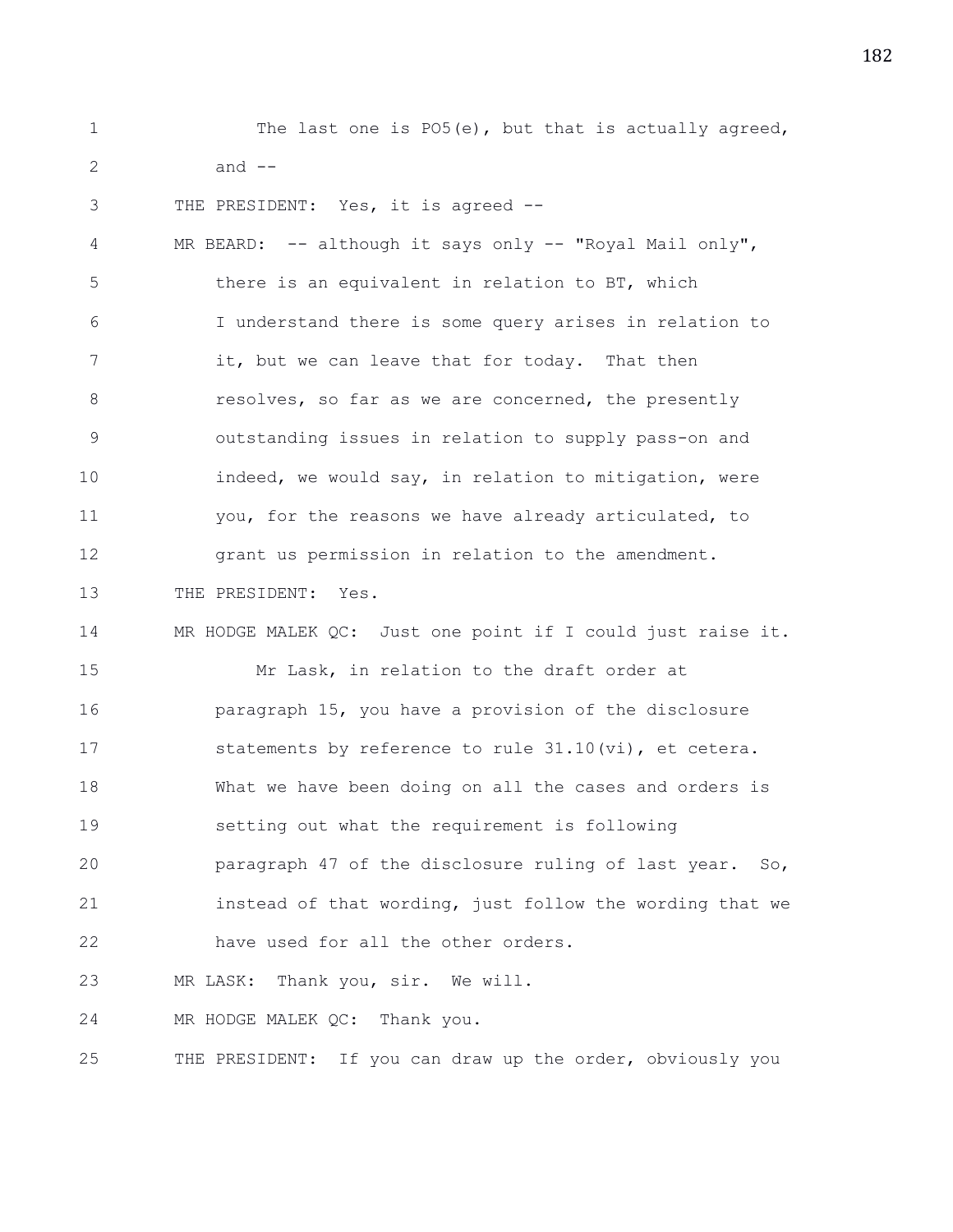The last one is PO5(e), but that is actually agreed, and --

THE PRESIDENT: Yes, it is agreed --

MR BEARD: -- although it says only -- "Royal Mail only", there is an equivalent in relation to BT, which I understand there is some query arises in relation to it, but we can leave that for today. That then resolves, so far as we are concerned, the presently outstanding issues in relation to supply pass-on and indeed, we would say, in relation to mitigation, were you, for the reasons we have already articulated, to grant us permission in relation to the amendment.

THE PRESIDENT: Yes.

MR HODGE MALEK QC: Just one point if I could just raise it.

Mr Lask, in relation to the draft order at paragraph 15, you have a provision of the disclosure statements by reference to rule 31.10(vi), et cetera. What we have been doing on all the cases and orders is setting out what the requirement is following paragraph 47 of the disclosure ruling of last year. So, instead of that wording, just follow the wording that we have used for all the other orders.

MR LASK: Thank you, sir. We will.

MR HODGE MALEK QC: Thank you.

THE PRESIDENT: If you can draw up the order, obviously you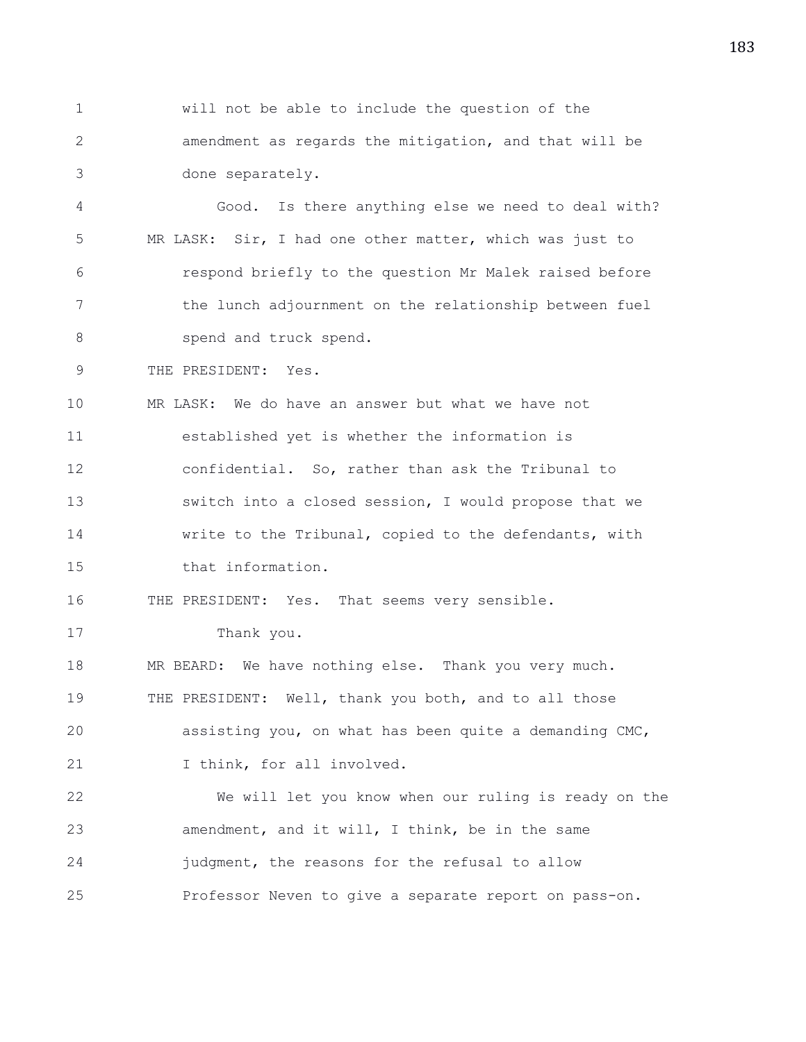will not be able to include the question of the amendment as regards the mitigation, and that will be done separately.

Good. Is there anything else we need to deal with?

MR LASK: Sir, I had one other matter, which was just to respond briefly to the question Mr Malek raised before the lunch adjournment on the relationship between fuel spend and truck spend.

THE PRESIDENT: Yes.

MR LASK: We do have an answer but what we have not established yet is whether the information is confidential. So, rather than ask the Tribunal to switch into a closed session, I would propose that we write to the Tribunal, copied to the defendants, with that information.

THE PRESIDENT: Yes. That seems very sensible.

Thank you.

MR BEARD: We have nothing else. Thank you very much.

THE PRESIDENT: Well, thank you both, and to all those assisting you, on what has been quite a demanding CMC, I think, for all involved.

We will let you know when our ruling is ready on the amendment, and it will, I think, be in the same judgment, the reasons for the refusal to allow Professor Neven to give a separate report on pass-on.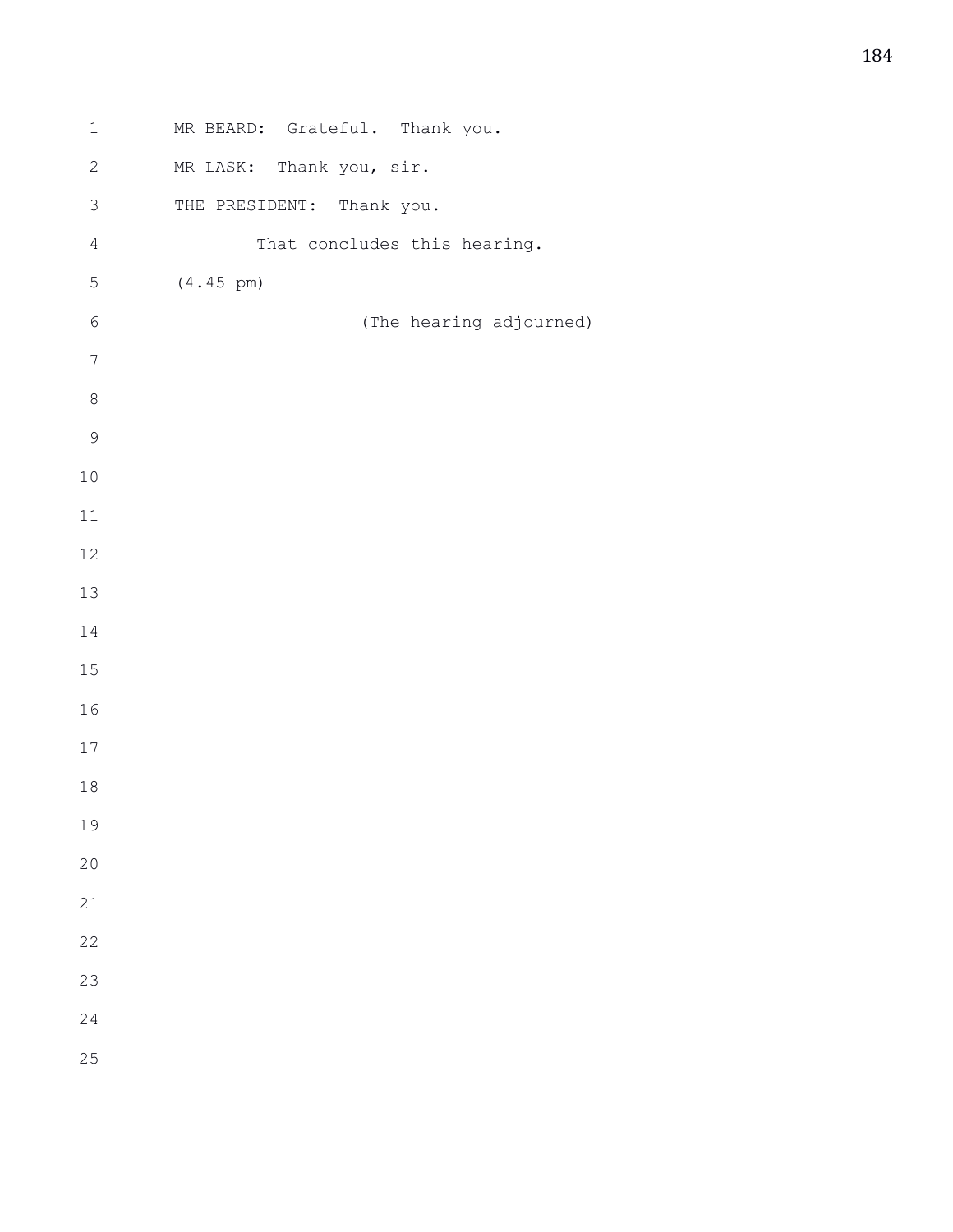MR BEARD: Grateful. Thank you.

MR LASK: Thank you, sir.

THE PRESIDENT: Thank you.

That concludes this hearing.

(4.45 pm)

(The hearing adjourned)